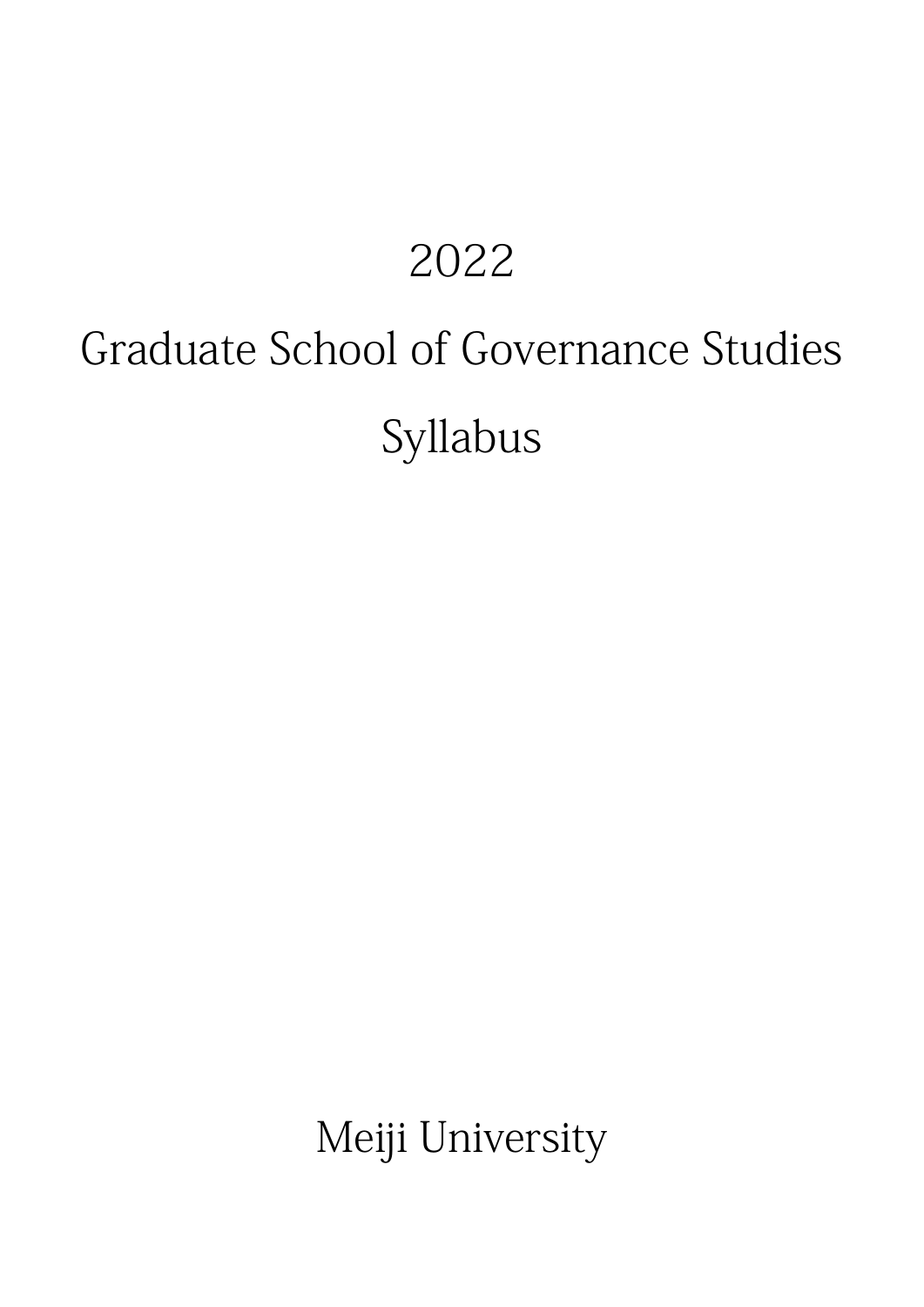# 2022

# Graduate School of Governance Studies

# Syllabus

Meiji University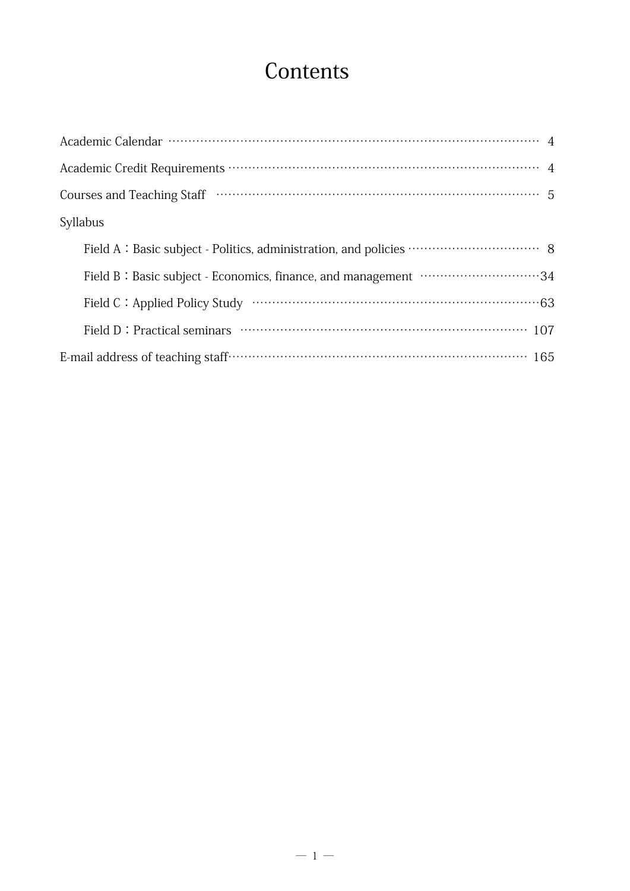# Contents

Academic Calendar ………………………………………………………… 4

Academic Credit Requirements ………………………………………… 4

Courses and Teaching Staff ……………………………………………… 5

Syllabus

  Field A：Basic subject - Politics, administration, and policies ……… 8

  Field B：Basic subject - Economics, finance, and management ……34

  Field C：Applied Policy Study ……………………………………………63

  Field D：Practical seminars …………………………………………… 107

E-mail address of teaching staff……………………………………… 165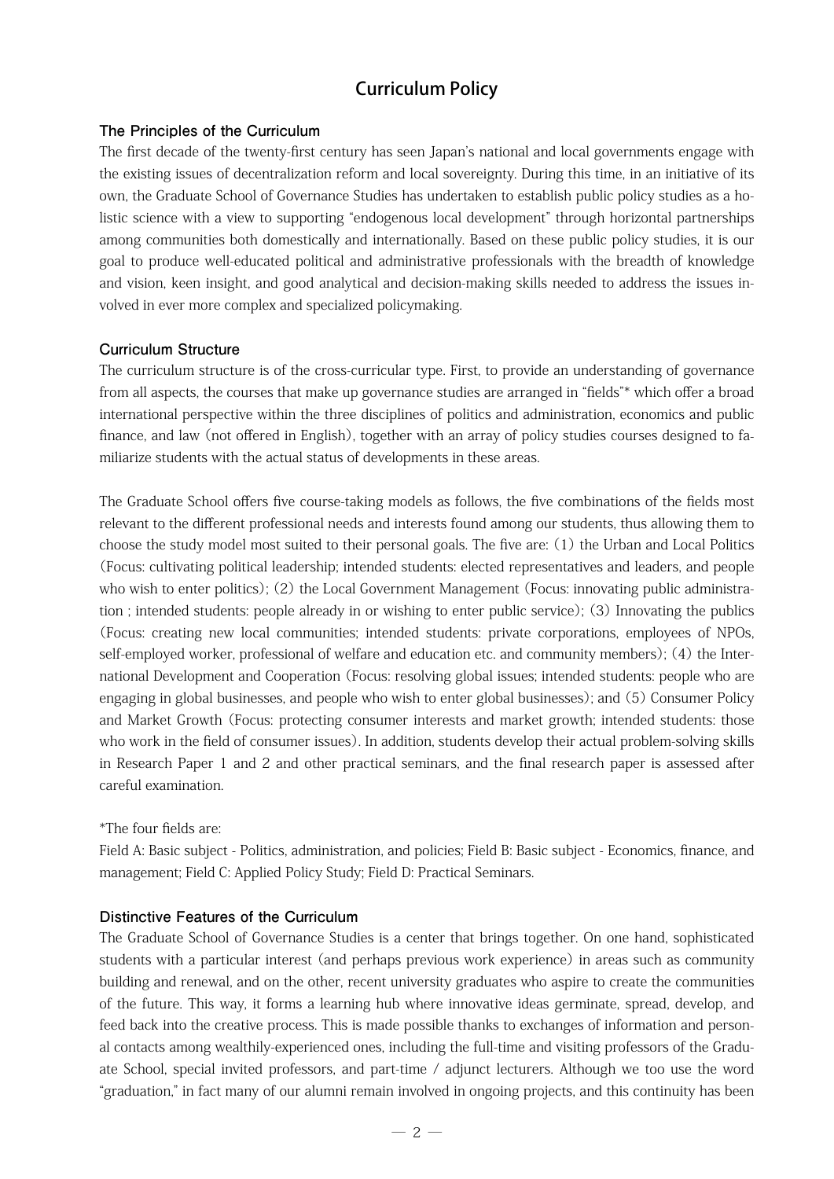# Curriculum Policy

### The Principles of the Curriculum

The first decade of the twenty-first century has seen Japan's national and local governments engage with the existing issues of decentralization reform and local sovereignty. During this time, in an initiative of its own, the Graduate School of Governance Studies has undertaken to establish public policy studies as a holistic science with a view to supporting "endogenous local development" through horizontal partnerships among communities both domestically and internationally. Based on these public policy studies, it is our goal to produce well-educated political and administrative professionals with the breadth of knowledge and vision, keen insight, and good analytical and decision-making skills needed to address the issues involved in ever more complex and specialized policymaking.

### Curriculum Structure

The curriculum structure is of the cross-curricular type. First, to provide an understanding of governance from all aspects, the courses that make up governance studies are arranged in "fields"* which offer a broad international perspective within the three disciplines of politics and administration, economics and public finance, and law (not offered in English), together with an array of policy studies courses designed to familiarize students with the actual status of developments in these areas.

The Graduate School offers five course-taking models as follows, the five combinations of the fields most relevant to the different professional needs and interests found among our students, thus allowing them to choose the study model most suited to their personal goals. The five are: (1) the Urban and Local Politics (Focus: cultivating political leadership; intended students: elected representatives and leaders, and people who wish to enter politics); (2) the Local Government Management (Focus: innovating public administration ; intended students: people already in or wishing to enter public service); (3) Innovating the publics (Focus: creating new local communities; intended students: private corporations, employees of NPOs, self-employed worker, professional of welfare and education etc. and community members); (4) the International Development and Cooperation (Focus: resolving global issues; intended students: people who are engaging in global businesses, and people who wish to enter global businesses); and (5) Consumer Policy and Market Growth (Focus: protecting consumer interests and market growth; intended students: those who work in the field of consumer issues). In addition, students develop their actual problem-solving skills in Research Paper 1 and 2 and other practical seminars, and the final research paper is assessed after careful examination.

*The four fields are:
Field A: Basic subject - Politics, administration, and policies; Field B: Basic subject - Economics, finance, and management; Field C: Applied Policy Study; Field D: Practical Seminars.

### Distinctive Features of the Curriculum

The Graduate School of Governance Studies is a center that brings together. On one hand, sophisticated students with a particular interest (and perhaps previous work experience) in areas such as community building and renewal, and on the other, recent university graduates who aspire to create the communities of the future. This way, it forms a learning hub where innovative ideas germinate, spread, develop, and feed back into the creative process. This is made possible thanks to exchanges of information and personal contacts among wealthily-experienced ones, including the full-time and visiting professors of the Graduate School, special invited professors, and part-time / adjunct lecturers. Although we too use the word "graduation," in fact many of our alumni remain involved in ongoing projects, and this continuity has been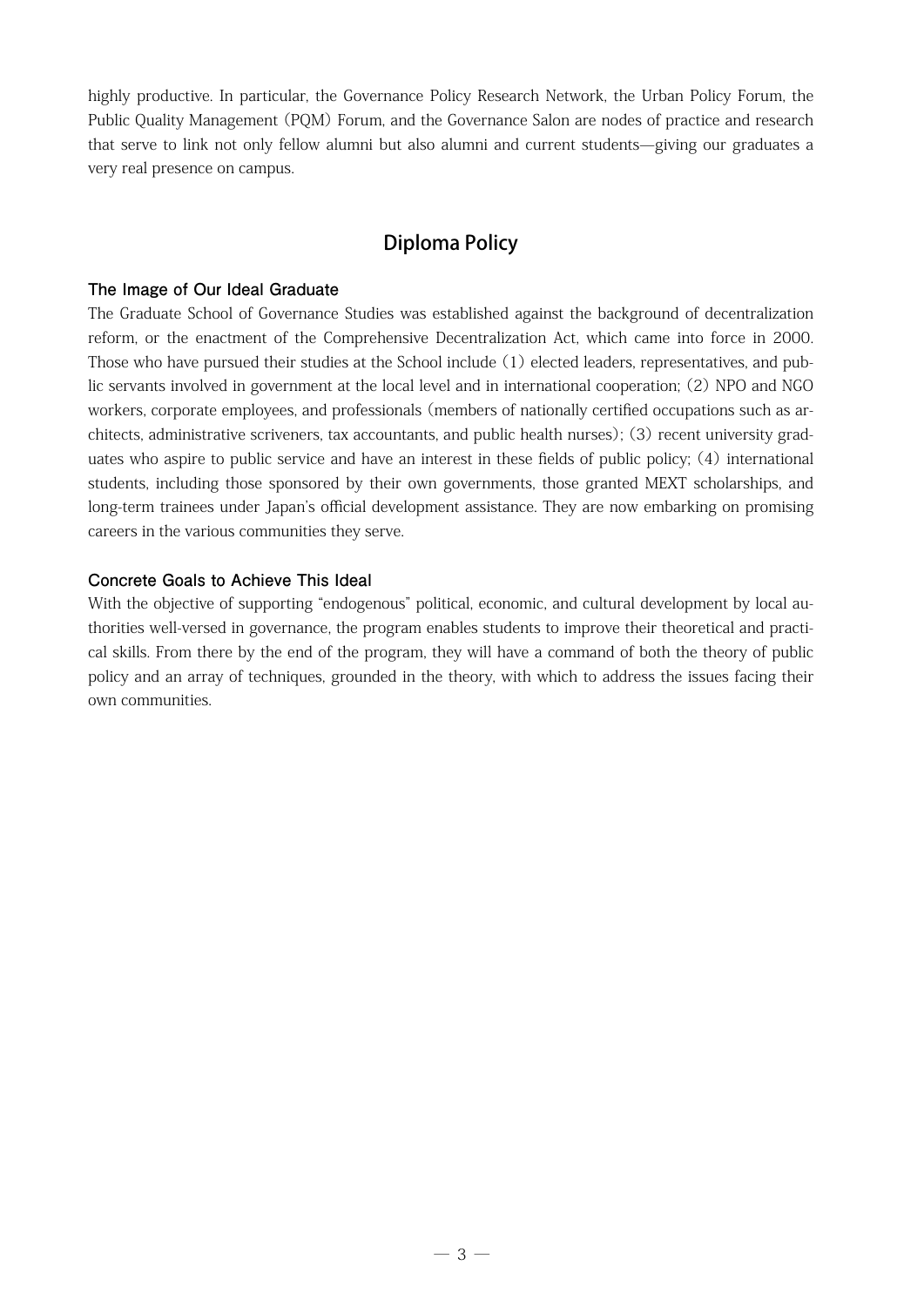highly productive. In particular, the Governance Policy Research Network, the Urban Policy Forum, the Public Quality Management (PQM) Forum, and the Governance Salon are nodes of practice and research that serve to link not only fellow alumni but also alumni and current students—giving our graduates a very real presence on campus.

## Diploma Policy

### The Image of Our Ideal Graduate

The Graduate School of Governance Studies was established against the background of decentralization reform, or the enactment of the Comprehensive Decentralization Act, which came into force in 2000. Those who have pursued their studies at the School include (1) elected leaders, representatives, and public servants involved in government at the local level and in international cooperation; (2) NPO and NGO workers, corporate employees, and professionals (members of nationally certified occupations such as architects, administrative scriveners, tax accountants, and public health nurses); (3) recent university graduates who aspire to public service and have an interest in these fields of public policy; (4) international students, including those sponsored by their own governments, those granted MEXT scholarships, and long-term trainees under Japan's official development assistance. They are now embarking on promising careers in the various communities they serve.

### Concrete Goals to Achieve This Ideal

With the objective of supporting "endogenous" political, economic, and cultural development by local authorities well-versed in governance, the program enables students to improve their theoretical and practical skills. From there by the end of the program, they will have a command of both the theory of public policy and an array of techniques, grounded in the theory, with which to address the issues facing their own communities.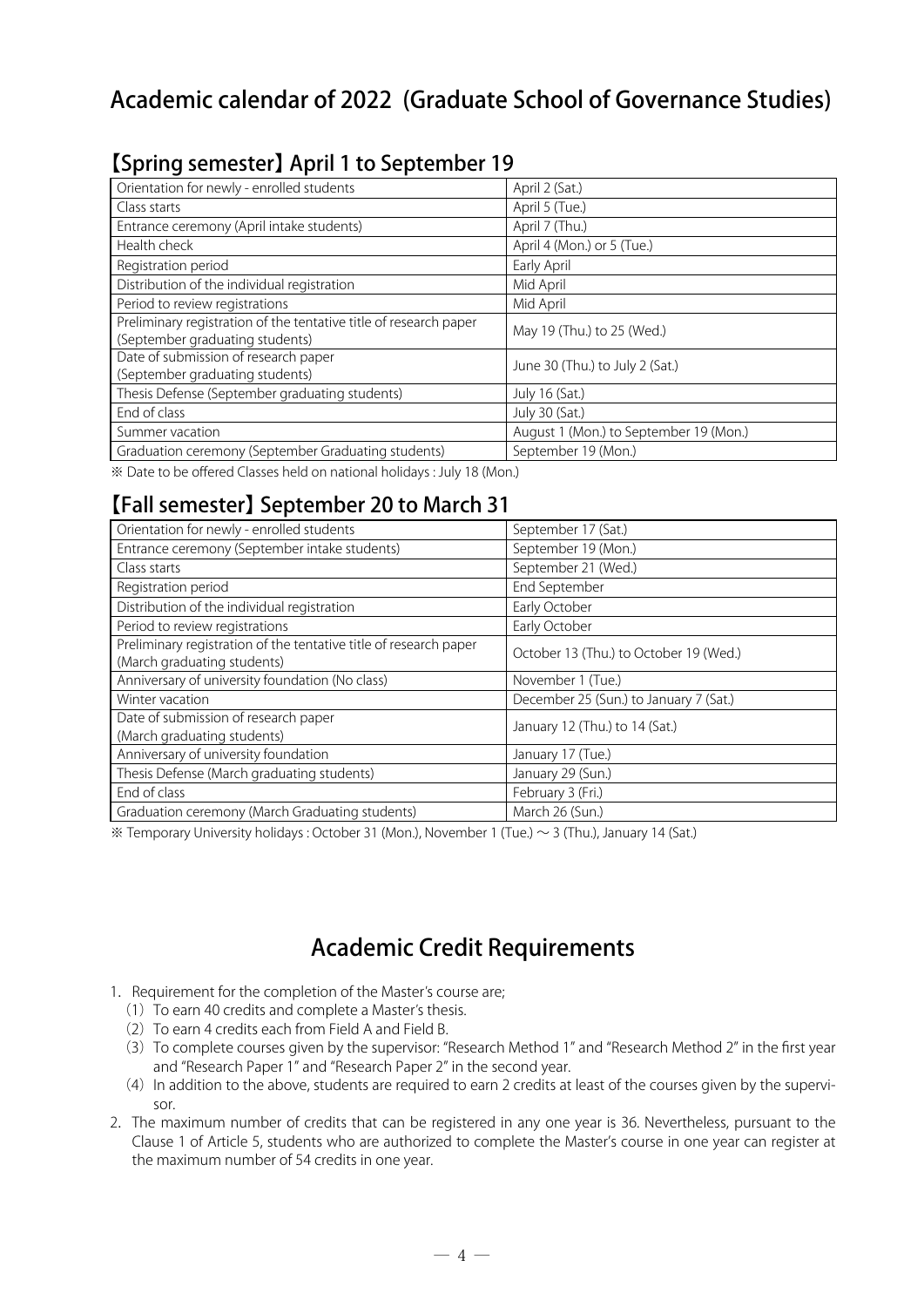# Academic calendar of 2022 (Graduate School of Governance Studies)

## 【Spring semester】April 1 to September 19

| Event | Date |
| --- | --- |
| Orientation for newly - enrolled students | April 2 (Sat.) |
| Class starts | April 5 (Tue.) |
| Entrance ceremony (April intake students) | April 7 (Thu.) |
| Health check | April 4 (Mon.) or 5 (Tue.) |
| Registration period | Early April |
| Distribution of the individual registration | Mid April |
| Period to review registrations | Mid April |
| Preliminary registration of the tentative title of research paper (September graduating students) | May 19 (Thu.) to 25 (Wed.) |
| Date of submission of research paper (September graduating students) | June 30 (Thu.) to July 2 (Sat.) |
| Thesis Defense (September graduating students) | July 16 (Sat.) |
| End of class | July 30 (Sat.) |
| Summer vacation | August 1 (Mon.) to September 19 (Mon.) |
| Graduation ceremony (September Graduating students) | September 19 (Mon.) |

※ Date to be offered Classes held on national holidays : July 18 (Mon.)

## 【Fall semester】September 20 to March 31

| Event | Date |
| --- | --- |
| Orientation for newly - enrolled students | September 17 (Sat.) |
| Entrance ceremony (September intake students) | September 19 (Mon.) |
| Class starts | September 21 (Wed.) |
| Registration period | End September |
| Distribution of the individual registration | Early October |
| Period to review registrations | Early October |
| Preliminary registration of the tentative title of research paper (March graduating students) | October 13 (Thu.) to October 19 (Wed.) |
| Anniversary of university foundation (No class) | November 1 (Tue.) |
| Winter vacation | December 25 (Sun.) to January 7 (Sat.) |
| Date of submission of research paper (March graduating students) | January 12 (Thu.) to 14 (Sat.) |
| Anniversary of university foundation | January 17 (Tue.) |
| Thesis Defense (March graduating students) | January 29 (Sun.) |
| End of class | February 3 (Fri.) |
| Graduation ceremony (March Graduating students) | March 26 (Sun.) |

※ Temporary University holidays : October 31 (Mon.), November 1 (Tue.) ～ 3 (Thu.), January 14 (Sat.)

# Academic Credit Requirements

1. Requirement for the completion of the Master's course are;
   (1) To earn 40 credits and complete a Master's thesis.
   (2) To earn 4 credits each from Field A and Field B.
   (3) To complete courses given by the supervisor: "Research Method 1" and "Research Method 2" in the first year and "Research Paper 1" and "Research Paper 2" in the second year.
   (4) In addition to the above, students are required to earn 2 credits at least of the courses given by the supervisor.
2. The maximum number of credits that can be registered in any one year is 36. Nevertheless, pursuant to the Clause 1 of Article 5, students who are authorized to complete the Master's course in one year can register at the maximum number of 54 credits in one year.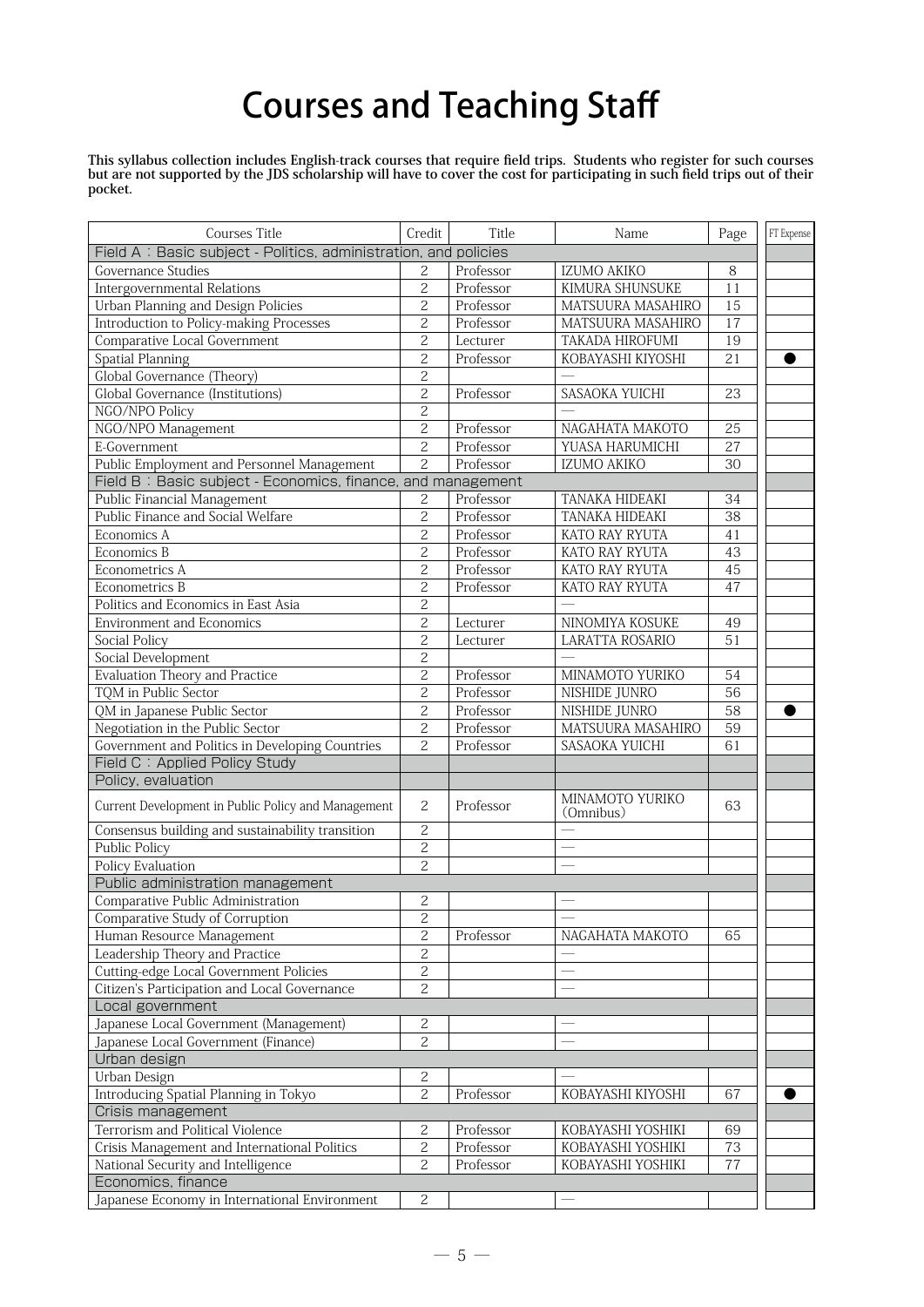# Courses and Teaching Staff

**This syllabus collection includes English-track courses that require field trips. Students who register for such courses but are not supported by the JDS scholarship will have to cover the cost for participating in such field trips out of their pocket.**

| Courses Title | Credit | Title | Name | Page | FT Expense |
|---|---|---|---|---|---|
| Field A：Basic subject - Politics, administration, and policies | | | | | |
| Governance Studies | 2 | Professor | IZUMO AKIKO | 8 | |
| Intergovernmental Relations | 2 | Professor | KIMURA SHUNSUKE | 11 | |
| Urban Planning and Design Policies | 2 | Professor | MATSUURA MASAHIRO | 15 | |
| Introduction to Policy-making Processes | 2 | Professor | MATSUURA MASAHIRO | 17 | |
| Comparative Local Government | 2 | Lecturer | TAKADA HIROFUMI | 19 | |
| Spatial Planning | 2 | Professor | KOBAYASHI KIYOSHI | 21 | ● |
| Global Governance (Theory) | 2 | | — | | |
| Global Governance (Institutions) | 2 | Professor | SASAOKA YUICHI | 23 | |
| NGO/NPO Policy | 2 | | — | | |
| NGO/NPO Management | 2 | Professor | NAGAHATA MAKOTO | 25 | |
| E-Government | 2 | Professor | YUASA HARUMICHI | 27 | |
| Public Employment and Personnel Management | 2 | Professor | IZUMO AKIKO | 30 | |
| Field B：Basic subject - Economics, finance, and management | | | | | |
| Public Financial Management | 2 | Professor | TANAKA HIDEAKI | 34 | |
| Public Finance and Social Welfare | 2 | Professor | TANAKA HIDEAKI | 38 | |
| Economics A | 2 | Professor | KATO RAY RYUTA | 41 | |
| Economics B | 2 | Professor | KATO RAY RYUTA | 43 | |
| Econometrics A | 2 | Professor | KATO RAY RYUTA | 45 | |
| Econometrics B | 2 | Professor | KATO RAY RYUTA | 47 | |
| Politics and Economics in East Asia | 2 | | — | | |
| Environment and Economics | 2 | Lecturer | NINOMIYA KOSUKE | 49 | |
| Social Policy | 2 | Lecturer | LARATTA ROSARIO | 51 | |
| Social Development | 2 | | — | | |
| Evaluation Theory and Practice | 2 | Professor | MINAMOTO YURIKO | 54 | |
| TQM in Public Sector | 2 | Professor | NISHIDE JUNRO | 56 | |
| QM in Japanese Public Sector | 2 | Professor | NISHIDE JUNRO | 58 | ● |
| Negotiation in the Public Sector | 2 | Professor | MATSUURA MASAHIRO | 59 | |
| Government and Politics in Developing Countries | 2 | Professor | SASAOKA YUICHI | 61 | |
| Field C：Applied Policy Study | | | | | |
| Policy, evaluation | | | | | |
| Current Development in Public Policy and Management | 2 | Professor | MINAMOTO YURIKO (Omnibus) | 63 | |
| Consensus building and sustainability transition | 2 | | — | | |
| Public Policy | 2 | | — | | |
| Policy Evaluation | 2 | | — | | |
| Public administration management | | | | | |
| Comparative Public Administration | 2 | | — | | |
| Comparative Study of Corruption | 2 | | — | | |
| Human Resource Management | 2 | Professor | NAGAHATA MAKOTO | 65 | |
| Leadership Theory and Practice | 2 | | — | | |
| Cutting-edge Local Government Policies | 2 | | — | | |
| Citizen's Participation and Local Governance | 2 | | — | | |
| Local government | | | | | |
| Japanese Local Government (Management) | 2 | | — | | |
| Japanese Local Government (Finance) | 2 | | — | | |
| Urban design | | | | | |
| Urban Design | 2 | | — | | |
| Introducing Spatial Planning in Tokyo | 2 | Professor | KOBAYASHI KIYOSHI | 67 | ● |
| Crisis management | | | | | |
| Terrorism and Political Violence | 2 | Professor | KOBAYASHI YOSHIKI | 69 | |
| Crisis Management and International Politics | 2 | Professor | KOBAYASHI YOSHIKI | 73 | |
| National Security and Intelligence | 2 | Professor | KOBAYASHI YOSHIKI | 77 | |
| Economics, finance | | | | | |
| Japanese Economy in International Environment | 2 | | — | | |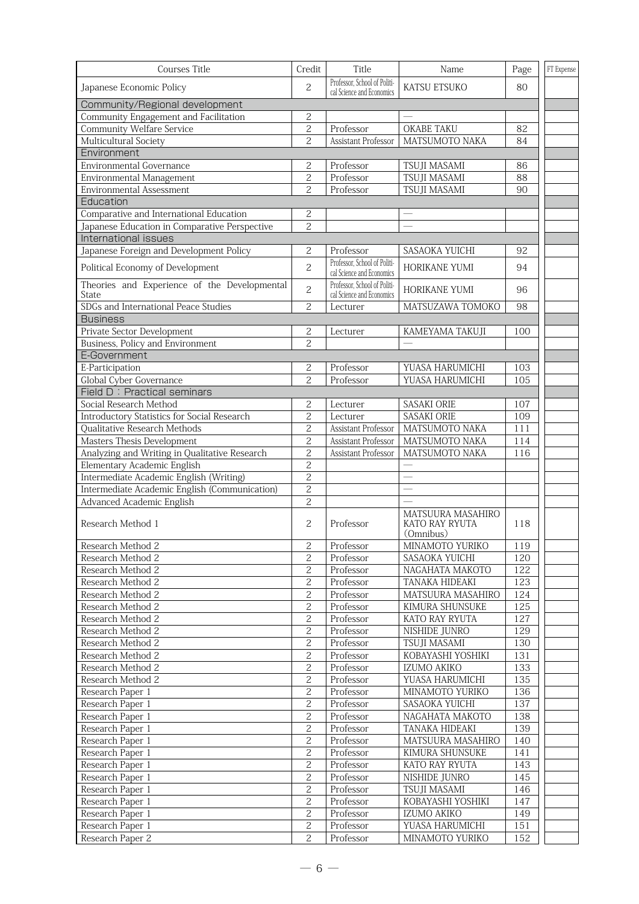| Courses Title | Credit | Title | Name | Page | FT Expense |
|---|---|---|---|---|---|
| Japanese Economic Policy | 2 | Professor, School of Political Science and Economics | KATSU ETSUKO | 80 | |
| Community/Regional development | | | | | |
| Community Engagement and Facilitation | 2 | | — | | |
| Community Welfare Service | 2 | Professor | OKABE TAKU | 82 | |
| Multicultural Society | 2 | Assistant Professor | MATSUMOTO NAKA | 84 | |
| Environment | | | | | |
| Environmental Governance | 2 | Professor | TSUJI MASAMI | 86 | |
| Environmental Management | 2 | Professor | TSUJI MASAMI | 88 | |
| Environmental Assessment | 2 | Professor | TSUJI MASAMI | 90 | |
| Education | | | | | |
| Comparative and International Education | 2 | | — | | |
| Japanese Education in Comparative Perspective | 2 | | — | | |
| International issues | | | | | |
| Japanese Foreign and Development Policy | 2 | Professor | SASAOKA YUICHI | 92 | |
| Political Economy of Development | 2 | Professor, School of Political Science and Economics | HORIKANE YUMI | 94 | |
| Theories and Experience of the Developmental State | 2 | Professor, School of Political Science and Economics | HORIKANE YUMI | 96 | |
| SDGs and International Peace Studies | 2 | Lecturer | MATSUZAWA TOMOKO | 98 | |
| Business | | | | | |
| Private Sector Development | 2 | Lecturer | KAMEYAMA TAKUJI | 100 | |
| Business, Policy and Environment | 2 | | — | | |
| E-Government | | | | | |
| E-Participation | 2 | Professor | YUASA HARUMICHI | 103 | |
| Global Cyber Governance | 2 | Professor | YUASA HARUMICHI | 105 | |
| Field D：Practical seminars | | | | | |
| Social Research Method | 2 | Lecturer | SASAKI ORIE | 107 | |
| Introductory Statistics for Social Research | 2 | Lecturer | SASAKI ORIE | 109 | |
| Qualitative Research Methods | 2 | Assistant Professor | MATSUMOTO NAKA | 111 | |
| Masters Thesis Development | 2 | Assistant Professor | MATSUMOTO NAKA | 114 | |
| Analyzing and Writing in Qualitative Research | 2 | Assistant Professor | MATSUMOTO NAKA | 116 | |
| Elementary Academic English | 2 | | — | | |
| Intermediate Academic English (Writing) | 2 | | — | | |
| Intermediate Academic English (Communication) | 2 | | — | | |
| Advanced Academic English | 2 | | — | | |
| Research Method 1 | 2 | Professor | MATSUURA MASAHIRO KATO RAY RYUTA (Omnibus) | 118 | |
| Research Method 2 | 2 | Professor | MINAMOTO YURIKO | 119 | |
| Research Method 2 | 2 | Professor | SASAOKA YUICHI | 120 | |
| Research Method 2 | 2 | Professor | NAGAHATA MAKOTO | 122 | |
| Research Method 2 | 2 | Professor | TANAKA HIDEAKI | 123 | |
| Research Method 2 | 2 | Professor | MATSUURA MASAHIRO | 124 | |
| Research Method 2 | 2 | Professor | KIMURA SHUNSUKE | 125 | |
| Research Method 2 | 2 | Professor | KATO RAY RYUTA | 127 | |
| Research Method 2 | 2 | Professor | NISHIDE JUNRO | 129 | |
| Research Method 2 | 2 | Professor | TSUJI MASAMI | 130 | |
| Research Method 2 | 2 | Professor | KOBAYASHI YOSHIKI | 131 | |
| Research Method 2 | 2 | Professor | IZUMO AKIKO | 133 | |
| Research Method 2 | 2 | Professor | YUASA HARUMICHI | 135 | |
| Research Paper 1 | 2 | Professor | MINAMOTO YURIKO | 136 | |
| Research Paper 1 | 2 | Professor | SASAOKA YUICHI | 137 | |
| Research Paper 1 | 2 | Professor | NAGAHATA MAKOTO | 138 | |
| Research Paper 1 | 2 | Professor | TANAKA HIDEAKI | 139 | |
| Research Paper 1 | 2 | Professor | MATSUURA MASAHIRO | 140 | |
| Research Paper 1 | 2 | Professor | KIMURA SHUNSUKE | 141 | |
| Research Paper 1 | 2 | Professor | KATO RAY RYUTA | 143 | |
| Research Paper 1 | 2 | Professor | NISHIDE JUNRO | 145 | |
| Research Paper 1 | 2 | Professor | TSUJI MASAMI | 146 | |
| Research Paper 1 | 2 | Professor | KOBAYASHI YOSHIKI | 147 | |
| Research Paper 1 | 2 | Professor | IZUMO AKIKO | 149 | |
| Research Paper 1 | 2 | Professor | YUASA HARUMICHI | 151 | |
| Research Paper 2 | 2 | Professor | MINAMOTO YURIKO | 152 | |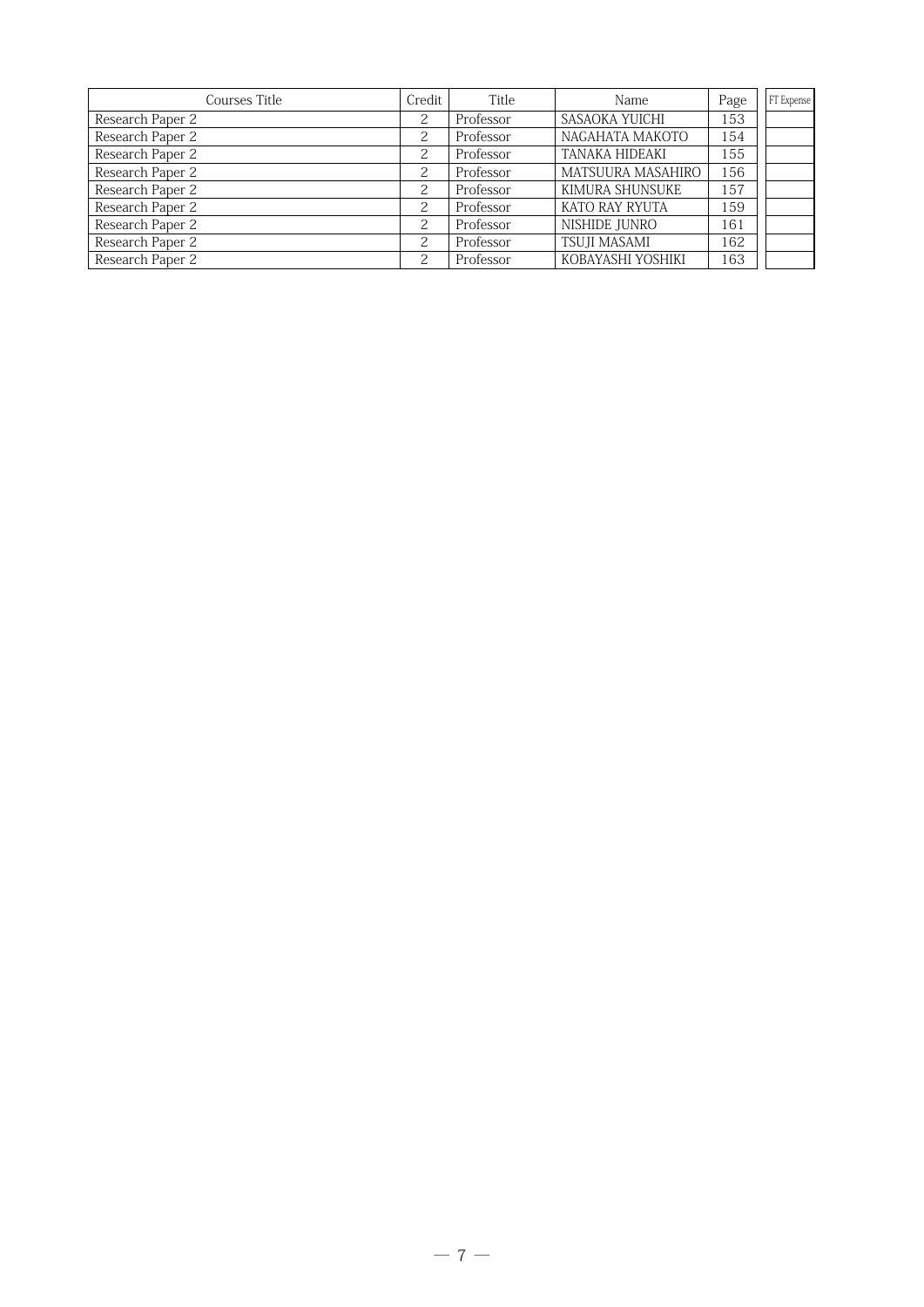| Courses Title | Credit | Title | Name | Page | FT Expense |
| --- | --- | --- | --- | --- | --- |
| Research Paper 2 | 2 | Professor | SASAOKA YUICHI | 153 | |
| Research Paper 2 | 2 | Professor | NAGAHATA MAKOTO | 154 | |
| Research Paper 2 | 2 | Professor | TANAKA HIDEAKI | 155 | |
| Research Paper 2 | 2 | Professor | MATSUURA MASAHIRO | 156 | |
| Research Paper 2 | 2 | Professor | KIMURA SHUNSUKE | 157 | |
| Research Paper 2 | 2 | Professor | KATO RAY RYUTA | 159 | |
| Research Paper 2 | 2 | Professor | NISHIDE JUNRO | 161 | |
| Research Paper 2 | 2 | Professor | TSUJI MASAMI | 162 | |
| Research Paper 2 | 2 | Professor | KOBAYASHI YOSHIKI | 163 | |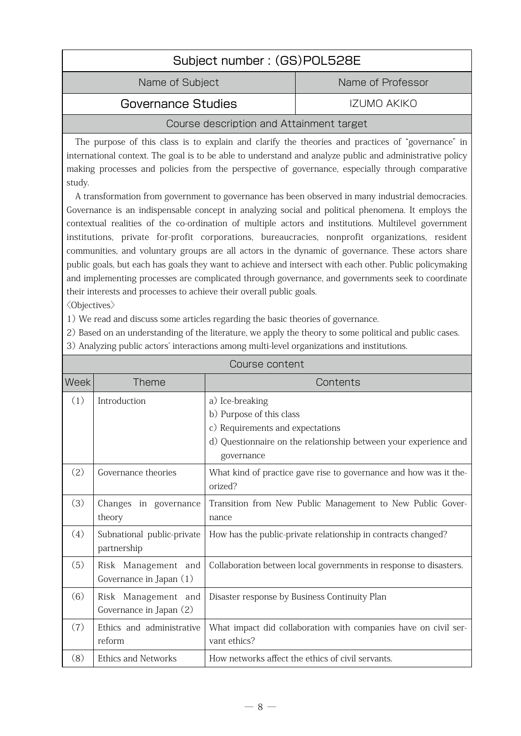## Subject number : (GS)POL528E

| Name of Subject | Name of Professor |
|---|---|
| Governance Studies | IZUMO AKIKO |

### Course description and Attainment target

The purpose of this class is to explain and clarify the theories and practices of "governance" in international context. The goal is to be able to understand and analyze public and administrative policy making processes and policies from the perspective of governance, especially through comparative study.

A transformation from government to governance has been observed in many industrial democracies. Governance is an indispensable concept in analyzing social and political phenomena. It employs the contextual realities of the co-ordination of multiple actors and institutions. Multilevel government institutions, private for-profit corporations, bureaucracies, nonprofit organizations, resident communities, and voluntary groups are all actors in the dynamic of governance. These actors share public goals, but each has goals they want to achieve and intersect with each other. Public policymaking and implementing processes are complicated through governance, and governments seek to coordinate their interests and processes to achieve their overall public goals.

〈Objectives〉

1) We read and discuss some articles regarding the basic theories of governance.
2) Based on an understanding of the literature, we apply the theory to some political and public cases.
3) Analyzing public actors' interactions among multi-level organizations and institutions.

### Course content

| Week | Theme | Contents |
|---|---|---|
| (1) | Introduction | a) Ice-breaking<br>b) Purpose of this class<br>c) Requirements and expectations<br>d) Questionnaire on the relationship between your experience and governance |
| (2) | Governance theories | What kind of practice gave rise to governance and how was it theorized? |
| (3) | Changes in governance theory | Transition from New Public Management to New Public Governance |
| (4) | Subnational public-private partnership | How has the public-private relationship in contracts changed? |
| (5) | Risk Management and Governance in Japan (1) | Collaboration between local governments in response to disasters. |
| (6) | Risk Management and Governance in Japan (2) | Disaster response by Business Continuity Plan |
| (7) | Ethics and administrative reform | What impact did collaboration with companies have on civil servant ethics? |
| (8) | Ethics and Networks | How networks affect the ethics of civil servants. |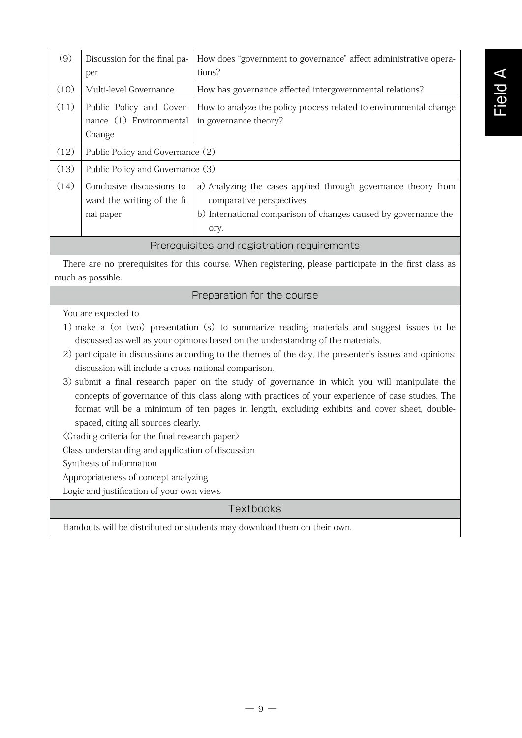| (9) | Discussion for the final paper | How does "government to governance" affect administrative operations? |
|---|---|---|
| (10) | Multi-level Governance | How has governance affected intergovernmental relations? |
| (11) | Public Policy and Governance (1) Environmental Change | How to analyze the policy process related to environmental change in governance theory? |
| (12) | Public Policy and Governance (2) | |
| (13) | Public Policy and Governance (3) | |
| (14) | Conclusive discussions toward the writing of the final paper | a) Analyzing the cases applied through governance theory from comparative perspectives.<br>b) International comparison of changes caused by governance theory. |

## Prerequisites and registration requirements

There are no prerequisites for this course. When registering, please participate in the first class as much as possible.

## Preparation for the course

You are expected to

1) make a (or two) presentation (s) to summarize reading materials and suggest issues to be discussed as well as your opinions based on the understanding of the materials,
2) participate in discussions according to the themes of the day, the presenter's issues and opinions; discussion will include a cross-national comparison,
3) submit a final research paper on the study of governance in which you will manipulate the concepts of governance of this class along with practices of your experience of case studies. The format will be a minimum of ten pages in length, excluding exhibits and cover sheet, double-spaced, citing all sources clearly.

〈Grading criteria for the final research paper〉

Class understanding and application of discussion

Synthesis of information

Appropriateness of concept analyzing

Logic and justification of your own views

## Textbooks

Handouts will be distributed or students may download them on their own.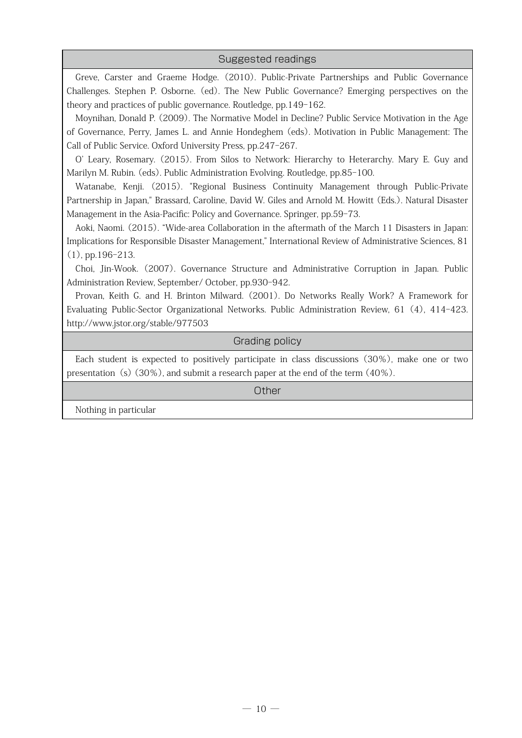## Suggested readings

Greve, Carster and Graeme Hodge. (2010). Public-Private Partnerships and Public Governance Challenges. Stephen P. Osborne. (ed). The New Public Governance? Emerging perspectives on the theory and practices of public governance. Routledge, pp.149-162.

Moynihan, Donald P. (2009). The Normative Model in Decline? Public Service Motivation in the Age of Governance, Perry, James L. and Annie Hondeghem (eds). Motivation in Public Management: The Call of Public Service. Oxford University Press, pp.247-267.

O' Leary, Rosemary. (2015). From Silos to Network: Hierarchy to Heterarchy. Mary E. Guy and Marilyn M. Rubin. (eds). Public Administration Evolving. Routledge, pp.85-100.

Watanabe, Kenji. (2015). "Regional Business Continuity Management through Public-Private Partnership in Japan," Brassard, Caroline, David W. Giles and Arnold M. Howitt (Eds.). Natural Disaster Management in the Asia-Pacific: Policy and Governance. Springer, pp.59-73.

Aoki, Naomi. (2015). "Wide-area Collaboration in the aftermath of the March 11 Disasters in Japan: Implications for Responsible Disaster Management," International Review of Administrative Sciences, 81 (1), pp.196-213.

Choi, Jin-Wook. (2007). Governance Structure and Administrative Corruption in Japan. Public Administration Review, September/ October, pp.930-942.

Provan, Keith G. and H. Brinton Milward. (2001). Do Networks Really Work? A Framework for Evaluating Public-Sector Organizational Networks. Public Administration Review, 61 (4), 414-423. http://www.jstor.org/stable/977503

## Grading policy

Each student is expected to positively participate in class discussions (30%), make one or two presentation (s) (30%), and submit a research paper at the end of the term (40%).

## Other

Nothing in particular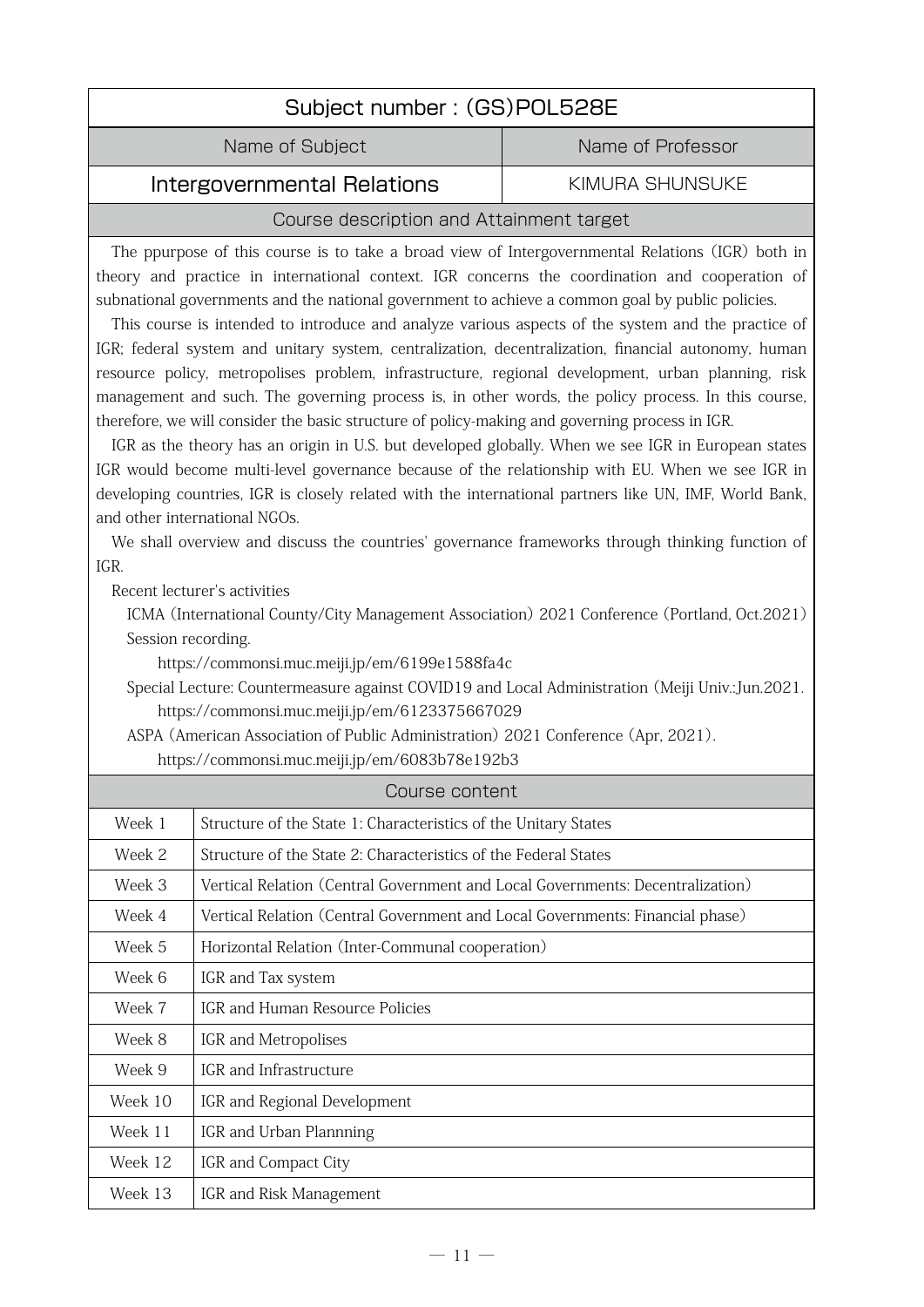| Subject number : (GS)POL528E | |
|---|---|
| **Name of Subject** | **Name of Professor** |
| Intergovernmental Relations | KIMURA SHUNSUKE |

## Course description and Attainment target

The ppurpose of this course is to take a broad view of Intergovernmental Relations (IGR) both in theory and practice in international context. IGR concerns the coordination and cooperation of subnational governments and the national government to achieve a common goal by public policies.

This course is intended to introduce and analyze various aspects of the system and the practice of IGR; federal system and unitary system, centralization, decentralization, financial autonomy, human resource policy, metropolises problem, infrastructure, regional development, urban planning, risk management and such. The governing process is, in other words, the policy process. In this course, therefore, we will consider the basic structure of policy-making and governing process in IGR.

IGR as the theory has an origin in U.S. but developed globally. When we see IGR in European states IGR would become multi-level governance because of the relationship with EU. When we see IGR in developing countries, IGR is closely related with the international partners like UN, IMF, World Bank, and other international NGOs.

We shall overview and discuss the countries' governance frameworks through thinking function of IGR.

Recent lecturer's activities

ICMA (International County/City Management Association) 2021 Conference (Portland, Oct.2021) Session recording.
https://commonsi.muc.meiji.jp/em/6199e1588fa4c

Special Lecture: Countermeasure against COVID19 and Local Administration (Meiji Univ.:Jun.2021.
https://commonsi.muc.meiji.jp/em/6123375667029

ASPA (American Association of Public Administration) 2021 Conference (Apr, 2021).
https://commonsi.muc.meiji.jp/em/6083b78e192b3

## Course content

| Week | Content |
|---|---|
| Week 1 | Structure of the State 1: Characteristics of the Unitary States |
| Week 2 | Structure of the State 2: Characteristics of the Federal States |
| Week 3 | Vertical Relation (Central Government and Local Governments: Decentralization) |
| Week 4 | Vertical Relation (Central Government and Local Governments: Financial phase) |
| Week 5 | Horizontal Relation (Inter-Communal cooperation) |
| Week 6 | IGR and Tax system |
| Week 7 | IGR and Human Resource Policies |
| Week 8 | IGR and Metropolises |
| Week 9 | IGR and Infrastructure |
| Week 10 | IGR and Regional Development |
| Week 11 | IGR and Urban Plannning |
| Week 12 | IGR and Compact City |
| Week 13 | IGR and Risk Management |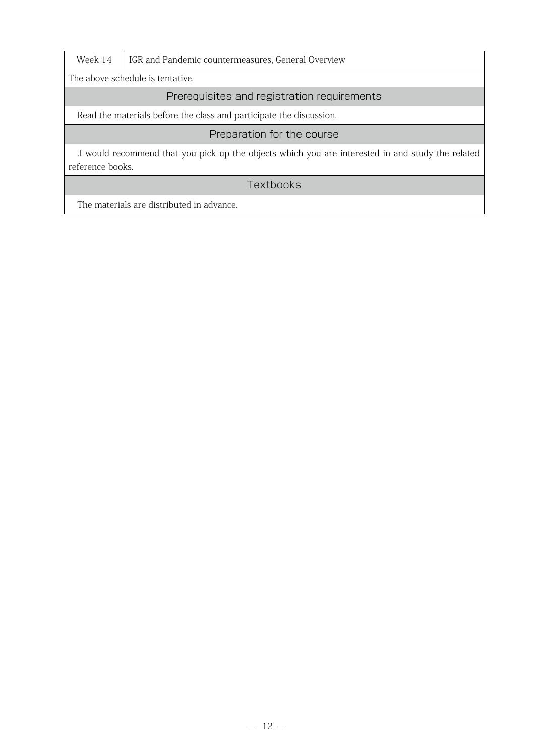| Week 14 | IGR and Pandemic countermeasures, General Overview |
|---|---|

The above schedule is tentative.

## Prerequisites and registration requirements

Read the materials before the class and participate the discussion.

## Preparation for the course

.I would recommend that you pick up the objects which you are interested in and study the related reference books.

## Textbooks

The materials are distributed in advance.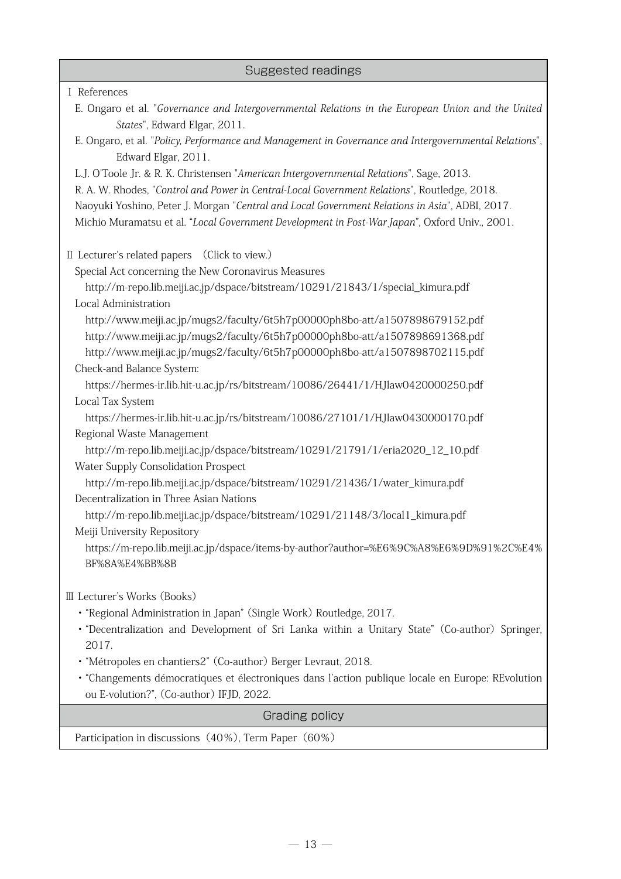## Suggested readings

Ⅰ References

E. Ongaro et al. "*Governance and Intergovernmental Relations in the European Union and the United States*", Edward Elgar, 2011.

E. Ongaro, et al. "*Policy, Performance and Management in Governance and Intergovernmental Relations*", Edward Elgar, 2011.

L.J. O'Toole Jr. & R. K. Christensen "*American Intergovernmental Relations*", Sage, 2013.

R. A. W. Rhodes, "*Control and Power in Central-Local Government Relations*", Routledge, 2018.

Naoyuki Yoshino, Peter J. Morgan "*Central and Local Government Relations in Asia*", ADBI, 2017.

Michio Muramatsu et al. "*Local Government Development in Post-War Japan*", Oxford Univ., 2001.

Ⅱ Lecturer's related papers (Click to view.)

Special Act concerning the New Coronavirus Measures

http://m-repo.lib.meiji.ac.jp/dspace/bitstream/10291/21843/1/special_kimura.pdf

Local Administration

http://www.meiji.ac.jp/mugs2/faculty/6t5h7p00000ph8bo-att/a1507898679152.pdf
http://www.meiji.ac.jp/mugs2/faculty/6t5h7p00000ph8bo-att/a1507898691368.pdf
http://www.meiji.ac.jp/mugs2/faculty/6t5h7p00000ph8bo-att/a1507898702115.pdf

Check-and Balance System:

https://hermes-ir.lib.hit-u.ac.jp/rs/bitstream/10086/26441/1/HJlaw0420000250.pdf

Local Tax System

https://hermes-ir.lib.hit-u.ac.jp/rs/bitstream/10086/27101/1/HJlaw0430000170.pdf

Regional Waste Management

http://m-repo.lib.meiji.ac.jp/dspace/bitstream/10291/21791/1/eria2020_12_10.pdf

Water Supply Consolidation Prospect

http://m-repo.lib.meiji.ac.jp/dspace/bitstream/10291/21436/1/water_kimura.pdf

Decentralization in Three Asian Nations

http://m-repo.lib.meiji.ac.jp/dspace/bitstream/10291/21148/3/local1_kimura.pdf

Meiji University Repository

https://m-repo.lib.meiji.ac.jp/dspace/items-by-author?author=%E6%9C%A8%E6%9D%91%2C%E4%BF%8A%E4%BB%8B

Ⅲ Lecturer's Works (Books)

- "Regional Administration in Japan" (Single Work) Routledge, 2017.
- "Decentralization and Development of Sri Lanka within a Unitary State" (Co-author) Springer, 2017.
- "Métropoles en chantiers2" (Co-author) Berger Levraut, 2018.
- "Changements démocratiques et électroniques dans l'action publique locale en Europe: REvolution ou E-volution?", (Co-author) IFJD, 2022.

## Grading policy

Participation in discussions (40%), Term Paper (60%)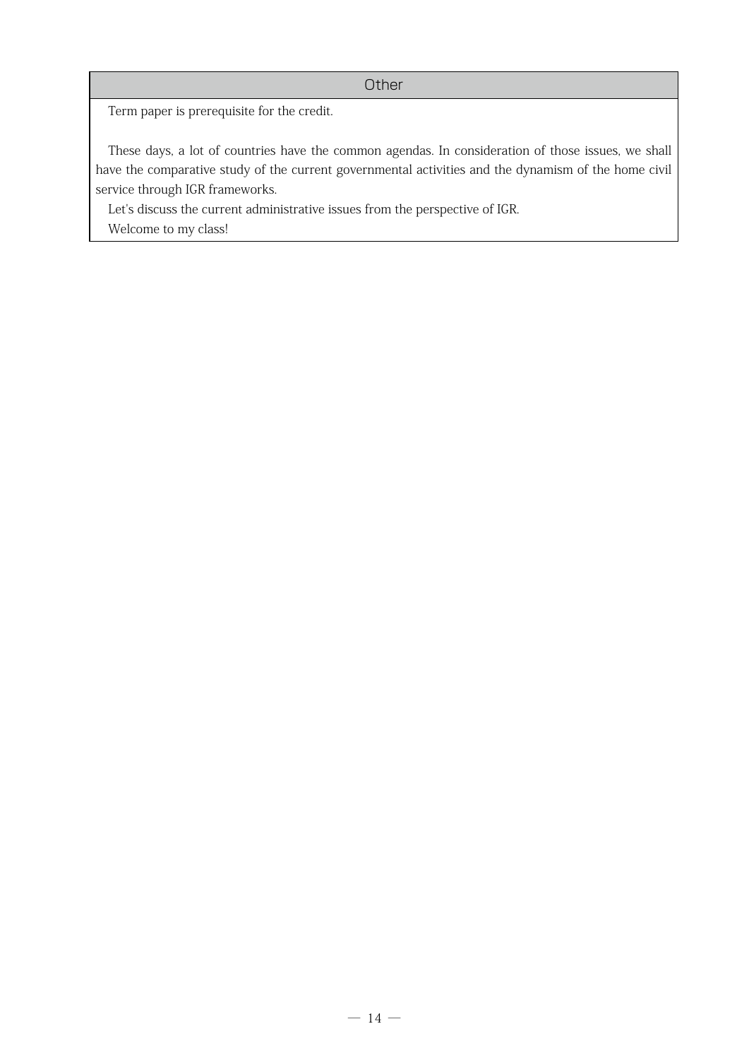## Other

Term paper is prerequisite for the credit.

These days, a lot of countries have the common agendas. In consideration of those issues, we shall have the comparative study of the current governmental activities and the dynamism of the home civil service through IGR frameworks.

Let's discuss the current administrative issues from the perspective of IGR.

Welcome to my class!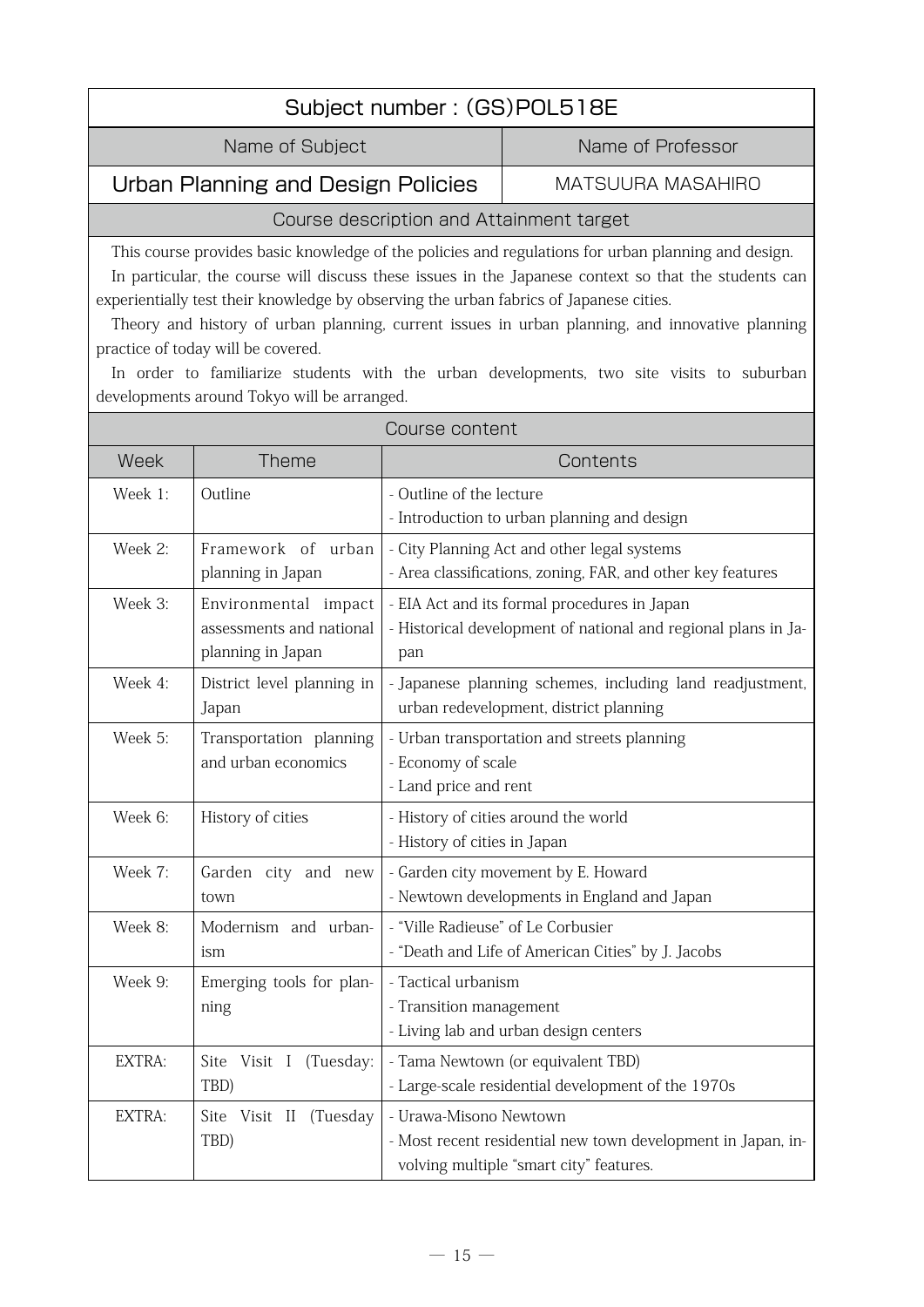## Subject number : (GS)POL518E

| Name of Subject | Name of Professor |
|---|---|
| Urban Planning and Design Policies | MATSUURA MASAHIRO |

### Course description and Attainment target

This course provides basic knowledge of the policies and regulations for urban planning and design.

In particular, the course will discuss these issues in the Japanese context so that the students can experientially test their knowledge by observing the urban fabrics of Japanese cities.

Theory and history of urban planning, current issues in urban planning, and innovative planning practice of today will be covered.

In order to familiarize students with the urban developments, two site visits to suburban developments around Tokyo will be arranged.

### Course content

| Week | Theme | Contents |
|---|---|---|
| Week 1: | Outline | - Outline of the lecture<br>- Introduction to urban planning and design |
| Week 2: | Framework of urban planning in Japan | - City Planning Act and other legal systems<br>- Area classifications, zoning, FAR, and other key features |
| Week 3: | Environmental impact assessments and national planning in Japan | - EIA Act and its formal procedures in Japan<br>- Historical development of national and regional plans in Japan |
| Week 4: | District level planning in Japan | - Japanese planning schemes, including land readjustment, urban redevelopment, district planning |
| Week 5: | Transportation planning and urban economics | - Urban transportation and streets planning<br>- Economy of scale<br>- Land price and rent |
| Week 6: | History of cities | - History of cities around the world<br>- History of cities in Japan |
| Week 7: | Garden city and new town | - Garden city movement by E. Howard<br>- Newtown developments in England and Japan |
| Week 8: | Modernism and urbanism | - "Ville Radieuse" of Le Corbusier<br>- "Death and Life of American Cities" by J. Jacobs |
| Week 9: | Emerging tools for planning | - Tactical urbanism<br>- Transition management<br>- Living lab and urban design centers |
| EXTRA: | Site Visit I (Tuesday: TBD) | - Tama Newtown (or equivalent TBD)<br>- Large-scale residential development of the 1970s |
| EXTRA: | Site Visit II (Tuesday TBD) | - Urawa-Misono Newtown<br>- Most recent residential new town development in Japan, involving multiple "smart city" features. |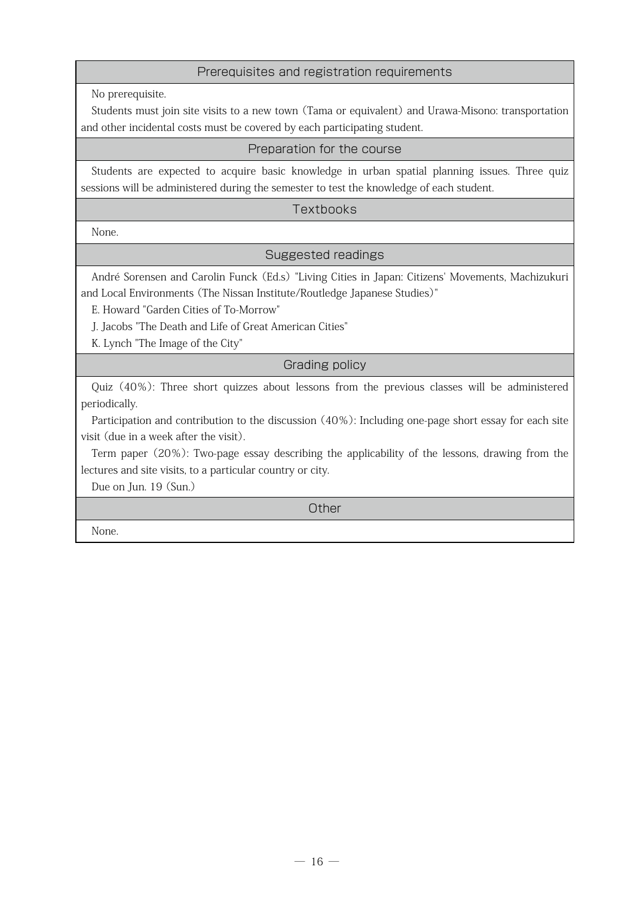## Prerequisites and registration requirements

No prerequisite.

Students must join site visits to a new town (Tama or equivalent) and Urawa-Misono: transportation and other incidental costs must be covered by each participating student.

## Preparation for the course

Students are expected to acquire basic knowledge in urban spatial planning issues. Three quiz sessions will be administered during the semester to test the knowledge of each student.

## Textbooks

None.

## Suggested readings

André Sorensen and Carolin Funck (Ed.s) "Living Cities in Japan: Citizens' Movements, Machizukuri and Local Environments (The Nissan Institute/Routledge Japanese Studies)"

E. Howard "Garden Cities of To-Morrow"

J. Jacobs "The Death and Life of Great American Cities"

K. Lynch "The Image of the City"

## Grading policy

Quiz (40%): Three short quizzes about lessons from the previous classes will be administered periodically.

Participation and contribution to the discussion (40%): Including one-page short essay for each site visit (due in a week after the visit).

Term paper (20%): Two-page essay describing the applicability of the lessons, drawing from the lectures and site visits, to a particular country or city.

Due on Jun. 19 (Sun.)

## Other

None.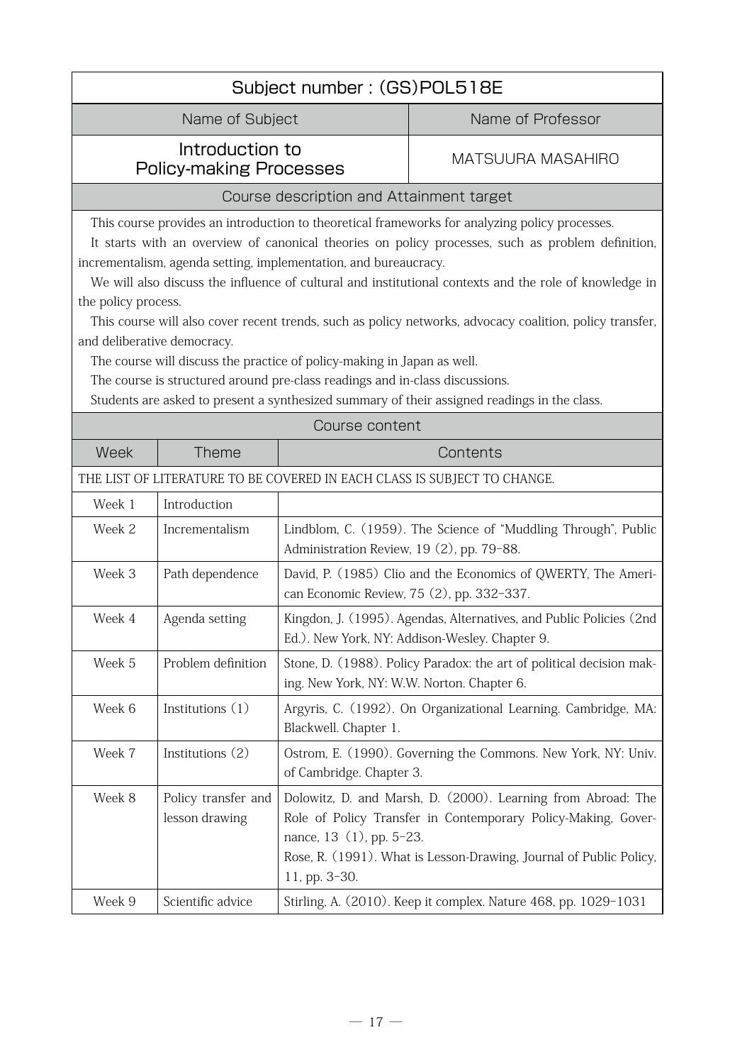## Subject number : (GS)POL518E

| Name of Subject | Name of Professor |
|---|---|
| Introduction to Policy-making Processes | MATSUURA MASAHIRO |

### Course description and Attainment target

This course provides an introduction to theoretical frameworks for analyzing policy processes.

It starts with an overview of canonical theories on policy processes, such as problem definition, incrementalism, agenda setting, implementation, and bureaucracy.

We will also discuss the influence of cultural and institutional contexts and the role of knowledge in the policy process.

This course will also cover recent trends, such as policy networks, advocacy coalition, policy transfer, and deliberative democracy.

The course will discuss the practice of policy-making in Japan as well.

The course is structured around pre-class readings and in-class discussions.

Students are asked to present a synthesized summary of their assigned readings in the class.

### Course content

| Week | Theme | Contents |
|---|---|---|
| THE LIST OF LITERATURE TO BE COVERED IN EACH CLASS IS SUBJECT TO CHANGE. | | |
| Week 1 | Introduction | |
| Week 2 | Incrementalism | Lindblom, C. (1959). The Science of "Muddling Through", Public Administration Review, 19 (2), pp. 79-88. |
| Week 3 | Path dependence | David, P. (1985) Clio and the Economics of QWERTY, The American Economic Review, 75 (2), pp. 332-337. |
| Week 4 | Agenda setting | Kingdon, J. (1995). Agendas, Alternatives, and Public Policies (2nd Ed.). New York, NY: Addison-Wesley. Chapter 9. |
| Week 5 | Problem definition | Stone, D. (1988). Policy Paradox: the art of political decision making. New York, NY: W.W. Norton. Chapter 6. |
| Week 6 | Institutions (1) | Argyris, C. (1992). On Organizational Learning. Cambridge, MA: Blackwell. Chapter 1. |
| Week 7 | Institutions (2) | Ostrom, E. (1990). Governing the Commons. New York, NY: Univ. of Cambridge. Chapter 3. |
| Week 8 | Policy transfer and lesson drawing | Dolowitz, D. and Marsh, D. (2000). Learning from Abroad: The Role of Policy Transfer in Contemporary Policy-Making, Governance, 13 (1), pp. 5-23.<br>Rose, R. (1991). What is Lesson-Drawing, Journal of Public Policy, 11, pp. 3-30. |
| Week 9 | Scientific advice | Stirling, A. (2010). Keep it complex. Nature 468, pp. 1029-1031 |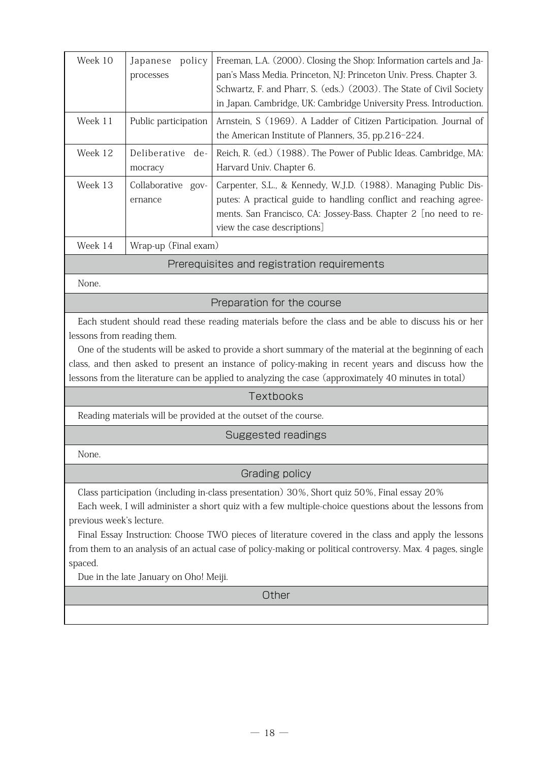| | | |
|---|---|---|
| Week 10 | Japanese policy processes | Freeman, L.A. (2000). Closing the Shop: Information cartels and Japan's Mass Media. Princeton, NJ: Princeton Univ. Press. Chapter 3. Schwartz, F. and Pharr, S. (eds.) (2003). The State of Civil Society in Japan. Cambridge, UK: Cambridge University Press. Introduction. |
| Week 11 | Public participation | Arnstein, S (1969). A Ladder of Citizen Participation. Journal of the American Institute of Planners, 35, pp.216-224. |
| Week 12 | Deliberative democracy | Reich, R. (ed.) (1988). The Power of Public Ideas. Cambridge, MA: Harvard Univ. Chapter 6. |
| Week 13 | Collaborative governance | Carpenter, S.L., & Kennedy, W.J.D. (1988). Managing Public Disputes: A practical guide to handling conflict and reaching agreements. San Francisco, CA: Jossey-Bass. Chapter 2 [no need to review the case descriptions] |
| Week 14 | Wrap-up (Final exam) | |

## Prerequisites and registration requirements

None.

## Preparation for the course

Each student should read these reading materials before the class and be able to discuss his or her lessons from reading them.

One of the students will be asked to provide a short summary of the material at the beginning of each class, and then asked to present an instance of policy-making in recent years and discuss how the lessons from the literature can be applied to analyzing the case (approximately 40 minutes in total)

## Textbooks

Reading materials will be provided at the outset of the course.

## Suggested readings

None.

## Grading policy

Class participation (including in-class presentation) 30%, Short quiz 50%, Final essay 20%

Each week, I will administer a short quiz with a few multiple-choice questions about the lessons from previous week's lecture.

Final Essay Instruction: Choose TWO pieces of literature covered in the class and apply the lessons from them to an analysis of an actual case of policy-making or political controversy. Max. 4 pages, single spaced.

Due in the late January on Oho! Meiji.

## Other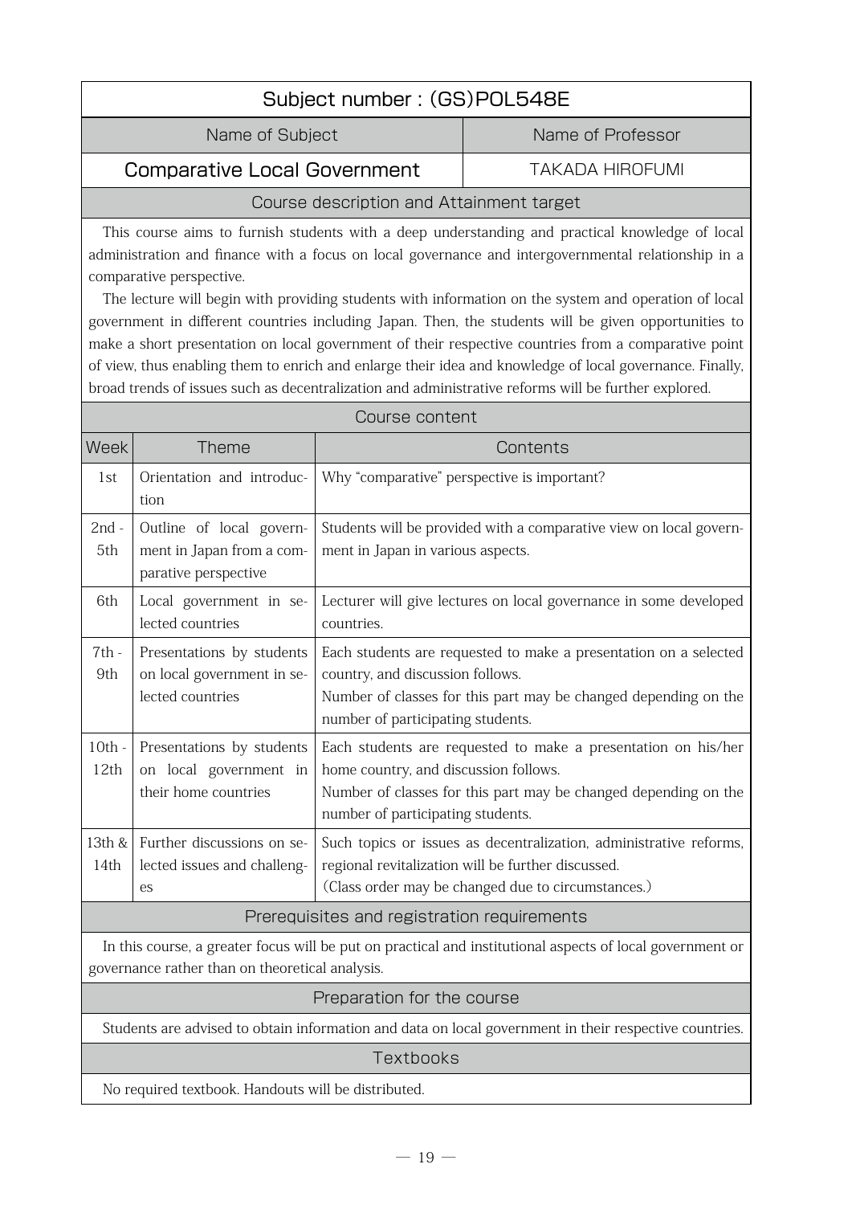## Subject number : (GS)POL548E

| Name of Subject | Name of Professor |
|---|---|
| **Comparative Local Government** | TAKADA HIROFUMI |

### Course description and Attainment target

This course aims to furnish students with a deep understanding and practical knowledge of local administration and finance with a focus on local governance and intergovernmental relationship in a comparative perspective.

The lecture will begin with providing students with information on the system and operation of local government in different countries including Japan. Then, the students will be given opportunities to make a short presentation on local government of their respective countries from a comparative point of view, thus enabling them to enrich and enlarge their idea and knowledge of local governance. Finally, broad trends of issues such as decentralization and administrative reforms will be further explored.

### Course content

| Week | Theme | Contents |
|---|---|---|
| 1st | Orientation and introduction | Why "comparative" perspective is important? |
| 2nd - 5th | Outline of local government in Japan from a comparative perspective | Students will be provided with a comparative view on local government in Japan in various aspects. |
| 6th | Local government in selected countries | Lecturer will give lectures on local governance in some developed countries. |
| 7th - 9th | Presentations by students on local government in selected countries | Each students are requested to make a presentation on a selected country, and discussion follows.<br>Number of classes for this part may be changed depending on the number of participating students. |
| 10th - 12th | Presentations by students on local government in their home countries | Each students are requested to make a presentation on his/her home country, and discussion follows.<br>Number of classes for this part may be changed depending on the number of participating students. |
| 13th & 14th | Further discussions on selected issues and challenges | Such topics or issues as decentralization, administrative reforms, regional revitalization will be further discussed.<br>(Class order may be changed due to circumstances.) |

### Prerequisites and registration requirements

In this course, a greater focus will be put on practical and institutional aspects of local government or governance rather than on theoretical analysis.

### Preparation for the course

Students are advised to obtain information and data on local government in their respective countries.

### Textbooks

No required textbook. Handouts will be distributed.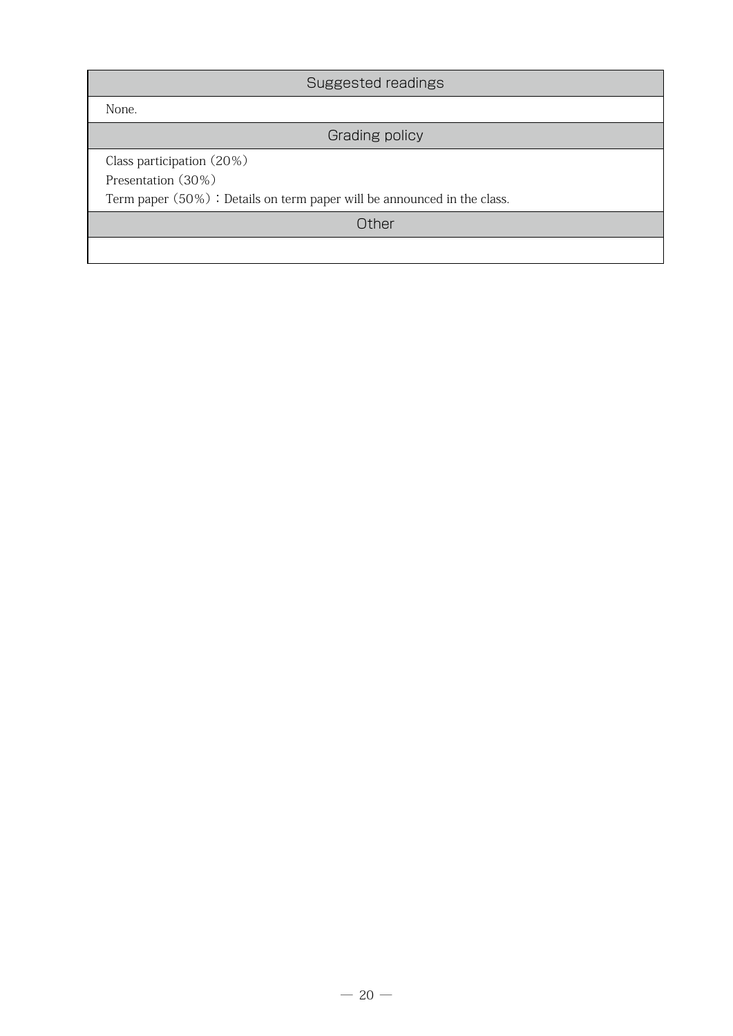## Suggested readings

None.

## Grading policy

Class participation（20%）

Presentation（30%）

Term paper（50%）：Details on term paper will be announced in the class.

## Other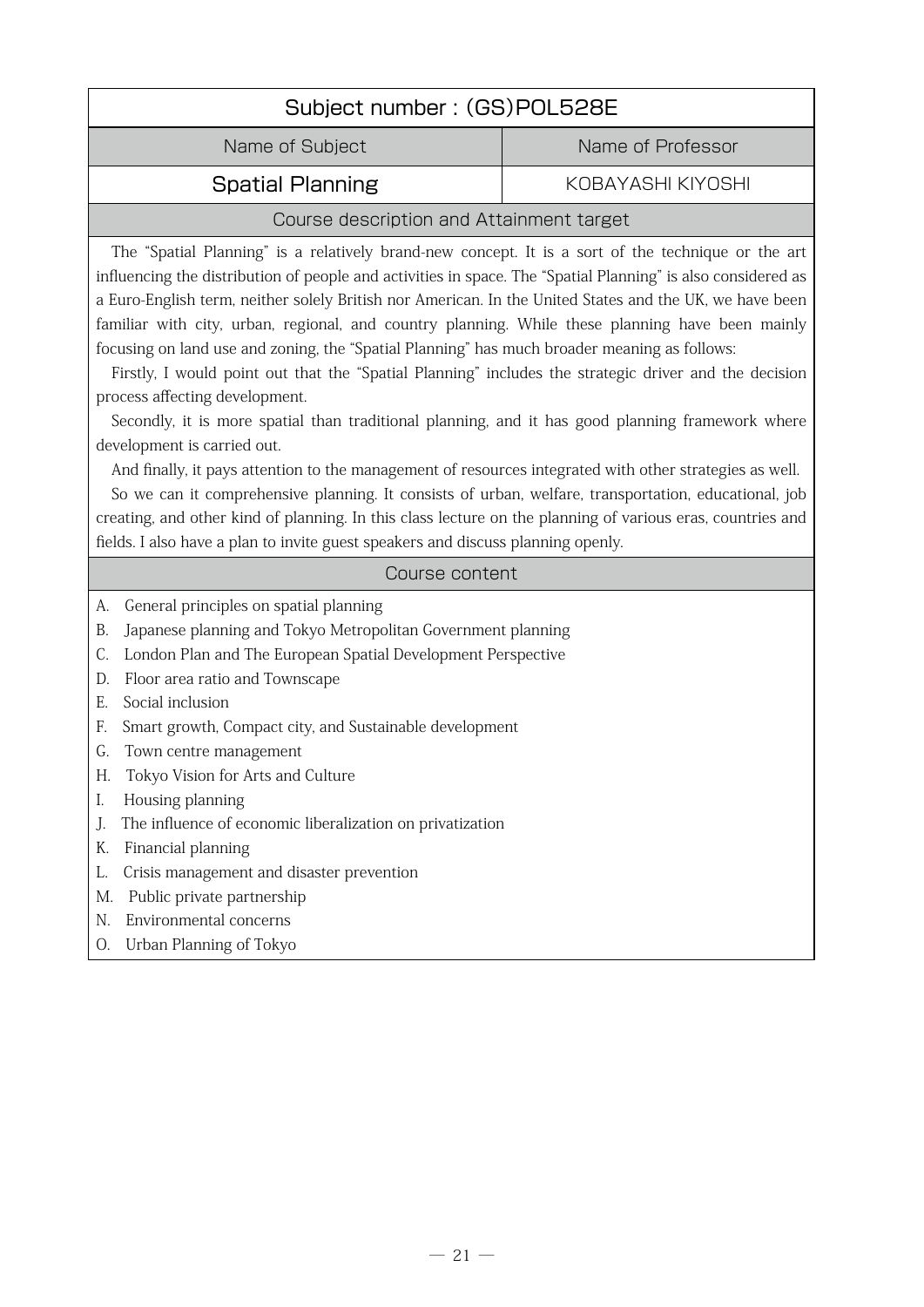## Subject number : (GS)POL528E

| Name of Subject | Name of Professor |
| --- | --- |
| Spatial Planning | KOBAYASHI KIYOSHI |

### Course description and Attainment target

The "Spatial Planning" is a relatively brand-new concept. It is a sort of the technique or the art influencing the distribution of people and activities in space. The "Spatial Planning" is also considered as a Euro-English term, neither solely British nor American. In the United States and the UK, we have been familiar with city, urban, regional, and country planning. While these planning have been mainly focusing on land use and zoning, the "Spatial Planning" has much broader meaning as follows:

Firstly, I would point out that the "Spatial Planning" includes the strategic driver and the decision process affecting development.

Secondly, it is more spatial than traditional planning, and it has good planning framework where development is carried out.

And finally, it pays attention to the management of resources integrated with other strategies as well.

So we can it comprehensive planning. It consists of urban, welfare, transportation, educational, job creating, and other kind of planning. In this class lecture on the planning of various eras, countries and fields. I also have a plan to invite guest speakers and discuss planning openly.

### Course content

A. General principles on spatial planning
B. Japanese planning and Tokyo Metropolitan Government planning
C. London Plan and The European Spatial Development Perspective
D. Floor area ratio and Townscape
E. Social inclusion
F. Smart growth, Compact city, and Sustainable development
G. Town centre management
H. Tokyo Vision for Arts and Culture
I. Housing planning
J. The influence of economic liberalization on privatization
K. Financial planning
L. Crisis management and disaster prevention
M. Public private partnership
N. Environmental concerns
O. Urban Planning of Tokyo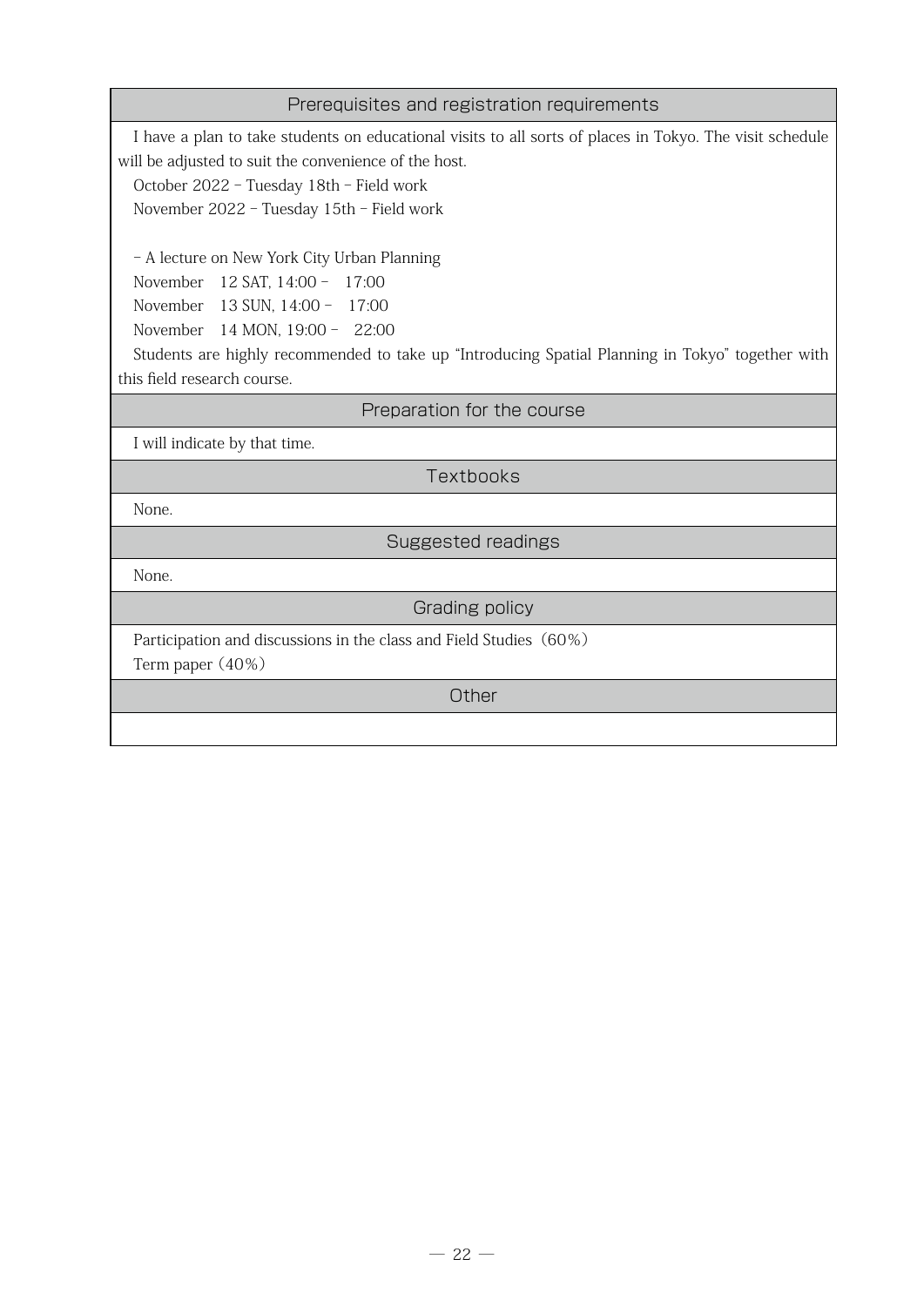## Prerequisites and registration requirements

I have a plan to take students on educational visits to all sorts of places in Tokyo. The visit schedule will be adjusted to suit the convenience of the host.

October 2022 – Tuesday 18th – Field work

November 2022 – Tuesday 15th – Field work

– A lecture on New York City Urban Planning

November 12 SAT, 14:00 – 17:00

November 13 SUN, 14:00 – 17:00

November 14 MON, 19:00 – 22:00

Students are highly recommended to take up "Introducing Spatial Planning in Tokyo" together with this field research course.

## Preparation for the course

I will indicate by that time.

## Textbooks

None.

## Suggested readings

None.

## Grading policy

Participation and discussions in the class and Field Studies（60％）

Term paper（40％）

## Other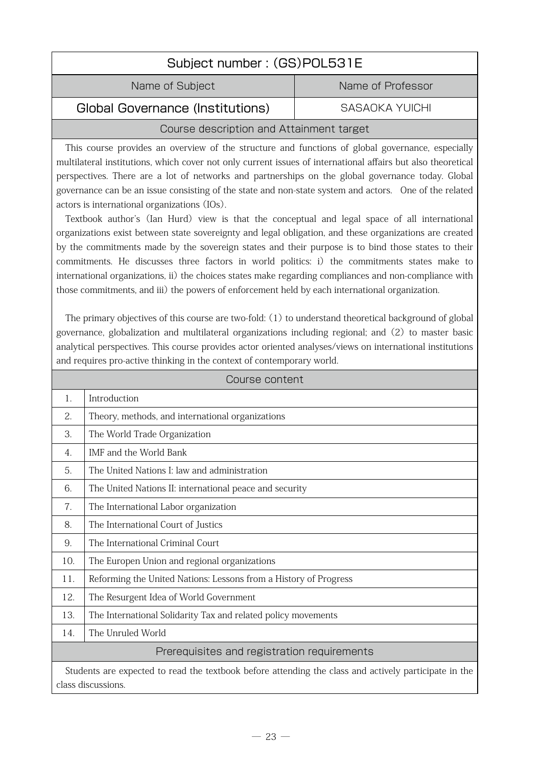## Subject number : (GS)POL531E

| Name of Subject | Name of Professor |
|---|---|
| **Global Governance (Institutions)** | SASAOKA YUICHI |

### Course description and Attainment target

This course provides an overview of the structure and functions of global governance, especially multilateral institutions, which cover not only current issues of international affairs but also theoretical perspectives. There are a lot of networks and partnerships on the global governance today. Global governance can be an issue consisting of the state and non-state system and actors. One of the related actors is international organizations (IOs).

Textbook author's (Ian Hurd) view is that the conceptual and legal space of all international organizations exist between state sovereignty and legal obligation, and these organizations are created by the commitments made by the sovereign states and their purpose is to bind those states to their commitments. He discusses three factors in world politics: i) the commitments states make to international organizations, ii) the choices states make regarding compliances and non-compliance with those commitments, and iii) the powers of enforcement held by each international organization.

The primary objectives of this course are two-fold: (1) to understand theoretical background of global governance, globalization and multilateral organizations including regional; and (2) to master basic analytical perspectives. This course provides actor oriented analyses/views on international institutions and requires pro-active thinking in the context of contemporary world.

### Course content

| No. | Content |
|---|---|
| 1. | Introduction |
| 2. | Theory, methods, and international organizations |
| 3. | The World Trade Organization |
| 4. | IMF and the World Bank |
| 5. | The United Nations I: law and administration |
| 6. | The United Nations II: international peace and security |
| 7. | The International Labor organization |
| 8. | The International Court of Justics |
| 9. | The International Criminal Court |
| 10. | The Europen Union and regional organizations |
| 11. | Reforming the United Nations: Lessons from a History of Progress |
| 12. | The Resurgent Idea of World Government |
| 13. | The International Solidarity Tax and related policy movements |
| 14. | The Unruled World |

### Prerequisites and registration requirements

Students are expected to read the textbook before attending the class and actively participate in the class discussions.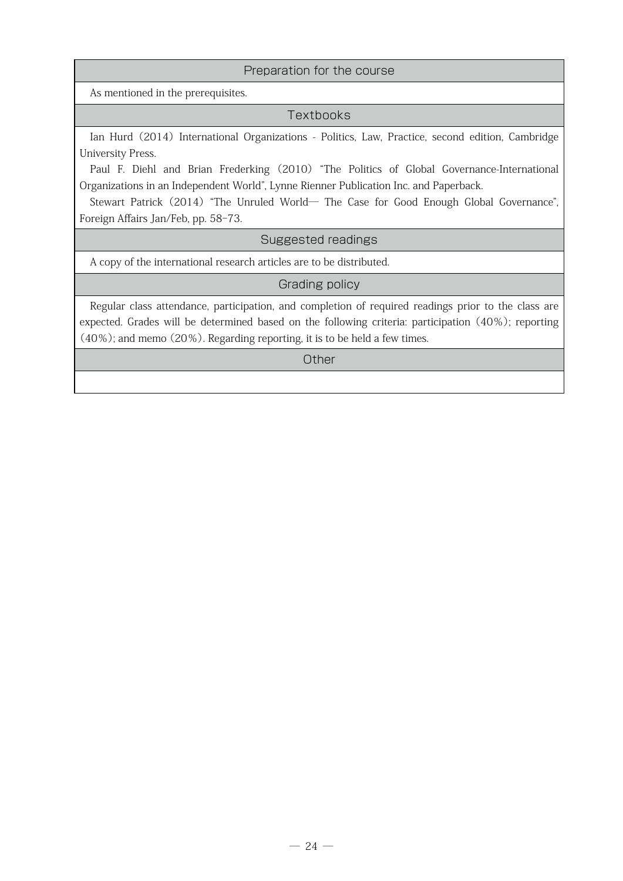## Preparation for the course

As mentioned in the prerequisites.

## Textbooks

Ian Hurd (2014) International Organizations - Politics, Law, Practice, second edition, Cambridge University Press.

Paul F. Diehl and Brian Frederking (2010) "The Politics of Global Governance-International Organizations in an Independent World", Lynne Rienner Publication Inc. and Paperback.

Stewart Patrick (2014) "The Unruled World— The Case for Good Enough Global Governance", Foreign Affairs Jan/Feb, pp. 58-73.

## Suggested readings

A copy of the international research articles are to be distributed.

## Grading policy

Regular class attendance, participation, and completion of required readings prior to the class are expected. Grades will be determined based on the following criteria: participation (40%); reporting (40%); and memo (20%). Regarding reporting, it is to be held a few times.

## Other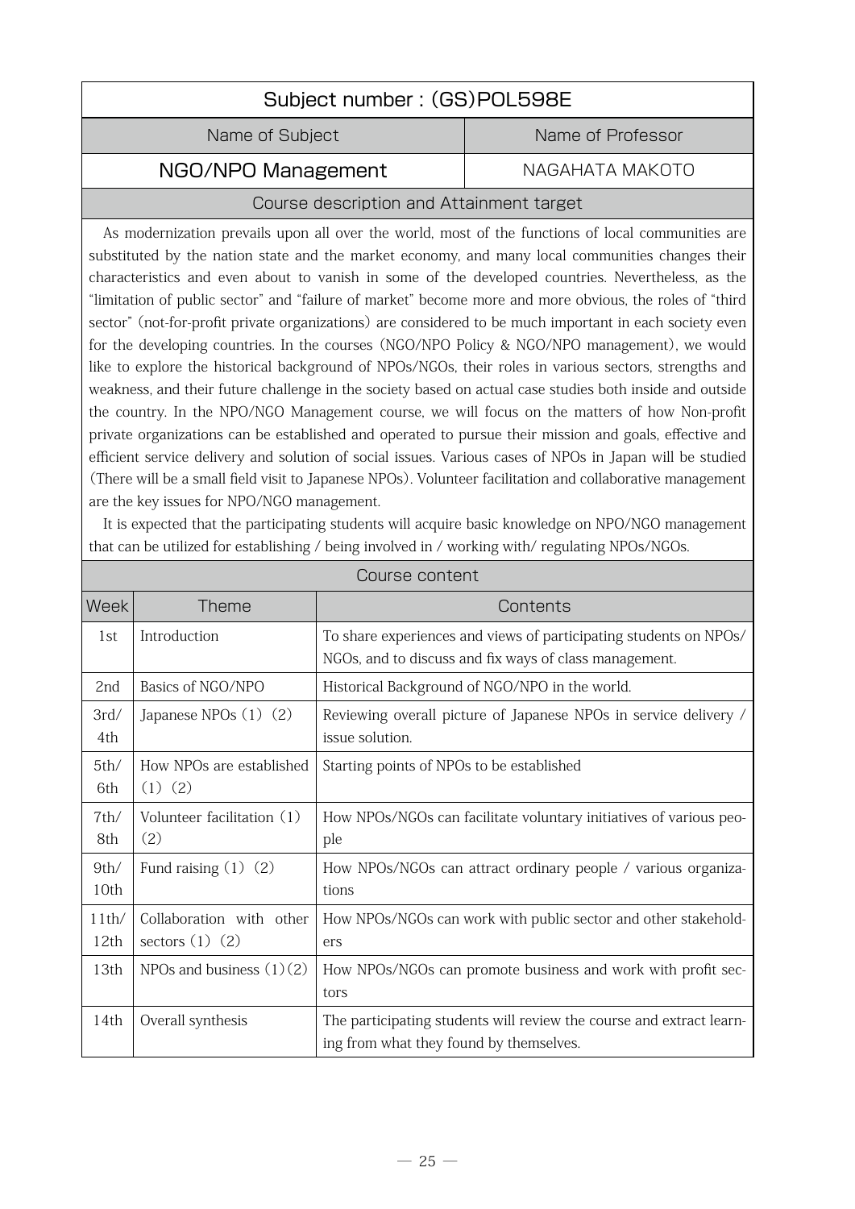## Subject number : (GS)POL598E

| Name of Subject | Name of Professor |
|---|---|
| NGO/NPO Management | NAGAHATA MAKOTO |

### Course description and Attainment target

As modernization prevails upon all over the world, most of the functions of local communities are substituted by the nation state and the market economy, and many local communities changes their characteristics and even about to vanish in some of the developed countries. Nevertheless, as the "limitation of public sector" and "failure of market" become more and more obvious, the roles of "third sector" (not-for-profit private organizations) are considered to be much important in each society even for the developing countries. In the courses (NGO/NPO Policy & NGO/NPO management), we would like to explore the historical background of NPOs/NGOs, their roles in various sectors, strengths and weakness, and their future challenge in the society based on actual case studies both inside and outside the country. In the NPO/NGO Management course, we will focus on the matters of how Non-profit private organizations can be established and operated to pursue their mission and goals, effective and efficient service delivery and solution of social issues. Various cases of NPOs in Japan will be studied (There will be a small field visit to Japanese NPOs). Volunteer facilitation and collaborative management are the key issues for NPO/NGO management.

It is expected that the participating students will acquire basic knowledge on NPO/NGO management that can be utilized for establishing / being involved in / working with/ regulating NPOs/NGOs.

### Course content

| Week | Theme | Contents |
|---|---|---|
| 1st | Introduction | To share experiences and views of participating students on NPOs/NGOs, and to discuss and fix ways of class management. |
| 2nd | Basics of NGO/NPO | Historical Background of NGO/NPO in the world. |
| 3rd/4th | Japanese NPOs (1) (2) | Reviewing overall picture of Japanese NPOs in service delivery / issue solution. |
| 5th/6th | How NPOs are established (1) (2) | Starting points of NPOs to be established |
| 7th/8th | Volunteer facilitation (1) (2) | How NPOs/NGOs can facilitate voluntary initiatives of various people |
| 9th/10th | Fund raising (1) (2) | How NPOs/NGOs can attract ordinary people / various organizations |
| 11th/12th | Collaboration with other sectors (1) (2) | How NPOs/NGOs can work with public sector and other stakeholders |
| 13th | NPOs and business (1)(2) | How NPOs/NGOs can promote business and work with profit sectors |
| 14th | Overall synthesis | The participating students will review the course and extract learning from what they found by themselves. |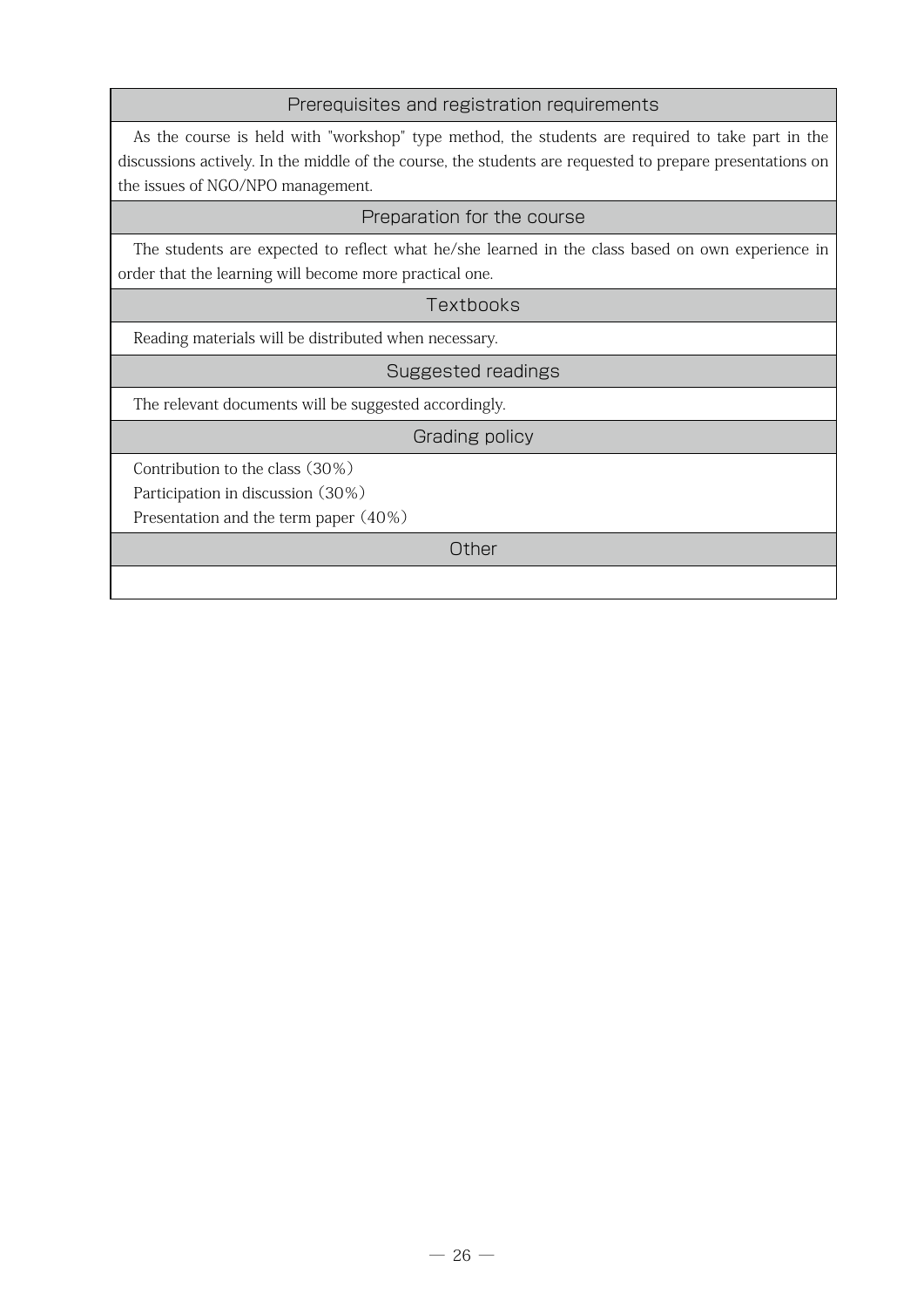## Prerequisites and registration requirements

As the course is held with "workshop" type method, the students are required to take part in the discussions actively. In the middle of the course, the students are requested to prepare presentations on the issues of NGO/NPO management.

## Preparation for the course

The students are expected to reflect what he/she learned in the class based on own experience in order that the learning will become more practical one.

## Textbooks

Reading materials will be distributed when necessary.

## Suggested readings

The relevant documents will be suggested accordingly.

## Grading policy

Contribution to the class (30%)
Participation in discussion (30%)
Presentation and the term paper (40%)

## Other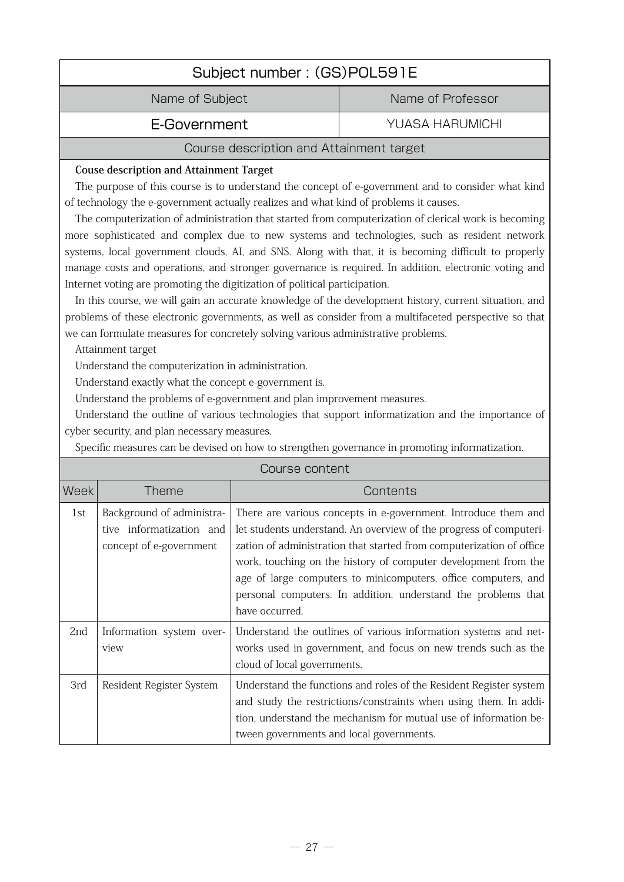| Subject number : (GS)POL591E | |
|---|---|
| Name of Subject | Name of Professor |
| E-Government | YUASA HARUMICHI |

## Course description and Attainment target

**Couse description and Attainment Target**

The purpose of this course is to understand the concept of e-government and to consider what kind of technology the e-government actually realizes and what kind of problems it causes.

The computerization of administration that started from computerization of clerical work is becoming more sophisticated and complex due to new systems and technologies, such as resident network systems, local government clouds, AI, and SNS. Along with that, it is becoming difficult to properly manage costs and operations, and stronger governance is required. In addition, electronic voting and Internet voting are promoting the digitization of political participation.

In this course, we will gain an accurate knowledge of the development history, current situation, and problems of these electronic governments, as well as consider from a multifaceted perspective so that we can formulate measures for concretely solving various administrative problems.

Attainment target

Understand the computerization in administration.

Understand exactly what the concept e-government is.

Understand the problems of e-government and plan improvement measures.

Understand the outline of various technologies that support informatization and the importance of cyber security, and plan necessary measures.

Specific measures can be devised on how to strengthen governance in promoting informatization.

## Course content

| Week | Theme | Contents |
|---|---|---|
| 1st | Background of administrative informatization and concept of e-government | There are various concepts in e-government. Introduce them and let students understand. An overview of the progress of computerization of administration that started from computerization of office work, touching on the history of computer development from the age of large computers to minicomputers, office computers, and personal computers. In addition, understand the problems that have occurred. |
| 2nd | Information system overview | Understand the outlines of various information systems and networks used in government, and focus on new trends such as the cloud of local governments. |
| 3rd | Resident Register System | Understand the functions and roles of the Resident Register system and study the restrictions/constraints when using them. In addition, understand the mechanism for mutual use of information between governments and local governments. |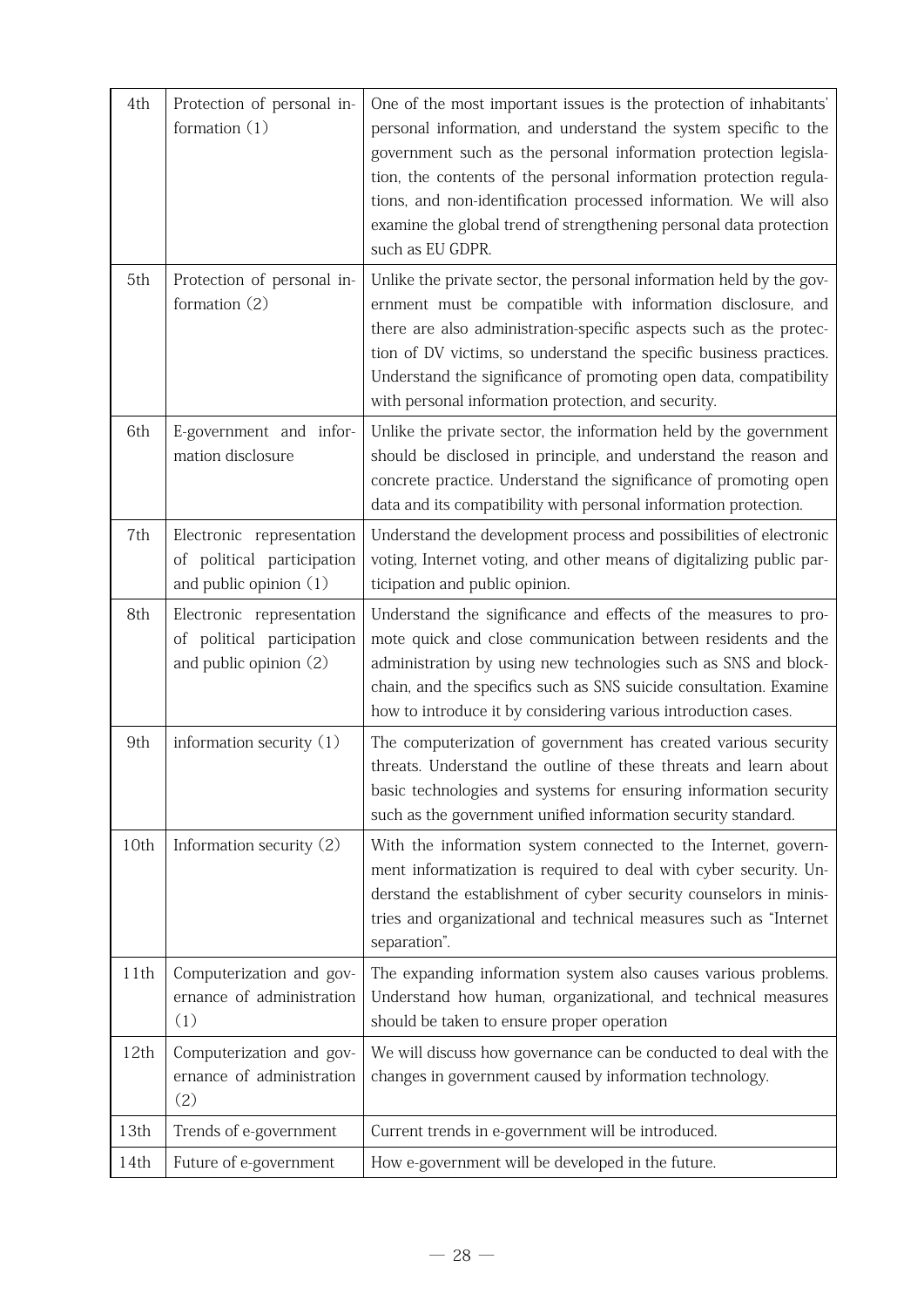| 4th | Protection of personal information (1) | One of the most important issues is the protection of inhabitants' personal information, and understand the system specific to the government such as the personal information protection legislation, the contents of the personal information protection regulations, and non-identification processed information. We will also examine the global trend of strengthening personal data protection such as EU GDPR. |
|---|---|---|
| 5th | Protection of personal information (2) | Unlike the private sector, the personal information held by the government must be compatible with information disclosure, and there are also administration-specific aspects such as the protection of DV victims, so understand the specific business practices. Understand the significance of promoting open data, compatibility with personal information protection, and security. |
| 6th | E-government and information disclosure | Unlike the private sector, the information held by the government should be disclosed in principle, and understand the reason and concrete practice. Understand the significance of promoting open data and its compatibility with personal information protection. |
| 7th | Electronic representation of political participation and public opinion (1) | Understand the development process and possibilities of electronic voting, Internet voting, and other means of digitalizing public participation and public opinion. |
| 8th | Electronic representation of political participation and public opinion (2) | Understand the significance and effects of the measures to promote quick and close communication between residents and the administration by using new technologies such as SNS and blockchain, and the specifics such as SNS suicide consultation. Examine how to introduce it by considering various introduction cases. |
| 9th | information security (1) | The computerization of government has created various security threats. Understand the outline of these threats and learn about basic technologies and systems for ensuring information security such as the government unified information security standard. |
| 10th | Information security (2) | With the information system connected to the Internet, government informatization is required to deal with cyber security. Understand the establishment of cyber security counselors in ministries and organizational and technical measures such as "Internet separation". |
| 11th | Computerization and governance of administration (1) | The expanding information system also causes various problems. Understand how human, organizational, and technical measures should be taken to ensure proper operation |
| 12th | Computerization and governance of administration (2) | We will discuss how governance can be conducted to deal with the changes in government caused by information technology. |
| 13th | Trends of e-government | Current trends in e-government will be introduced. |
| 14th | Future of e-government | How e-government will be developed in the future. |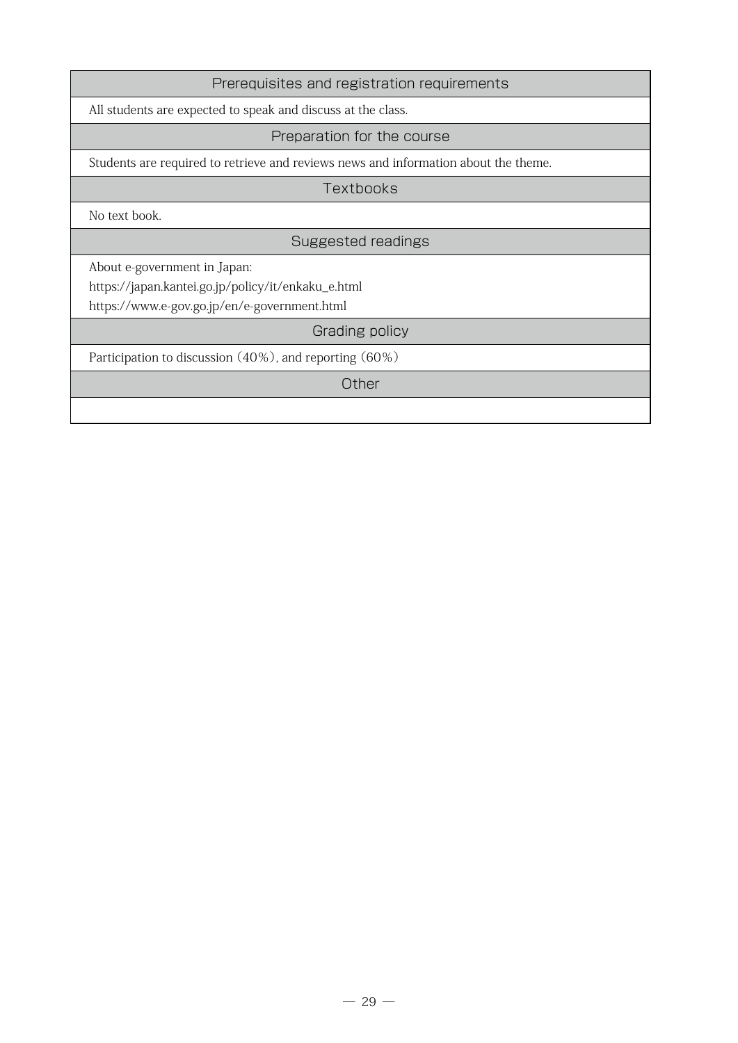## Prerequisites and registration requirements

All students are expected to speak and discuss at the class.

## Preparation for the course

Students are required to retrieve and reviews news and information about the theme.

## Textbooks

No text book.

## Suggested readings

About e-government in Japan:

https://japan.kantei.go.jp/policy/it/enkaku_e.html

https://www.e-gov.go.jp/en/e-government.html

## Grading policy

Participation to discussion (40%), and reporting (60%)

## Other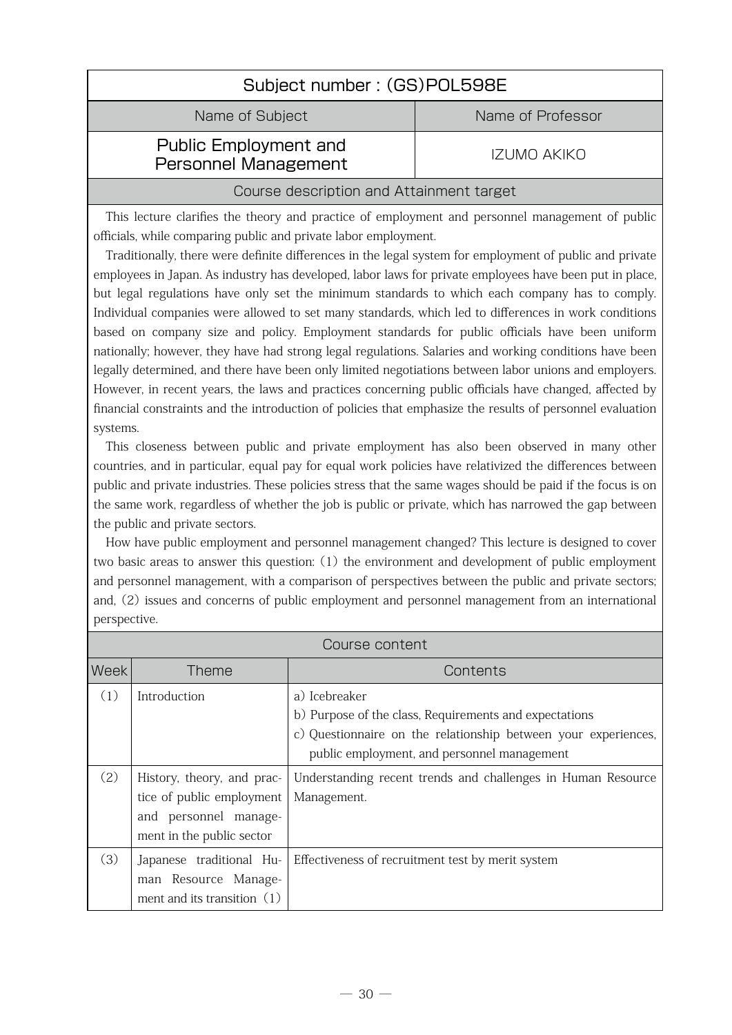| Subject number : (GS)POL598E | |
|---|---|
| **Name of Subject** | **Name of Professor** |
| Public Employment and Personnel Management | IZUMO AKIKO |

## Course description and Attainment target

This lecture clarifies the theory and practice of employment and personnel management of public officials, while comparing public and private labor employment.

Traditionally, there were definite differences in the legal system for employment of public and private employees in Japan. As industry has developed, labor laws for private employees have been put in place, but legal regulations have only set the minimum standards to which each company has to comply. Individual companies were allowed to set many standards, which led to differences in work conditions based on company size and policy. Employment standards for public officials have been uniform nationally; however, they have had strong legal regulations. Salaries and working conditions have been legally determined, and there have been only limited negotiations between labor unions and employers. However, in recent years, the laws and practices concerning public officials have changed, affected by financial constraints and the introduction of policies that emphasize the results of personnel evaluation systems.

This closeness between public and private employment has also been observed in many other countries, and in particular, equal pay for equal work policies have relativized the differences between public and private industries. These policies stress that the same wages should be paid if the focus is on the same work, regardless of whether the job is public or private, which has narrowed the gap between the public and private sectors.

How have public employment and personnel management changed? This lecture is designed to cover two basic areas to answer this question: (1) the environment and development of public employment and personnel management, with a comparison of perspectives between the public and private sectors; and, (2) issues and concerns of public employment and personnel management from an international perspective.

## Course content

| Week | Theme | Contents |
|---|---|---|
| (1) | Introduction | a) Icebreaker<br>b) Purpose of the class, Requirements and expectations<br>c) Questionnaire on the relationship between your experiences, public employment, and personnel management |
| (2) | History, theory, and practice of public employment and personnel management in the public sector | Understanding recent trends and challenges in Human Resource Management. |
| (3) | Japanese traditional Human Resource Management and its transition (1) | Effectiveness of recruitment test by merit system |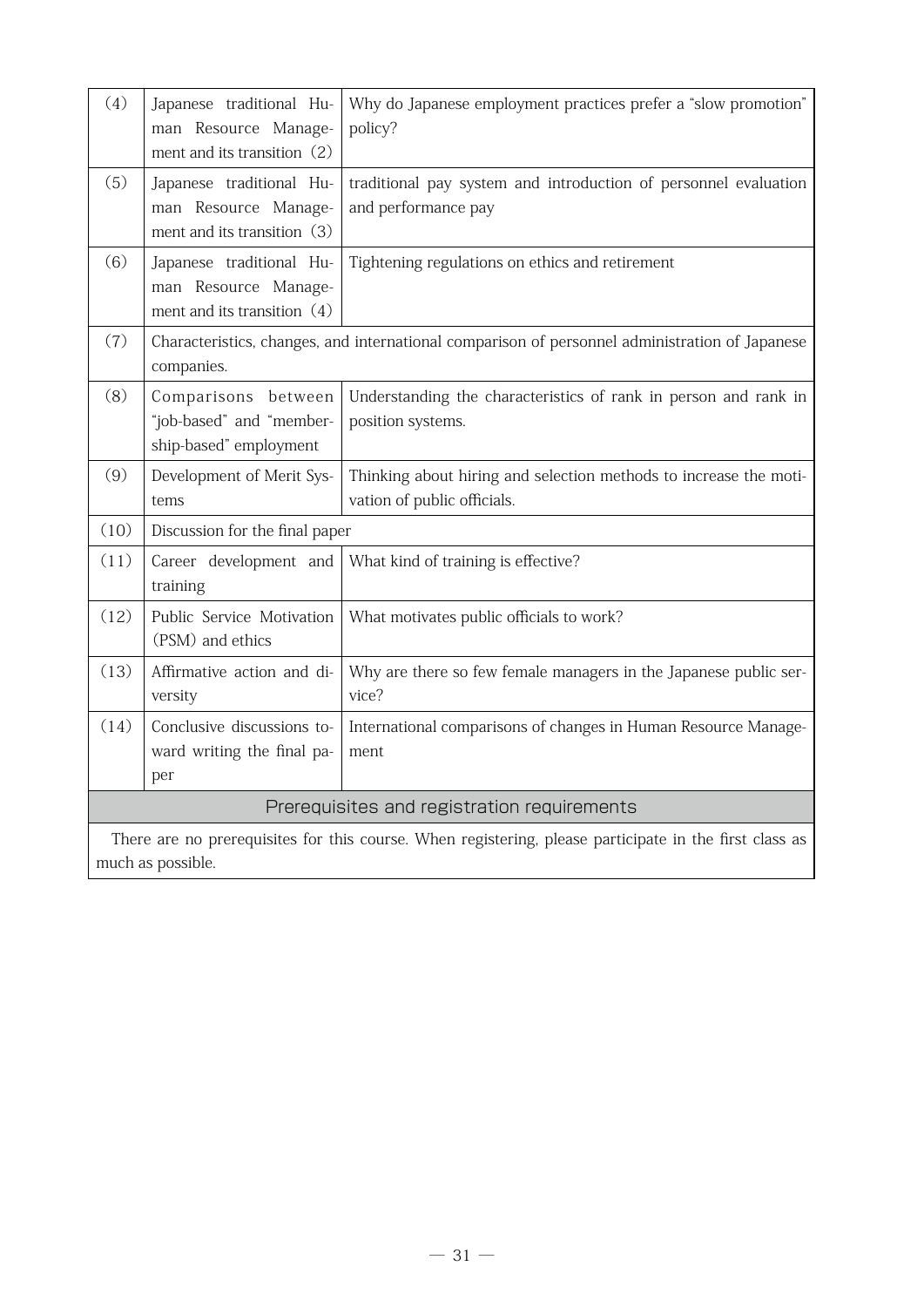| | | |
|---|---|---|
| (4) | Japanese traditional Human Resource Management and its transition (2) | Why do Japanese employment practices prefer a "slow promotion" policy? |
| (5) | Japanese traditional Human Resource Management and its transition (3) | traditional pay system and introduction of personnel evaluation and performance pay |
| (6) | Japanese traditional Human Resource Management and its transition (4) | Tightening regulations on ethics and retirement |
| (7) | Characteristics, changes, and international comparison of personnel administration of Japanese companies. | |
| (8) | Comparisons between "job-based" and "membership-based" employment | Understanding the characteristics of rank in person and rank in position systems. |
| (9) | Development of Merit Systems | Thinking about hiring and selection methods to increase the motivation of public officials. |
| (10) | Discussion for the final paper | |
| (11) | Career development and training | What kind of training is effective? |
| (12) | Public Service Motivation (PSM) and ethics | What motivates public officials to work? |
| (13) | Affirmative action and diversity | Why are there so few female managers in the Japanese public service? |
| (14) | Conclusive discussions toward writing the final paper | International comparisons of changes in Human Resource Management |

## Prerequisites and registration requirements

There are no prerequisites for this course. When registering, please participate in the first class as much as possible.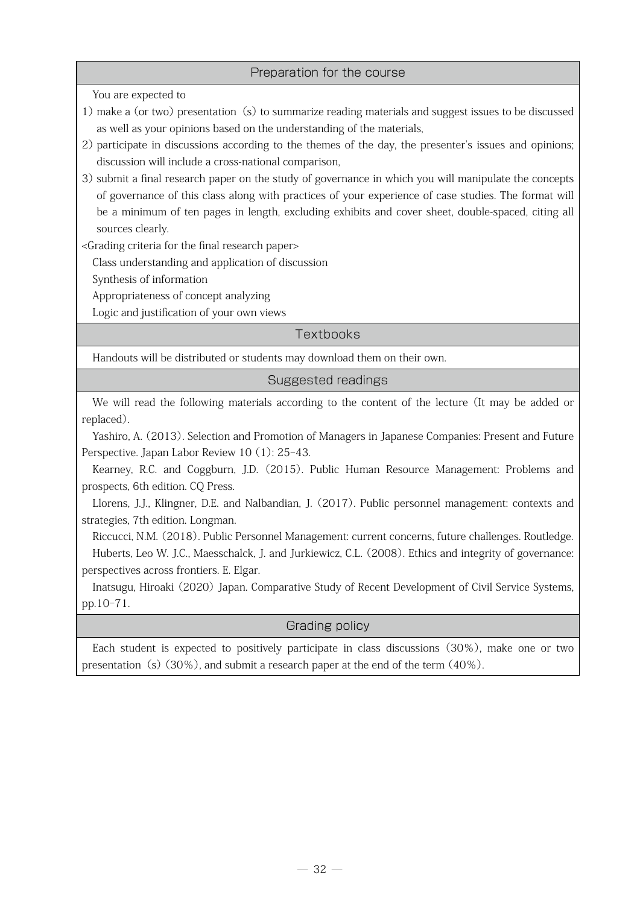## Preparation for the course

You are expected to

1) make a (or two) presentation (s) to summarize reading materials and suggest issues to be discussed as well as your opinions based on the understanding of the materials,
2) participate in discussions according to the themes of the day, the presenter's issues and opinions; discussion will include a cross-national comparison,
3) submit a final research paper on the study of governance in which you will manipulate the concepts of governance of this class along with practices of your experience of case studies. The format will be a minimum of ten pages in length, excluding exhibits and cover sheet, double-spaced, citing all sources clearly.

<Grading criteria for the final research paper>

Class understanding and application of discussion
Synthesis of information
Appropriateness of concept analyzing
Logic and justification of your own views

## Textbooks

Handouts will be distributed or students may download them on their own.

## Suggested readings

We will read the following materials according to the content of the lecture (It may be added or replaced).

Yashiro, A. (2013). Selection and Promotion of Managers in Japanese Companies: Present and Future Perspective. Japan Labor Review 10 (1): 25–43.

Kearney, R.C. and Coggburn, J.D. (2015). Public Human Resource Management: Problems and prospects, 6th edition. CQ Press.

Llorens, J.J., Klingner, D.E. and Nalbandian, J. (2017). Public personnel management: contexts and strategies, 7th edition. Longman.

Riccucci, N.M. (2018). Public Personnel Management: current concerns, future challenges. Routledge.

Huberts, Leo W. J.C., Maesschalck, J. and Jurkiewicz, C.L. (2008). Ethics and integrity of governance: perspectives across frontiers. E. Elgar.

Inatsugu, Hiroaki (2020) Japan. Comparative Study of Recent Development of Civil Service Systems, pp.10–71.

## Grading policy

Each student is expected to positively participate in class discussions (30%), make one or two presentation (s) (30%), and submit a research paper at the end of the term (40%).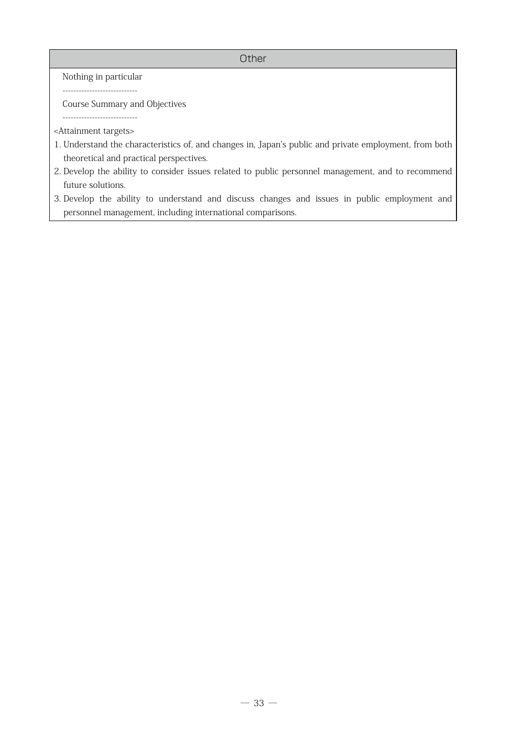## Other

Nothing in particular

----------------------------

Course Summary and Objectives

----------------------------

<Attainment targets>

1. Understand the characteristics of, and changes in, Japan's public and private employment, from both theoretical and practical perspectives.
2. Develop the ability to consider issues related to public personnel management, and to recommend future solutions.
3. Develop the ability to understand and discuss changes and issues in public employment and personnel management, including international comparisons.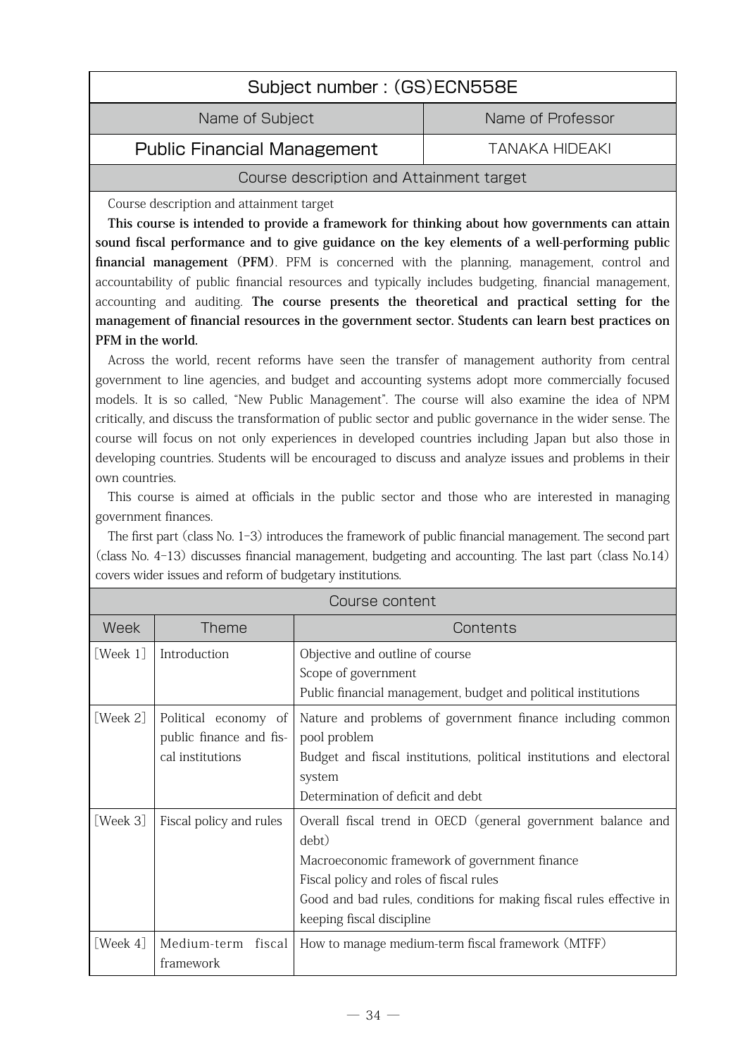## Subject number : (GS)ECN558E

| Name of Subject | Name of Professor |
|---|---|
| Public Financial Management | TANAKA HIDEAKI |

### Course description and Attainment target

Course description and attainment target

**This course is intended to provide a framework for thinking about how governments can attain sound fiscal performance and to give guidance on the key elements of a well-performing public financial management (PFM)**. PFM is concerned with the planning, management, control and accountability of public financial resources and typically includes budgeting, financial management, accounting and auditing. **The course presents the theoretical and practical setting for the management of financial resources in the government sector. Students can learn best practices on PFM in the world.**

Across the world, recent reforms have seen the transfer of management authority from central government to line agencies, and budget and accounting systems adopt more commercially focused models. It is so called, "New Public Management". The course will also examine the idea of NPM critically, and discuss the transformation of public sector and public governance in the wider sense. The course will focus on not only experiences in developed countries including Japan but also those in developing countries. Students will be encouraged to discuss and analyze issues and problems in their own countries.

This course is aimed at officials in the public sector and those who are interested in managing government finances.

The first part (class No. 1-3) introduces the framework of public financial management. The second part (class No. 4-13) discusses financial management, budgeting and accounting. The last part (class No.14) covers wider issues and reform of budgetary institutions.

### Course content

| Week | Theme | Contents |
|---|---|---|
| [Week 1] | Introduction | Objective and outline of course<br>Scope of government<br>Public financial management, budget and political institutions |
| [Week 2] | Political economy of public finance and fiscal institutions | Nature and problems of government finance including common pool problem<br>Budget and fiscal institutions, political institutions and electoral system<br>Determination of deficit and debt |
| [Week 3] | Fiscal policy and rules | Overall fiscal trend in OECD (general government balance and debt)<br>Macroeconomic framework of government finance<br>Fiscal policy and roles of fiscal rules<br>Good and bad rules, conditions for making fiscal rules effective in keeping fiscal discipline |
| [Week 4] | Medium-term fiscal framework | How to manage medium-term fiscal framework (MTFF) |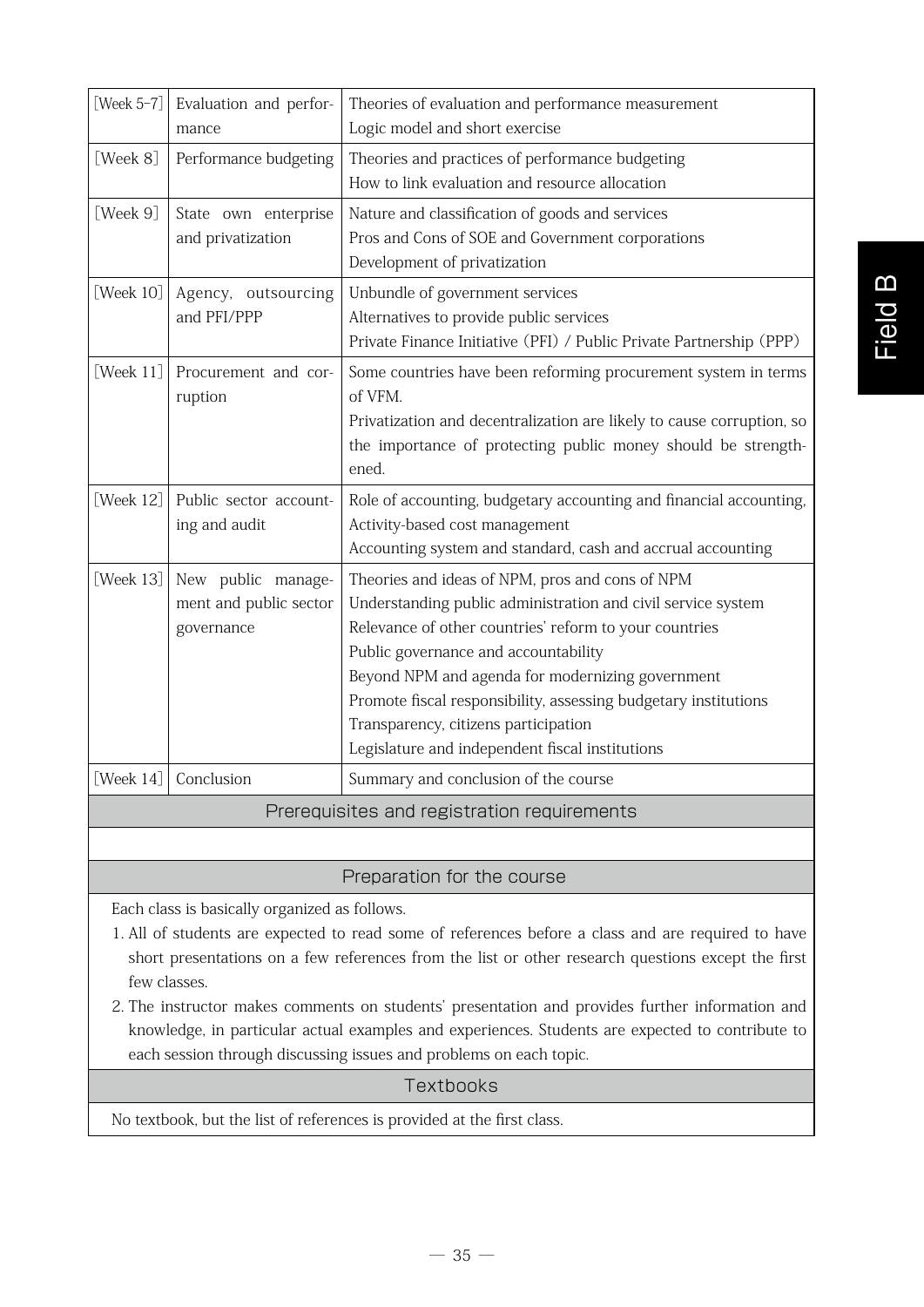| Week | Topic | Content |
|---|---|---|
| [Week 5-7] | Evaluation and performance | Theories of evaluation and performance measurement<br>Logic model and short exercise |
| [Week 8] | Performance budgeting | Theories and practices of performance budgeting<br>How to link evaluation and resource allocation |
| [Week 9] | State own enterprise and privatization | Nature and classification of goods and services<br>Pros and Cons of SOE and Government corporations<br>Development of privatization |
| [Week 10] | Agency, outsourcing and PFI/PPP | Unbundle of government services<br>Alternatives to provide public services<br>Private Finance Initiative (PFI) / Public Private Partnership (PPP) |
| [Week 11] | Procurement and corruption | Some countries have been reforming procurement system in terms of VFM.<br>Privatization and decentralization are likely to cause corruption, so the importance of protecting public money should be strengthened. |
| [Week 12] | Public sector accounting and audit | Role of accounting, budgetary accounting and financial accounting,<br>Activity-based cost management<br>Accounting system and standard, cash and accrual accounting |
| [Week 13] | New public management and public sector governance | Theories and ideas of NPM, pros and cons of NPM<br>Understanding public administration and civil service system<br>Relevance of other countries' reform to your countries<br>Public governance and accountability<br>Beyond NPM and agenda for modernizing government<br>Promote fiscal responsibility, assessing budgetary institutions<br>Transparency, citizens participation<br>Legislature and independent fiscal institutions |
| [Week 14] | Conclusion | Summary and conclusion of the course |

## Prerequisites and registration requirements

## Preparation for the course

Each class is basically organized as follows.

1. All of students are expected to read some of references before a class and are required to have short presentations on a few references from the list or other research questions except the first few classes.
2. The instructor makes comments on students' presentation and provides further information and knowledge, in particular actual examples and experiences. Students are expected to contribute to each session through discussing issues and problems on each topic.

## Textbooks

No textbook, but the list of references is provided at the first class.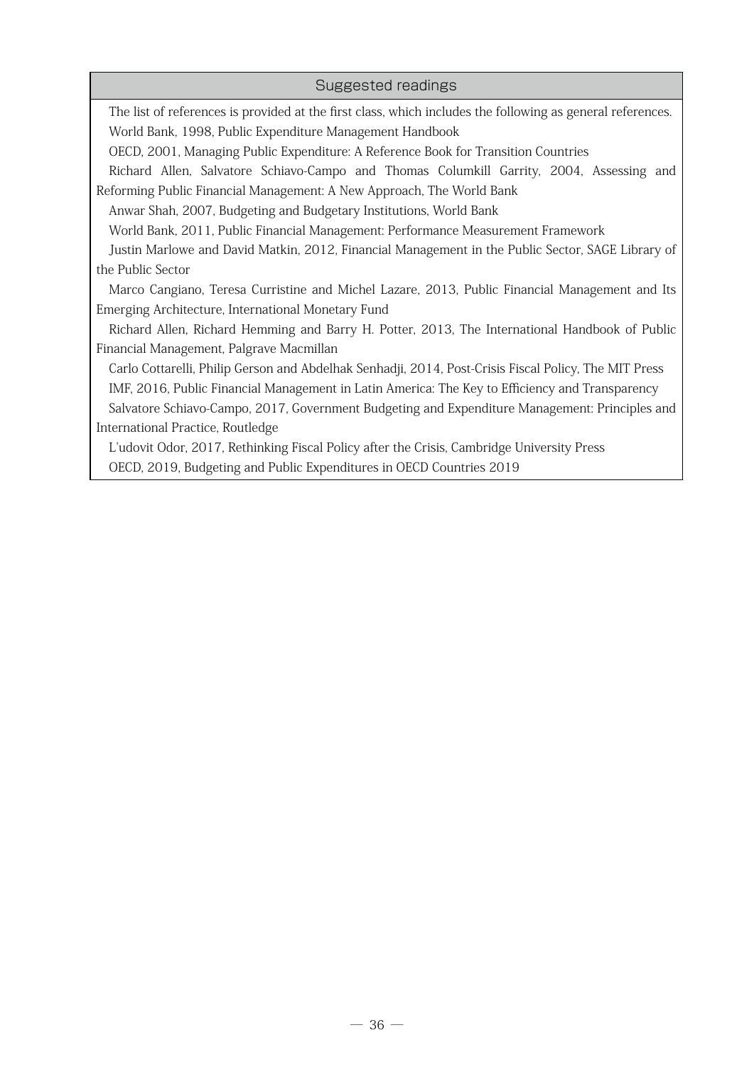## Suggested readings

The list of references is provided at the first class, which includes the following as general references.

World Bank, 1998, Public Expenditure Management Handbook

OECD, 2001, Managing Public Expenditure: A Reference Book for Transition Countries

Richard Allen, Salvatore Schiavo-Campo and Thomas Columkill Garrity, 2004, Assessing and Reforming Public Financial Management: A New Approach, The World Bank

Anwar Shah, 2007, Budgeting and Budgetary Institutions, World Bank

World Bank, 2011, Public Financial Management: Performance Measurement Framework

Justin Marlowe and David Matkin, 2012, Financial Management in the Public Sector, SAGE Library of the Public Sector

Marco Cangiano, Teresa Curristine and Michel Lazare, 2013, Public Financial Management and Its Emerging Architecture, International Monetary Fund

Richard Allen, Richard Hemming and Barry H. Potter, 2013, The International Handbook of Public Financial Management, Palgrave Macmillan

Carlo Cottarelli, Philip Gerson and Abdelhak Senhadji, 2014, Post-Crisis Fiscal Policy, The MIT Press

IMF, 2016, Public Financial Management in Latin America: The Key to Efficiency and Transparency

Salvatore Schiavo-Campo, 2017, Government Budgeting and Expenditure Management: Principles and International Practice, Routledge

L'udovit Odor, 2017, Rethinking Fiscal Policy after the Crisis, Cambridge University Press

OECD, 2019, Budgeting and Public Expenditures in OECD Countries 2019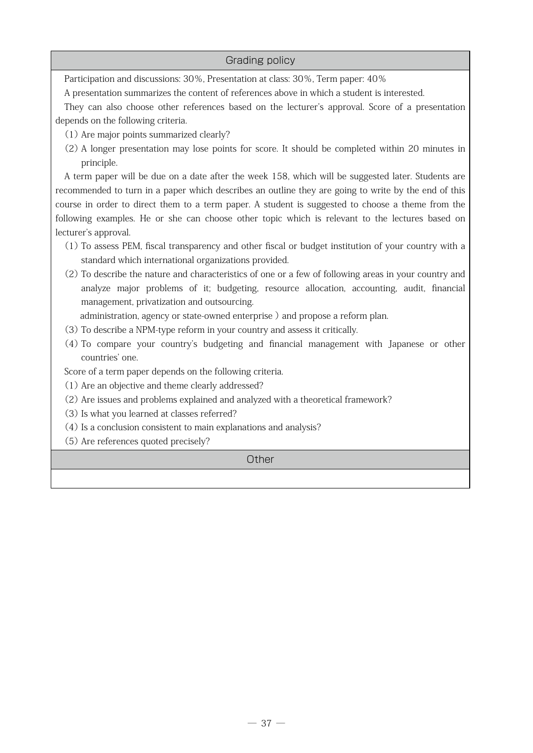## Grading policy

Participation and discussions: 30%, Presentation at class: 30%, Term paper: 40%

A presentation summarizes the content of references above in which a student is interested.

They can also choose other references based on the lecturer's approval. Score of a presentation depends on the following criteria.

(1) Are major points summarized clearly?

(2) A longer presentation may lose points for score. It should be completed within 20 minutes in principle.

A term paper will be due on a date after the week 158, which will be suggested later. Students are recommended to turn in a paper which describes an outline they are going to write by the end of this course in order to direct them to a term paper. A student is suggested to choose a theme from the following examples. He or she can choose other topic which is relevant to the lectures based on lecturer's approval.

(1) To assess PEM, fiscal transparency and other fiscal or budget institution of your country with a standard which international organizations provided.

(2) To describe the nature and characteristics of one or a few of following areas in your country and analyze major problems of it; budgeting, resource allocation, accounting, audit, financial management, privatization and outsourcing.
administration, agency or state-owned enterprise ) and propose a reform plan.

(3) To describe a NPM-type reform in your country and assess it critically.

(4) To compare your country's budgeting and financial management with Japanese or other countries' one.

Score of a term paper depends on the following criteria.

(1) Are an objective and theme clearly addressed?

(2) Are issues and problems explained and analyzed with a theoretical framework?

(3) Is what you learned at classes referred?

(4) Is a conclusion consistent to main explanations and analysis?

(5) Are references quoted precisely?

## Other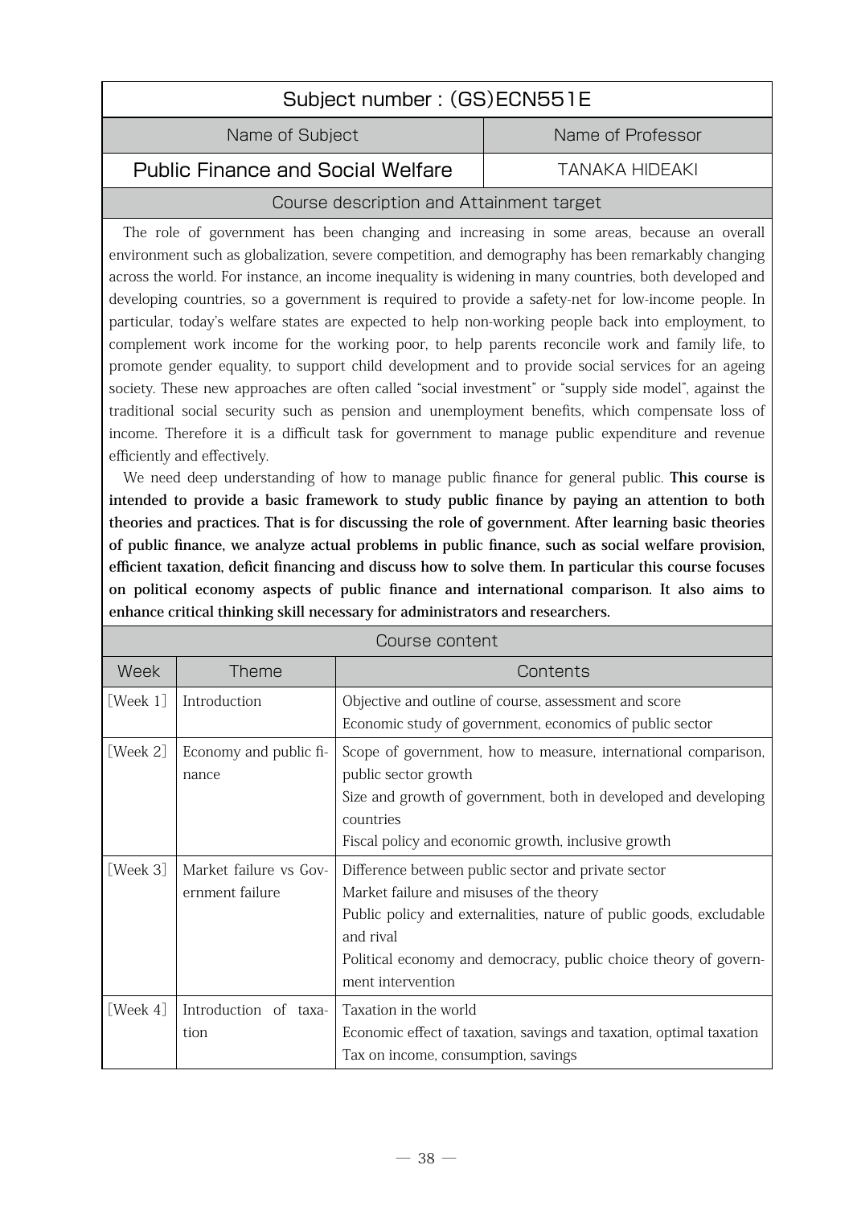## Subject number : (GS)ECN551E

| Name of Subject | Name of Professor |
|---|---|
| Public Finance and Social Welfare | TANAKA HIDEAKI |

### Course description and Attainment target

The role of government has been changing and increasing in some areas, because an overall environment such as globalization, severe competition, and demography has been remarkably changing across the world. For instance, an income inequality is widening in many countries, both developed and developing countries, so a government is required to provide a safety-net for low-income people. In particular, today's welfare states are expected to help non-working people back into employment, to complement work income for the working poor, to help parents reconcile work and family life, to promote gender equality, to support child development and to provide social services for an ageing society. These new approaches are often called "social investment" or "supply side model", against the traditional social security such as pension and unemployment benefits, which compensate loss of income. Therefore it is a difficult task for government to manage public expenditure and revenue efficiently and effectively.

We need deep understanding of how to manage public finance for general public. **This course is intended to provide a basic framework to study public finance by paying an attention to both theories and practices. That is for discussing the role of government. After learning basic theories of public finance, we analyze actual problems in public finance, such as social welfare provision, efficient taxation, deficit financing and discuss how to solve them. In particular this course focuses on political economy aspects of public finance and international comparison. It also aims to enhance critical thinking skill necessary for administrators and researchers.**

### Course content

| Week | Theme | Contents |
|---|---|---|
| [Week 1] | Introduction | Objective and outline of course, assessment and score<br>Economic study of government, economics of public sector |
| [Week 2] | Economy and public finance | Scope of government, how to measure, international comparison, public sector growth<br>Size and growth of government, both in developed and developing countries<br>Fiscal policy and economic growth, inclusive growth |
| [Week 3] | Market failure vs Government failure | Difference between public sector and private sector<br>Market failure and misuses of the theory<br>Public policy and externalities, nature of public goods, excludable and rival<br>Political economy and democracy, public choice theory of government intervention |
| [Week 4] | Introduction of taxation | Taxation in the world<br>Economic effect of taxation, savings and taxation, optimal taxation<br>Tax on income, consumption, savings |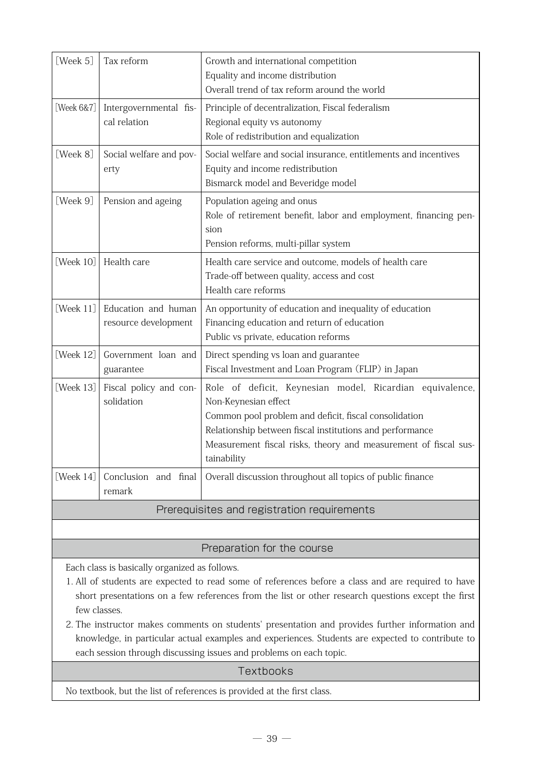| | | |
|---|---|---|
| [Week 5] | Tax reform | Growth and international competition<br>Equality and income distribution<br>Overall trend of tax reform around the world |
| [Week 6&7] | Intergovernmental fiscal relation | Principle of decentralization, Fiscal federalism<br>Regional equity vs autonomy<br>Role of redistribution and equalization |
| [Week 8] | Social welfare and poverty | Social welfare and social insurance, entitlements and incentives<br>Equity and income redistribution<br>Bismarck model and Beveridge model |
| [Week 9] | Pension and ageing | Population ageing and onus<br>Role of retirement benefit, labor and employment, financing pension<br>Pension reforms, multi-pillar system |
| [Week 10] | Health care | Health care service and outcome, models of health care<br>Trade-off between quality, access and cost<br>Health care reforms |
| [Week 11] | Education and human resource development | An opportunity of education and inequality of education<br>Financing education and return of education<br>Public vs private, education reforms |
| [Week 12] | Government loan and guarantee | Direct spending vs loan and guarantee<br>Fiscal Investment and Loan Program (FLIP) in Japan |
| [Week 13] | Fiscal policy and consolidation | Role of deficit, Keynesian model, Ricardian equivalence, Non-Keynesian effect<br>Common pool problem and deficit, fiscal consolidation<br>Relationship between fiscal institutions and performance<br>Measurement fiscal risks, theory and measurement of fiscal sustainability |
| [Week 14] | Conclusion and final remark | Overall discussion throughout all topics of public finance |

## Prerequisites and registration requirements

## Preparation for the course

Each class is basically organized as follows.

1. All of students are expected to read some of references before a class and are required to have short presentations on a few references from the list or other research questions except the first few classes.
2. The instructor makes comments on students' presentation and provides further information and knowledge, in particular actual examples and experiences. Students are expected to contribute to each session through discussing issues and problems on each topic.

## Textbooks

No textbook, but the list of references is provided at the first class.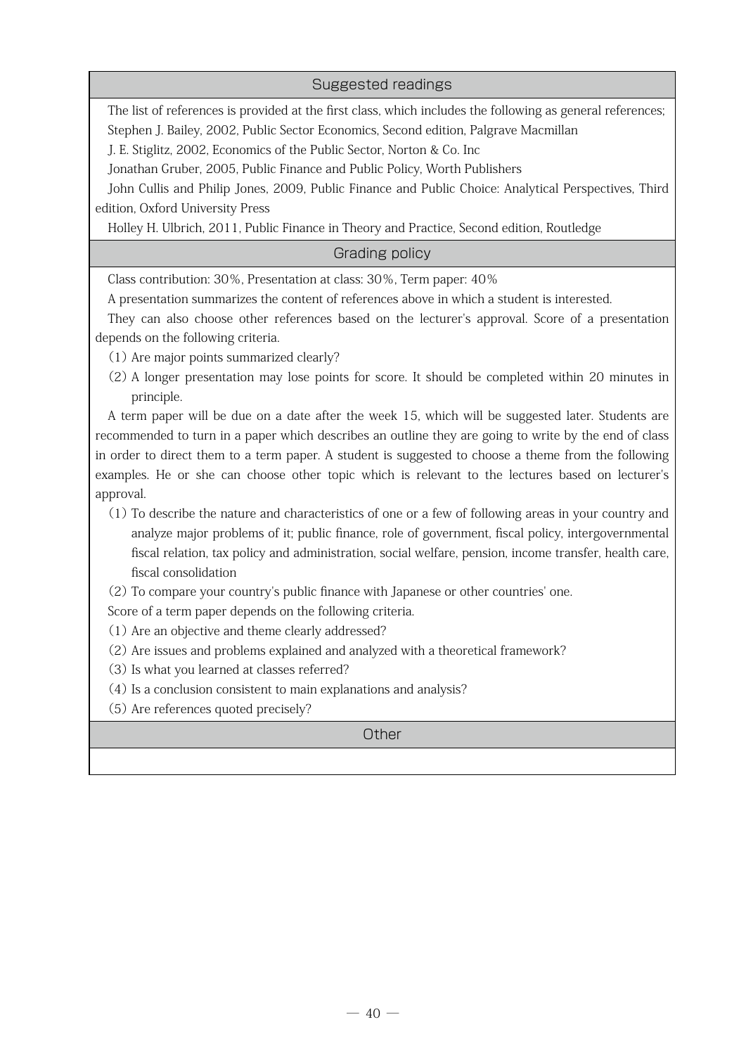## Suggested readings

The list of references is provided at the first class, which includes the following as general references;

Stephen J. Bailey, 2002, Public Sector Economics, Second edition, Palgrave Macmillan

J. E. Stiglitz, 2002, Economics of the Public Sector, Norton & Co. Inc

Jonathan Gruber, 2005, Public Finance and Public Policy, Worth Publishers

John Cullis and Philip Jones, 2009, Public Finance and Public Choice: Analytical Perspectives, Third edition, Oxford University Press

Holley H. Ulbrich, 2011, Public Finance in Theory and Practice, Second edition, Routledge

## Grading policy

Class contribution: 30%, Presentation at class: 30%, Term paper: 40%

A presentation summarizes the content of references above in which a student is interested.

They can also choose other references based on the lecturer's approval. Score of a presentation depends on the following criteria.

(1) Are major points summarized clearly?

(2) A longer presentation may lose points for score. It should be completed within 20 minutes in principle.

A term paper will be due on a date after the week 15, which will be suggested later. Students are recommended to turn in a paper which describes an outline they are going to write by the end of class in order to direct them to a term paper. A student is suggested to choose a theme from the following examples. He or she can choose other topic which is relevant to the lectures based on lecturer's approval.

(1) To describe the nature and characteristics of one or a few of following areas in your country and analyze major problems of it; public finance, role of government, fiscal policy, intergovernmental fiscal relation, tax policy and administration, social welfare, pension, income transfer, health care, fiscal consolidation

(2) To compare your country's public finance with Japanese or other countries' one.

Score of a term paper depends on the following criteria.

(1) Are an objective and theme clearly addressed?

(2) Are issues and problems explained and analyzed with a theoretical framework?

(3) Is what you learned at classes referred?

(4) Is a conclusion consistent to main explanations and analysis?

(5) Are references quoted precisely?

## Other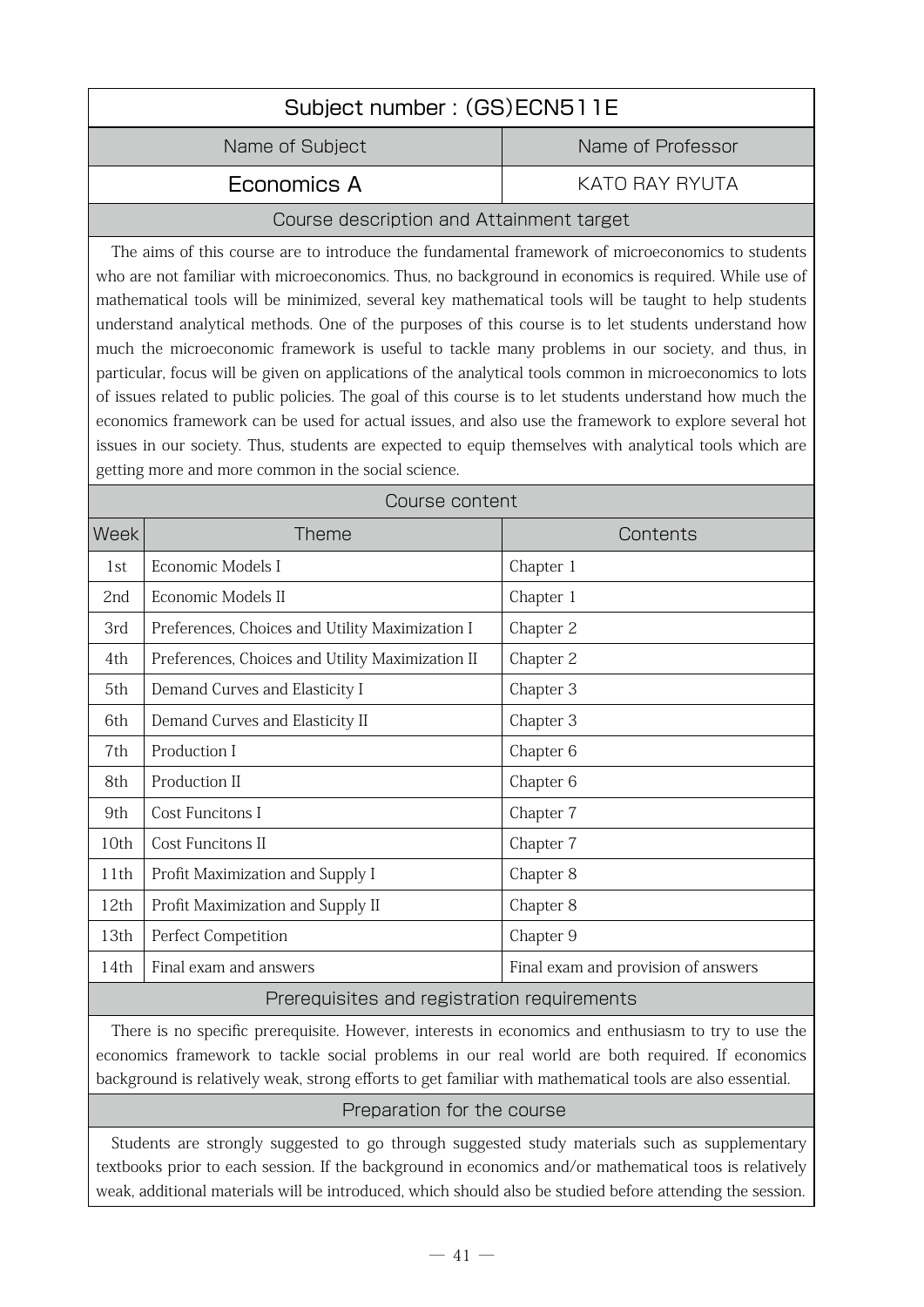## Subject number : (GS)ECN511E

| Name of Subject | Name of Professor |
|---|---|
| Economics A | KATO RAY RYUTA |

### Course description and Attainment target

The aims of this course are to introduce the fundamental framework of microeconomics to students who are not familiar with microeconomics. Thus, no background in economics is required. While use of mathematical tools will be minimized, several key mathematical tools will be taught to help students understand analytical methods. One of the purposes of this course is to let students understand how much the microeconomic framework is useful to tackle many problems in our society, and thus, in particular, focus will be given on applications of the analytical tools common in microeconomics to lots of issues related to public policies. The goal of this course is to let students understand how much the economics framework can be used for actual issues, and also use the framework to explore several hot issues in our society. Thus, students are expected to equip themselves with analytical tools which are getting more and more common in the social science.

### Course content

| Week | Theme | Contents |
|---|---|---|
| 1st | Economic Models I | Chapter 1 |
| 2nd | Economic Models II | Chapter 1 |
| 3rd | Preferences, Choices and Utility Maximization I | Chapter 2 |
| 4th | Preferences, Choices and Utility Maximization II | Chapter 2 |
| 5th | Demand Curves and Elasticity I | Chapter 3 |
| 6th | Demand Curves and Elasticity II | Chapter 3 |
| 7th | Production I | Chapter 6 |
| 8th | Production II | Chapter 6 |
| 9th | Cost Funcitons I | Chapter 7 |
| 10th | Cost Funcitons II | Chapter 7 |
| 11th | Profit Maximization and Supply I | Chapter 8 |
| 12th | Profit Maximization and Supply II | Chapter 8 |
| 13th | Perfect Competition | Chapter 9 |
| 14th | Final exam and answers | Final exam and provision of answers |

### Prerequisites and registration requirements

There is no specific prerequisite. However, interests in economics and enthusiasm to try to use the economics framework to tackle social problems in our real world are both required. If economics background is relatively weak, strong efforts to get familiar with mathematical tools are also essential.

### Preparation for the course

Students are strongly suggested to go through suggested study materials such as supplementary textbooks prior to each session. If the background in economics and/or mathematical toos is relatively weak, additional materials will be introduced, which should also be studied before attending the session.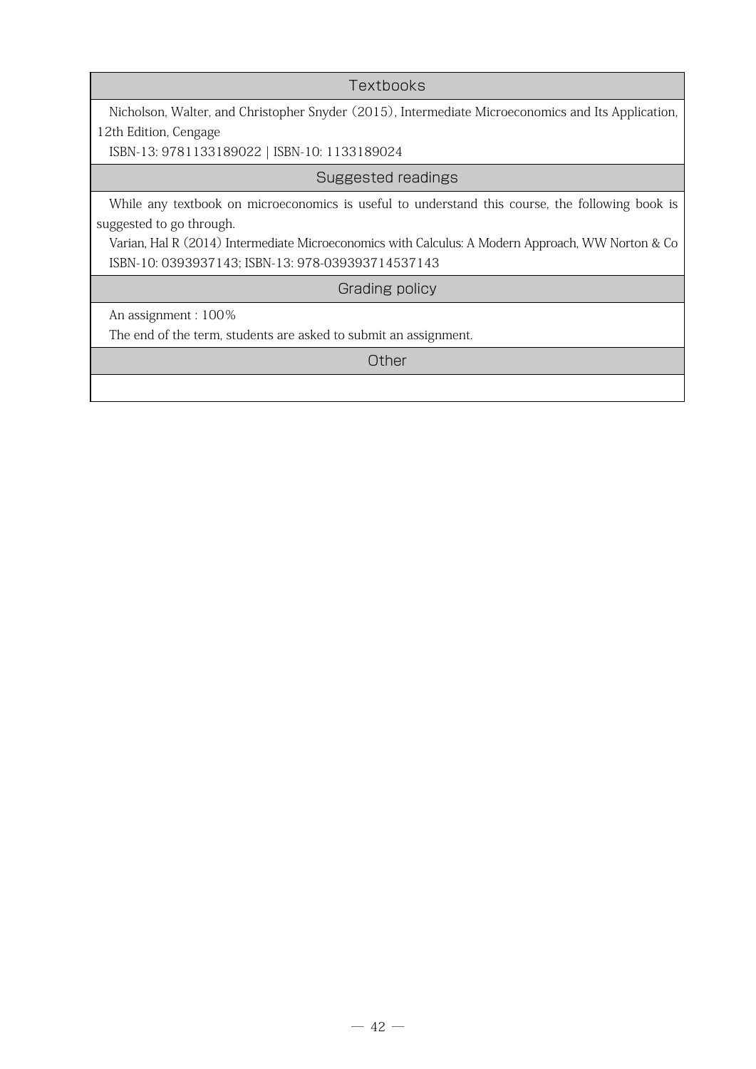## Textbooks

Nicholson, Walter, and Christopher Snyder (2015), Intermediate Microeconomics and Its Application, 12th Edition, Cengage

ISBN-13: 9781133189022 | ISBN-10: 1133189024

## Suggested readings

While any textbook on microeconomics is useful to understand this course, the following book is suggested to go through.

Varian, Hal R (2014) Intermediate Microeconomics with Calculus: A Modern Approach, WW Norton & Co

ISBN-10: 0393937143; ISBN-13: 978-039393714537143

## Grading policy

An assignment : 100%

The end of the term, students are asked to submit an assignment.

## Other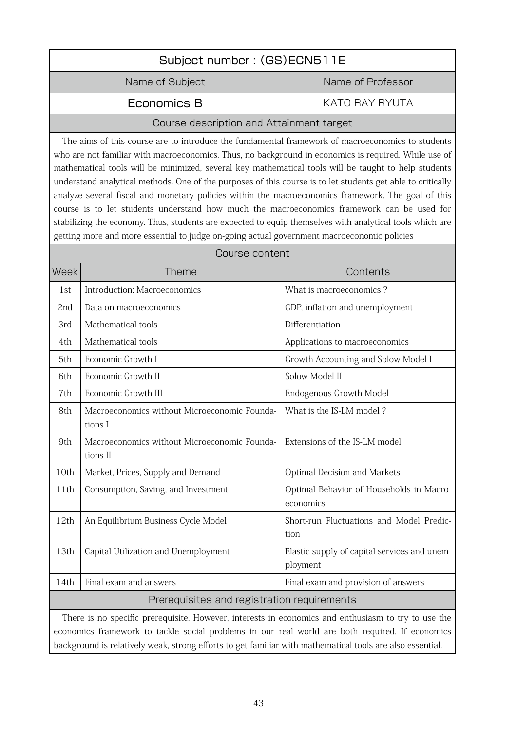## Subject number : (GS)ECN511E

| Name of Subject | Name of Professor |
|---|---|
| Economics B | KATO RAY RYUTA |

### Course description and Attainment target

The aims of this course are to introduce the fundamental framework of macroeconomics to students who are not familiar with macroeconomics. Thus, no background in economics is required. While use of mathematical tools will be minimized, several key mathematical tools will be taught to help students understand analytical methods. One of the purposes of this course is to let students get able to critically analyze several fiscal and monetary policies within the macroeconomics framework. The goal of this course is to let students understand how much the macroeconomics framework can be used for stabilizing the economy. Thus, students are expected to equip themselves with analytical tools which are getting more and more essential to judge on-going actual government macroeconomic policies

### Course content

| Week | Theme | Contents |
|---|---|---|
| 1st | Introduction: Macroeconomics | What is macroeconomics ? |
| 2nd | Data on macroeconomics | GDP, inflation and unemployment |
| 3rd | Mathematical tools | Differentiation |
| 4th | Mathematical tools | Applications to macroeconomics |
| 5th | Economic Growth I | Growth Accounting and Solow Model I |
| 6th | Economic Growth II | Solow Model II |
| 7th | Economic Growth III | Endogenous Growth Model |
| 8th | Macroeconomics without Microeconomic Foundations I | What is the IS-LM model ? |
| 9th | Macroeconomics without Microeconomic Foundations II | Extensions of the IS-LM model |
| 10th | Market, Prices, Supply and Demand | Optimal Decision and Markets |
| 11th | Consumption, Saving, and Investment | Optimal Behavior of Households in Macroeconomics |
| 12th | An Equilibrium Business Cycle Model | Short-run Fluctuations and Model Prediction |
| 13th | Capital Utilization and Unemployment | Elastic supply of capital services and unemployment |
| 14th | Final exam and answers | Final exam and provision of answers |

### Prerequisites and registration requirements

There is no specific prerequisite. However, interests in economics and enthusiasm to try to use the economics framework to tackle social problems in our real world are both required. If economics background is relatively weak, strong efforts to get familiar with mathematical tools are also essential.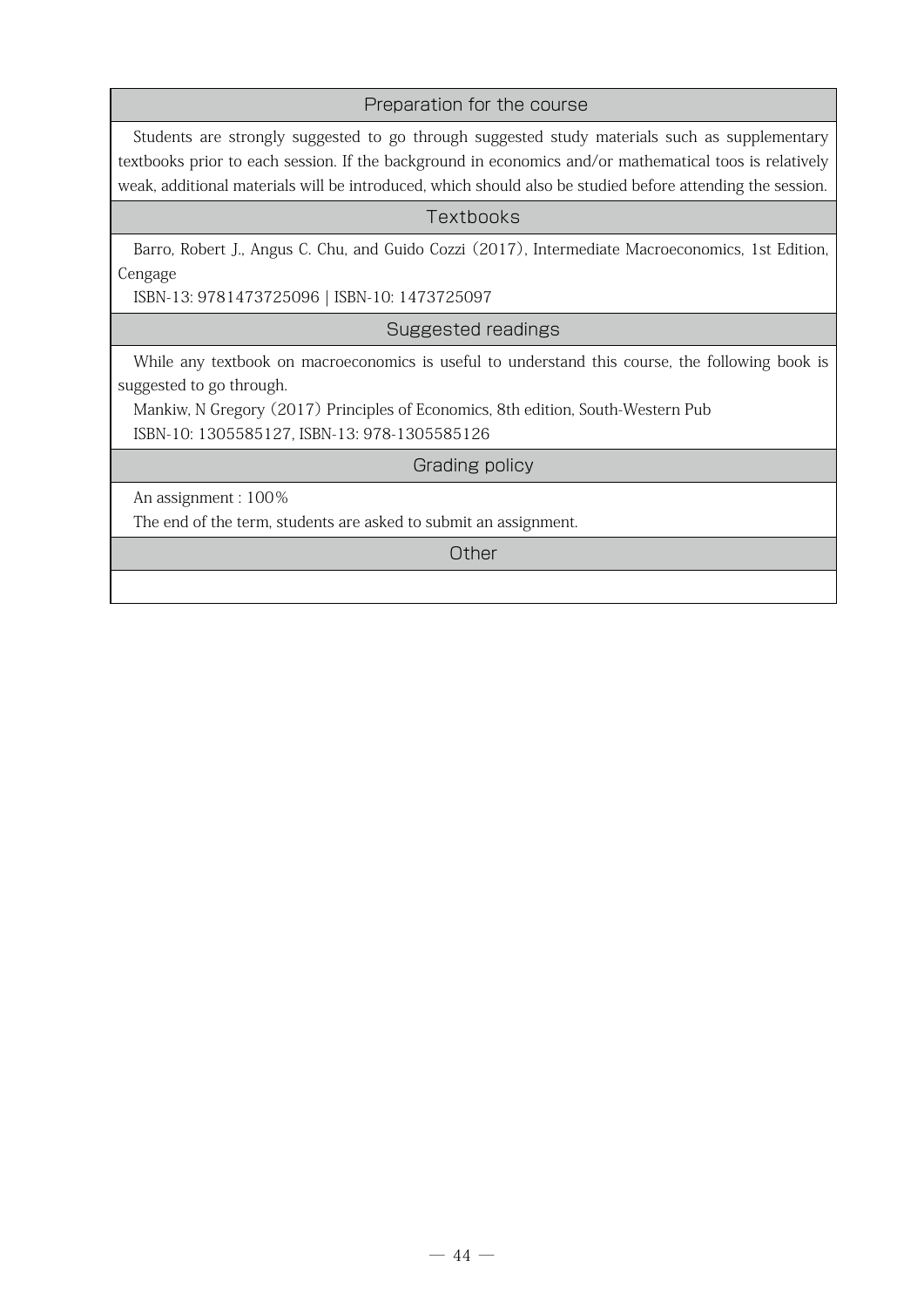## Preparation for the course

Students are strongly suggested to go through suggested study materials such as supplementary textbooks prior to each session. If the background in economics and/or mathematical toos is relatively weak, additional materials will be introduced, which should also be studied before attending the session.

## Textbooks

Barro, Robert J., Angus C. Chu, and Guido Cozzi (2017), Intermediate Macroeconomics, 1st Edition, Cengage

ISBN-13: 9781473725096 | ISBN-10: 1473725097

## Suggested readings

While any textbook on macroeconomics is useful to understand this course, the following book is suggested to go through.

Mankiw, N Gregory (2017) Principles of Economics, 8th edition, South-Western Pub

ISBN-10: 1305585127, ISBN-13: 978-1305585126

## Grading policy

An assignment : 100%

The end of the term, students are asked to submit an assignment.

## Other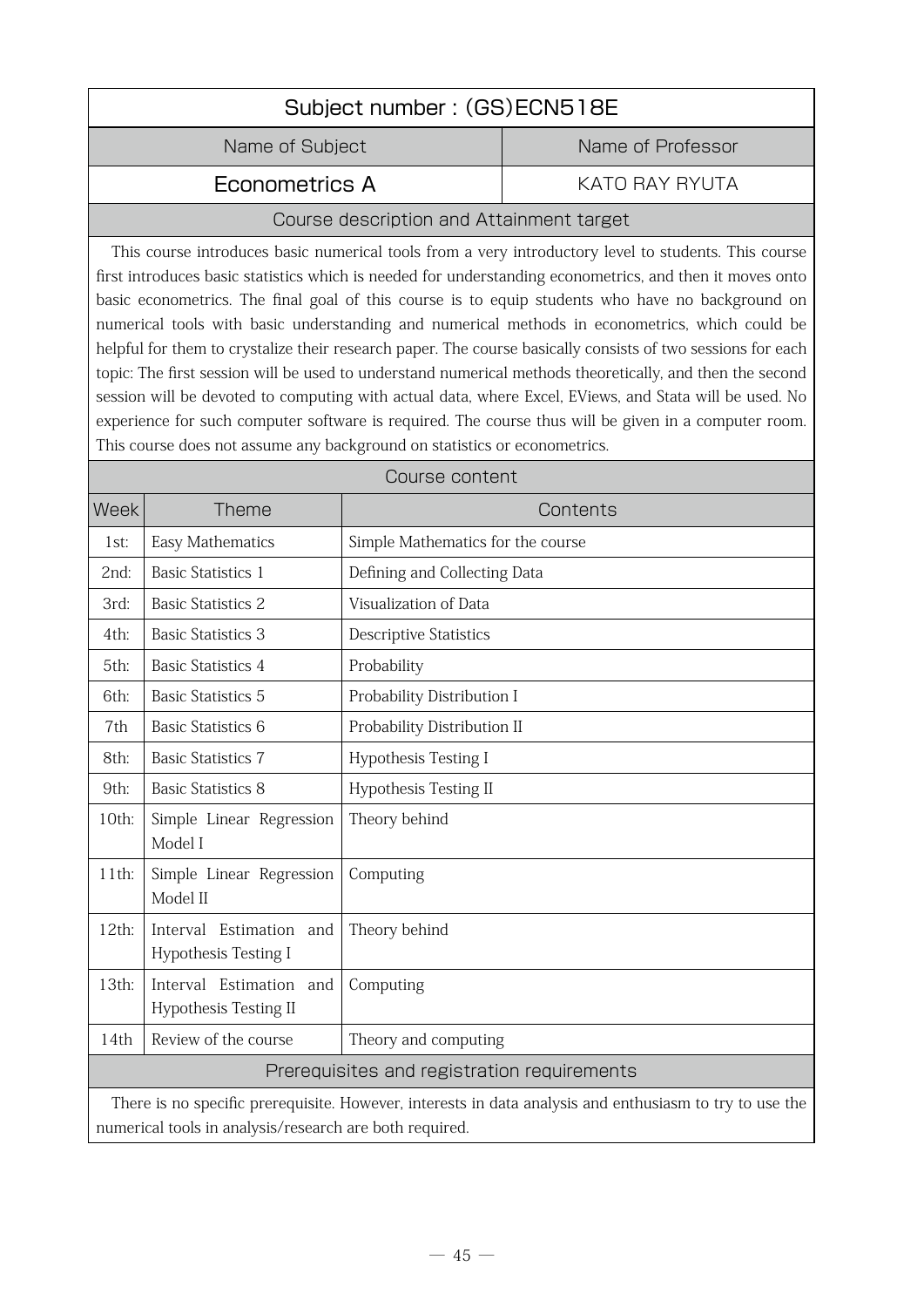## Subject number : (GS)ECN518E

| Name of Subject | Name of Professor |
|---|---|
| Econometrics A | KATO RAY RYUTA |

### Course description and Attainment target

This course introduces basic numerical tools from a very introductory level to students. This course first introduces basic statistics which is needed for understanding econometrics, and then it moves onto basic econometrics. The final goal of this course is to equip students who have no background on numerical tools with basic understanding and numerical methods in econometrics, which could be helpful for them to crystalize their research paper. The course basically consists of two sessions for each topic: The first session will be used to understand numerical methods theoretically, and then the second session will be devoted to computing with actual data, where Excel, EViews, and Stata will be used. No experience for such computer software is required. The course thus will be given in a computer room. This course does not assume any background on statistics or econometrics.

### Course content

| Week | Theme | Contents |
|---|---|---|
| 1st: | Easy Mathematics | Simple Mathematics for the course |
| 2nd: | Basic Statistics 1 | Defining and Collecting Data |
| 3rd: | Basic Statistics 2 | Visualization of Data |
| 4th: | Basic Statistics 3 | Descriptive Statistics |
| 5th: | Basic Statistics 4 | Probability |
| 6th: | Basic Statistics 5 | Probability Distribution I |
| 7th | Basic Statistics 6 | Probability Distribution II |
| 8th: | Basic Statistics 7 | Hypothesis Testing I |
| 9th: | Basic Statistics 8 | Hypothesis Testing II |
| 10th: | Simple Linear Regression Model I | Theory behind |
| 11th: | Simple Linear Regression Model II | Computing |
| 12th: | Interval Estimation and Hypothesis Testing I | Theory behind |
| 13th: | Interval Estimation and Hypothesis Testing II | Computing |
| 14th | Review of the course | Theory and computing |

### Prerequisites and registration requirements

There is no specific prerequisite. However, interests in data analysis and enthusiasm to try to use the numerical tools in analysis/research are both required.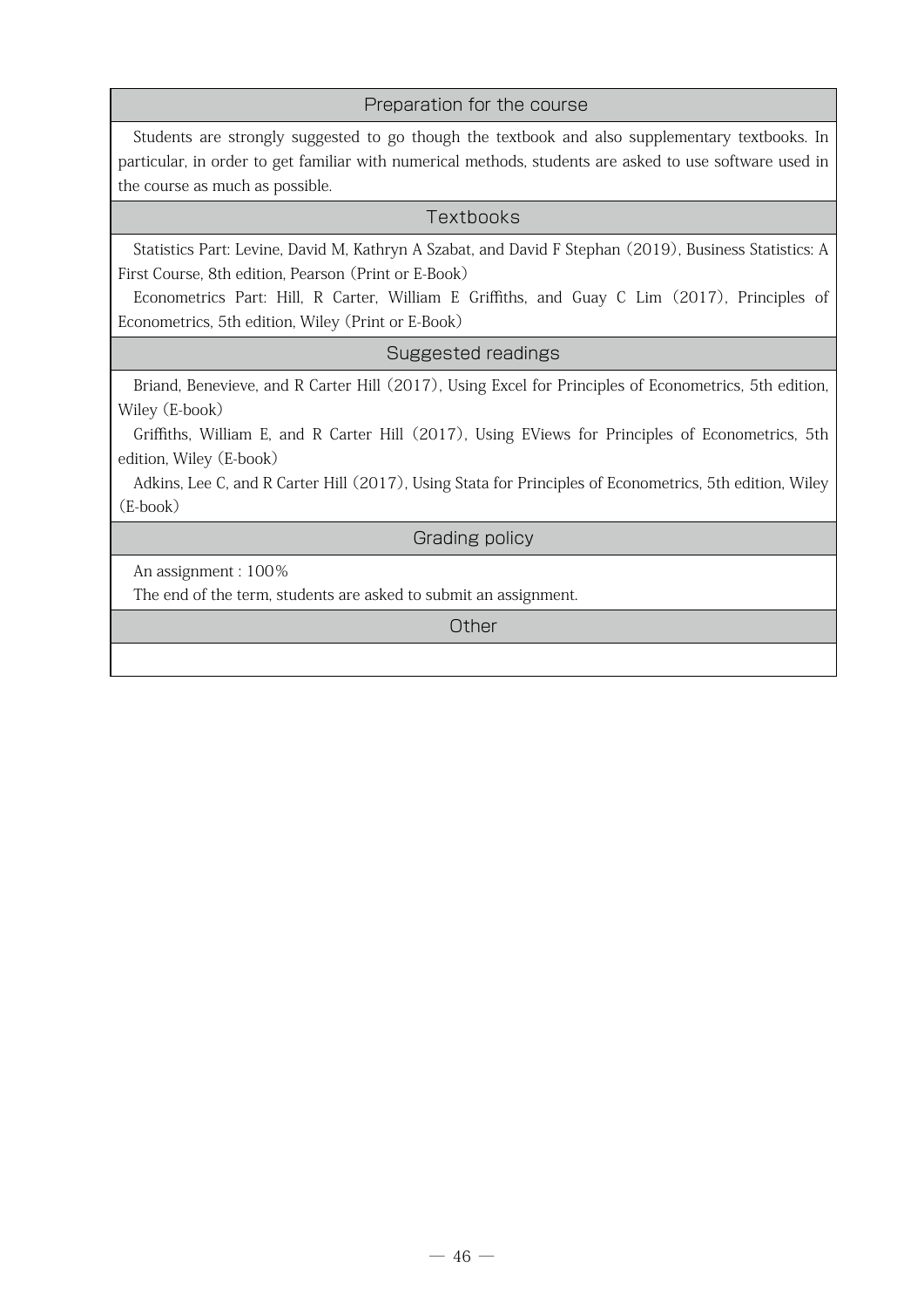## Preparation for the course

Students are strongly suggested to go though the textbook and also supplementary textbooks. In particular, in order to get familiar with numerical methods, students are asked to use software used in the course as much as possible.

## Textbooks

Statistics Part: Levine, David M, Kathryn A Szabat, and David F Stephan (2019), Business Statistics: A First Course, 8th edition, Pearson (Print or E-Book)

Econometrics Part: Hill, R Carter, William E Griffiths, and Guay C Lim (2017), Principles of Econometrics, 5th edition, Wiley (Print or E-Book)

## Suggested readings

Briand, Benevieve, and R Carter Hill (2017), Using Excel for Principles of Econometrics, 5th edition, Wiley (E-book)

Griffiths, William E, and R Carter Hill (2017), Using EViews for Principles of Econometrics, 5th edition, Wiley (E-book)

Adkins, Lee C, and R Carter Hill (2017), Using Stata for Principles of Econometrics, 5th edition, Wiley (E-book)

## Grading policy

An assignment : 100%

The end of the term, students are asked to submit an assignment.

## Other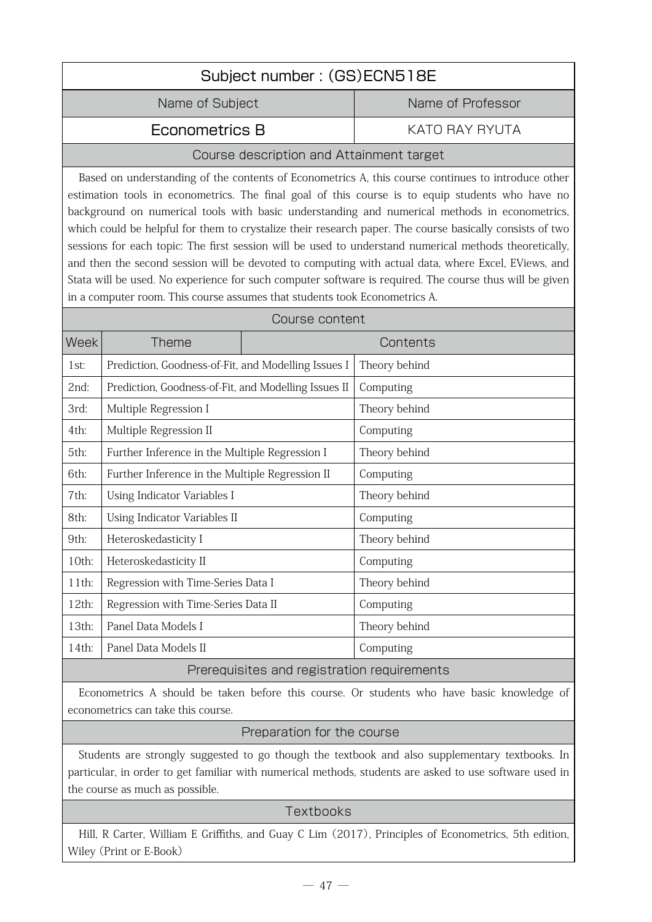## Subject number : (GS)ECN518E

| Name of Subject | Name of Professor |
|---|---|
| Econometrics B | KATO RAY RYUTA |

### Course description and Attainment target

Based on understanding of the contents of Econometrics A, this course continues to introduce other estimation tools in econometrics. The final goal of this course is to equip students who have no background on numerical tools with basic understanding and numerical methods in econometrics, which could be helpful for them to crystalize their research paper. The course basically consists of two sessions for each topic: The first session will be used to understand numerical methods theoretically, and then the second session will be devoted to computing with actual data, where Excel, EViews, and Stata will be used. No experience for such computer software is required. The course thus will be given in a computer room. This course assumes that students took Econometrics A.

### Course content

| Week | Theme | Contents |
|---|---|---|
| 1st: | Prediction, Goodness-of-Fit, and Modelling Issues I | Theory behind |
| 2nd: | Prediction, Goodness-of-Fit, and Modelling Issues II | Computing |
| 3rd: | Multiple Regression I | Theory behind |
| 4th: | Multiple Regression II | Computing |
| 5th: | Further Inference in the Multiple Regression I | Theory behind |
| 6th: | Further Inference in the Multiple Regression II | Computing |
| 7th: | Using Indicator Variables I | Theory behind |
| 8th: | Using Indicator Variables II | Computing |
| 9th: | Heteroskedasticity I | Theory behind |
| 10th: | Heteroskedasticity II | Computing |
| 11th: | Regression with Time-Series Data I | Theory behind |
| 12th: | Regression with Time-Series Data II | Computing |
| 13th: | Panel Data Models I | Theory behind |
| 14th: | Panel Data Models II | Computing |

### Prerequisites and registration requirements

Econometrics A should be taken before this course. Or students who have basic knowledge of econometrics can take this course.

### Preparation for the course

Students are strongly suggested to go though the textbook and also supplementary textbooks. In particular, in order to get familiar with numerical methods, students are asked to use software used in the course as much as possible.

### Textbooks

Hill, R Carter, William E Griffiths, and Guay C Lim (2017), Principles of Econometrics, 5th edition, Wiley (Print or E-Book)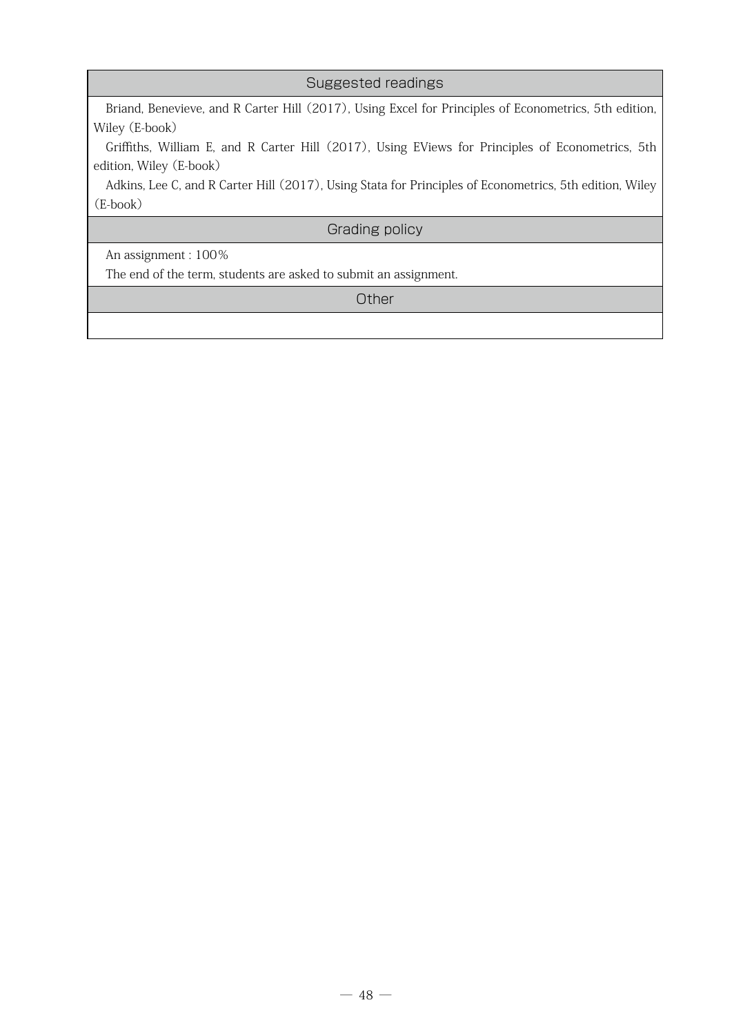## Suggested readings

Briand, Benevieve, and R Carter Hill (2017), Using Excel for Principles of Econometrics, 5th edition, Wiley (E-book)

Griffiths, William E, and R Carter Hill (2017), Using EViews for Principles of Econometrics, 5th edition, Wiley (E-book)

Adkins, Lee C, and R Carter Hill (2017), Using Stata for Principles of Econometrics, 5th edition, Wiley (E-book)

## Grading policy

An assignment : 100%

The end of the term, students are asked to submit an assignment.

## Other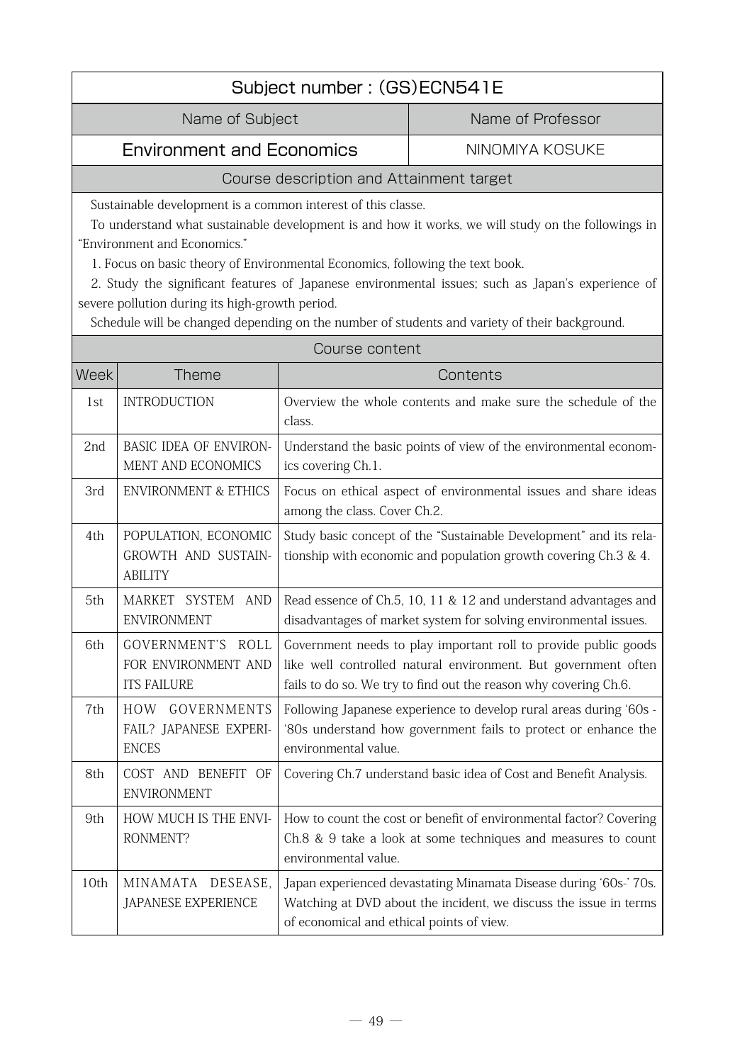## Subject number : (GS)ECN541E

| Name of Subject | Name of Professor |
|---|---|
| Environment and Economics | NINOMIYA KOSUKE |

### Course description and Attainment target

Sustainable development is a common interest of this classe.

To understand what sustainable development is and how it works, we will study on the followings in "Environment and Economics."

1. Focus on basic theory of Environmental Economics, following the text book.
2. Study the significant features of Japanese environmental issues; such as Japan's experience of severe pollution during its high-growth period.

Schedule will be changed depending on the number of students and variety of their background.

### Course content

| Week | Theme | Contents |
|---|---|---|
| 1st | INTRODUCTION | Overview the whole contents and make sure the schedule of the class. |
| 2nd | BASIC IDEA OF ENVIRONMENT AND ECONOMICS | Understand the basic points of view of the environmental economics covering Ch.1. |
| 3rd | ENVIRONMENT & ETHICS | Focus on ethical aspect of environmental issues and share ideas among the class. Cover Ch.2. |
| 4th | POPULATION, ECONOMIC GROWTH AND SUSTAINABILITY | Study basic concept of the "Sustainable Development" and its relationship with economic and population growth covering Ch.3 & 4. |
| 5th | MARKET SYSTEM AND ENVIRONMENT | Read essence of Ch.5, 10, 11 & 12 and understand advantages and disadvantages of market system for solving environmental issues. |
| 6th | GOVERNMENT'S ROLL FOR ENVIRONMENT AND ITS FAILURE | Government needs to play important roll to provide public goods like well controlled natural environment. But government often fails to do so. We try to find out the reason why covering Ch.6. |
| 7th | HOW GOVERNMENTS FAIL? JAPANESE EXPERIENCES | Following Japanese experience to develop rural areas during '60s - '80s understand how government fails to protect or enhance the environmental value. |
| 8th | COST AND BENEFIT OF ENVIRONMENT | Covering Ch.7 understand basic idea of Cost and Benefit Analysis. |
| 9th | HOW MUCH IS THE ENVIRONMENT? | How to count the cost or benefit of environmental factor? Covering Ch.8 & 9 take a look at some techniques and measures to count environmental value. |
| 10th | MINAMATA DESEASE, JAPANESE EXPERIENCE | Japan experienced devastating Minamata Disease during '60s-' 70s. Watching at DVD about the incident, we discuss the issue in terms of economical and ethical points of view. |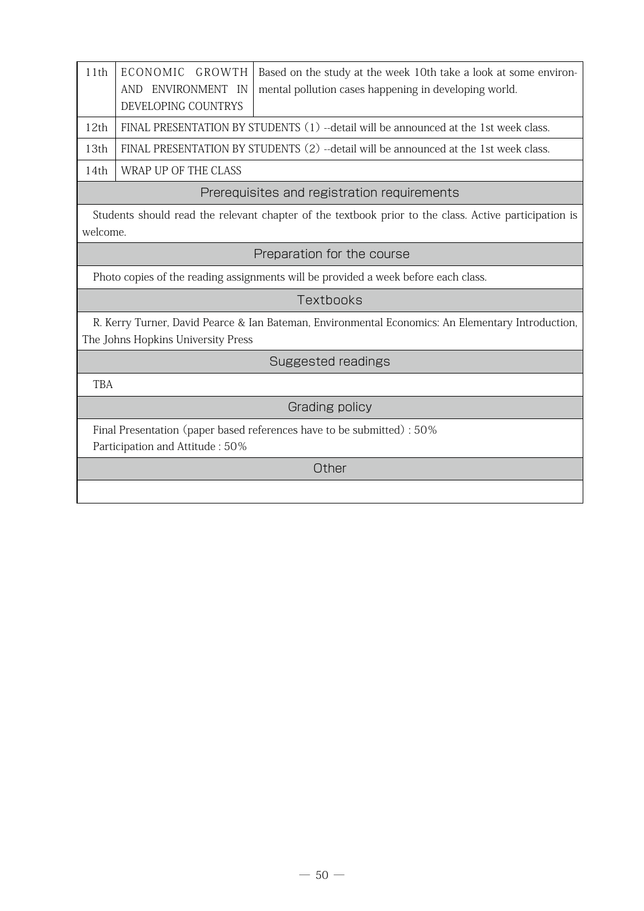| | | |
|---|---|---|
| 11th | ECONOMIC GROWTH AND ENVIRONMENT IN DEVELOPING COUNTRYS | Based on the study at the week 10th take a look at some environmental pollution cases happening in developing world. |
| 12th | FINAL PRESENTATION BY STUDENTS (1) --detail will be announced at the 1st week class. | |
| 13th | FINAL PRESENTATION BY STUDENTS (2) --detail will be announced at the 1st week class. | |
| 14th | WRAP UP OF THE CLASS | |

## Prerequisites and registration requirements

Students should read the relevant chapter of the textbook prior to the class. Active participation is welcome.

## Preparation for the course

Photo copies of the reading assignments will be provided a week before each class.

## Textbooks

R. Kerry Turner, David Pearce & Ian Bateman, Environmental Economics: An Elementary Introduction, The Johns Hopkins University Press

## Suggested readings

TBA

## Grading policy

Final Presentation (paper based references have to be submitted) : 50%
Participation and Attitude : 50%

## Other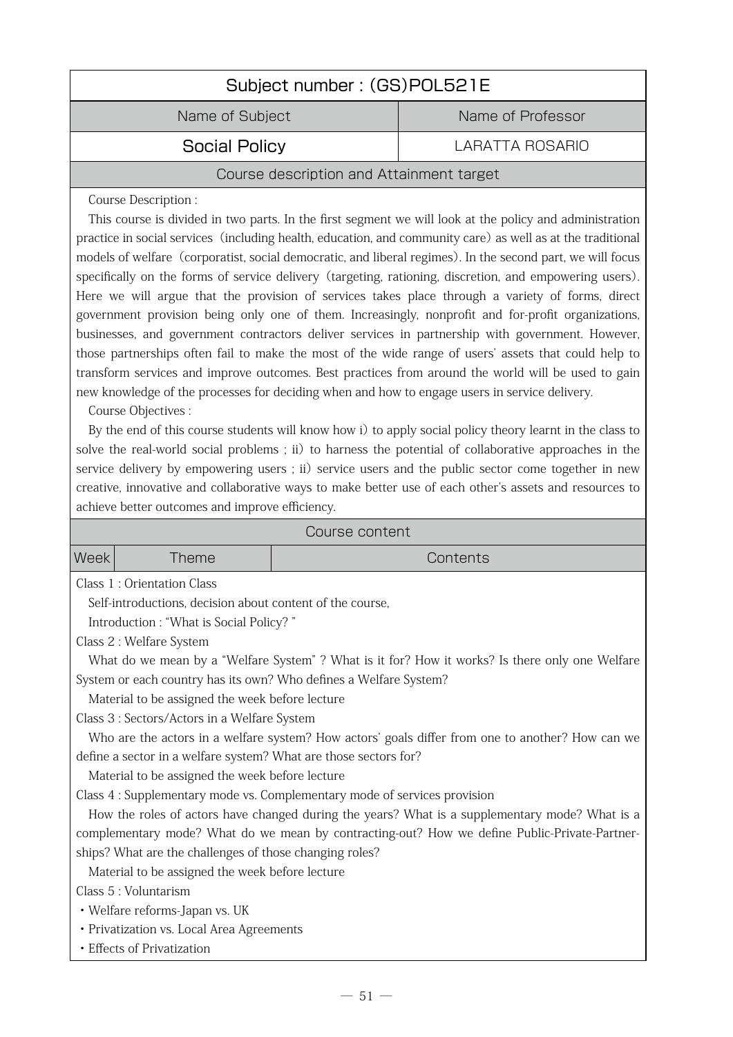| Subject number : (GS)POL521E | |
|---|---|
| Name of Subject | Name of Professor |
| Social Policy | LARATTA ROSARIO |

## Course description and Attainment target

Course Description :

This course is divided in two parts. In the first segment we will look at the policy and administration practice in social services (including health, education, and community care) as well as at the traditional models of welfare (corporatist, social democratic, and liberal regimes). In the second part, we will focus specifically on the forms of service delivery (targeting, rationing, discretion, and empowering users). Here we will argue that the provision of services takes place through a variety of forms, direct government provision being only one of them. Increasingly, nonprofit and for-profit organizations, businesses, and government contractors deliver services in partnership with government. However, those partnerships often fail to make the most of the wide range of users' assets that could help to transform services and improve outcomes. Best practices from around the world will be used to gain new knowledge of the processes for deciding when and how to engage users in service delivery.

Course Objectives :

By the end of this course students will know how i) to apply social policy theory learnt in the class to solve the real-world social problems ; ii) to harness the potential of collaborative approaches in the service delivery by empowering users ; ii) service users and the public sector come together in new creative, innovative and collaborative ways to make better use of each other's assets and resources to achieve better outcomes and improve efficiency.

## Course content

| Week | Theme | Contents |
|---|---|---|

Class 1 : Orientation Class

Self-introductions, decision about content of the course,

Introduction : "What is Social Policy? "

Class 2 : Welfare System

What do we mean by a "Welfare System" ? What is it for? How it works? Is there only one Welfare System or each country has its own? Who defines a Welfare System?

Material to be assigned the week before lecture

Class 3 : Sectors/Actors in a Welfare System

Who are the actors in a welfare system? How actors' goals differ from one to another? How can we define a sector in a welfare system? What are those sectors for?

Material to be assigned the week before lecture

Class 4 : Supplementary mode vs. Complementary mode of services provision

How the roles of actors have changed during the years? What is a supplementary mode? What is a complementary mode? What do we mean by contracting-out? How we define Public-Private-Partnerships? What are the challenges of those changing roles?

Material to be assigned the week before lecture

Class 5 : Voluntarism

- Welfare reforms-Japan vs. UK
- Privatization vs. Local Area Agreements
- Effects of Privatization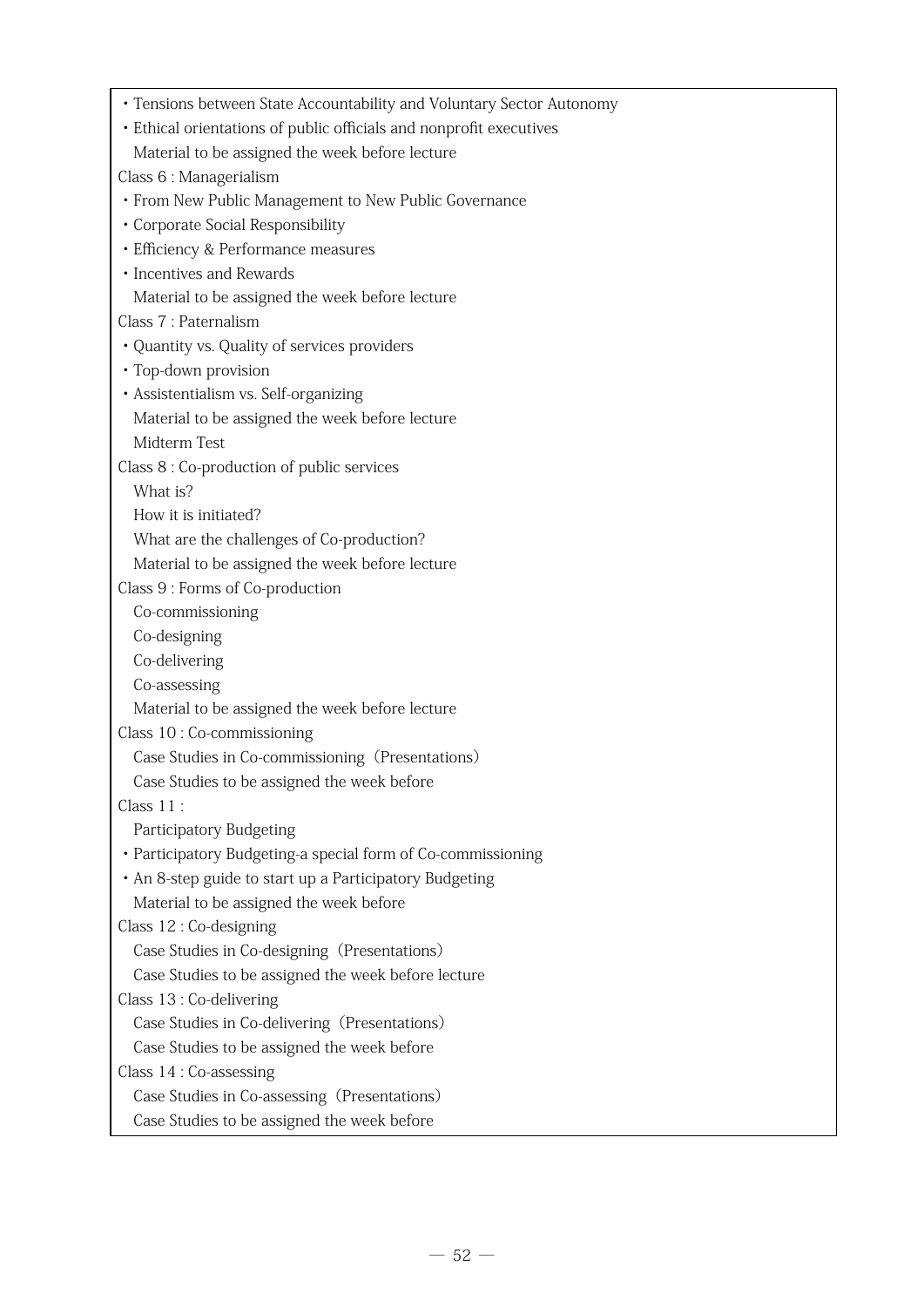- Tensions between State Accountability and Voluntary Sector Autonomy
- Ethical orientations of public officials and nonprofit executives

  Material to be assigned the week before lecture

Class 6 : Managerialism

- From New Public Management to New Public Governance
- Corporate Social Responsibility
- Efficiency & Performance measures
- Incentives and Rewards

  Material to be assigned the week before lecture

Class 7 : Paternalism

- Quantity vs. Quality of services providers
- Top-down provision
- Assistentialism vs. Self-organizing

  Material to be assigned the week before lecture

  Midterm Test

Class 8 : Co-production of public services

  What is?

  How it is initiated?

  What are the challenges of Co-production?

  Material to be assigned the week before lecture

Class 9 : Forms of Co-production

  Co-commissioning

  Co-designing

  Co-delivering

  Co-assessing

  Material to be assigned the week before lecture

Class 10 : Co-commissioning

  Case Studies in Co-commissioning（Presentations）

  Case Studies to be assigned the week before

Class 11 :

  Participatory Budgeting

- Participatory Budgeting-a special form of Co-commissioning
- An 8-step guide to start up a Participatory Budgeting

  Material to be assigned the week before

Class 12 : Co-designing

  Case Studies in Co-designing（Presentations）

  Case Studies to be assigned the week before lecture

Class 13 : Co-delivering

  Case Studies in Co-delivering（Presentations）

  Case Studies to be assigned the week before

Class 14 : Co-assessing

  Case Studies in Co-assessing（Presentations）

  Case Studies to be assigned the week before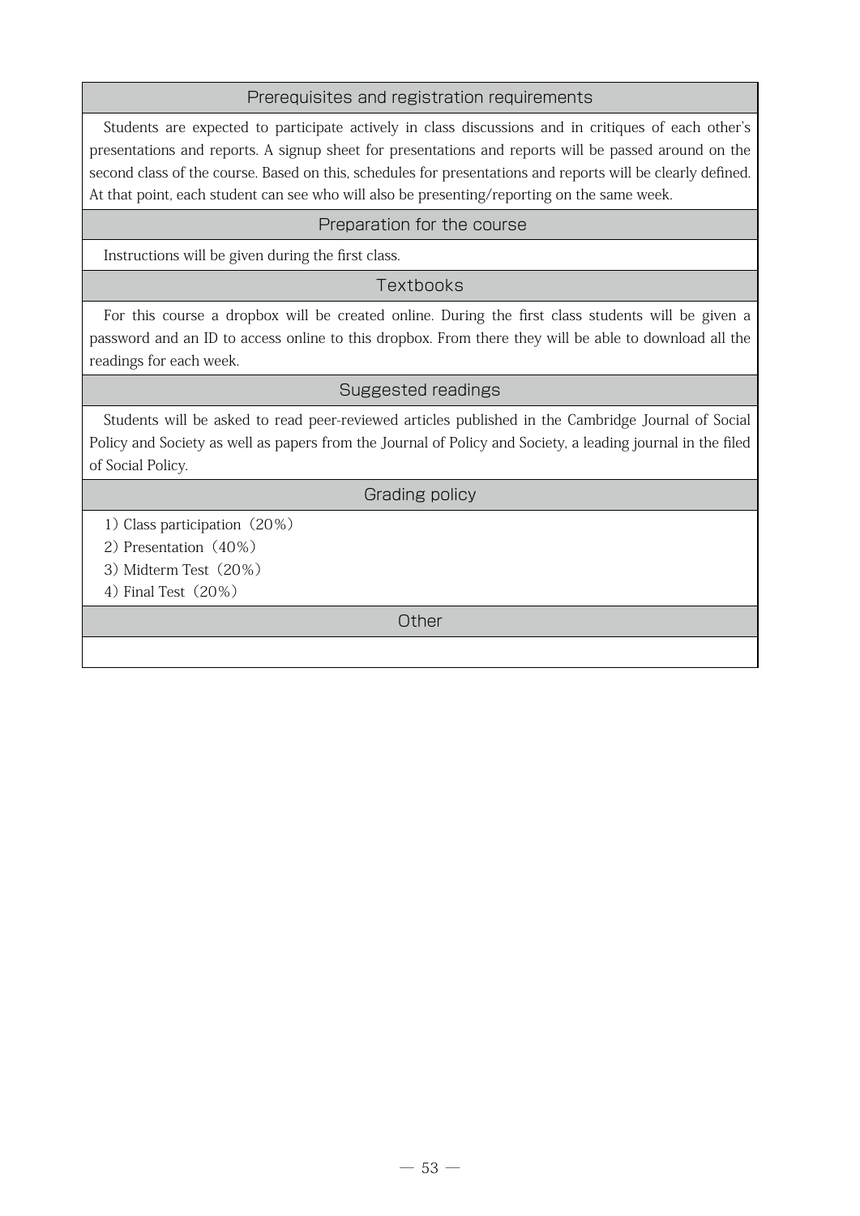## Prerequisites and registration requirements

Students are expected to participate actively in class discussions and in critiques of each other's presentations and reports. A signup sheet for presentations and reports will be passed around on the second class of the course. Based on this, schedules for presentations and reports will be clearly defined. At that point, each student can see who will also be presenting/reporting on the same week.

## Preparation for the course

Instructions will be given during the first class.

## Textbooks

For this course a dropbox will be created online. During the first class students will be given a password and an ID to access online to this dropbox. From there they will be able to download all the readings for each week.

## Suggested readings

Students will be asked to read peer-reviewed articles published in the Cambridge Journal of Social Policy and Society as well as papers from the Journal of Policy and Society, a leading journal in the filed of Social Policy.

## Grading policy

1) Class participation（20%）

2) Presentation（40%）

3) Midterm Test（20%）

4) Final Test（20%）

## Other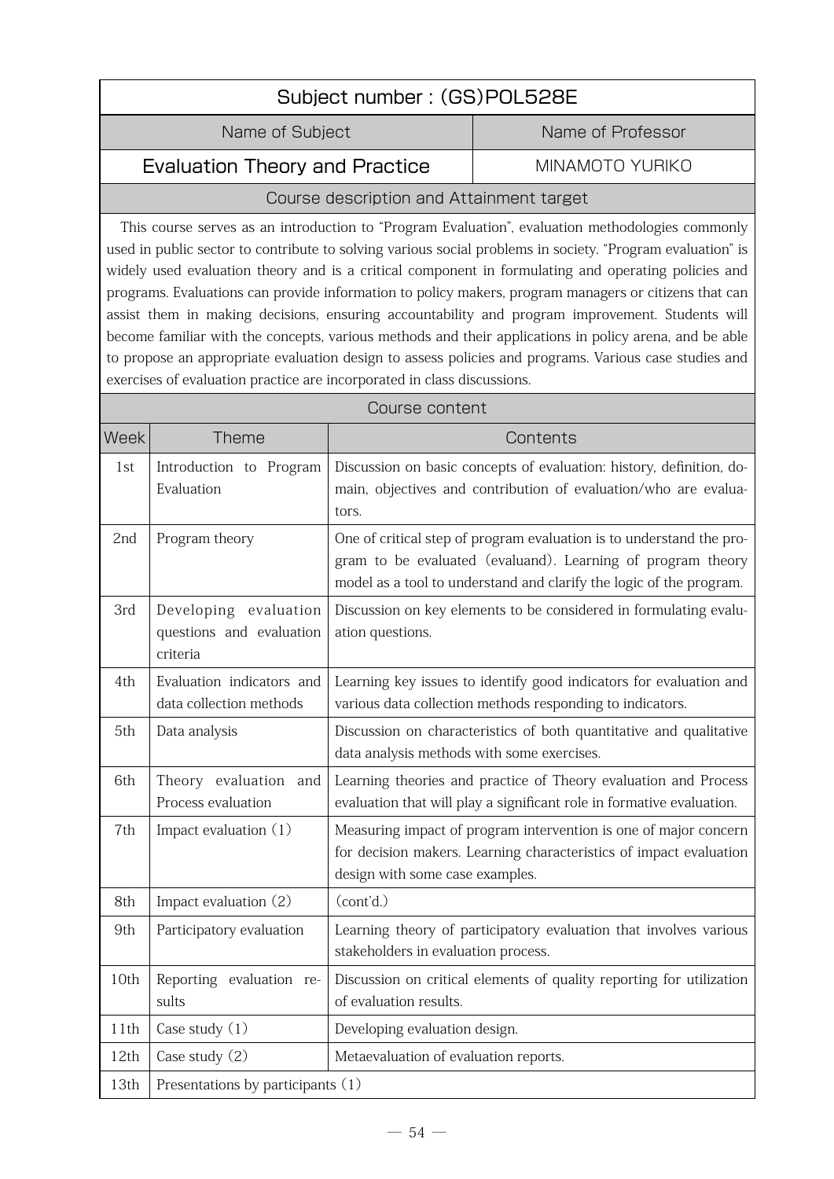## Subject number : (GS)POL528E

| Name of Subject | Name of Professor |
|---|---|
| Evaluation Theory and Practice | MINAMOTO YURIKO |

### Course description and Attainment target

This course serves as an introduction to "Program Evaluation", evaluation methodologies commonly used in public sector to contribute to solving various social problems in society. "Program evaluation" is widely used evaluation theory and is a critical component in formulating and operating policies and programs. Evaluations can provide information to policy makers, program managers or citizens that can assist them in making decisions, ensuring accountability and program improvement. Students will become familiar with the concepts, various methods and their applications in policy arena, and be able to propose an appropriate evaluation design to assess policies and programs. Various case studies and exercises of evaluation practice are incorporated in class discussions.

### Course content

| Week | Theme | Contents |
|---|---|---|
| 1st | Introduction to Program Evaluation | Discussion on basic concepts of evaluation: history, definition, domain, objectives and contribution of evaluation/who are evaluators. |
| 2nd | Program theory | One of critical step of program evaluation is to understand the program to be evaluated (evaluand). Learning of program theory model as a tool to understand and clarify the logic of the program. |
| 3rd | Developing evaluation questions and evaluation criteria | Discussion on key elements to be considered in formulating evaluation questions. |
| 4th | Evaluation indicators and data collection methods | Learning key issues to identify good indicators for evaluation and various data collection methods responding to indicators. |
| 5th | Data analysis | Discussion on characteristics of both quantitative and qualitative data analysis methods with some exercises. |
| 6th | Theory evaluation and Process evaluation | Learning theories and practice of Theory evaluation and Process evaluation that will play a significant role in formative evaluation. |
| 7th | Impact evaluation (1) | Measuring impact of program intervention is one of major concern for decision makers. Learning characteristics of impact evaluation design with some case examples. |
| 8th | Impact evaluation (2) | (cont'd.) |
| 9th | Participatory evaluation | Learning theory of participatory evaluation that involves various stakeholders in evaluation process. |
| 10th | Reporting evaluation results | Discussion on critical elements of quality reporting for utilization of evaluation results. |
| 11th | Case study (1) | Developing evaluation design. |
| 12th | Case study (2) | Metaevaluation of evaluation reports. |
| 13th | Presentations by participants (1) | |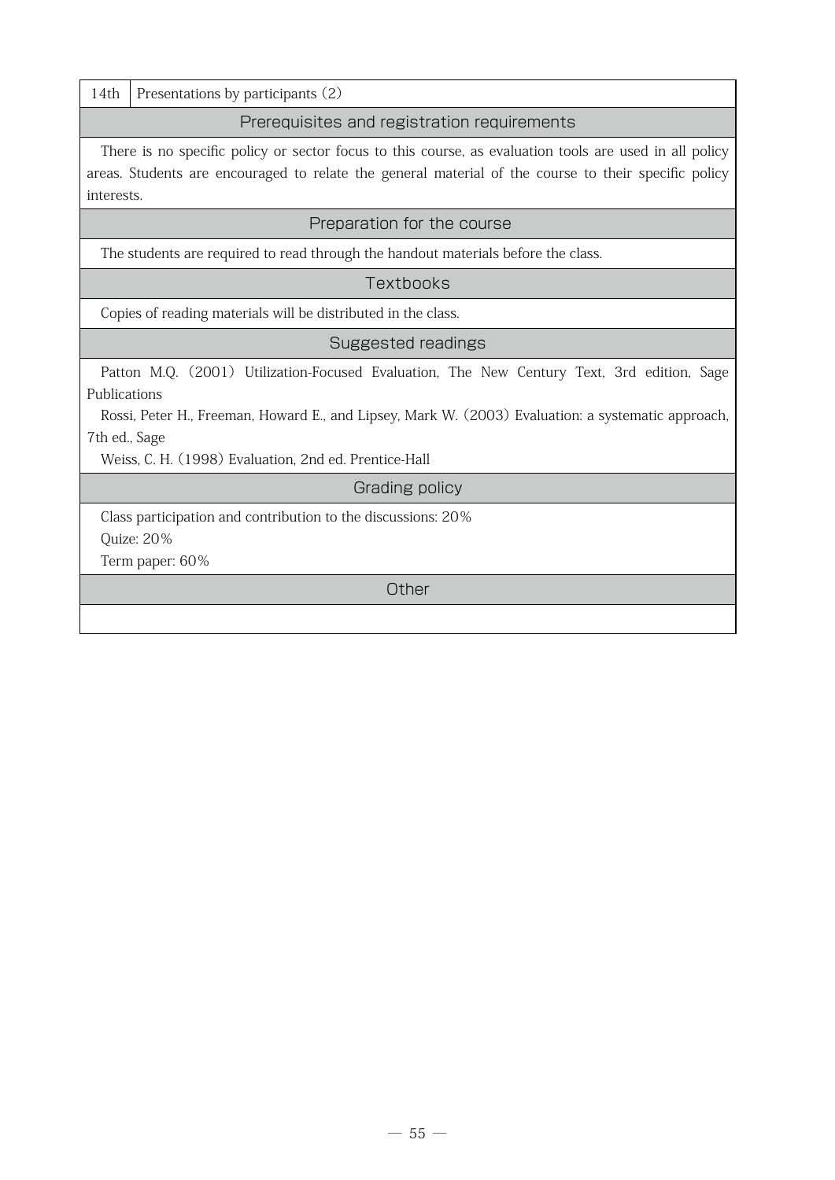| 14th | Presentations by participants (2) |
|---|---|

## Prerequisites and registration requirements

There is no specific policy or sector focus to this course, as evaluation tools are used in all policy areas. Students are encouraged to relate the general material of the course to their specific policy interests.

## Preparation for the course

The students are required to read through the handout materials before the class.

## Textbooks

Copies of reading materials will be distributed in the class.

## Suggested readings

Patton M.Q. (2001) Utilization-Focused Evaluation, The New Century Text, 3rd edition, Sage Publications

Rossi, Peter H., Freeman, Howard E., and Lipsey, Mark W. (2003) Evaluation: a systematic approach, 7th ed., Sage

Weiss, C. H. (1998) Evaluation, 2nd ed. Prentice-Hall

## Grading policy

Class participation and contribution to the discussions: 20%

Quize: 20%

Term paper: 60%

## Other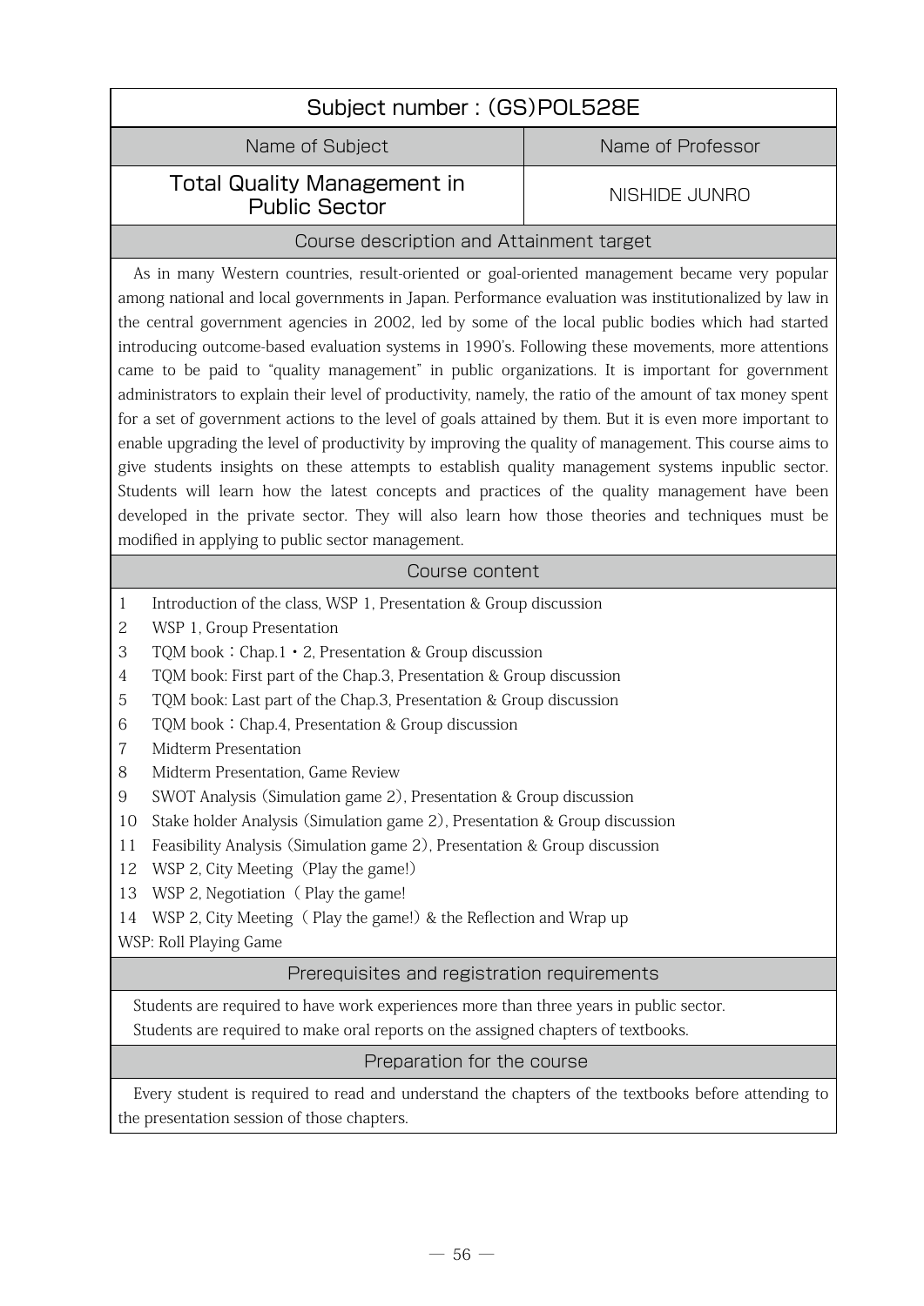## Subject number : (GS)POL528E

| Name of Subject | Name of Professor |
|---|---|
| Total Quality Management in Public Sector | NISHIDE JUNRO |

### Course description and Attainment target

As in many Western countries, result-oriented or goal-oriented management became very popular among national and local governments in Japan. Performance evaluation was institutionalized by law in the central government agencies in 2002, led by some of the local public bodies which had started introducing outcome-based evaluation systems in 1990's. Following these movements, more attentions came to be paid to "quality management" in public organizations. It is important for government administrators to explain their level of productivity, namely, the ratio of the amount of tax money spent for a set of government actions to the level of goals attained by them. But it is even more important to enable upgrading the level of productivity by improving the quality of management. This course aims to give students insights on these attempts to establish quality management systems inpublic sector. Students will learn how the latest concepts and practices of the quality management have been developed in the private sector. They will also learn how those theories and techniques must be modified in applying to public sector management.

### Course content

1 Introduction of the class, WSP 1, Presentation & Group discussion
2 WSP 1, Group Presentation
3 TQM book：Chap.1・2, Presentation & Group discussion
4 TQM book: First part of the Chap.3, Presentation & Group discussion
5 TQM book: Last part of the Chap.3, Presentation & Group discussion
6 TQM book：Chap.4, Presentation & Group discussion
7 Midterm Presentation
8 Midterm Presentation, Game Review
9 SWOT Analysis (Simulation game 2), Presentation & Group discussion
10 Stake holder Analysis (Simulation game 2), Presentation & Group discussion
11 Feasibility Analysis (Simulation game 2), Presentation & Group discussion
12 WSP 2, City Meeting（Play the game!）
13 WSP 2, Negotiation（ Play the game!
14 WSP 2, City Meeting（ Play the game!）& the Reflection and Wrap up
WSP: Roll Playing Game

### Prerequisites and registration requirements

Students are required to have work experiences more than three years in public sector.
Students are required to make oral reports on the assigned chapters of textbooks.

### Preparation for the course

Every student is required to read and understand the chapters of the textbooks before attending to the presentation session of those chapters.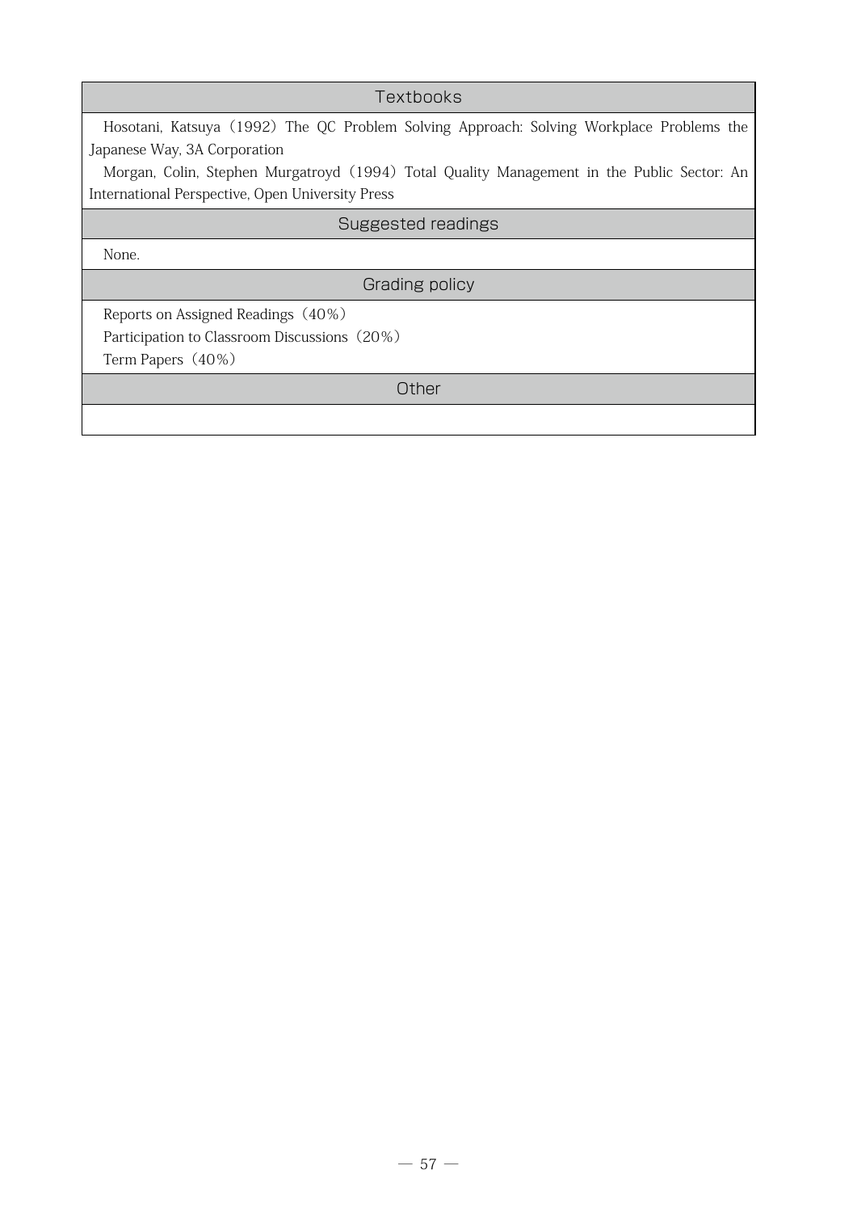## Textbooks

Hosotani, Katsuya（1992）The QC Problem Solving Approach: Solving Workplace Problems the Japanese Way, 3A Corporation

Morgan, Colin, Stephen Murgatroyd（1994）Total Quality Management in the Public Sector: An International Perspective, Open University Press

## Suggested readings

None.

## Grading policy

Reports on Assigned Readings（40%）

Participation to Classroom Discussions（20%）

Term Papers（40%）

## Other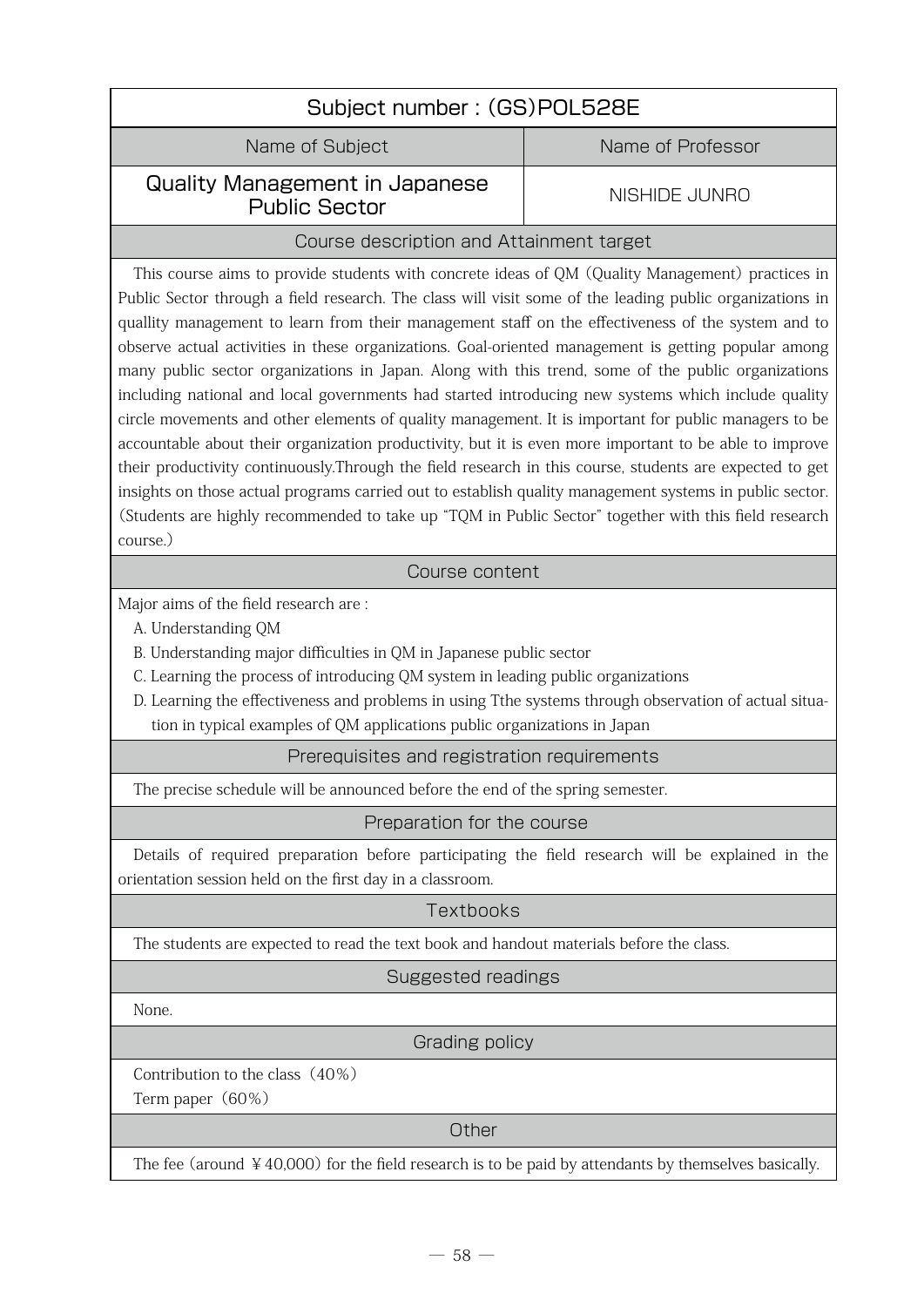## Subject number : (GS)POL528E

| Name of Subject | Name of Professor |
| --- | --- |
| Quality Management in Japanese Public Sector | NISHIDE JUNRO |

### Course description and Attainment target

This course aims to provide students with concrete ideas of QM (Quality Management) practices in Public Sector through a field research. The class will visit some of the leading public organizations in quallity management to learn from their management staff on the effectiveness of the system and to observe actual activities in these organizations. Goal-oriented management is getting popular among many public sector organizations in Japan. Along with this trend, some of the public organizations including national and local governments had started introducing new systems which include quality circle movements and other elements of quality management. It is important for public managers to be accountable about their organization productivity, but it is even more important to be able to improve their productivity continuously.Through the field research in this course, students are expected to get insights on those actual programs carried out to establish quality management systems in public sector. (Students are highly recommended to take up "TQM in Public Sector" together with this field research course.)

### Course content

Major aims of the field research are :

A. Understanding QM
B. Understanding major difficulties in QM in Japanese public sector
C. Learning the process of introducing QM system in leading public organizations
D. Learning the effectiveness and problems in using Tthe systems through observation of actual situation in typical examples of QM applications public organizations in Japan

### Prerequisites and registration requirements

The precise schedule will be announced before the end of the spring semester.

### Preparation for the course

Details of required preparation before participating the field research will be explained in the orientation session held on the first day in a classroom.

### Textbooks

The students are expected to read the text book and handout materials before the class.

### Suggested readings

None.

### Grading policy

Contribution to the class (40%)
Term paper (60%)

### Other

The fee (around ¥40,000) for the field research is to be paid by attendants by themselves basically.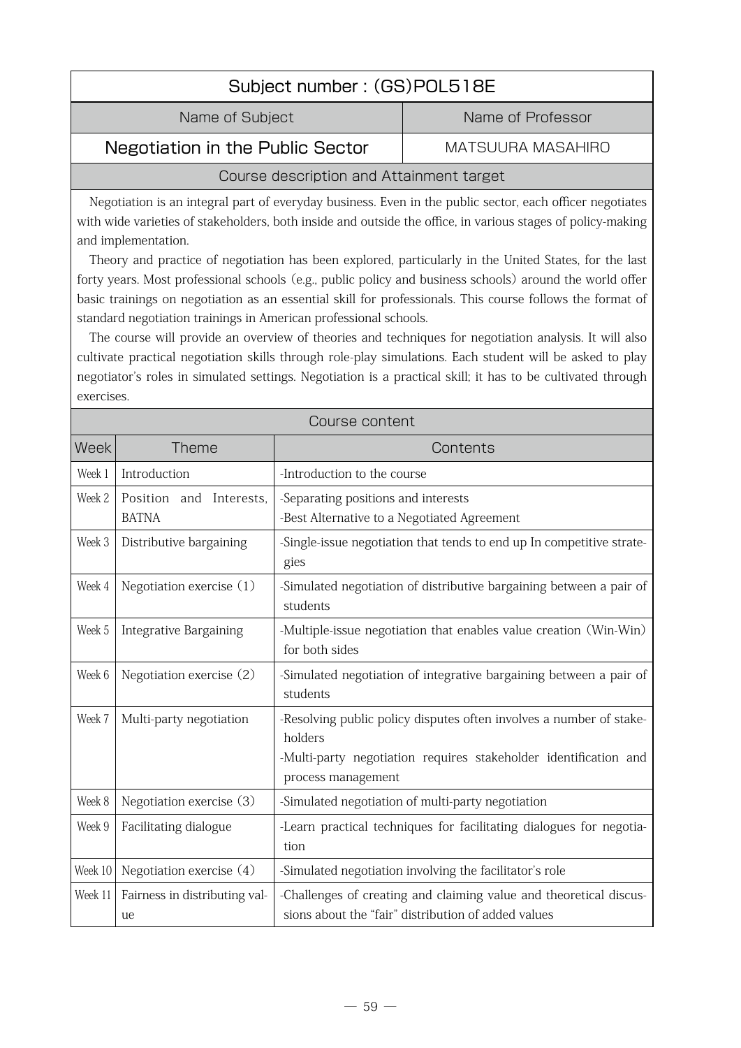## Subject number : (GS)POL518E

| Name of Subject | Name of Professor |
|---|---|
| **Negotiation in the Public Sector** | MATSUURA MASAHIRO |

### Course description and Attainment target

Negotiation is an integral part of everyday business. Even in the public sector, each officer negotiates with wide varieties of stakeholders, both inside and outside the office, in various stages of policy-making and implementation.

Theory and practice of negotiation has been explored, particularly in the United States, for the last forty years. Most professional schools (e.g., public policy and business schools) around the world offer basic trainings on negotiation as an essential skill for professionals. This course follows the format of standard negotiation trainings in American professional schools.

The course will provide an overview of theories and techniques for negotiation analysis. It will also cultivate practical negotiation skills through role-play simulations. Each student will be asked to play negotiator's roles in simulated settings. Negotiation is a practical skill; it has to be cultivated through exercises.

### Course content

| Week | Theme | Contents |
|---|---|---|
| Week 1 | Introduction | -Introduction to the course |
| Week 2 | Position and Interests, BATNA | -Separating positions and interests<br>-Best Alternative to a Negotiated Agreement |
| Week 3 | Distributive bargaining | -Single-issue negotiation that tends to end up In competitive strategies |
| Week 4 | Negotiation exercise (1) | -Simulated negotiation of distributive bargaining between a pair of students |
| Week 5 | Integrative Bargaining | -Multiple-issue negotiation that enables value creation (Win-Win) for both sides |
| Week 6 | Negotiation exercise (2) | -Simulated negotiation of integrative bargaining between a pair of students |
| Week 7 | Multi-party negotiation | -Resolving public policy disputes often involves a number of stakeholders<br>-Multi-party negotiation requires stakeholder identification and process management |
| Week 8 | Negotiation exercise (3) | -Simulated negotiation of multi-party negotiation |
| Week 9 | Facilitating dialogue | -Learn practical techniques for facilitating dialogues for negotiation |
| Week 10 | Negotiation exercise (4) | -Simulated negotiation involving the facilitator's role |
| Week 11 | Fairness in distributing value | -Challenges of creating and claiming value and theoretical discussions about the "fair" distribution of added values |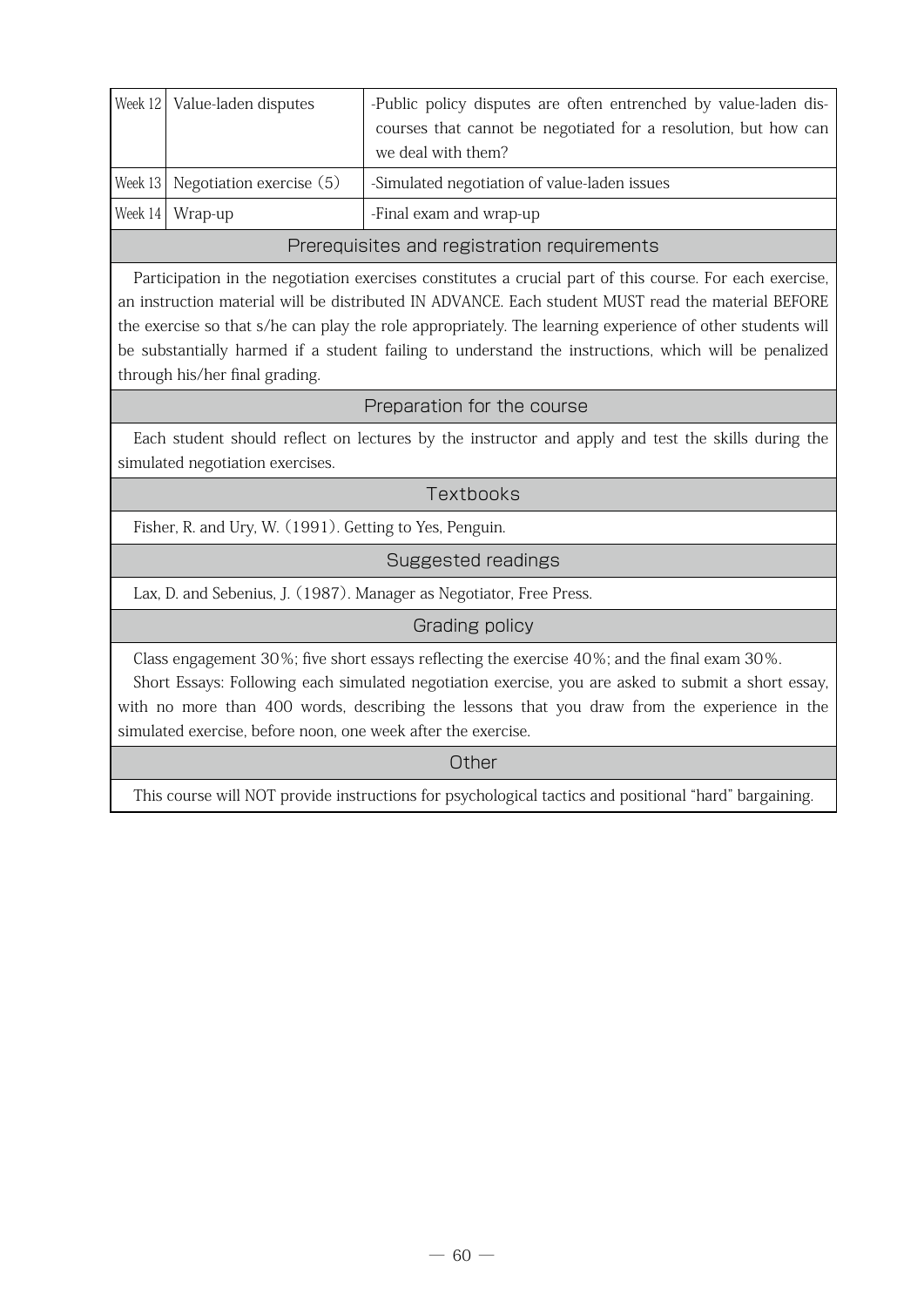| | | |
|---|---|---|
| Week 12 | Value-laden disputes | -Public policy disputes are often entrenched by value-laden discourses that cannot be negotiated for a resolution, but how can we deal with them? |
| Week 13 | Negotiation exercise (5) | -Simulated negotiation of value-laden issues |
| Week 14 | Wrap-up | -Final exam and wrap-up |

## Prerequisites and registration requirements

Participation in the negotiation exercises constitutes a crucial part of this course. For each exercise, an instruction material will be distributed IN ADVANCE. Each student MUST read the material BEFORE the exercise so that s/he can play the role appropriately. The learning experience of other students will be substantially harmed if a student failing to understand the instructions, which will be penalized through his/her final grading.

## Preparation for the course

Each student should reflect on lectures by the instructor and apply and test the skills during the simulated negotiation exercises.

## Textbooks

Fisher, R. and Ury, W. (1991). Getting to Yes, Penguin.

## Suggested readings

Lax, D. and Sebenius, J. (1987). Manager as Negotiator, Free Press.

## Grading policy

Class engagement 30%; five short essays reflecting the exercise 40%; and the final exam 30%.

Short Essays: Following each simulated negotiation exercise, you are asked to submit a short essay, with no more than 400 words, describing the lessons that you draw from the experience in the simulated exercise, before noon, one week after the exercise.

## Other

This course will NOT provide instructions for psychological tactics and positional "hard" bargaining.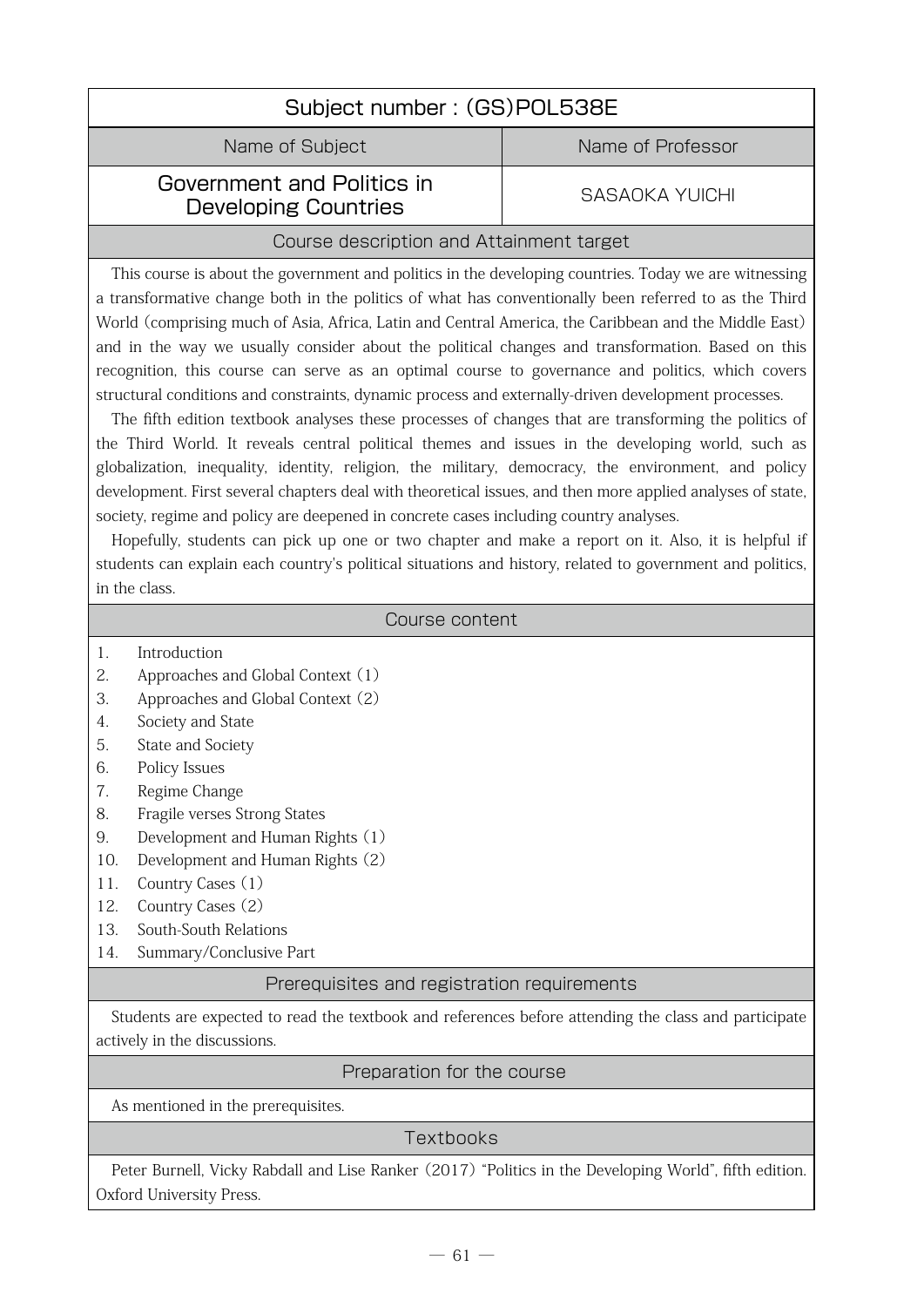## Subject number : (GS)POL538E

| Name of Subject | Name of Professor |
|---|---|
| Government and Politics in Developing Countries | SASAOKA YUICHI |

### Course description and Attainment target

This course is about the government and politics in the developing countries. Today we are witnessing a transformative change both in the politics of what has conventionally been referred to as the Third World (comprising much of Asia, Africa, Latin and Central America, the Caribbean and the Middle East) and in the way we usually consider about the political changes and transformation. Based on this recognition, this course can serve as an optimal course to governance and politics, which covers structural conditions and constraints, dynamic process and externally-driven development processes.

The fifth edition textbook analyses these processes of changes that are transforming the politics of the Third World. It reveals central political themes and issues in the developing world, such as globalization, inequality, identity, religion, the military, democracy, the environment, and policy development. First several chapters deal with theoretical issues, and then more applied analyses of state, society, regime and policy are deepened in concrete cases including country analyses.

Hopefully, students can pick up one or two chapter and make a report on it. Also, it is helpful if students can explain each country's political situations and history, related to government and politics, in the class.

### Course content

1. Introduction
2. Approaches and Global Context (1)
3. Approaches and Global Context (2)
4. Society and State
5. State and Society
6. Policy Issues
7. Regime Change
8. Fragile verses Strong States
9. Development and Human Rights (1)
10. Development and Human Rights (2)
11. Country Cases (1)
12. Country Cases (2)
13. South-South Relations
14. Summary/Conclusive Part

### Prerequisites and registration requirements

Students are expected to read the textbook and references before attending the class and participate actively in the discussions.

### Preparation for the course

As mentioned in the prerequisites.

### Textbooks

Peter Burnell, Vicky Rabdall and Lise Ranker (2017) "Politics in the Developing World", fifth edition. Oxford University Press.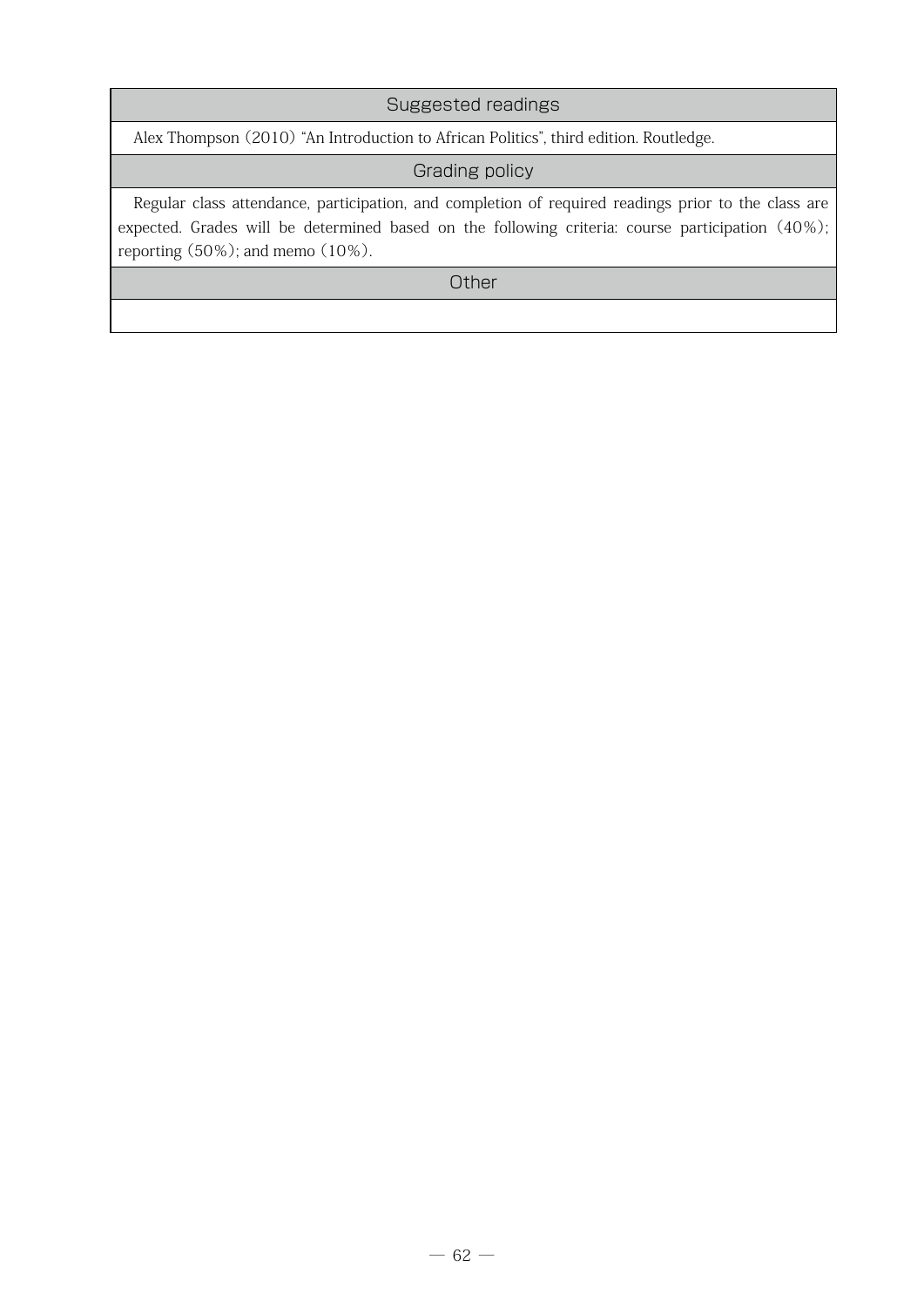## Suggested readings

Alex Thompson (2010) "An Introduction to African Politics", third edition. Routledge.

## Grading policy

Regular class attendance, participation, and completion of required readings prior to the class are expected. Grades will be determined based on the following criteria: course participation (40%); reporting (50%); and memo (10%).

## Other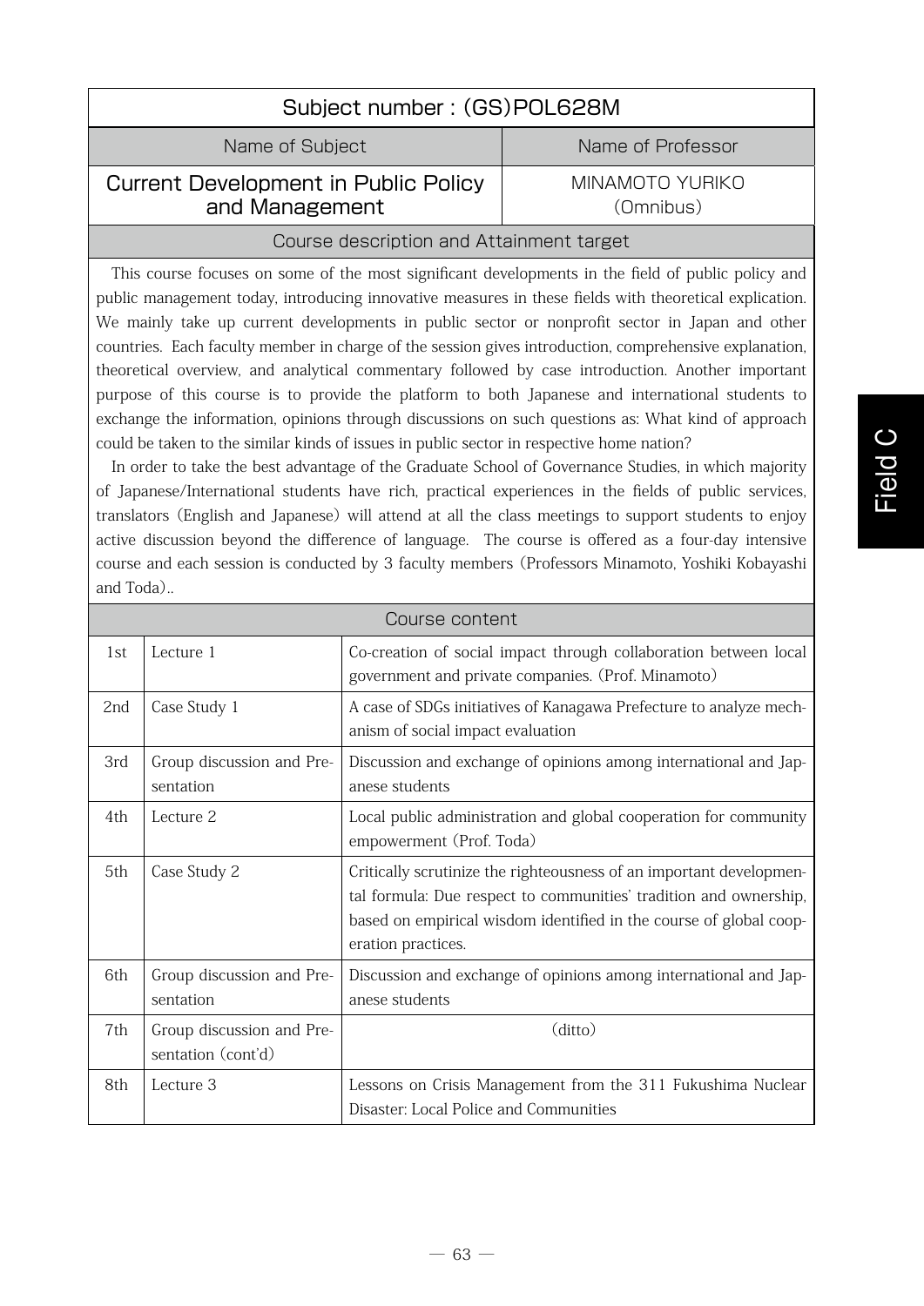## Subject number : (GS)POL628M

| Name of Subject | Name of Professor |
| --- | --- |
| Current Development in Public Policy and Management | MINAMOTO YURIKO (Omnibus) |

### Course description and Attainment target

This course focuses on some of the most significant developments in the field of public policy and public management today, introducing innovative measures in these fields with theoretical explication. We mainly take up current developments in public sector or nonprofit sector in Japan and other countries. Each faculty member in charge of the session gives introduction, comprehensive explanation, theoretical overview, and analytical commentary followed by case introduction. Another important purpose of this course is to provide the platform to both Japanese and international students to exchange the information, opinions through discussions on such questions as: What kind of approach could be taken to the similar kinds of issues in public sector in respective home nation?

In order to take the best advantage of the Graduate School of Governance Studies, in which majority of Japanese/International students have rich, practical experiences in the fields of public services, translators (English and Japanese) will attend at all the class meetings to support students to enjoy active discussion beyond the difference of language. The course is offered as a four-day intensive course and each session is conducted by 3 faculty members (Professors Minamoto, Yoshiki Kobayashi and Toda)..

### Course content

| | | |
| --- | --- | --- |
| 1st | Lecture 1 | Co-creation of social impact through collaboration between local government and private companies. (Prof. Minamoto) |
| 2nd | Case Study 1 | A case of SDGs initiatives of Kanagawa Prefecture to analyze mechanism of social impact evaluation |
| 3rd | Group discussion and Presentation | Discussion and exchange of opinions among international and Japanese students |
| 4th | Lecture 2 | Local public administration and global cooperation for community empowerment (Prof. Toda) |
| 5th | Case Study 2 | Critically scrutinize the righteousness of an important developmental formula: Due respect to communities' tradition and ownership, based on empirical wisdom identified in the course of global cooperation practices. |
| 6th | Group discussion and Presentation | Discussion and exchange of opinions among international and Japanese students |
| 7th | Group discussion and Presentation (cont'd) | (ditto) |
| 8th | Lecture 3 | Lessons on Crisis Management from the 311 Fukushima Nuclear Disaster: Local Police and Communities |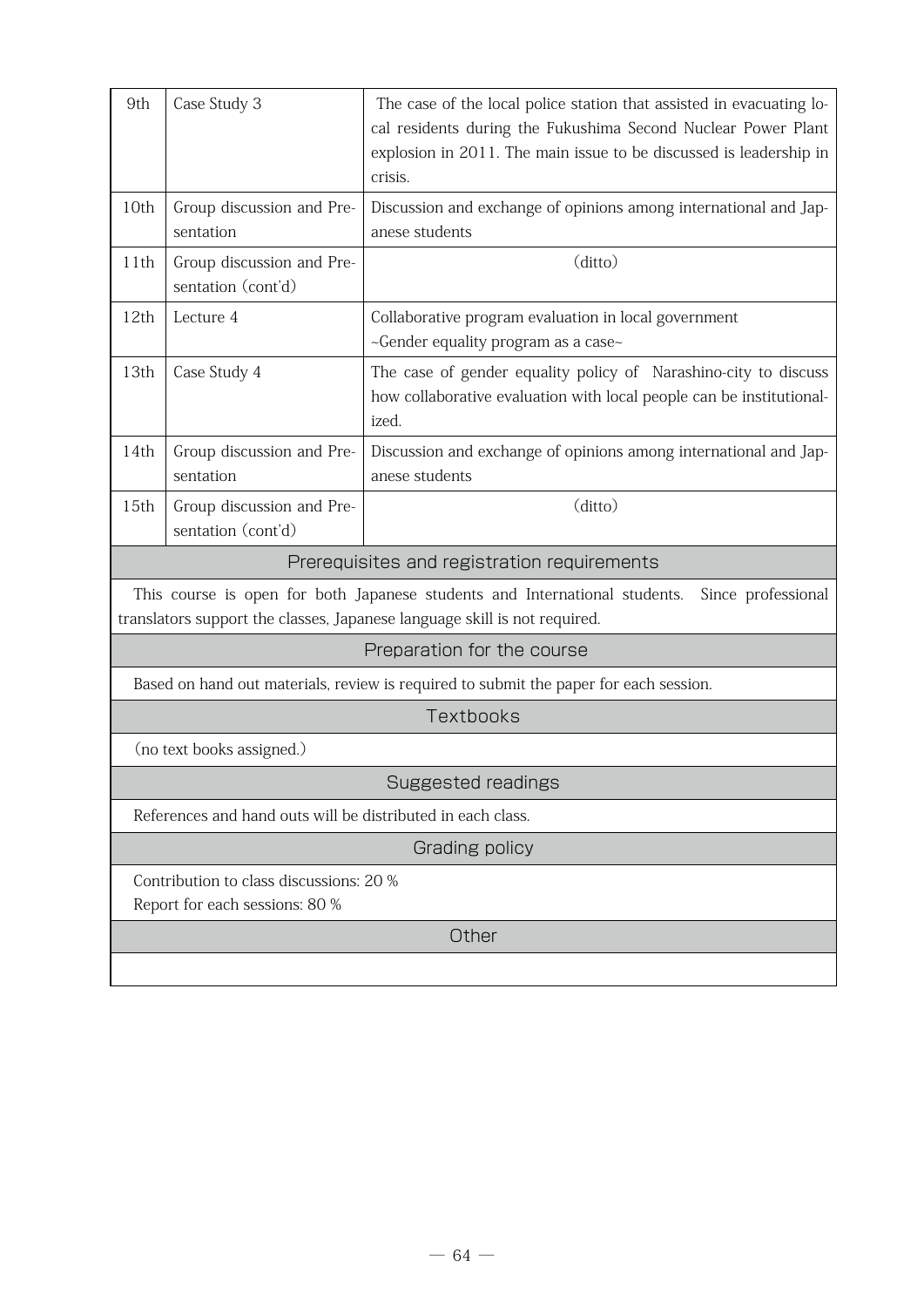| | | |
|---|---|---|
| 9th | Case Study 3 | The case of the local police station that assisted in evacuating local residents during the Fukushima Second Nuclear Power Plant explosion in 2011. The main issue to be discussed is leadership in crisis. |
| 10th | Group discussion and Presentation | Discussion and exchange of opinions among international and Japanese students |
| 11th | Group discussion and Presentation (cont'd) | (ditto) |
| 12th | Lecture 4 | Collaborative program evaluation in local government ~Gender equality program as a case~ |
| 13th | Case Study 4 | The case of gender equality policy of Narashino-city to discuss how collaborative evaluation with local people can be institutionalized. |
| 14th | Group discussion and Presentation | Discussion and exchange of opinions among international and Japanese students |
| 15th | Group discussion and Presentation (cont'd) | (ditto) |

## Prerequisites and registration requirements

This course is open for both Japanese students and International students. Since professional translators support the classes, Japanese language skill is not required.

## Preparation for the course

Based on hand out materials, review is required to submit the paper for each session.

## Textbooks

(no text books assigned.)

## Suggested readings

References and hand outs will be distributed in each class.

## Grading policy

Contribution to class discussions: 20 %
Report for each sessions: 80 %

## Other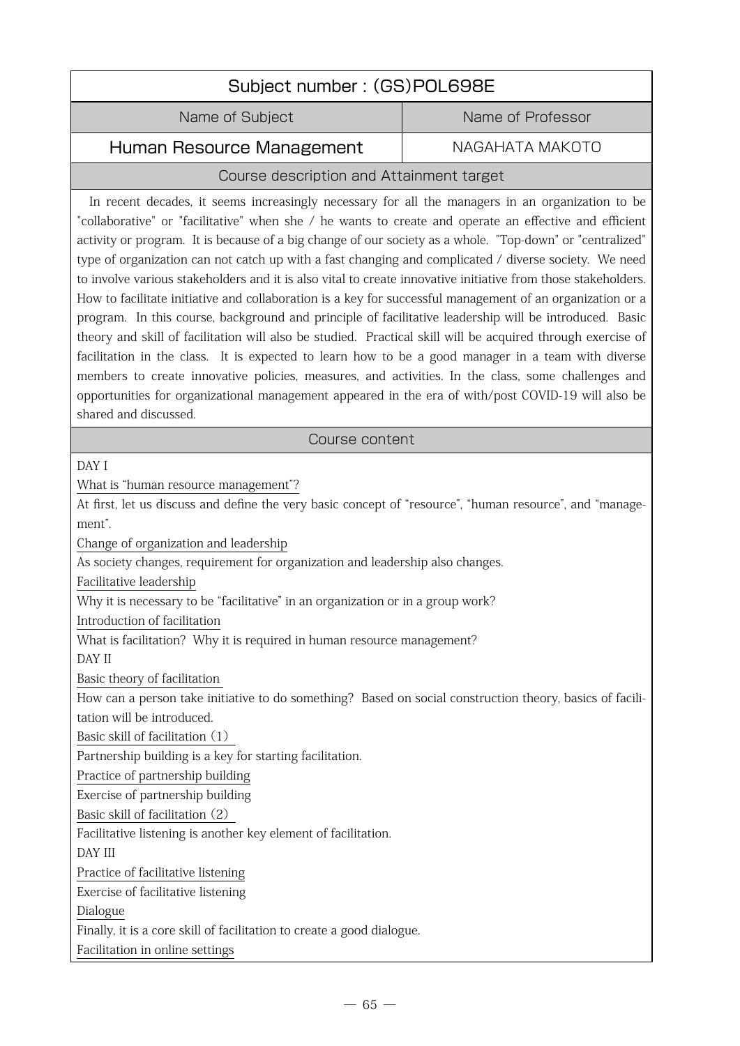| Subject number : (GS)POL698E | |
| --- | --- |
| Name of Subject | Name of Professor |
| Human Resource Management | NAGAHATA MAKOTO |

## Course description and Attainment target

In recent decades, it seems increasingly necessary for all the managers in an organization to be "collaborative" or "facilitative" when she / he wants to create and operate an effective and efficient activity or program. It is because of a big change of our society as a whole. "Top-down" or "centralized" type of organization can not catch up with a fast changing and complicated / diverse society. We need to involve various stakeholders and it is also vital to create innovative initiative from those stakeholders. How to facilitate initiative and collaboration is a key for successful management of an organization or a program. In this course, background and principle of facilitative leadership will be introduced. Basic theory and skill of facilitation will also be studied. Practical skill will be acquired through exercise of facilitation in the class. It is expected to learn how to be a good manager in a team with diverse members to create innovative policies, measures, and activities. In the class, some challenges and opportunities for organizational management appeared in the era of with/post COVID-19 will also be shared and discussed.

## Course content

DAY I

What is "human resource management"?

At first, let us discuss and define the very basic concept of "resource", "human resource", and "management".

Change of organization and leadership

As society changes, requirement for organization and leadership also changes.

Facilitative leadership

Why it is necessary to be "facilitative" in an organization or in a group work?

Introduction of facilitation

What is facilitation? Why it is required in human resource management?

DAY II

Basic theory of facilitation

How can a person take initiative to do something? Based on social construction theory, basics of facilitation will be introduced.

Basic skill of facilitation (1)

Partnership building is a key for starting facilitation.

Practice of partnership building

Exercise of partnership building

Basic skill of facilitation (2)

Facilitative listening is another key element of facilitation.

DAY III

Practice of facilitative listening

Exercise of facilitative listening

Dialogue

Finally, it is a core skill of facilitation to create a good dialogue.

Facilitation in online settings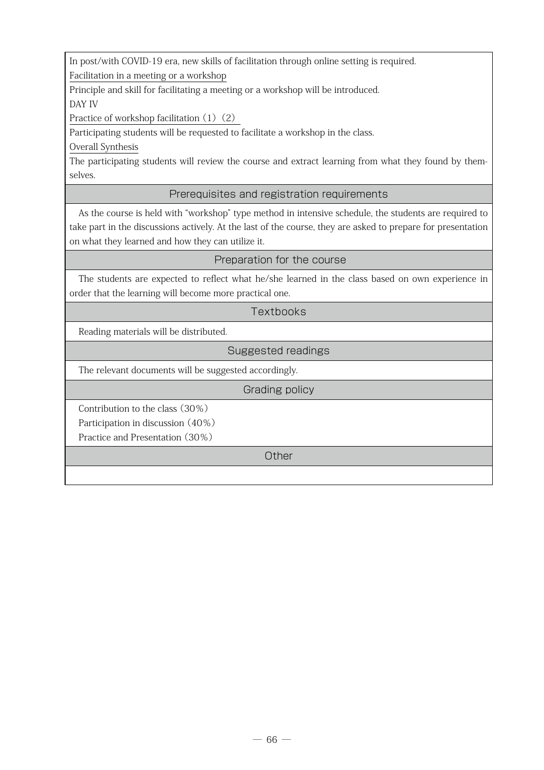In post/with COVID-19 era, new skills of facilitation through online setting is required.

Facilitation in a meeting or a workshop

Principle and skill for facilitating a meeting or a workshop will be introduced.

DAY IV

Practice of workshop facilitation（1）（2）

Participating students will be requested to facilitate a workshop in the class.

Overall Synthesis

The participating students will review the course and extract learning from what they found by themselves.

## Prerequisites and registration requirements

As the course is held with "workshop" type method in intensive schedule, the students are required to take part in the discussions actively. At the last of the course, they are asked to prepare for presentation on what they learned and how they can utilize it.

## Preparation for the course

The students are expected to reflect what he/she learned in the class based on own experience in order that the learning will become more practical one.

## Textbooks

Reading materials will be distributed.

## Suggested readings

The relevant documents will be suggested accordingly.

## Grading policy

Contribution to the class（30%）

Participation in discussion（40%）

Practice and Presentation（30%）

## Other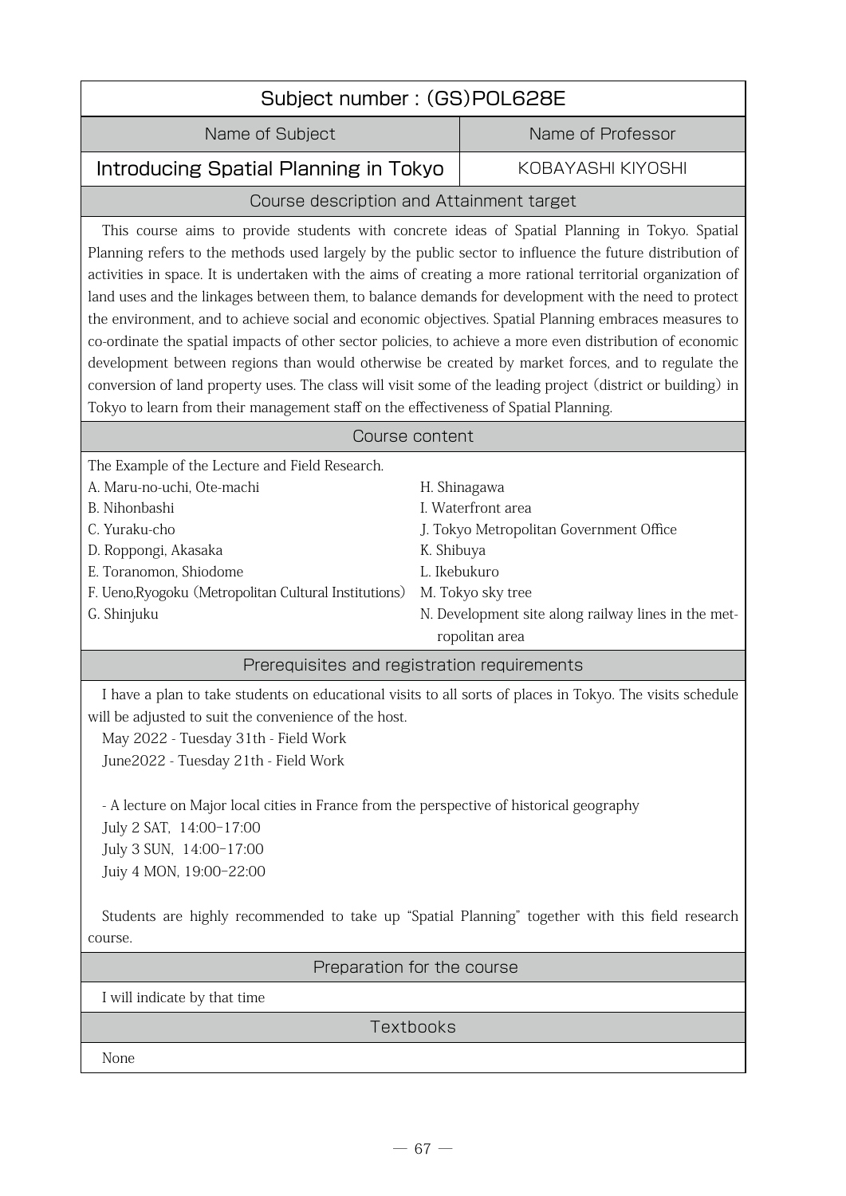## Subject number : (GS)POL628E

| Name of Subject | Name of Professor |
| --- | --- |
| **Introducing Spatial Planning in Tokyo** | KOBAYASHI KIYOSHI |

### Course description and Attainment target

This course aims to provide students with concrete ideas of Spatial Planning in Tokyo. Spatial Planning refers to the methods used largely by the public sector to influence the future distribution of activities in space. It is undertaken with the aims of creating a more rational territorial organization of land uses and the linkages between them, to balance demands for development with the need to protect the environment, and to achieve social and economic objectives. Spatial Planning embraces measures to co-ordinate the spatial impacts of other sector policies, to achieve a more even distribution of economic development between regions than would otherwise be created by market forces, and to regulate the conversion of land property uses. The class will visit some of the leading project (district or building) in Tokyo to learn from their management staff on the effectiveness of Spatial Planning.

### Course content

The Example of the Lecture and Field Research.

A. Maru-no-uchi, Ote-machi
B. Nihonbashi
C. Yuraku-cho
D. Roppongi, Akasaka
E. Toranomon, Shiodome
F. Ueno,Ryogoku (Metropolitan Cultural Institutions)
G. Shinjuku
H. Shinagawa
I. Waterfront area
J. Tokyo Metropolitan Government Office
K. Shibuya
L. Ikebukuro
M. Tokyo sky tree
N. Development site along railway lines in the metropolitan area

### Prerequisites and registration requirements

I have a plan to take students on educational visits to all sorts of places in Tokyo. The visits schedule will be adjusted to suit the convenience of the host.

May 2022 - Tuesday 31th - Field Work
June2022 - Tuesday 21th - Field Work

- A lecture on Major local cities in France from the perspective of historical geography

July 2 SAT, 14:00-17:00
July 3 SUN, 14:00-17:00
Juiy 4 MON, 19:00-22:00

Students are highly recommended to take up "Spatial Planning" together with this field research course.

### Preparation for the course

I will indicate by that time

### Textbooks

None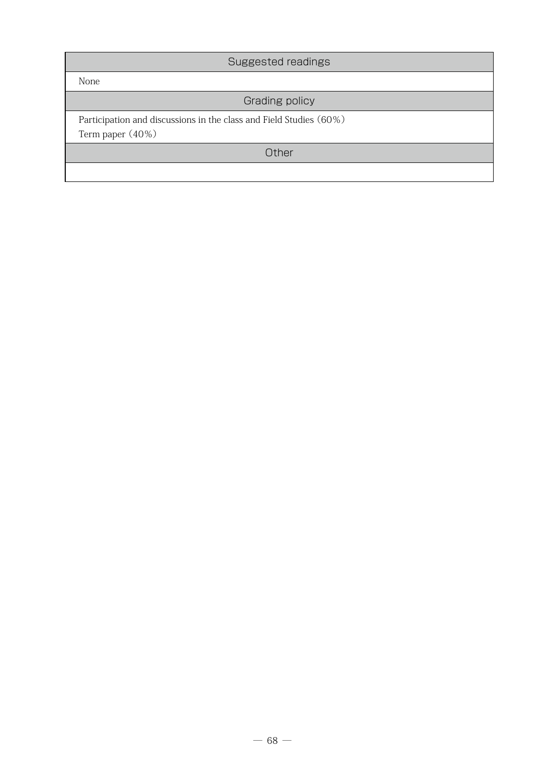## Suggested readings

None

## Grading policy

Participation and discussions in the class and Field Studies（60%）
Term paper（40%）

## Other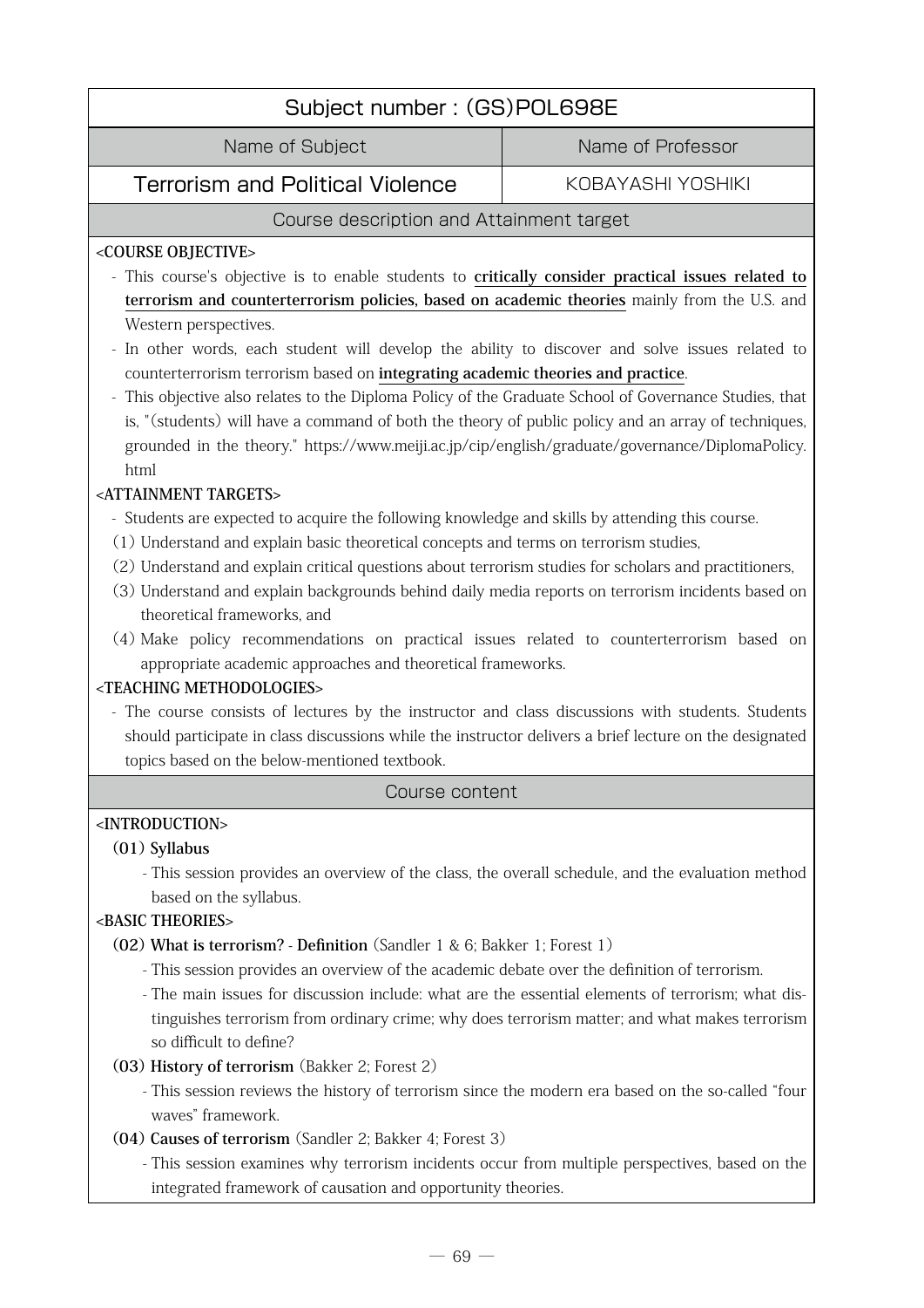| Subject number : (GS)POL698E | |
|---|---|
| Name of Subject | Name of Professor |
| Terrorism and Political Violence | KOBAYASHI YOSHIKI |

## Course description and Attainment target

**<COURSE OBJECTIVE>**

- This course's objective is to enable students to **critically consider practical issues related to terrorism and counterterrorism policies, based on academic theories** mainly from the U.S. and Western perspectives.
- In other words, each student will develop the ability to discover and solve issues related to counterterrorism terrorism based on **integrating academic theories and practice**.
- This objective also relates to the Diploma Policy of the Graduate School of Governance Studies, that is, "(students) will have a command of both the theory of public policy and an array of techniques, grounded in the theory." https://www.meiji.ac.jp/cip/english/graduate/governance/DiplomaPolicy.html

**<ATTAINMENT TARGETS>**

- Students are expected to acquire the following knowledge and skills by attending this course.

(1) Understand and explain basic theoretical concepts and terms on terrorism studies,

(2) Understand and explain critical questions about terrorism studies for scholars and practitioners,

(3) Understand and explain backgrounds behind daily media reports on terrorism incidents based on theoretical frameworks, and

(4) Make policy recommendations on practical issues related to counterterrorism based on appropriate academic approaches and theoretical frameworks.

**<TEACHING METHODOLOGIES>**

- The course consists of lectures by the instructor and class discussions with students. Students should participate in class discussions while the instructor delivers a brief lecture on the designated topics based on the below-mentioned textbook.

## Course content

**<INTRODUCTION>**

**(01) Syllabus**

- This session provides an overview of the class, the overall schedule, and the evaluation method based on the syllabus.

**<BASIC THEORIES>**

**(02) What is terrorism? - Definition** (Sandler 1 & 6; Bakker 1; Forest 1)

- This session provides an overview of the academic debate over the definition of terrorism.
- The main issues for discussion include: what are the essential elements of terrorism; what distinguishes terrorism from ordinary crime; why does terrorism matter; and what makes terrorism so difficult to define?

**(03) History of terrorism** (Bakker 2; Forest 2)

- This session reviews the history of terrorism since the modern era based on the so-called "four waves" framework.

**(04) Causes of terrorism** (Sandler 2; Bakker 4; Forest 3)

- This session examines why terrorism incidents occur from multiple perspectives, based on the integrated framework of causation and opportunity theories.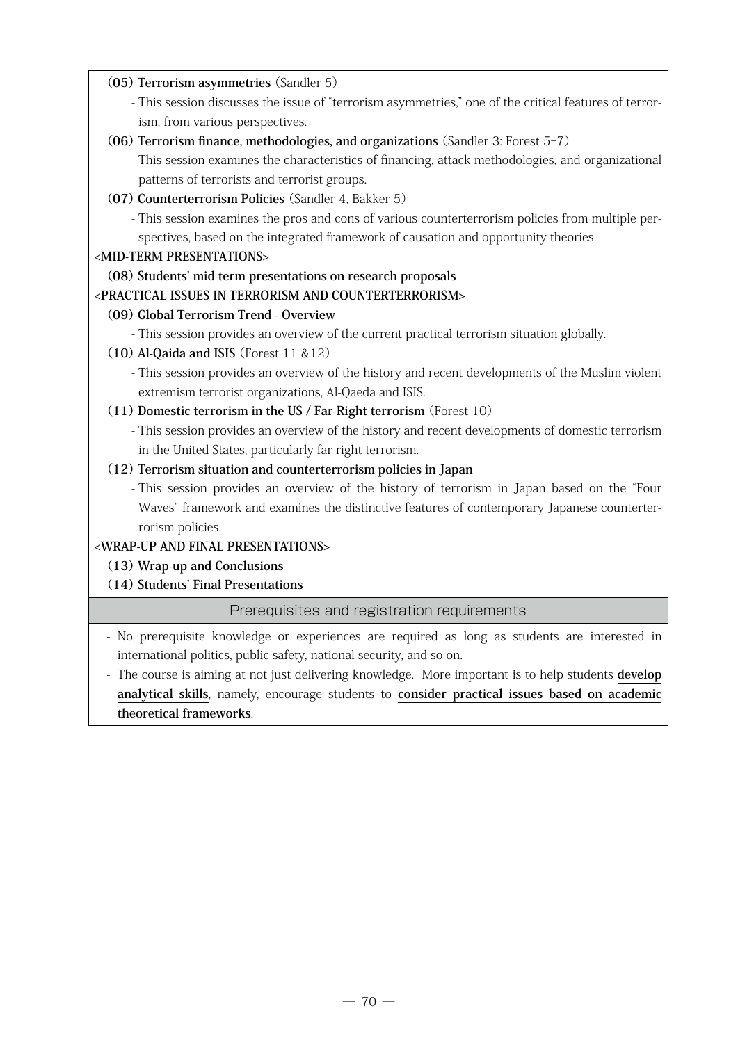**(05) Terrorism asymmetries** (Sandler 5)

- This session discusses the issue of "terrorism asymmetries," one of the critical features of terrorism, from various perspectives.

**(06) Terrorism finance, methodologies, and organizations** (Sandler 3: Forest 5–7)

- This session examines the characteristics of financing, attack methodologies, and organizational patterns of terrorists and terrorist groups.

**(07) Counterterrorism Policies** (Sandler 4, Bakker 5)

- This session examines the pros and cons of various counterterrorism policies from multiple perspectives, based on the integrated framework of causation and opportunity theories.

**<MID-TERM PRESENTATIONS>**

**(08) Students' mid-term presentations on research proposals**

**<PRACTICAL ISSUES IN TERRORISM AND COUNTERTERRORISM>**

**(09) Global Terrorism Trend - Overview**

- This session provides an overview of the current practical terrorism situation globally.

**(10) Al-Qaida and ISIS** (Forest 11 &12)

- This session provides an overview of the history and recent developments of the Muslim violent extremism terrorist organizations, Al-Qaeda and ISIS.

**(11) Domestic terrorism in the US / Far-Right terrorism** (Forest 10)

- This session provides an overview of the history and recent developments of domestic terrorism in the United States, particularly far-right terrorism.

**(12) Terrorism situation and counterterrorism policies in Japan**

- This session provides an overview of the history of terrorism in Japan based on the "Four Waves" framework and examines the distinctive features of contemporary Japanese counterterrorism policies.

**<WRAP-UP AND FINAL PRESENTATIONS>**

**(13) Wrap-up and Conclusions**

**(14) Students' Final Presentations**

## Prerequisites and registration requirements

- No prerequisite knowledge or experiences are required as long as students are interested in international politics, public safety, national security, and so on.
- The course is aiming at not just delivering knowledge. More important is to help students **develop analytical skills**, namely, encourage students to **consider practical issues based on academic theoretical frameworks**.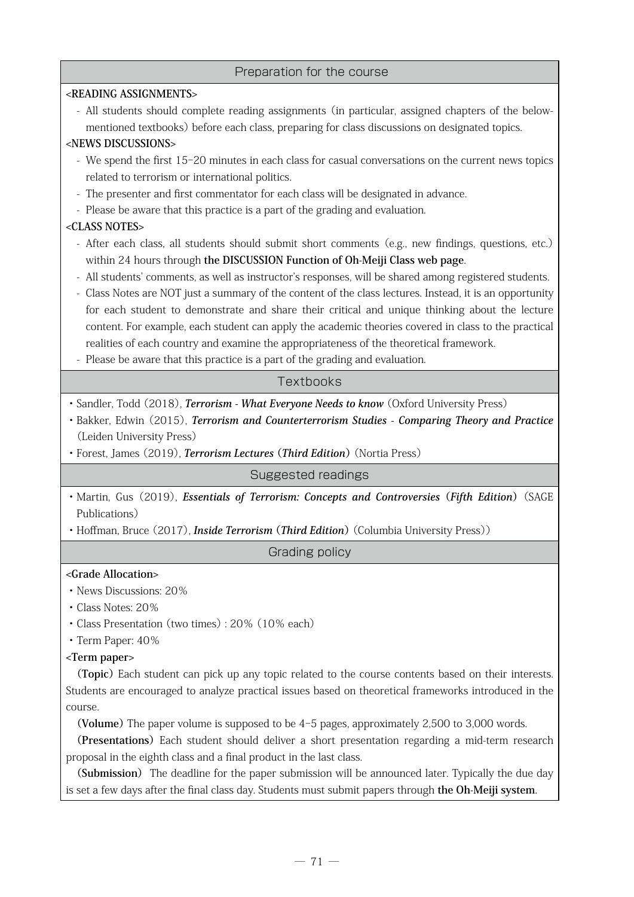## Preparation for the course

**<READING ASSIGNMENTS>**

- All students should complete reading assignments (in particular, assigned chapters of the below-mentioned textbooks) before each class, preparing for class discussions on designated topics.

**<NEWS DISCUSSIONS>**

- We spend the first 15–20 minutes in each class for casual conversations on the current news topics related to terrorism or international politics.
- The presenter and first commentator for each class will be designated in advance.
- Please be aware that this practice is a part of the grading and evaluation.

**<CLASS NOTES>**

- After each class, all students should submit short comments (e.g., new findings, questions, etc.) within 24 hours through **the DISCUSSION Function of Oh-Meiji Class web page**.
- All students' comments, as well as instructor's responses, will be shared among registered students.
- Class Notes are NOT just a summary of the content of the class lectures. Instead, it is an opportunity for each student to demonstrate and share their critical and unique thinking about the lecture content. For example, each student can apply the academic theories covered in class to the practical realities of each country and examine the appropriateness of the theoretical framework.
- Please be aware that this practice is a part of the grading and evaluation.

## Textbooks

- Sandler, Todd (2018), ***Terrorism - What Everyone Needs to know*** (Oxford University Press)
- Bakker, Edwin (2015), ***Terrorism and Counterterrorism Studies - Comparing Theory and Practice*** (Leiden University Press)
- Forest, James (2019), ***Terrorism Lectures (Third Edition)*** (Nortia Press)

## Suggested readings

- Martin, Gus (2019), ***Essentials of Terrorism: Concepts and Controversies (Fifth Edition)*** (SAGE Publications)
- Hoffman, Bruce (2017), ***Inside Terrorism (Third Edition)*** (Columbia University Press))

## Grading policy

**<Grade Allocation>**

- News Discussions: 20%
- Class Notes: 20%
- Class Presentation (two times) : 20% (10% each)
- Term Paper: 40%

**<Term paper>**

**(Topic)** Each student can pick up any topic related to the course contents based on their interests. Students are encouraged to analyze practical issues based on theoretical frameworks introduced in the course.

**(Volume)** The paper volume is supposed to be 4–5 pages, approximately 2,500 to 3,000 words.

**(Presentations)** Each student should deliver a short presentation regarding a mid-term research proposal in the eighth class and a final product in the last class.

**(Submission)** The deadline for the paper submission will be announced later. Typically the due day is set a few days after the final class day. Students must submit papers through **the Oh-Meiji system**.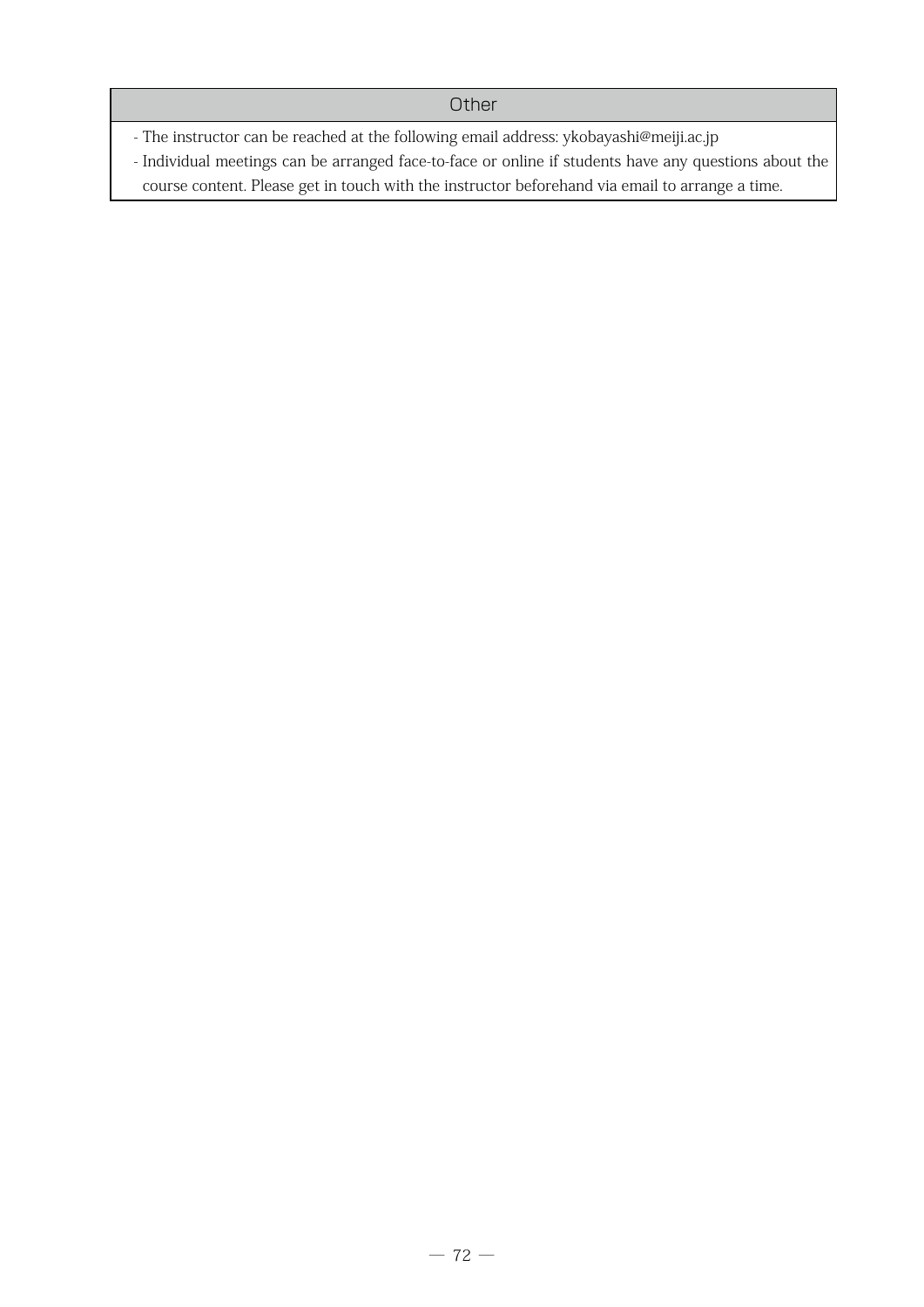## Other

- The instructor can be reached at the following email address: ykobayashi@meiji.ac.jp
- Individual meetings can be arranged face-to-face or online if students have any questions about the course content. Please get in touch with the instructor beforehand via email to arrange a time.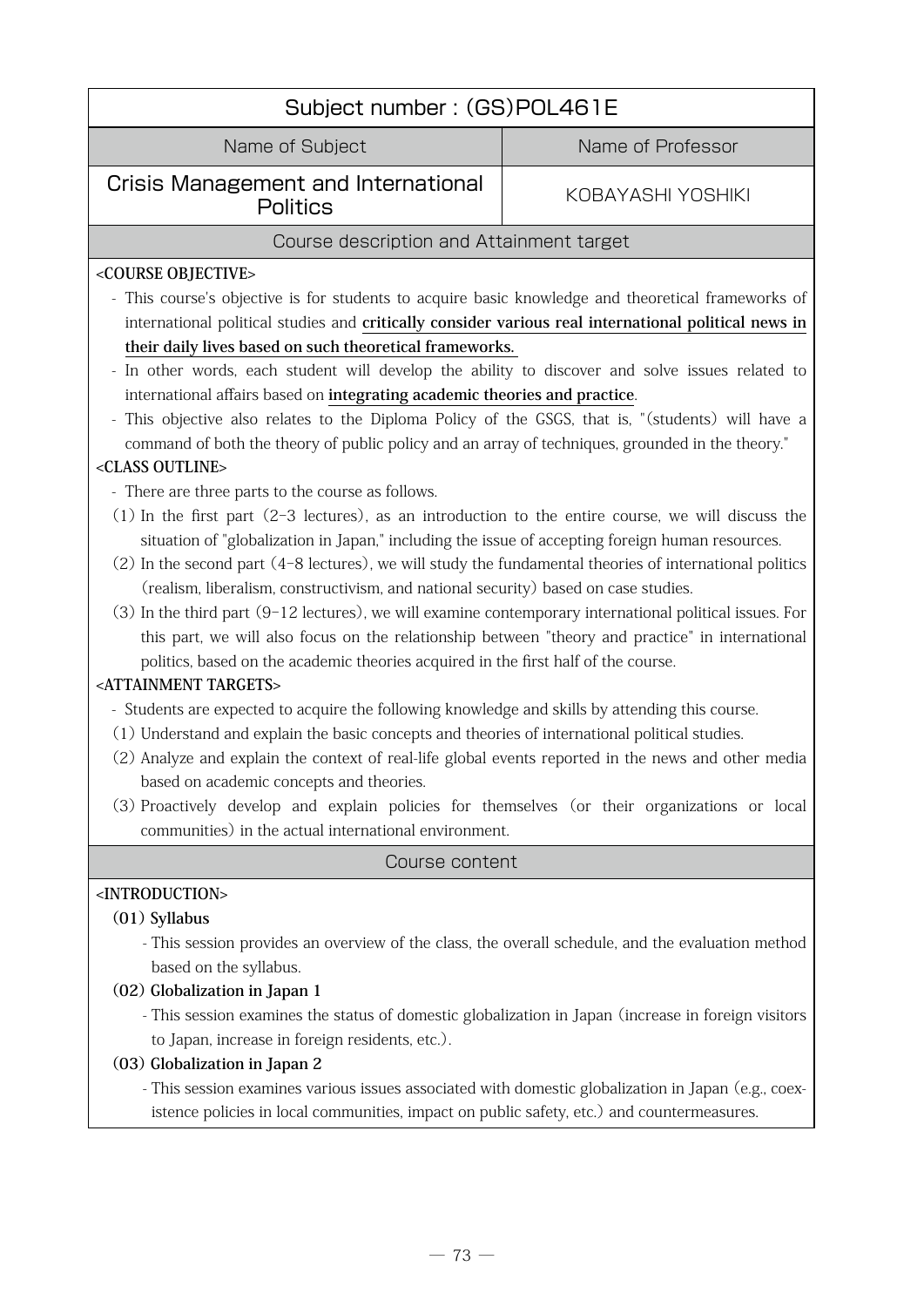| Subject number : (GS)POL461E | |
|---|---|
| Name of Subject | Name of Professor |
| Crisis Management and International Politics | KOBAYASHI YOSHIKI |

## Course description and Attainment target

**<COURSE OBJECTIVE>**

- This course's objective is for students to acquire basic knowledge and theoretical frameworks of international political studies and **critically consider various real international political news in their daily lives based on such theoretical frameworks.**
- In other words, each student will develop the ability to discover and solve issues related to international affairs based on **integrating academic theories and practice**.
- This objective also relates to the Diploma Policy of the GSGS, that is, "(students) will have a command of both the theory of public policy and an array of techniques, grounded in the theory."

**<CLASS OUTLINE>**

- There are three parts to the course as follows.

(1) In the first part (2-3 lectures), as an introduction to the entire course, we will discuss the situation of "globalization in Japan," including the issue of accepting foreign human resources.

(2) In the second part (4-8 lectures), we will study the fundamental theories of international politics (realism, liberalism, constructivism, and national security) based on case studies.

(3) In the third part (9-12 lectures), we will examine contemporary international political issues. For this part, we will also focus on the relationship between "theory and practice" in international politics, based on the academic theories acquired in the first half of the course.

**<ATTAINMENT TARGETS>**

- Students are expected to acquire the following knowledge and skills by attending this course.

(1) Understand and explain the basic concepts and theories of international political studies.

(2) Analyze and explain the context of real-life global events reported in the news and other media based on academic concepts and theories.

(3) Proactively develop and explain policies for themselves (or their organizations or local communities) in the actual international environment.

## Course content

**<INTRODUCTION>**

**(01) Syllabus**

- This session provides an overview of the class, the overall schedule, and the evaluation method based on the syllabus.

**(02) Globalization in Japan 1**

- This session examines the status of domestic globalization in Japan (increase in foreign visitors to Japan, increase in foreign residents, etc.).

**(03) Globalization in Japan 2**

- This session examines various issues associated with domestic globalization in Japan (e.g., coexistence policies in local communities, impact on public safety, etc.) and countermeasures.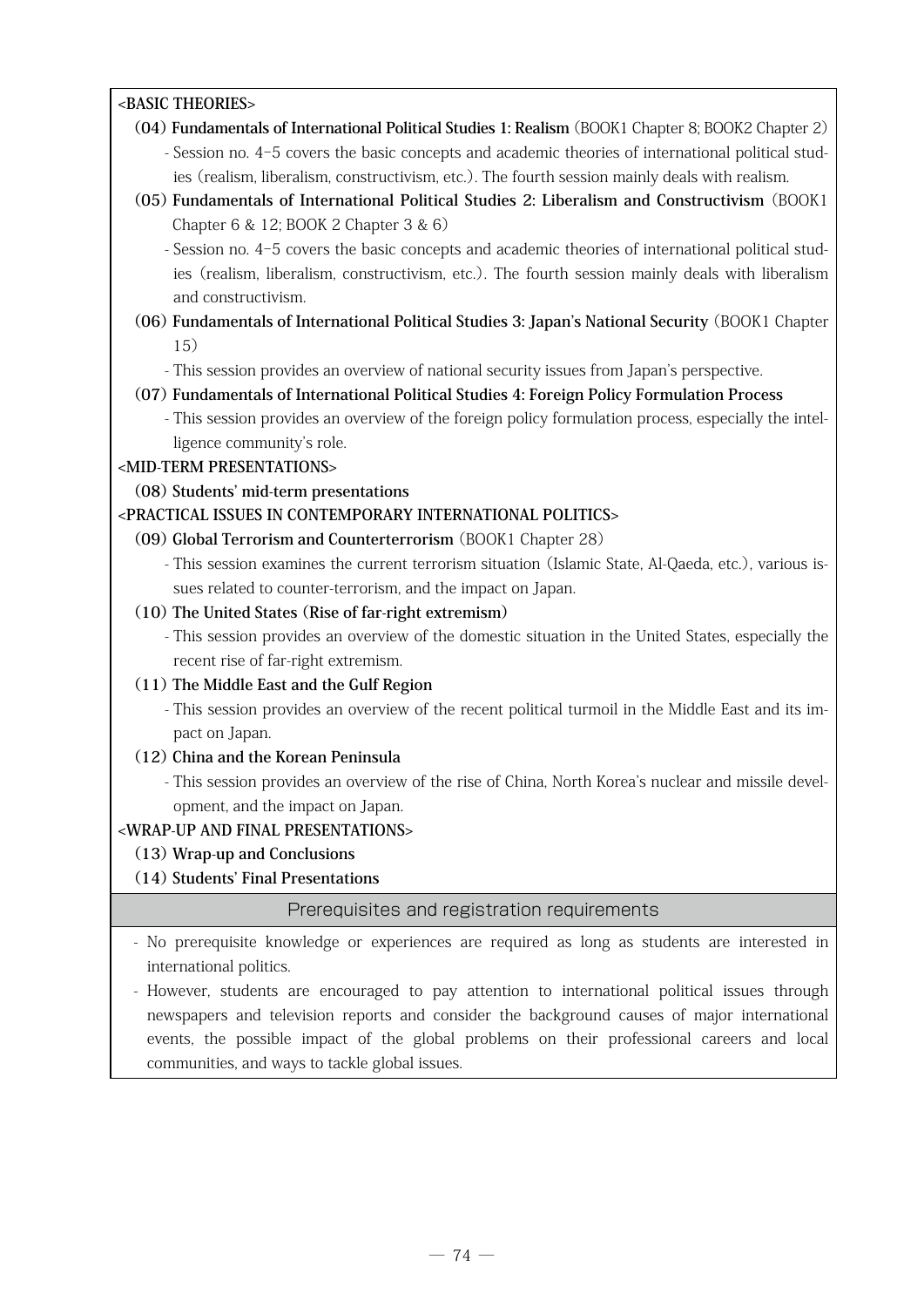**<BASIC THEORIES>**

**(04) Fundamentals of International Political Studies 1: Realism** (BOOK1 Chapter 8; BOOK2 Chapter 2)

- Session no. 4–5 covers the basic concepts and academic theories of international political studies (realism, liberalism, constructivism, etc.). The fourth session mainly deals with realism.

**(05) Fundamentals of International Political Studies 2: Liberalism and Constructivism** (BOOK1 Chapter 6 & 12; BOOK 2 Chapter 3 & 6)

- Session no. 4–5 covers the basic concepts and academic theories of international political studies (realism, liberalism, constructivism, etc.). The fourth session mainly deals with liberalism and constructivism.

**(06) Fundamentals of International Political Studies 3: Japan's National Security** (BOOK1 Chapter 15)

- This session provides an overview of national security issues from Japan's perspective.

**(07) Fundamentals of International Political Studies 4: Foreign Policy Formulation Process**

- This session provides an overview of the foreign policy formulation process, especially the intelligence community's role.

**<MID-TERM PRESENTATIONS>**

**(08) Students' mid-term presentations**

**<PRACTICAL ISSUES IN CONTEMPORARY INTERNATIONAL POLITICS>**

**(09) Global Terrorism and Counterterrorism** (BOOK1 Chapter 28)

- This session examines the current terrorism situation (Islamic State, Al-Qaeda, etc.), various issues related to counter-terrorism, and the impact on Japan.

**(10) The United States (Rise of far-right extremism)**

- This session provides an overview of the domestic situation in the United States, especially the recent rise of far-right extremism.

**(11) The Middle East and the Gulf Region**

- This session provides an overview of the recent political turmoil in the Middle East and its impact on Japan.

**(12) China and the Korean Peninsula**

- This session provides an overview of the rise of China, North Korea's nuclear and missile development, and the impact on Japan.

**<WRAP-UP AND FINAL PRESENTATIONS>**

**(13) Wrap-up and Conclusions**

**(14) Students' Final Presentations**

## Prerequisites and registration requirements

- No prerequisite knowledge or experiences are required as long as students are interested in international politics.
- However, students are encouraged to pay attention to international political issues through newspapers and television reports and consider the background causes of major international events, the possible impact of the global problems on their professional careers and local communities, and ways to tackle global issues.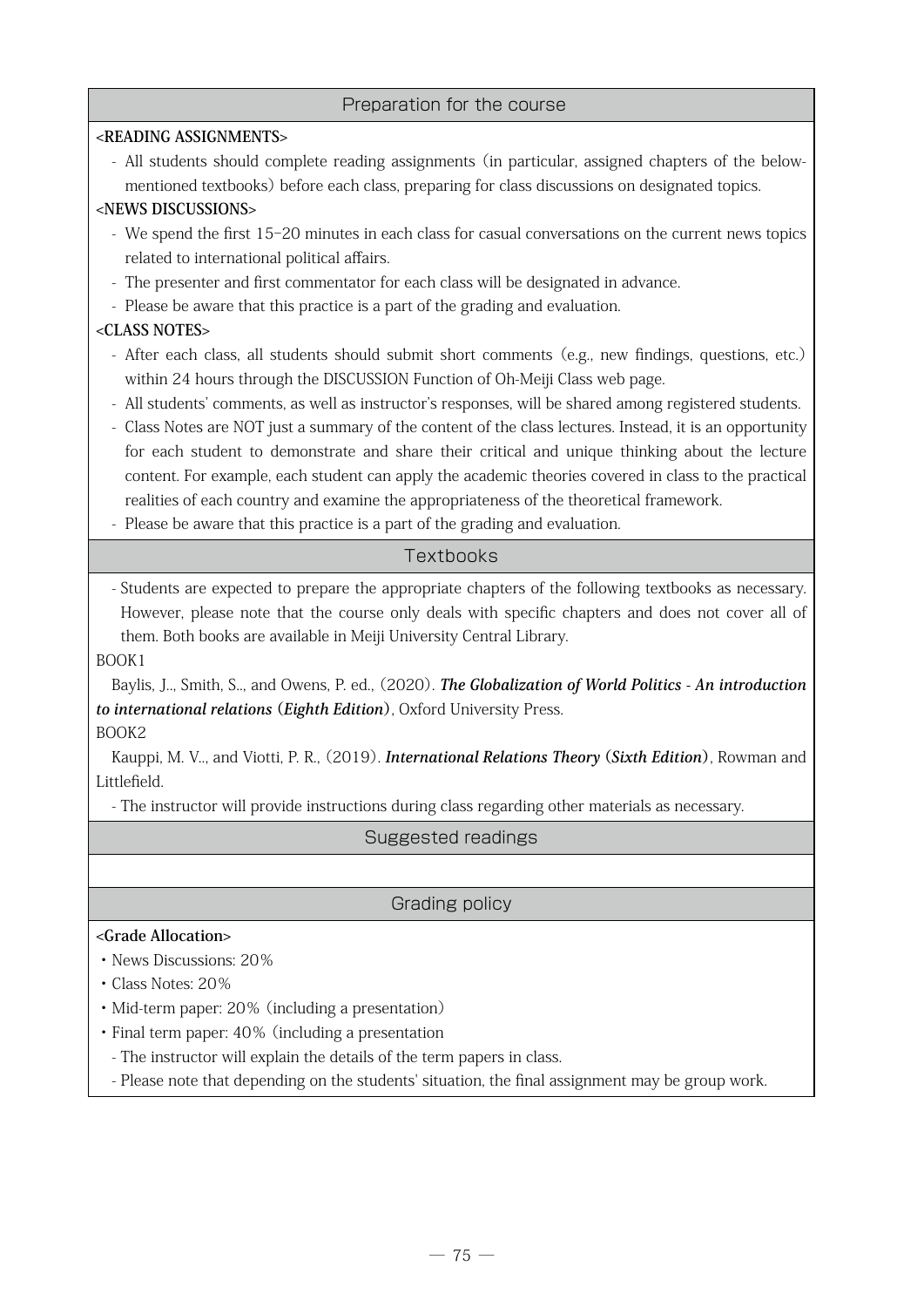## Preparation for the course

**<READING ASSIGNMENTS>**

- All students should complete reading assignments (in particular, assigned chapters of the below-mentioned textbooks) before each class, preparing for class discussions on designated topics.

**<NEWS DISCUSSIONS>**

- We spend the first 15-20 minutes in each class for casual conversations on the current news topics related to international political affairs.
- The presenter and first commentator for each class will be designated in advance.
- Please be aware that this practice is a part of the grading and evaluation.

**<CLASS NOTES>**

- After each class, all students should submit short comments (e.g., new findings, questions, etc.) within 24 hours through the DISCUSSION Function of Oh-Meiji Class web page.
- All students' comments, as well as instructor's responses, will be shared among registered students.
- Class Notes are NOT just a summary of the content of the class lectures. Instead, it is an opportunity for each student to demonstrate and share their critical and unique thinking about the lecture content. For example, each student can apply the academic theories covered in class to the practical realities of each country and examine the appropriateness of the theoretical framework.
- Please be aware that this practice is a part of the grading and evaluation.

## Textbooks

- Students are expected to prepare the appropriate chapters of the following textbooks as necessary. However, please note that the course only deals with specific chapters and does not cover all of them. Both books are available in Meiji University Central Library.

BOOK1

Baylis, J.., Smith, S.., and Owens, P. ed., (2020). ***The Globalization of World Politics - An introduction to international relations* (*Eighth Edition*)**, Oxford University Press.

BOOK2

Kauppi, M. V.., and Viotti, P. R., (2019). ***International Relations Theory* (*Sixth Edition*)**, Rowman and Littlefield.

- The instructor will provide instructions during class regarding other materials as necessary.

## Suggested readings

## Grading policy

**<Grade Allocation>**

- News Discussions: 20%
- Class Notes: 20%
- Mid-term paper: 20% (including a presentation)
- Final term paper: 40% (including a presentation
  - The instructor will explain the details of the term papers in class.
  - Please note that depending on the students' situation, the final assignment may be group work.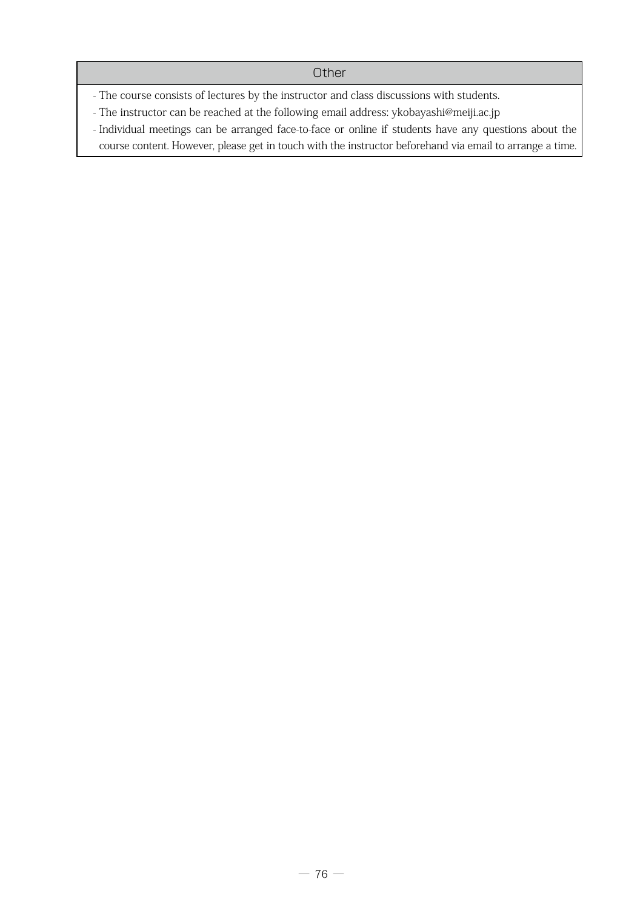## Other

- The course consists of lectures by the instructor and class discussions with students.
- The instructor can be reached at the following email address: ykobayashi@meiji.ac.jp
- Individual meetings can be arranged face-to-face or online if students have any questions about the course content. However, please get in touch with the instructor beforehand via email to arrange a time.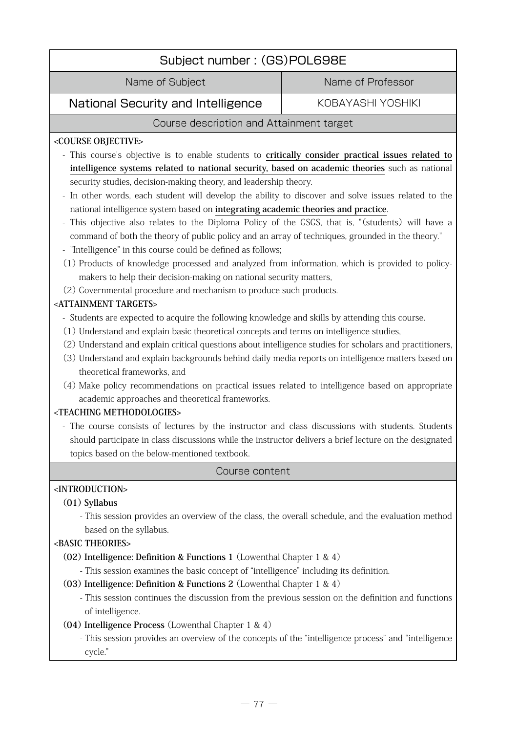| Subject number : (GS)POL698E | |
|---|---|
| **Name of Subject** | **Name of Professor** |
| National Security and Intelligence | KOBAYASHI YOSHIKI |

## Course description and Attainment target

**<COURSE OBJECTIVE>**

- This course's objective is to enable students to **critically consider practical issues related to intelligence systems related to national security, based on academic theories** such as national security studies, decision-making theory, and leadership theory.
- In other words, each student will develop the ability to discover and solve issues related to the national intelligence system based on **integrating academic theories and practice**.
- This objective also relates to the Diploma Policy of the GSGS, that is, "(students) will have a command of both the theory of public policy and an array of techniques, grounded in the theory."
- "Intelligence" in this course could be defined as follows;

(1) Products of knowledge processed and analyzed from information, which is provided to policy-makers to help their decision-making on national security matters,

(2) Governmental procedure and mechanism to produce such products.

**<ATTAINMENT TARGETS>**

- Students are expected to acquire the following knowledge and skills by attending this course.

(1) Understand and explain basic theoretical concepts and terms on intelligence studies,

(2) Understand and explain critical questions about intelligence studies for scholars and practitioners,

(3) Understand and explain backgrounds behind daily media reports on intelligence matters based on theoretical frameworks, and

(4) Make policy recommendations on practical issues related to intelligence based on appropriate academic approaches and theoretical frameworks.

**<TEACHING METHODOLOGIES>**

- The course consists of lectures by the instructor and class discussions with students. Students should participate in class discussions while the instructor delivers a brief lecture on the designated topics based on the below-mentioned textbook.

## Course content

**<INTRODUCTION>**

**(01) Syllabus**

- This session provides an overview of the class, the overall schedule, and the evaluation method based on the syllabus.

**<BASIC THEORIES>**

**(02) Intelligence: Definition & Functions 1** (Lowenthal Chapter 1 & 4)

- This session examines the basic concept of "intelligence" including its definition.

**(03) Intelligence: Definition & Functions 2** (Lowenthal Chapter 1 & 4)

- This session continues the discussion from the previous session on the definition and functions of intelligence.

**(04) Intelligence Process** (Lowenthal Chapter 1 & 4)

- This session provides an overview of the concepts of the "intelligence process" and "intelligence cycle."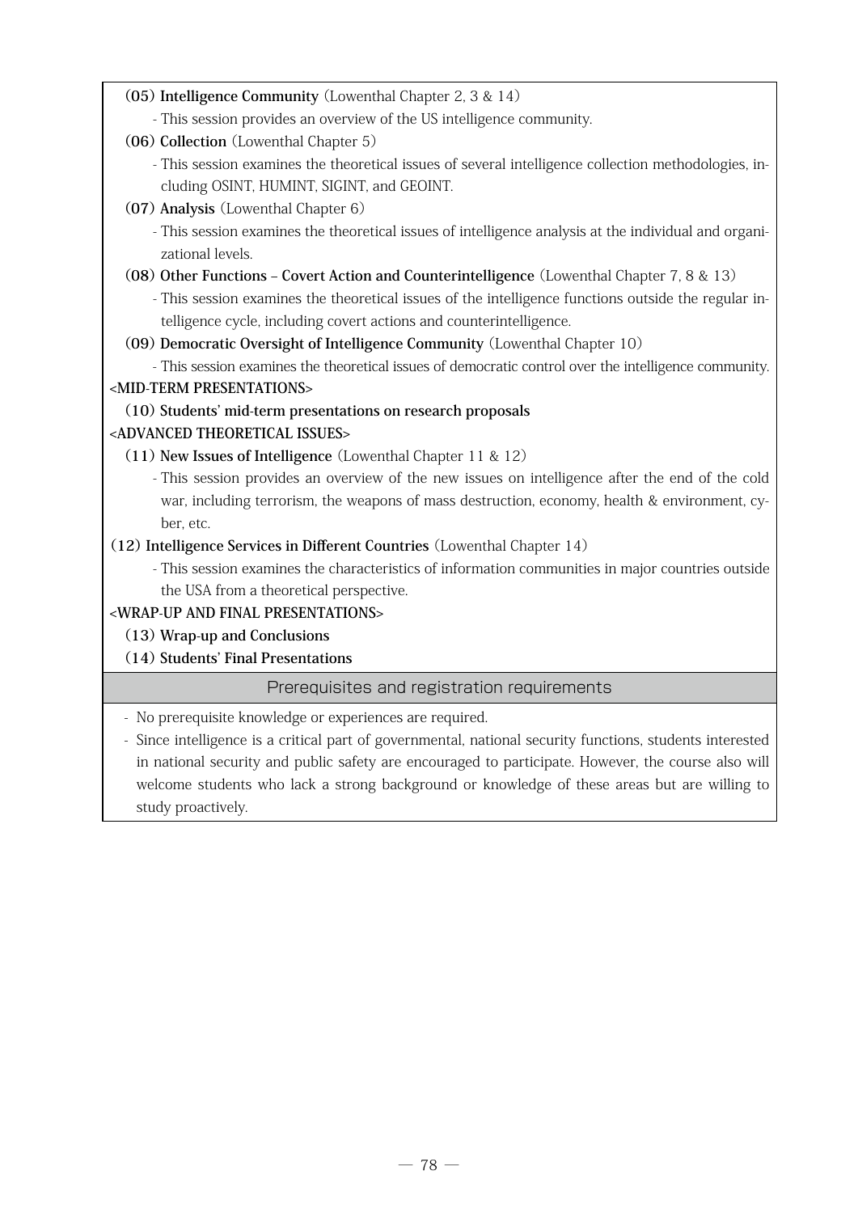**(05) Intelligence Community** (Lowenthal Chapter 2, 3 & 14)

- This session provides an overview of the US intelligence community.

**(06) Collection** (Lowenthal Chapter 5)

- This session examines the theoretical issues of several intelligence collection methodologies, including OSINT, HUMINT, SIGINT, and GEOINT.

**(07) Analysis** (Lowenthal Chapter 6)

- This session examines the theoretical issues of intelligence analysis at the individual and organizational levels.

**(08) Other Functions – Covert Action and Counterintelligence** (Lowenthal Chapter 7, 8 & 13)

- This session examines the theoretical issues of the intelligence functions outside the regular intelligence cycle, including covert actions and counterintelligence.

**(09) Democratic Oversight of Intelligence Community** (Lowenthal Chapter 10)

- This session examines the theoretical issues of democratic control over the intelligence community.

**<MID-TERM PRESENTATIONS>**

**(10) Students' mid-term presentations on research proposals**

**<ADVANCED THEORETICAL ISSUES>**

**(11) New Issues of Intelligence** (Lowenthal Chapter 11 & 12)

- This session provides an overview of the new issues on intelligence after the end of the cold war, including terrorism, the weapons of mass destruction, economy, health & environment, cyber, etc.

**(12) Intelligence Services in Different Countries** (Lowenthal Chapter 14)

- This session examines the characteristics of information communities in major countries outside the USA from a theoretical perspective.

**<WRAP-UP AND FINAL PRESENTATIONS>**

**(13) Wrap-up and Conclusions**

**(14) Students' Final Presentations**

## Prerequisites and registration requirements

- No prerequisite knowledge or experiences are required.
- Since intelligence is a critical part of governmental, national security functions, students interested in national security and public safety are encouraged to participate. However, the course also will welcome students who lack a strong background or knowledge of these areas but are willing to study proactively.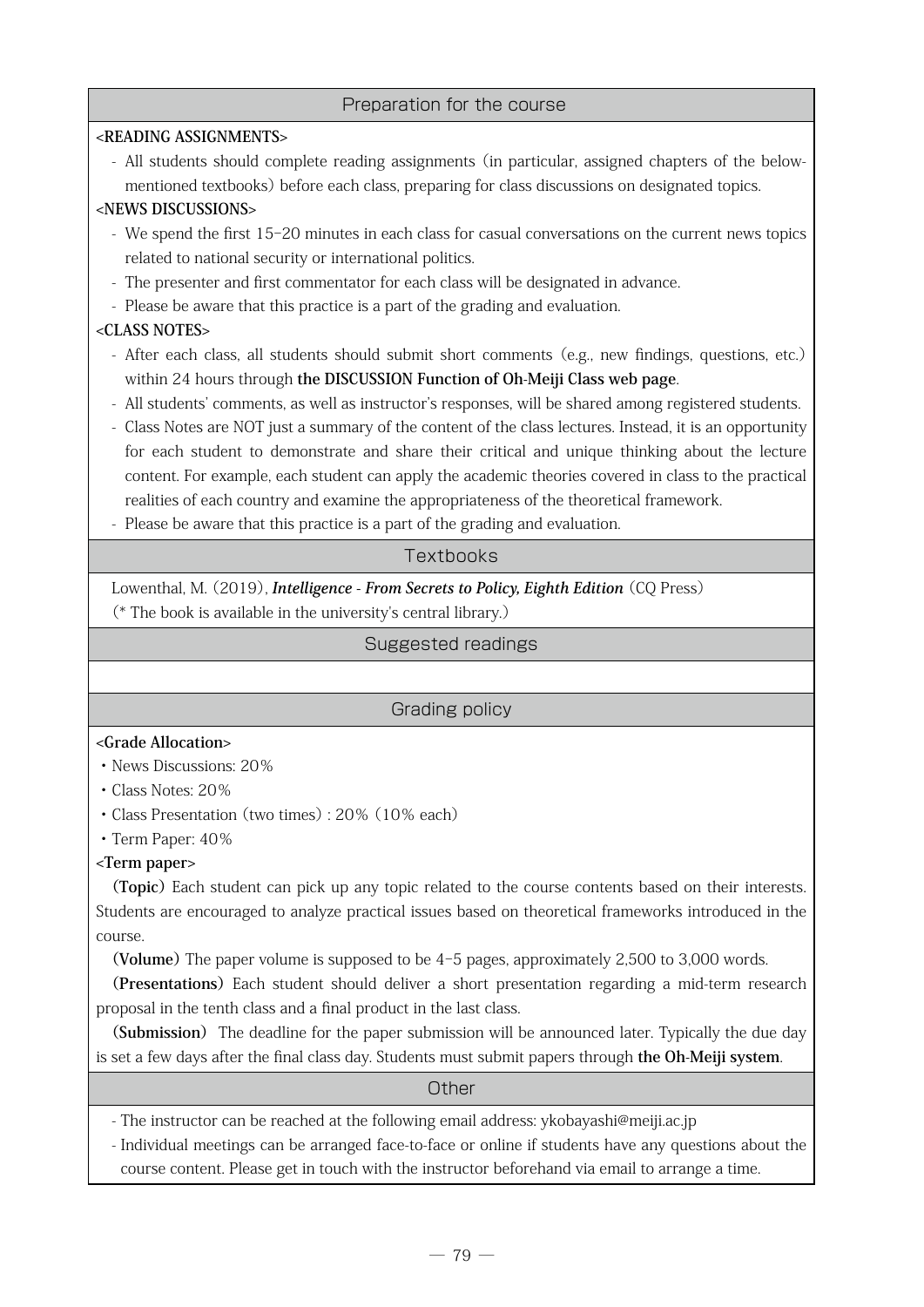## Preparation for the course

**<READING ASSIGNMENTS>**

- All students should complete reading assignments (in particular, assigned chapters of the below-mentioned textbooks) before each class, preparing for class discussions on designated topics.

**<NEWS DISCUSSIONS>**

- We spend the first 15-20 minutes in each class for casual conversations on the current news topics related to national security or international politics.
- The presenter and first commentator for each class will be designated in advance.
- Please be aware that this practice is a part of the grading and evaluation.

**<CLASS NOTES>**

- After each class, all students should submit short comments (e.g., new findings, questions, etc.) within 24 hours through **the DISCUSSION Function of Oh-Meiji Class web page**.
- All students' comments, as well as instructor's responses, will be shared among registered students.
- Class Notes are NOT just a summary of the content of the class lectures. Instead, it is an opportunity for each student to demonstrate and share their critical and unique thinking about the lecture content. For example, each student can apply the academic theories covered in class to the practical realities of each country and examine the appropriateness of the theoretical framework.
- Please be aware that this practice is a part of the grading and evaluation.

## Textbooks

Lowenthal, M. (2019), ***Intelligence - From Secrets to Policy, Eighth Edition*** (CQ Press)

(* The book is available in the university's central library.)

## Suggested readings

## Grading policy

**<Grade Allocation>**

- News Discussions: 20%
- Class Notes: 20%
- Class Presentation (two times) : 20% (10% each)
- Term Paper: 40%

**<Term paper>**

**(Topic)** Each student can pick up any topic related to the course contents based on their interests. Students are encouraged to analyze practical issues based on theoretical frameworks introduced in the course.

**(Volume)** The paper volume is supposed to be 4-5 pages, approximately 2,500 to 3,000 words.

**(Presentations)** Each student should deliver a short presentation regarding a mid-term research proposal in the tenth class and a final product in the last class.

**(Submission)** The deadline for the paper submission will be announced later. Typically the due day is set a few days after the final class day. Students must submit papers through **the Oh-Meiji system**.

## Other

- The instructor can be reached at the following email address: ykobayashi@meiji.ac.jp
- Individual meetings can be arranged face-to-face or online if students have any questions about the course content. Please get in touch with the instructor beforehand via email to arrange a time.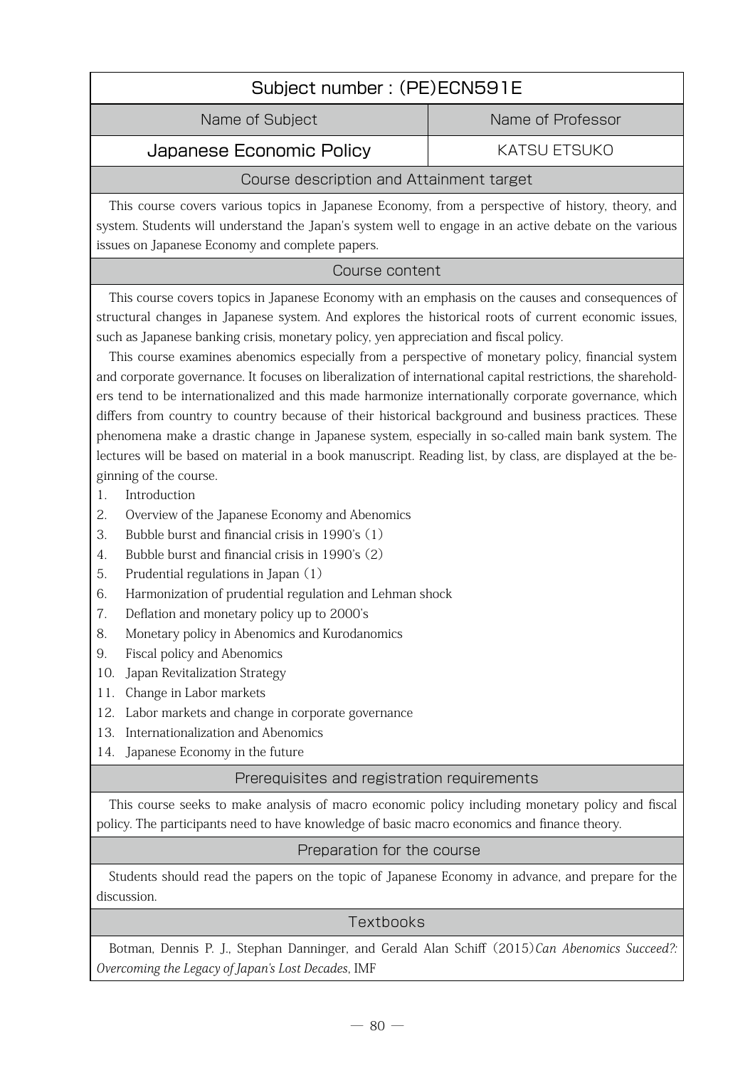## Subject number : (PE)ECN591E

| Name of Subject | Name of Professor |
|---|---|
| **Japanese Economic Policy** | KATSU ETSUKO |

### Course description and Attainment target

This course covers various topics in Japanese Economy, from a perspective of history, theory, and system. Students will understand the Japan's system well to engage in an active debate on the various issues on Japanese Economy and complete papers.

### Course content

This course covers topics in Japanese Economy with an emphasis on the causes and consequences of structural changes in Japanese system. And explores the historical roots of current economic issues, such as Japanese banking crisis, monetary policy, yen appreciation and fiscal policy.

This course examines abenomics especially from a perspective of monetary policy, financial system and corporate governance. It focuses on liberalization of international capital restrictions, the shareholders tend to be internationalized and this made harmonize internationally corporate governance, which differs from country to country because of their historical background and business practices. These phenomena make a drastic change in Japanese system, especially in so-called main bank system. The lectures will be based on material in a book manuscript. Reading list, by class, are displayed at the beginning of the course.

1. Introduction
2. Overview of the Japanese Economy and Abenomics
3. Bubble burst and financial crisis in 1990's (1)
4. Bubble burst and financial crisis in 1990's (2)
5. Prudential regulations in Japan (1)
6. Harmonization of prudential regulation and Lehman shock
7. Deflation and monetary policy up to 2000's
8. Monetary policy in Abenomics and Kurodanomics
9. Fiscal policy and Abenomics
10. Japan Revitalization Strategy
11. Change in Labor markets
12. Labor markets and change in corporate governance
13. Internationalization and Abenomics
14. Japanese Economy in the future

### Prerequisites and registration requirements

This course seeks to make analysis of macro economic policy including monetary policy and fiscal policy. The participants need to have knowledge of basic macro economics and finance theory.

### Preparation for the course

Students should read the papers on the topic of Japanese Economy in advance, and prepare for the discussion.

### Textbooks

Botman, Dennis P. J., Stephan Danninger, and Gerald Alan Schiff (2015) *Can Abenomics Succeed?: Overcoming the Legacy of Japan's Lost Decades*, IMF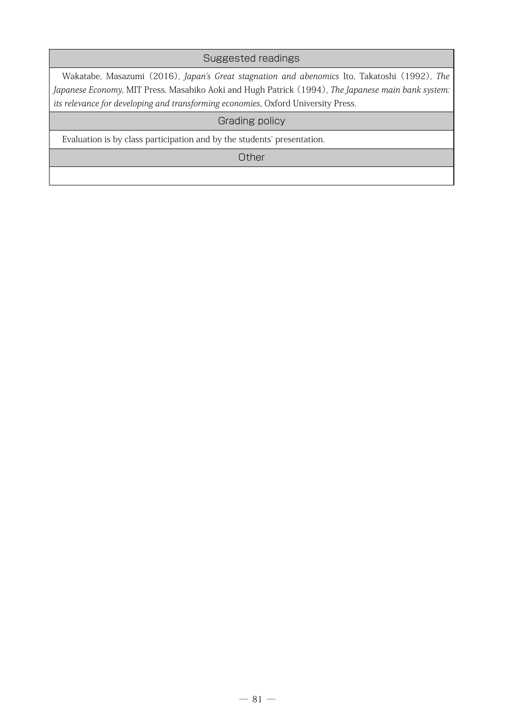## Suggested readings

Wakatabe, Masazumi (2016), *Japan's Great stagnation and abenomics* Ito, Takatoshi (1992), *The Japanese Economy*, MIT Press. Masahiko Aoki and Hugh Patrick (1994), *The Japanese main bank system: its relevance for developing and transforming economies*, Oxford University Press.

## Grading policy

Evaluation is by class participation and by the students' presentation.

## Other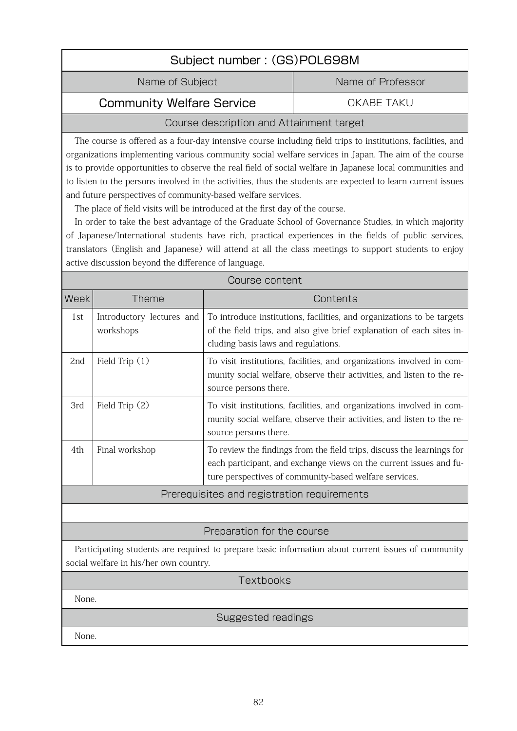## Subject number : (GS)POL698M

| Name of Subject | Name of Professor |
|---|---|
| Community Welfare Service | OKABE TAKU |

### Course description and Attainment target

The course is offered as a four-day intensive course including field trips to institutions, facilities, and organizations implementing various community social welfare services in Japan. The aim of the course is to provide opportunities to observe the real field of social welfare in Japanese local communities and to listen to the persons involved in the activities, thus the students are expected to learn current issues and future perspectives of community-based welfare services.

The place of field visits will be introduced at the first day of the course.

In order to take the best advantage of the Graduate School of Governance Studies, in which majority of Japanese/International students have rich, practical experiences in the fields of public services, translators (English and Japanese) will attend at all the class meetings to support students to enjoy active discussion beyond the difference of language.

### Course content

| Week | Theme | Contents |
|---|---|---|
| 1st | Introductory lectures and workshops | To introduce institutions, facilities, and organizations to be targets of the field trips, and also give brief explanation of each sites including basis laws and regulations. |
| 2nd | Field Trip (1) | To visit institutions, facilities, and organizations involved in community social welfare, observe their activities, and listen to the resource persons there. |
| 3rd | Field Trip (2) | To visit institutions, facilities, and organizations involved in community social welfare, observe their activities, and listen to the resource persons there. |
| 4th | Final workshop | To review the findings from the field trips, discuss the learnings for each participant, and exchange views on the current issues and future perspectives of community-based welfare services. |

### Prerequisites and registration requirements

### Preparation for the course

Participating students are required to prepare basic information about current issues of community social welfare in his/her own country.

### Textbooks

None.

### Suggested readings

None.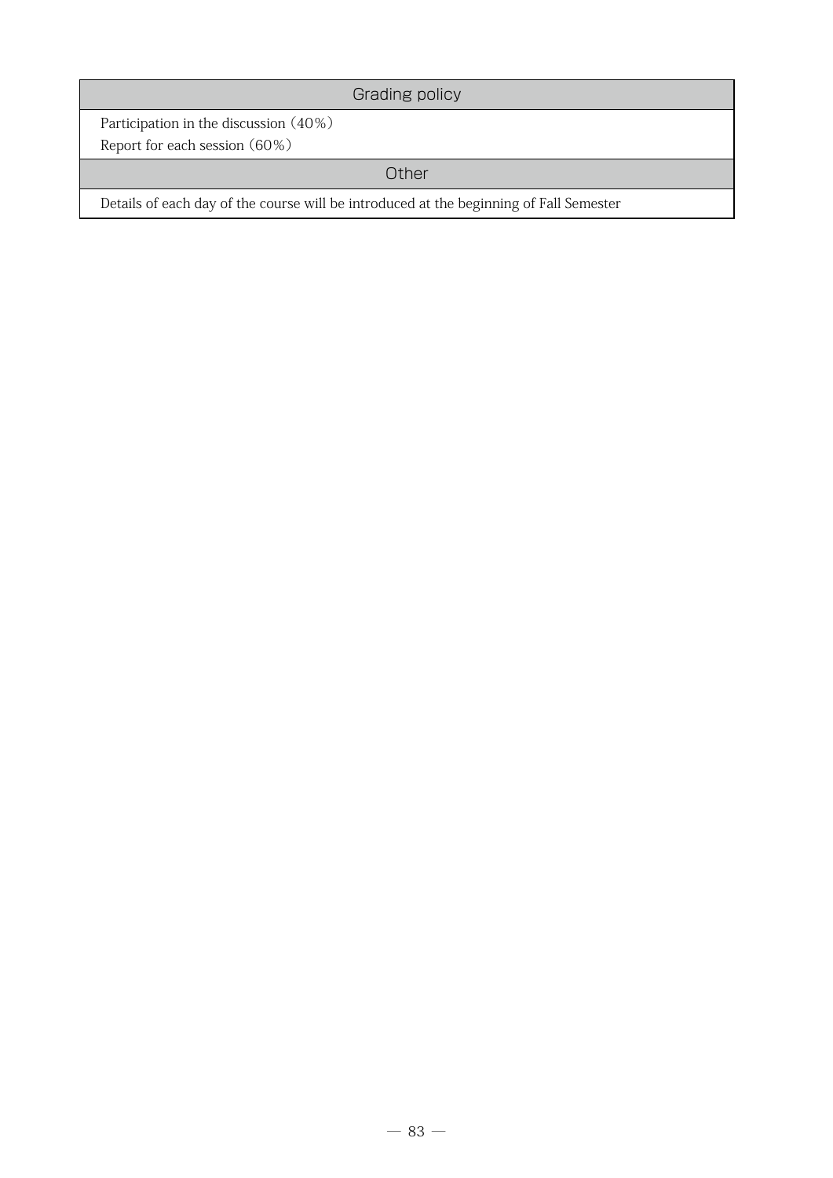### Grading policy

Participation in the discussion（40%）
Report for each session（60%）

### Other

Details of each day of the course will be introduced at the beginning of Fall Semester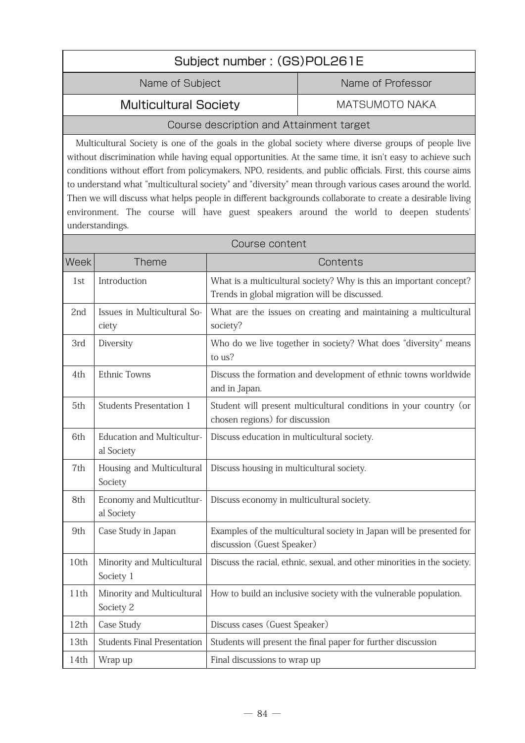## Subject number : (GS)POL261E

| Name of Subject | Name of Professor |
|---|---|
| Multicultural Society | MATSUMOTO NAKA |

### Course description and Attainment target

Multicultural Society is one of the goals in the global society where diverse groups of people live without discrimination while having equal opportunities. At the same time, it isn't easy to achieve such conditions without effort from policymakers, NPO, residents, and public officials. First, this course aims to understand what "multicultural society" and "diversity" mean through various cases around the world. Then we will discuss what helps people in different backgrounds collaborate to create a desirable living environment. The course will have guest speakers around the world to deepen students' understandings.

### Course content

| Week | Theme | Contents |
|---|---|---|
| 1st | Introduction | What is a multicultural society? Why is this an important concept? Trends in global migration will be discussed. |
| 2nd | Issues in Multicultural Society | What are the issues on creating and maintaining a multicultural society? |
| 3rd | Diversity | Who do we live together in society? What does "diversity" means to us? |
| 4th | Ethnic Towns | Discuss the formation and development of ethnic towns worldwide and in Japan. |
| 5th | Students Presentation 1 | Student will present multicultural conditions in your country (or chosen regions) for discussion |
| 6th | Education and Multicultural Society | Discuss education in multicultural society. |
| 7th | Housing and Multicultural Society | Discuss housing in multicultural society. |
| 8th | Economy and Multicutltural Society | Discuss economy in multicultural society. |
| 9th | Case Study in Japan | Examples of the multicultural society in Japan will be presented for discussion (Guest Speaker) |
| 10th | Minority and Multicultural Society 1 | Discuss the racial, ethnic, sexual, and other minorities in the society. |
| 11th | Minority and Multicultural Society 2 | How to build an inclusive society with the vulnerable population. |
| 12th | Case Study | Discuss cases (Guest Speaker) |
| 13th | Students Final Presentation | Students will present the final paper for further discussion |
| 14th | Wrap up | Final discussions to wrap up |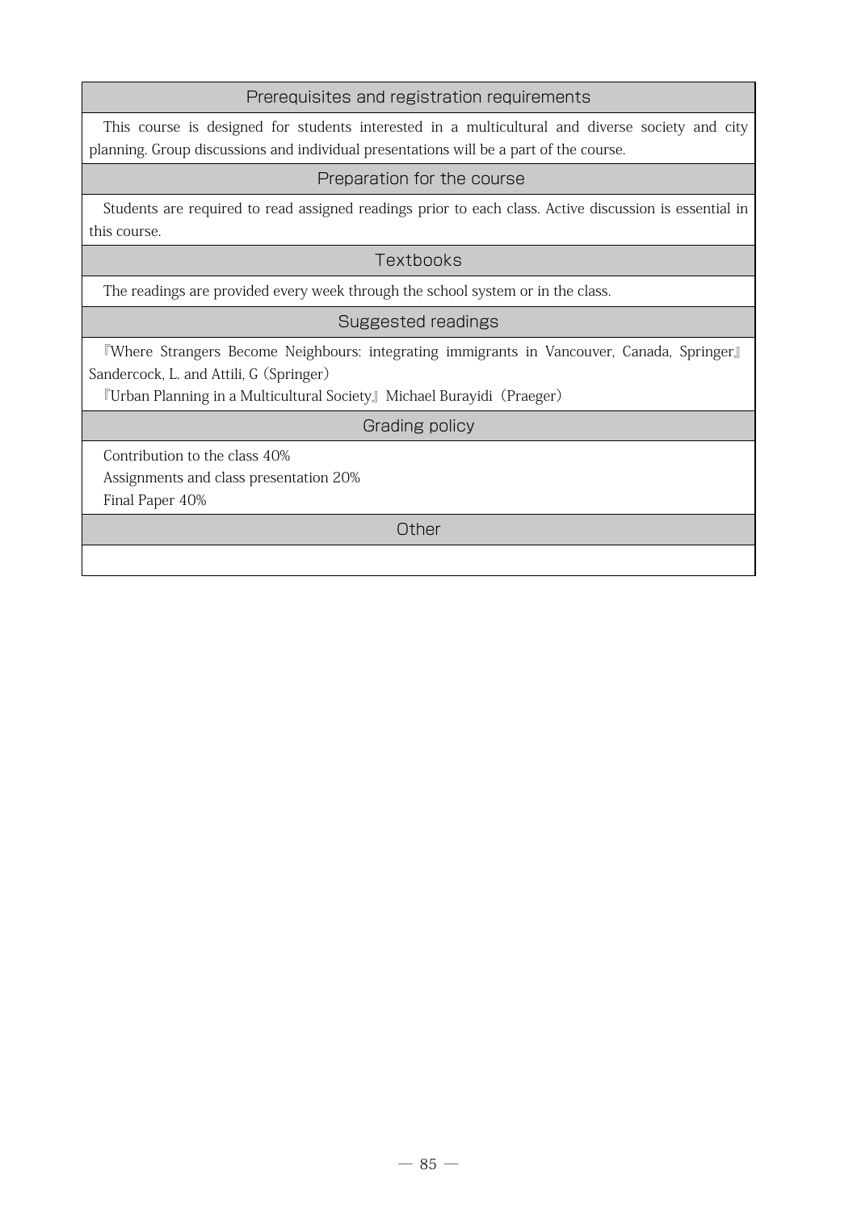## Prerequisites and registration requirements

This course is designed for students interested in a multicultural and diverse society and city planning. Group discussions and individual presentations will be a part of the course.

## Preparation for the course

Students are required to read assigned readings prior to each class. Active discussion is essential in this course.

## Textbooks

The readings are provided every week through the school system or in the class.

## Suggested readings

『Where Strangers Become Neighbours: integrating immigrants in Vancouver, Canada, Springer』 Sandercock, L. and Attili, G (Springer)

『Urban Planning in a Multicultural Society』 Michael Burayidi（Praeger）

## Grading policy

Contribution to the class 40%

Assignments and class presentation 20%

Final Paper 40%

## Other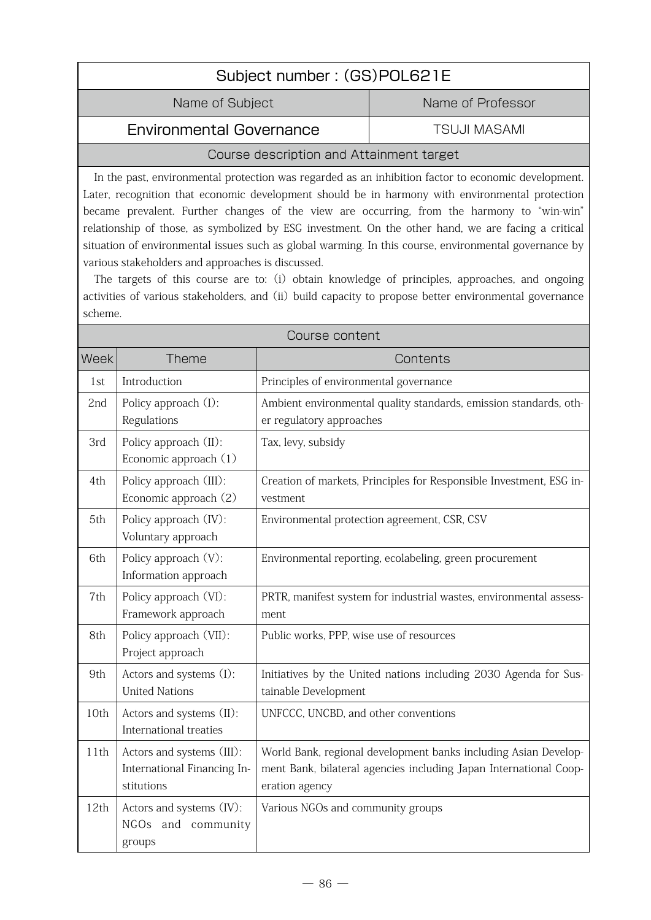## Subject number : (GS)POL621E

| Name of Subject | Name of Professor |
|---|---|
| Environmental Governance | TSUJI MASAMI |

### Course description and Attainment target

In the past, environmental protection was regarded as an inhibition factor to economic development. Later, recognition that economic development should be in harmony with environmental protection became prevalent. Further changes of the view are occurring, from the harmony to "win-win" relationship of those, as symbolized by ESG investment. On the other hand, we are facing a critical situation of environmental issues such as global warming. In this course, environmental governance by various stakeholders and approaches is discussed.

The targets of this course are to: (i) obtain knowledge of principles, approaches, and ongoing activities of various stakeholders, and (ii) build capacity to propose better environmental governance scheme.

### Course content

| Week | Theme | Contents |
|---|---|---|
| 1st | Introduction | Principles of environmental governance |
| 2nd | Policy approach (I): Regulations | Ambient environmental quality standards, emission standards, other regulatory approaches |
| 3rd | Policy approach (II): Economic approach (1) | Tax, levy, subsidy |
| 4th | Policy approach (III): Economic approach (2) | Creation of markets, Principles for Responsible Investment, ESG investment |
| 5th | Policy approach (IV): Voluntary approach | Environmental protection agreement, CSR, CSV |
| 6th | Policy approach (V): Information approach | Environmental reporting, ecolabeling, green procurement |
| 7th | Policy approach (VI): Framework approach | PRTR, manifest system for industrial wastes, environmental assessment |
| 8th | Policy approach (VII): Project approach | Public works, PPP, wise use of resources |
| 9th | Actors and systems (I): United Nations | Initiatives by the United nations including 2030 Agenda for Sustainable Development |
| 10th | Actors and systems (II): International treaties | UNFCCC, UNCBD, and other conventions |
| 11th | Actors and systems (III): International Financing Institutions | World Bank, regional development banks including Asian Development Bank, bilateral agencies including Japan International Cooperation agency |
| 12th | Actors and systems (IV): NGOs and community groups | Various NGOs and community groups |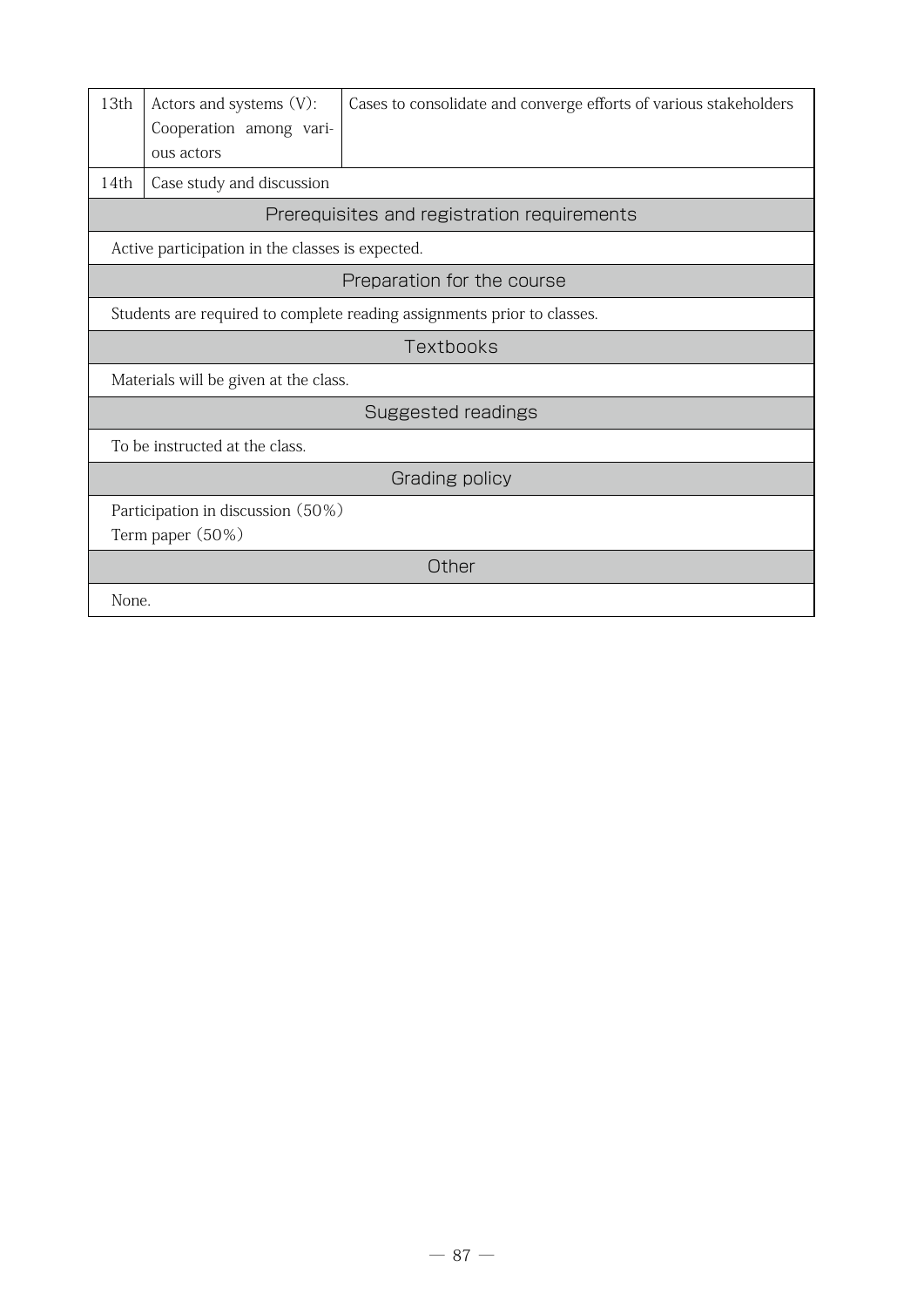| | | |
|---|---|---|
| 13th | Actors and systems (V): Cooperation among various actors | Cases to consolidate and converge efforts of various stakeholders |
| 14th | Case study and discussion | |

## Prerequisites and registration requirements

Active participation in the classes is expected.

## Preparation for the course

Students are required to complete reading assignments prior to classes.

## Textbooks

Materials will be given at the class.

## Suggested readings

To be instructed at the class.

## Grading policy

Participation in discussion (50%)
Term paper (50%)

## Other

None.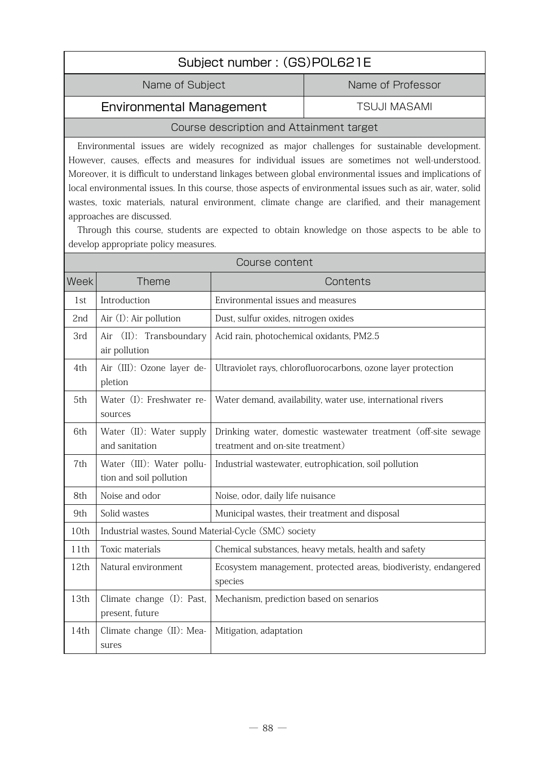## Subject number : (GS)POL621E

| Name of Subject | Name of Professor |
|---|---|
| Environmental Management | TSUJI MASAMI |

### Course description and Attainment target

Environmental issues are widely recognized as major challenges for sustainable development. However, causes, effects and measures for individual issues are sometimes not well-understood. Moreover, it is difficult to understand linkages between global environmental issues and implications of local environmental issues. In this course, those aspects of environmental issues such as air, water, solid wastes, toxic materials, natural environment, climate change are clarified, and their management approaches are discussed.

Through this course, students are expected to obtain knowledge on those aspects to be able to develop appropriate policy measures.

### Course content

| Week | Theme | Contents |
|---|---|---|
| 1st | Introduction | Environmental issues and measures |
| 2nd | Air (I): Air pollution | Dust, sulfur oxides, nitrogen oxides |
| 3rd | Air (II): Transboundary air pollution | Acid rain, photochemical oxidants, PM2.5 |
| 4th | Air (III): Ozone layer depletion | Ultraviolet rays, chlorofluorocarbons, ozone layer protection |
| 5th | Water (I): Freshwater resources | Water demand, availability, water use, international rivers |
| 6th | Water (II): Water supply and sanitation | Drinking water, domestic wastewater treatment (off-site sewage treatment and on-site treatment) |
| 7th | Water (III): Water pollution and soil pollution | Industrial wastewater, eutrophication, soil pollution |
| 8th | Noise and odor | Noise, odor, daily life nuisance |
| 9th | Solid wastes | Municipal wastes, their treatment and disposal |
| 10th | Industrial wastes, Sound Material-Cycle (SMC) society | |
| 11th | Toxic materials | Chemical substances, heavy metals, health and safety |
| 12th | Natural environment | Ecosystem management, protected areas, biodiveristy, endangered species |
| 13th | Climate change (I): Past, present, future | Mechanism, prediction based on senarios |
| 14th | Climate change (II): Measures | Mitigation, adaptation |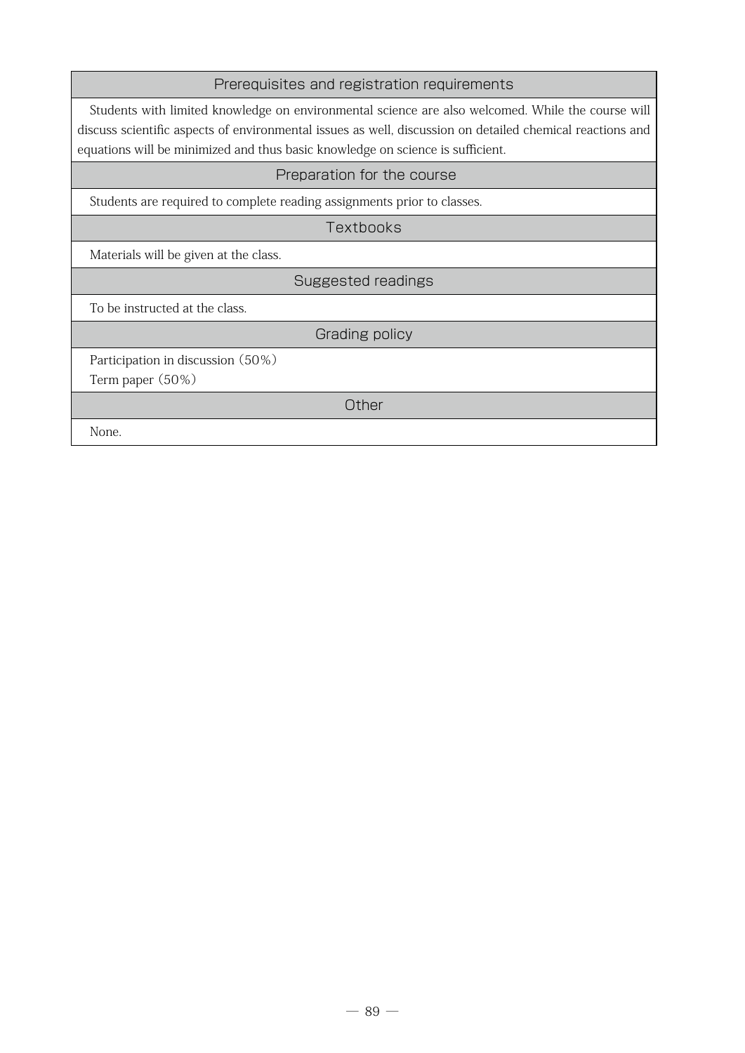### Prerequisites and registration requirements

Students with limited knowledge on environmental science are also welcomed. While the course will discuss scientific aspects of environmental issues as well, discussion on detailed chemical reactions and equations will be minimized and thus basic knowledge on science is sufficient.

### Preparation for the course

Students are required to complete reading assignments prior to classes.

### Textbooks

Materials will be given at the class.

### Suggested readings

To be instructed at the class.

### Grading policy

Participation in discussion（50%）
Term paper（50%）

### Other

None.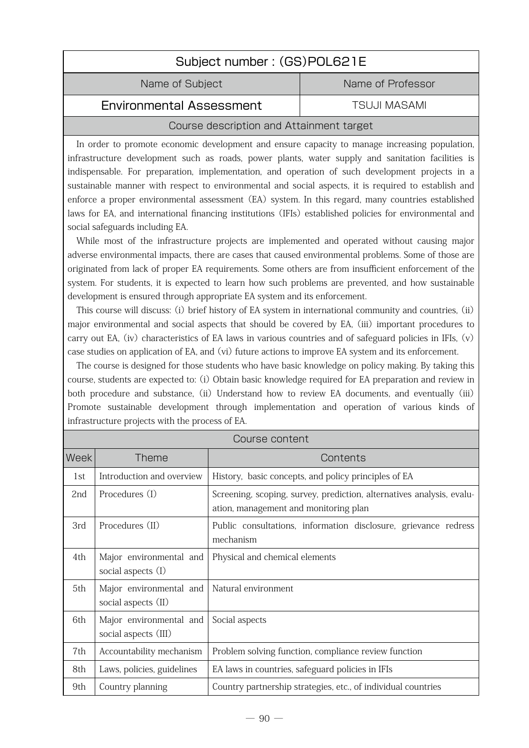## Subject number : (GS)POL621E

| Name of Subject | Name of Professor |
|---|---|
| Environmental Assessment | TSUJI MASAMI |

### Course description and Attainment target

In order to promote economic development and ensure capacity to manage increasing population, infrastructure development such as roads, power plants, water supply and sanitation facilities is indispensable. For preparation, implementation, and operation of such development projects in a sustainable manner with respect to environmental and social aspects, it is required to establish and enforce a proper environmental assessment (EA) system. In this regard, many countries established laws for EA, and international financing institutions (IFIs) established policies for environmental and social safeguards including EA.

While most of the infrastructure projects are implemented and operated without causing major adverse environmental impacts, there are cases that caused environmental problems. Some of those are originated from lack of proper EA requirements. Some others are from insufficient enforcement of the system. For students, it is expected to learn how such problems are prevented, and how sustainable development is ensured through appropriate EA system and its enforcement.

This course will discuss: (i) brief history of EA system in international community and countries, (ii) major environmental and social aspects that should be covered by EA, (iii) important procedures to carry out EA, (iv) characteristics of EA laws in various countries and of safeguard policies in IFIs, (v) case studies on application of EA, and (vi) future actions to improve EA system and its enforcement.

The course is designed for those students who have basic knowledge on policy making. By taking this course, students are expected to: (i) Obtain basic knowledge required for EA preparation and review in both procedure and substance, (ii) Understand how to review EA documents, and eventually (iii) Promote sustainable development through implementation and operation of various kinds of infrastructure projects with the process of EA.

### Course content

| Week | Theme | Contents |
|---|---|---|
| 1st | Introduction and overview | History, basic concepts, and policy principles of EA |
| 2nd | Procedures (I) | Screening, scoping, survey, prediction, alternatives analysis, evaluation, management and monitoring plan |
| 3rd | Procedures (II) | Public consultations, information disclosure, grievance redress mechanism |
| 4th | Major environmental and social aspects (I) | Physical and chemical elements |
| 5th | Major environmental and social aspects (II) | Natural environment |
| 6th | Major environmental and social aspects (III) | Social aspects |
| 7th | Accountability mechanism | Problem solving function, compliance review function |
| 8th | Laws, policies, guidelines | EA laws in countries, safeguard policies in IFIs |
| 9th | Country planning | Country partnership strategies, etc., of individual countries |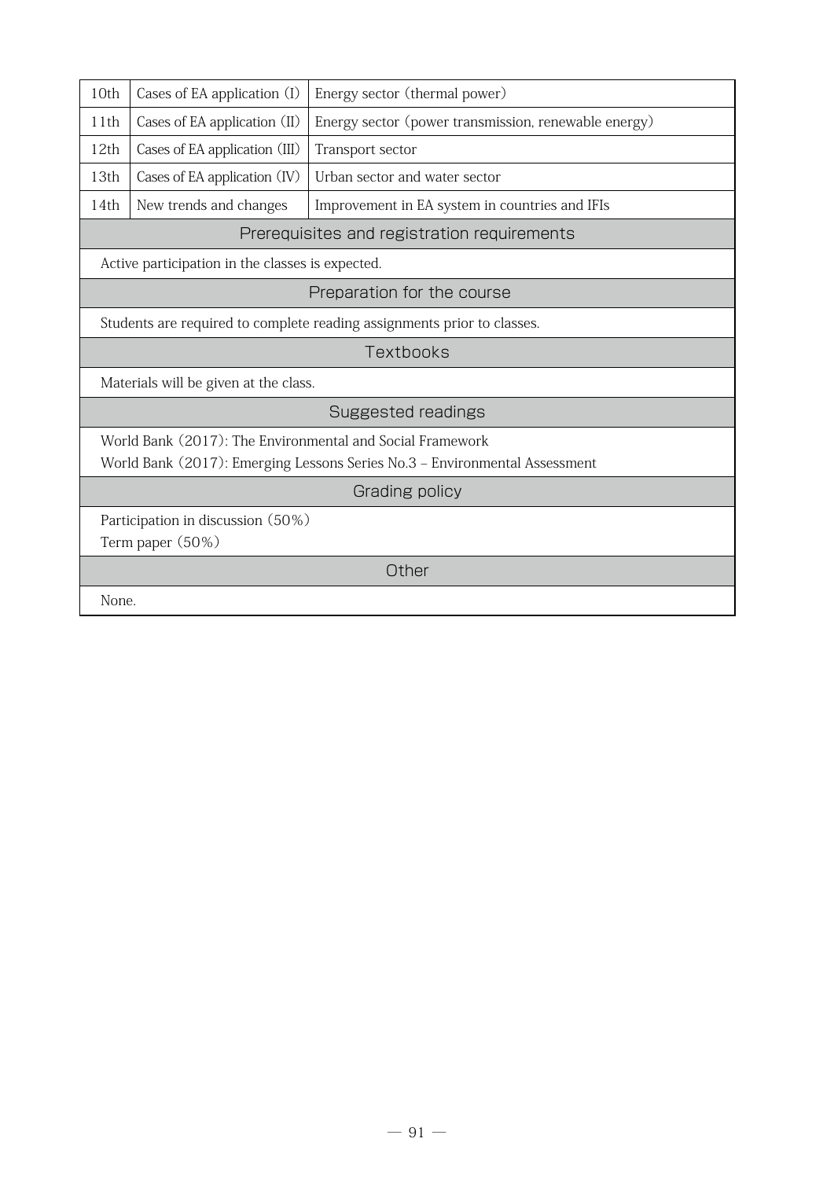| 10th | Cases of EA application (I) | Energy sector (thermal power) |
|---|---|---|
| 11th | Cases of EA application (II) | Energy sector (power transmission, renewable energy) |
| 12th | Cases of EA application (III) | Transport sector |
| 13th | Cases of EA application (IV) | Urban sector and water sector |
| 14th | New trends and changes | Improvement in EA system in countries and IFIs |

## Prerequisites and registration requirements

Active participation in the classes is expected.

## Preparation for the course

Students are required to complete reading assignments prior to classes.

## Textbooks

Materials will be given at the class.

## Suggested readings

World Bank (2017): The Environmental and Social Framework
World Bank (2017): Emerging Lessons Series No.3 – Environmental Assessment

## Grading policy

Participation in discussion (50%)
Term paper (50%)

## Other

None.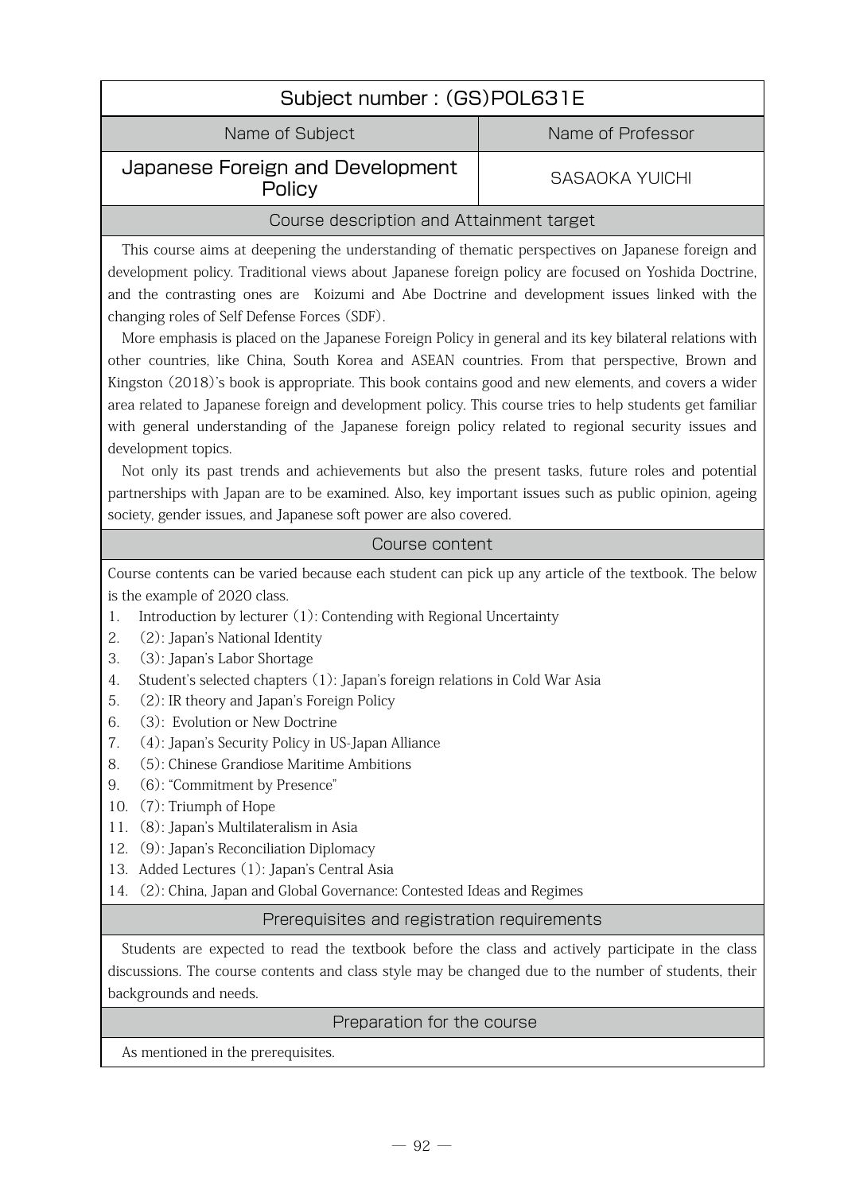## Subject number : (GS)POL631E

| Name of Subject | Name of Professor |
|---|---|
| Japanese Foreign and Development Policy | SASAOKA YUICHI |

### Course description and Attainment target

This course aims at deepening the understanding of thematic perspectives on Japanese foreign and development policy. Traditional views about Japanese foreign policy are focused on Yoshida Doctrine, and the contrasting ones are Koizumi and Abe Doctrine and development issues linked with the changing roles of Self Defense Forces (SDF).

More emphasis is placed on the Japanese Foreign Policy in general and its key bilateral relations with other countries, like China, South Korea and ASEAN countries. From that perspective, Brown and Kingston (2018)'s book is appropriate. This book contains good and new elements, and covers a wider area related to Japanese foreign and development policy. This course tries to help students get familiar with general understanding of the Japanese foreign policy related to regional security issues and development topics.

Not only its past trends and achievements but also the present tasks, future roles and potential partnerships with Japan are to be examined. Also, key important issues such as public opinion, ageing society, gender issues, and Japanese soft power are also covered.

### Course content

Course contents can be varied because each student can pick up any article of the textbook. The below is the example of 2020 class.

1. Introduction by lecturer (1): Contending with Regional Uncertainty
2. (2): Japan's National Identity
3. (3): Japan's Labor Shortage
4. Student's selected chapters (1): Japan's foreign relations in Cold War Asia
5. (2): IR theory and Japan's Foreign Policy
6. (3): Evolution or New Doctrine
7. (4): Japan's Security Policy in US-Japan Alliance
8. (5): Chinese Grandiose Maritime Ambitions
9. (6): "Commitment by Presence"
10. (7): Triumph of Hope
11. (8): Japan's Multilateralism in Asia
12. (9): Japan's Reconciliation Diplomacy
13. Added Lectures (1): Japan's Central Asia
14. (2): China, Japan and Global Governance: Contested Ideas and Regimes

### Prerequisites and registration requirements

Students are expected to read the textbook before the class and actively participate in the class discussions. The course contents and class style may be changed due to the number of students, their backgrounds and needs.

### Preparation for the course

As mentioned in the prerequisites.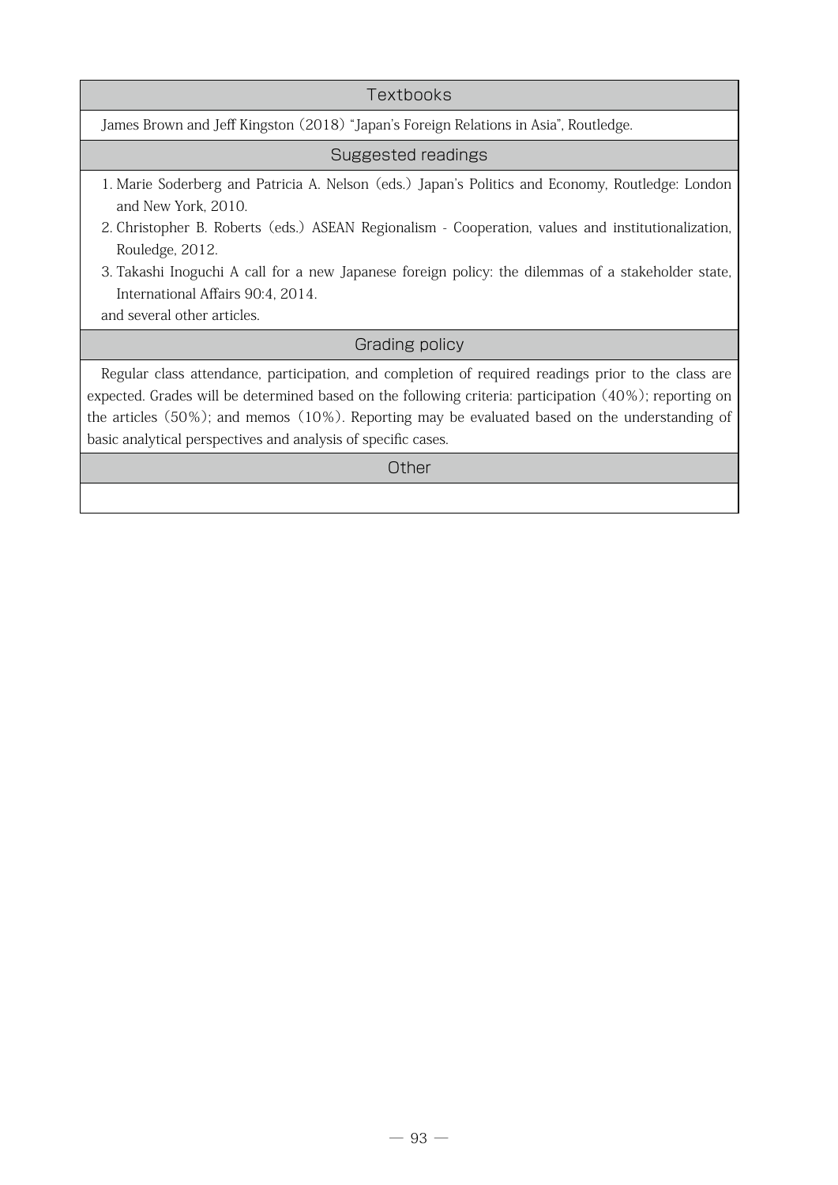## Textbooks

James Brown and Jeff Kingston (2018) "Japan's Foreign Relations in Asia", Routledge.

## Suggested readings

1. Marie Soderberg and Patricia A. Nelson (eds.) Japan's Politics and Economy, Routledge: London and New York, 2010.
2. Christopher B. Roberts (eds.) ASEAN Regionalism - Cooperation, values and institutionalization, Rouledge, 2012.
3. Takashi Inoguchi A call for a new Japanese foreign policy: the dilemmas of a stakeholder state, International Affairs 90:4, 2014.

and several other articles.

## Grading policy

Regular class attendance, participation, and completion of required readings prior to the class are expected. Grades will be determined based on the following criteria: participation (40%); reporting on the articles (50%); and memos (10%). Reporting may be evaluated based on the understanding of basic analytical perspectives and analysis of specific cases.

## Other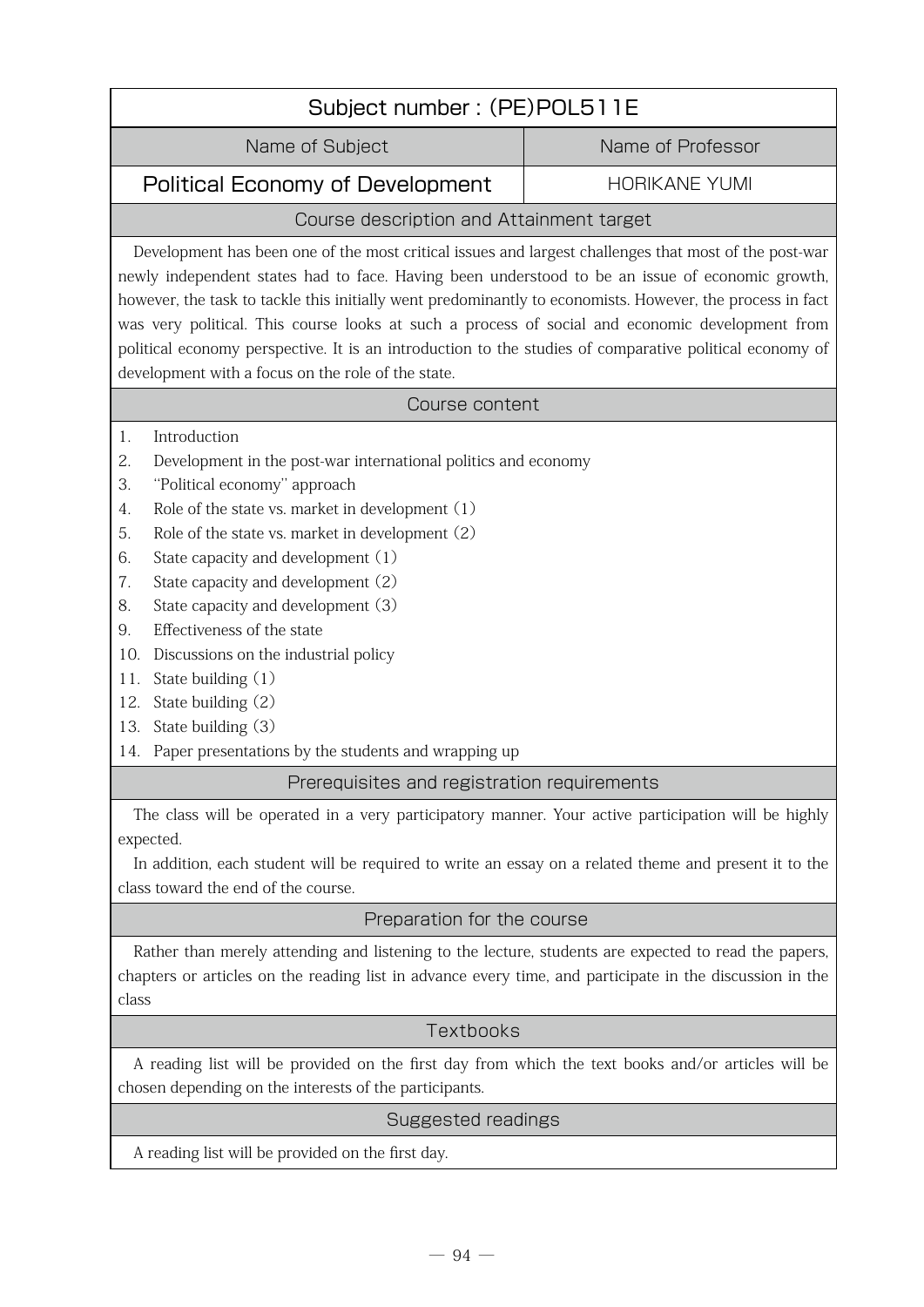## Subject number : (PE)POL511E

| Name of Subject | Name of Professor |
|---|---|
| Political Economy of Development | HORIKANE YUMI |

### Course description and Attainment target

Development has been one of the most critical issues and largest challenges that most of the post-war newly independent states had to face. Having been understood to be an issue of economic growth, however, the task to tackle this initially went predominantly to economists. However, the process in fact was very political. This course looks at such a process of social and economic development from political economy perspective. It is an introduction to the studies of comparative political economy of development with a focus on the role of the state.

### Course content

1. Introduction
2. Development in the post-war international politics and economy
3. "Political economy" approach
4. Role of the state vs. market in development (1)
5. Role of the state vs. market in development (2)
6. State capacity and development (1)
7. State capacity and development (2)
8. State capacity and development (3)
9. Effectiveness of the state
10. Discussions on the industrial policy
11. State building (1)
12. State building (2)
13. State building (3)
14. Paper presentations by the students and wrapping up

### Prerequisites and registration requirements

The class will be operated in a very participatory manner. Your active participation will be highly expected.

In addition, each student will be required to write an essay on a related theme and present it to the class toward the end of the course.

### Preparation for the course

Rather than merely attending and listening to the lecture, students are expected to read the papers, chapters or articles on the reading list in advance every time, and participate in the discussion in the class

### Textbooks

A reading list will be provided on the first day from which the text books and/or articles will be chosen depending on the interests of the participants.

### Suggested readings

A reading list will be provided on the first day.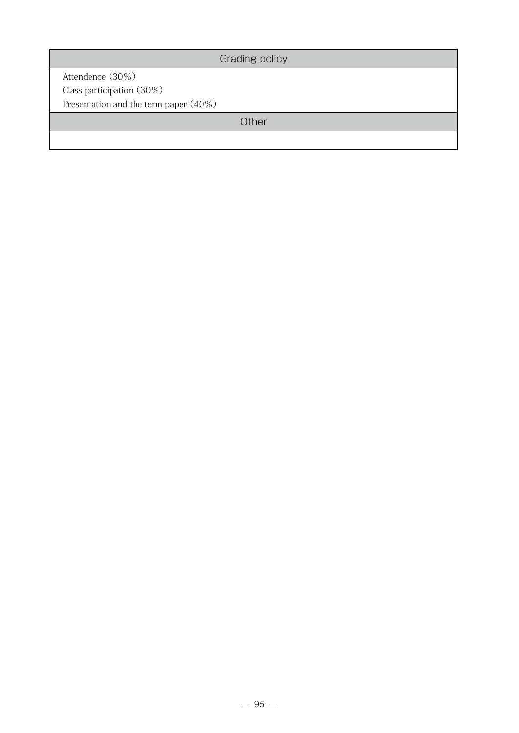## Grading policy

Attendence (30%)
Class participation (30%)
Presentation and the term paper (40%)

## Other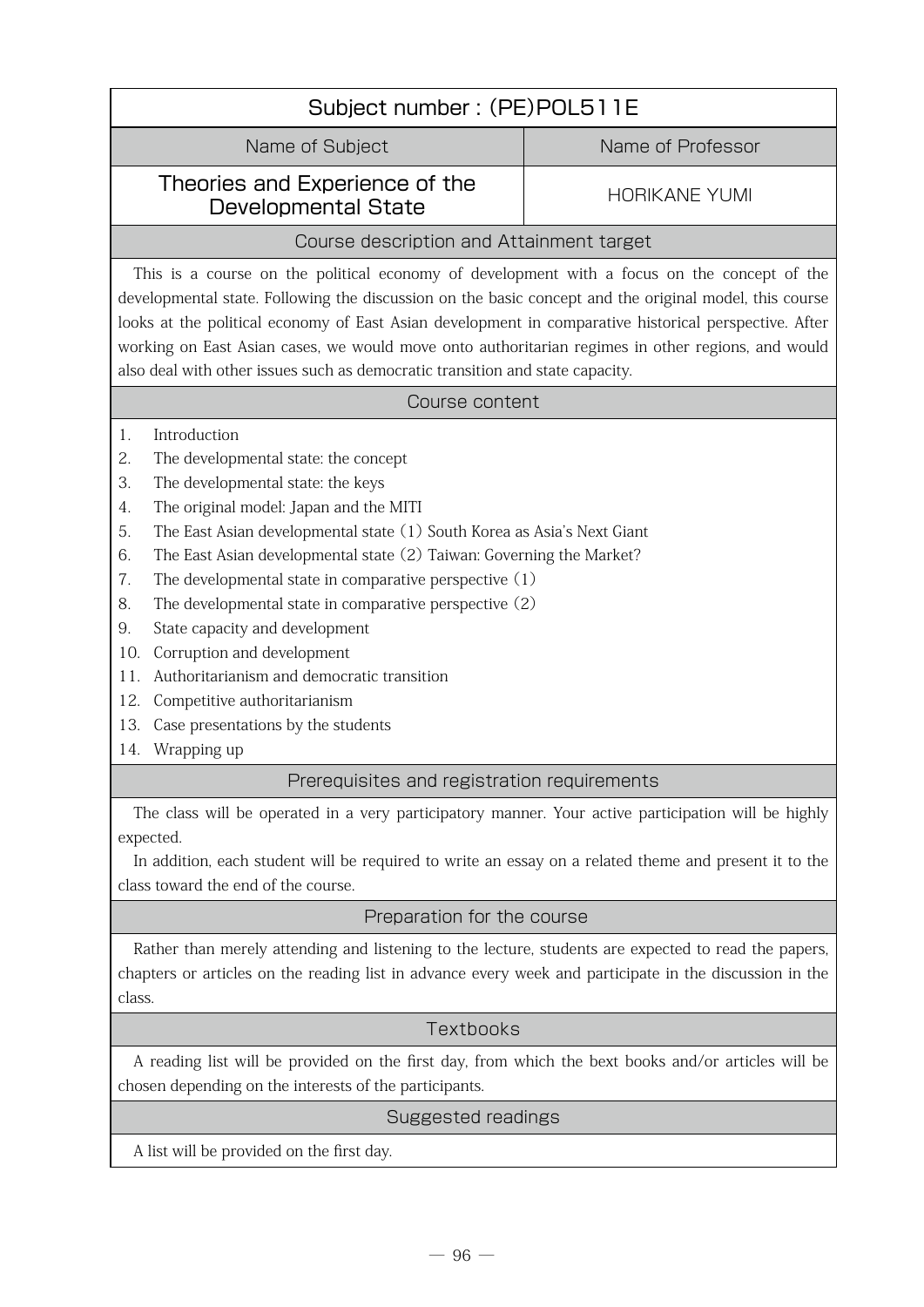## Subject number : (PE)POL511E

| Name of Subject | Name of Professor |
| --- | --- |
| Theories and Experience of the Developmental State | HORIKANE YUMI |

### Course description and Attainment target

This is a course on the political economy of development with a focus on the concept of the developmental state. Following the discussion on the basic concept and the original model, this course looks at the political economy of East Asian development in comparative historical perspective. After working on East Asian cases, we would move onto authoritarian regimes in other regions, and would also deal with other issues such as democratic transition and state capacity.

### Course content

1. Introduction
2. The developmental state: the concept
3. The developmental state: the keys
4. The original model: Japan and the MITI
5. The East Asian developmental state (1) South Korea as Asia's Next Giant
6. The East Asian developmental state (2) Taiwan: Governing the Market?
7. The developmental state in comparative perspective (1)
8. The developmental state in comparative perspective (2)
9. State capacity and development
10. Corruption and development
11. Authoritarianism and democratic transition
12. Competitive authoritarianism
13. Case presentations by the students
14. Wrapping up

### Prerequisites and registration requirements

The class will be operated in a very participatory manner. Your active participation will be highly expected.

In addition, each student will be required to write an essay on a related theme and present it to the class toward the end of the course.

### Preparation for the course

Rather than merely attending and listening to the lecture, students are expected to read the papers, chapters or articles on the reading list in advance every week and participate in the discussion in the class.

### Textbooks

A reading list will be provided on the first day, from which the bext books and/or articles will be chosen depending on the interests of the participants.

### Suggested readings

A list will be provided on the first day.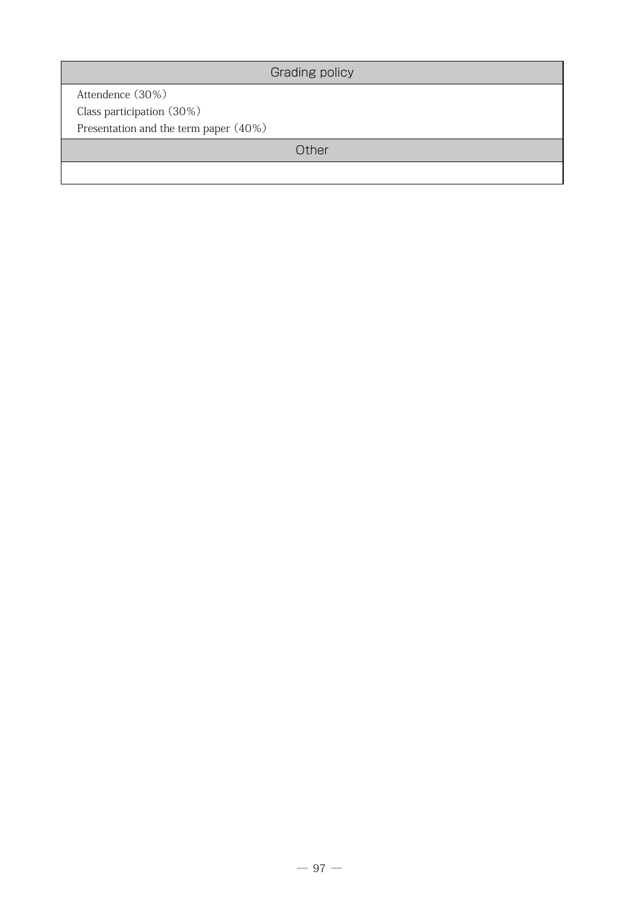| Grading policy |
|---|
| Attendence (30%)<br>Class participation (30%)<br>Presentation and the term paper (40%) |
| Other |
| |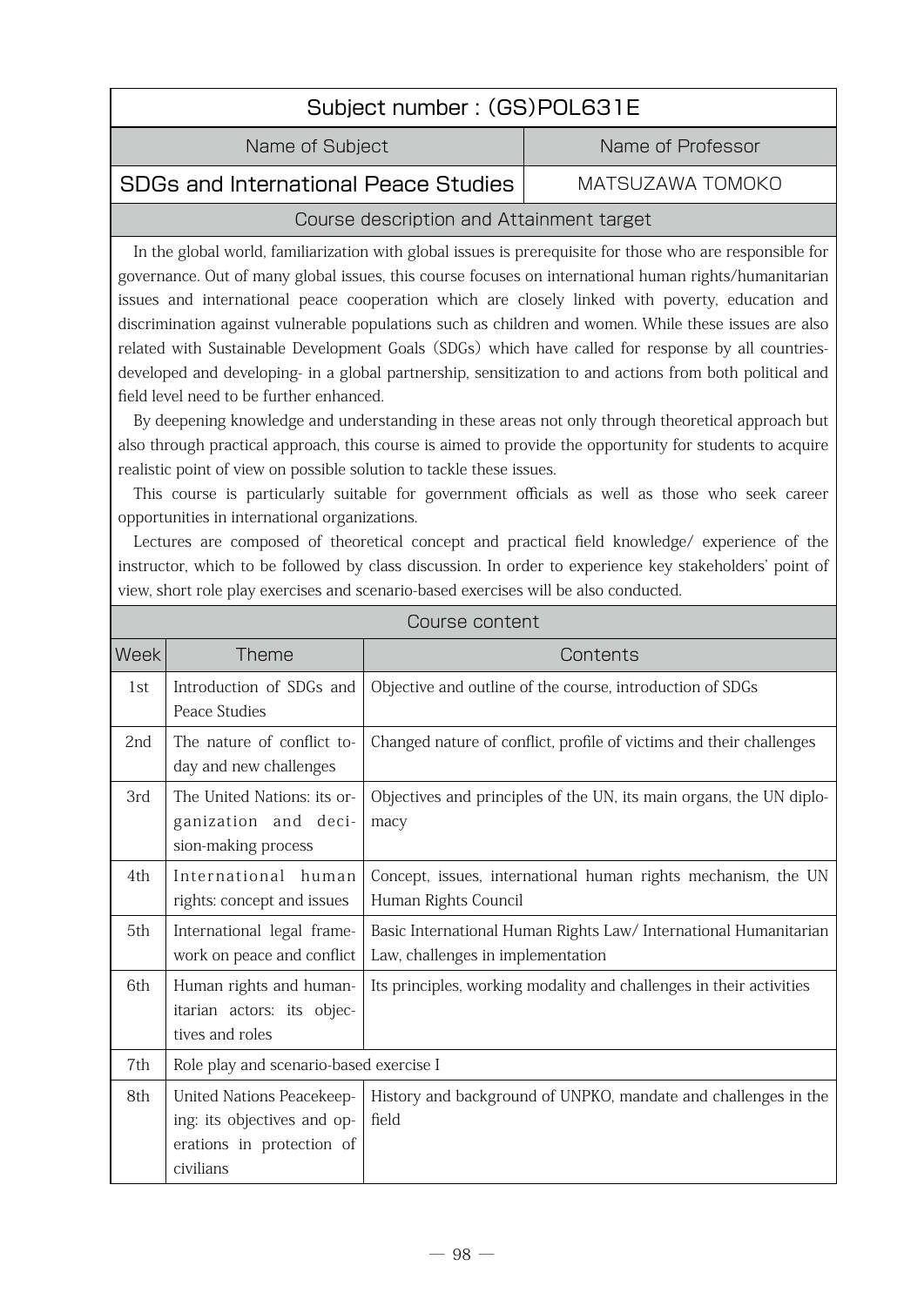## Subject number : (GS)POL631E

| Name of Subject | Name of Professor |
|---|---|
| SDGs and International Peace Studies | MATSUZAWA TOMOKO |

### Course description and Attainment target

In the global world, familiarization with global issues is prerequisite for those who are responsible for governance. Out of many global issues, this course focuses on international human rights/humanitarian issues and international peace cooperation which are closely linked with poverty, education and discrimination against vulnerable populations such as children and women. While these issues are also related with Sustainable Development Goals (SDGs) which have called for response by all countries-developed and developing- in a global partnership, sensitization to and actions from both political and field level need to be further enhanced.

By deepening knowledge and understanding in these areas not only through theoretical approach but also through practical approach, this course is aimed to provide the opportunity for students to acquire realistic point of view on possible solution to tackle these issues.

This course is particularly suitable for government officials as well as those who seek career opportunities in international organizations.

Lectures are composed of theoretical concept and practical field knowledge/ experience of the instructor, which to be followed by class discussion. In order to experience key stakeholders' point of view, short role play exercises and scenario-based exercises will be also conducted.

### Course content

| Week | Theme | Contents |
|---|---|---|
| 1st | Introduction of SDGs and Peace Studies | Objective and outline of the course, introduction of SDGs |
| 2nd | The nature of conflict today and new challenges | Changed nature of conflict, profile of victims and their challenges |
| 3rd | The United Nations: its organization and decision-making process | Objectives and principles of the UN, its main organs, the UN diplomacy |
| 4th | International human rights: concept and issues | Concept, issues, international human rights mechanism, the UN Human Rights Council |
| 5th | International legal framework on peace and conflict | Basic International Human Rights Law/ International Humanitarian Law, challenges in implementation |
| 6th | Human rights and humanitarian actors: its objectives and roles | Its principles, working modality and challenges in their activities |
| 7th | Role play and scenario-based exercise I | |
| 8th | United Nations Peacekeeping: its objectives and operations in protection of civilians | History and background of UNPKO, mandate and challenges in the field |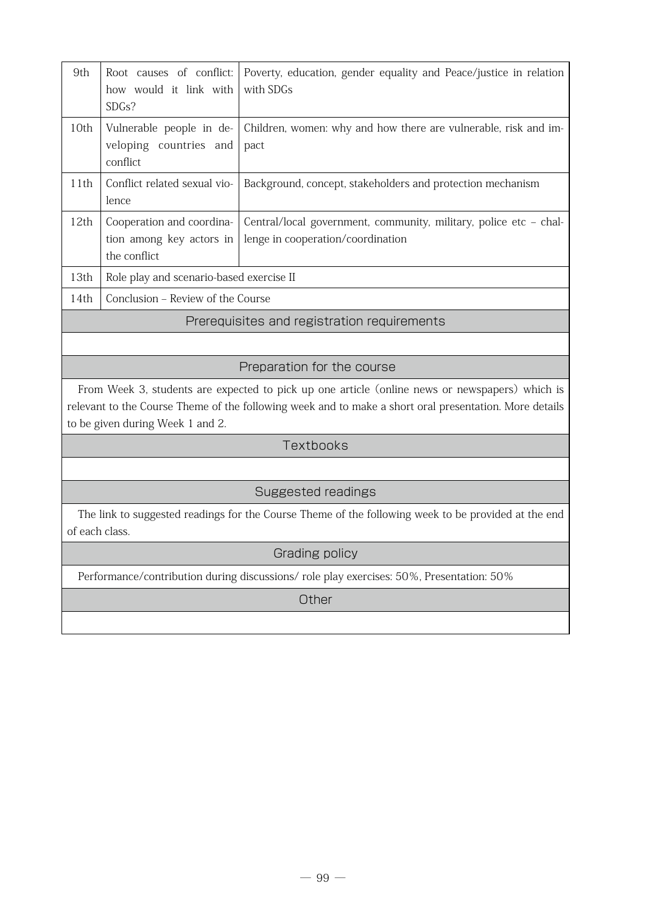| | | |
|---|---|---|
| 9th | Root causes of conflict: how would it link with SDGs? | Poverty, education, gender equality and Peace/justice in relation with SDGs |
| 10th | Vulnerable people in developing countries and conflict | Children, women: why and how there are vulnerable, risk and impact |
| 11th | Conflict related sexual violence | Background, concept, stakeholders and protection mechanism |
| 12th | Cooperation and coordination among key actors in the conflict | Central/local government, community, military, police etc – challenge in cooperation/coordination |
| 13th | Role play and scenario-based exercise II | |
| 14th | Conclusion – Review of the Course | |

## Prerequisites and registration requirements

## Preparation for the course

From Week 3, students are expected to pick up one article (online news or newspapers) which is relevant to the Course Theme of the following week and to make a short oral presentation. More details to be given during Week 1 and 2.

## Textbooks

## Suggested readings

The link to suggested readings for the Course Theme of the following week to be provided at the end of each class.

## Grading policy

Performance/contribution during discussions/ role play exercises: 50%, Presentation: 50%

## Other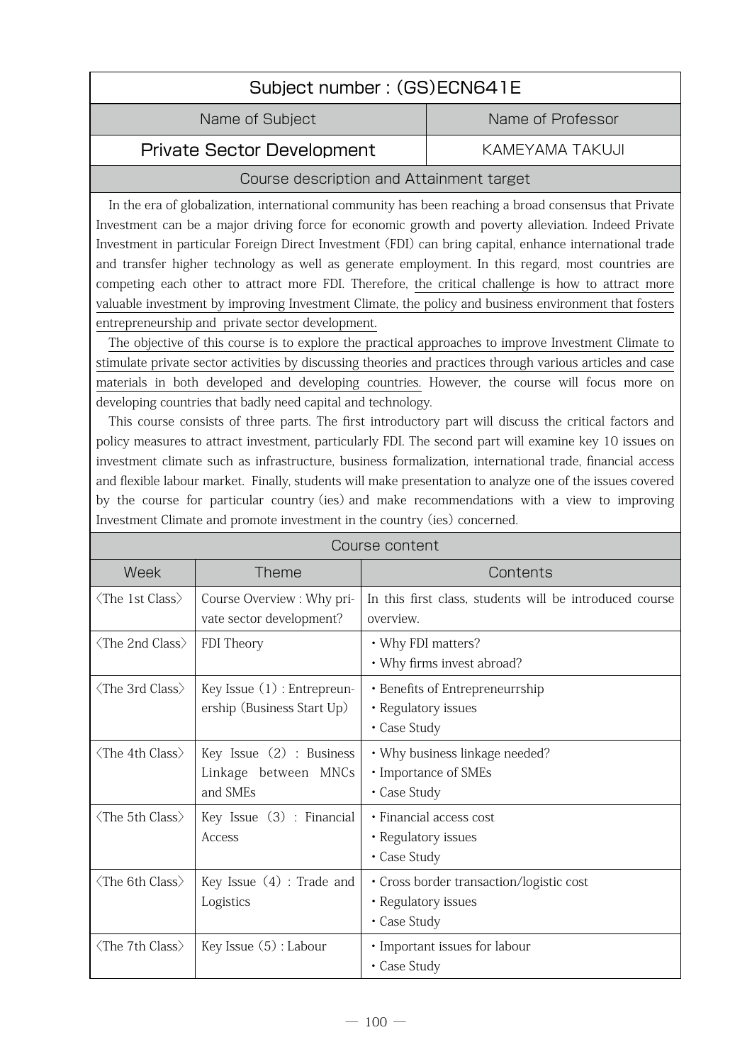## Subject number : (GS)ECN641E

| Name of Subject | Name of Professor |
|---|---|
| Private Sector Development | KAMEYAMA TAKUJI |

### Course description and Attainment target

In the era of globalization, international community has been reaching a broad consensus that Private Investment can be a major driving force for economic growth and poverty alleviation. Indeed Private Investment in particular Foreign Direct Investment (FDI) can bring capital, enhance international trade and transfer higher technology as well as generate employment. In this regard, most countries are competing each other to attract more FDI. Therefore, the critical challenge is how to attract more valuable investment by improving Investment Climate, the policy and business environment that fosters entrepreneurship and private sector development.

The objective of this course is to explore the practical approaches to improve Investment Climate to stimulate private sector activities by discussing theories and practices through various articles and case materials in both developed and developing countries. However, the course will focus more on developing countries that badly need capital and technology.

This course consists of three parts. The first introductory part will discuss the critical factors and policy measures to attract investment, particularly FDI. The second part will examine key 10 issues on investment climate such as infrastructure, business formalization, international trade, financial access and flexible labour market. Finally, students will make presentation to analyze one of the issues covered by the course for particular country (ies) and make recommendations with a view to improving Investment Climate and promote investment in the country (ies) concerned.

### Course content

| Week | Theme | Contents |
|---|---|---|
| 〈The 1st Class〉 | Course Overview : Why private sector development? | In this first class, students will be introduced course overview. |
| 〈The 2nd Class〉 | FDI Theory | • Why FDI matters?<br>• Why firms invest abroad? |
| 〈The 3rd Class〉 | Key Issue (1) : Entrepreunership (Business Start Up) | • Benefits of Entrepreneurrship<br>• Regulatory issues<br>• Case Study |
| 〈The 4th Class〉 | Key Issue (2) : Business Linkage between MNCs and SMEs | • Why business linkage needed?<br>• Importance of SMEs<br>• Case Study |
| 〈The 5th Class〉 | Key Issue (3) : Financial Access | • Financial access cost<br>• Regulatory issues<br>• Case Study |
| 〈The 6th Class〉 | Key Issue (4) : Trade and Logistics | • Cross border transaction/logistic cost<br>• Regulatory issues<br>• Case Study |
| 〈The 7th Class〉 | Key Issue (5) : Labour | • Important issues for labour<br>• Case Study |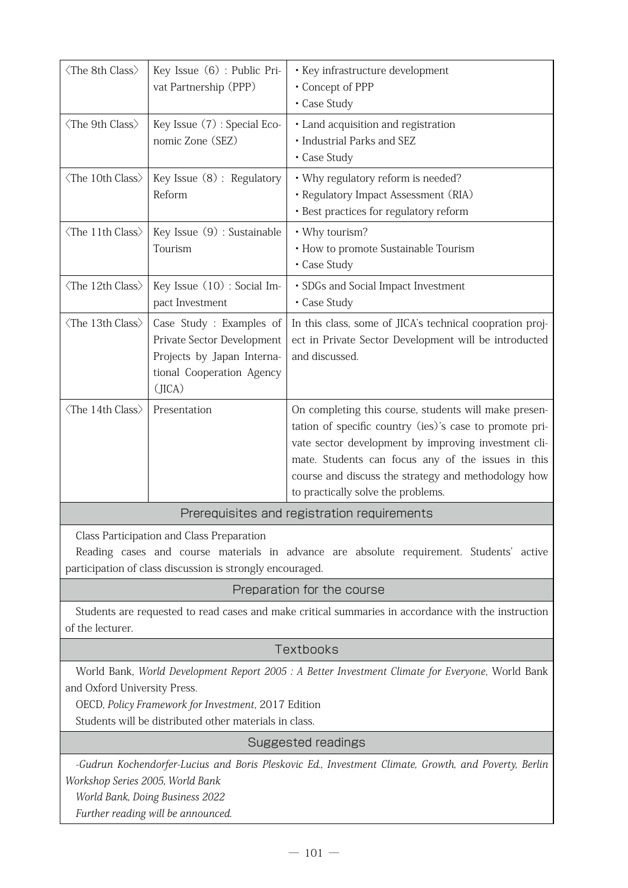| | | |
|---|---|---|
| 〈The 8th Class〉 | Key Issue (6) : Public Privat Partnership (PPP) | • Key infrastructure development<br>• Concept of PPP<br>• Case Study |
| 〈The 9th Class〉 | Key Issue (7) : Special Economic Zone (SEZ) | • Land acquisition and registration<br>• Industrial Parks and SEZ<br>• Case Study |
| 〈The 10th Class〉 | Key Issue (8) : Regulatory Reform | • Why regulatory reform is needed?<br>• Regulatory Impact Assessment (RIA)<br>• Best practices for regulatory reform |
| 〈The 11th Class〉 | Key Issue (9) : Sustainable Tourism | • Why tourism?<br>• How to promote Sustainable Tourism<br>• Case Study |
| 〈The 12th Class〉 | Key Issue (10) : Social Impact Investment | • SDGs and Social Impact Investment<br>• Case Study |
| 〈The 13th Class〉 | Case Study : Examples of Private Sector Development Projects by Japan International Cooperation Agency (JICA) | In this class, some of JICA's technical cooperation project in Private Sector Development will be introducted and discussed. |
| 〈The 14th Class〉 | Presentation | On completing this course, students will make presentation of specific country (ies)'s case to promote private sector development by improving investment climate. Students can focus any of the issues in this course and discuss the strategy and methodology how to practically solve the problems. |

## Prerequisites and registration requirements

Class Participation and Class Preparation

Reading cases and course materials in advance are absolute requirement. Students' active participation of class discussion is strongly encouraged.

## Preparation for the course

Students are requested to read cases and make critical summaries in accordance with the instruction of the lecturer.

## Textbooks

World Bank, *World Development Report 2005 : A Better Investment Climate for Everyone*, World Bank and Oxford University Press.

OECD, *Policy Framework for Investment*, 2017 Edition

Students will be distributed other materials in class.

## Suggested readings

*-Gudrun Kochendorfer-Lucius and Boris Pleskovic Ed., Investment Climate, Growth, and Poverty, Berlin Workshop Series 2005, World Bank*

*World Bank, Doing Business 2022*

*Further reading will be announced.*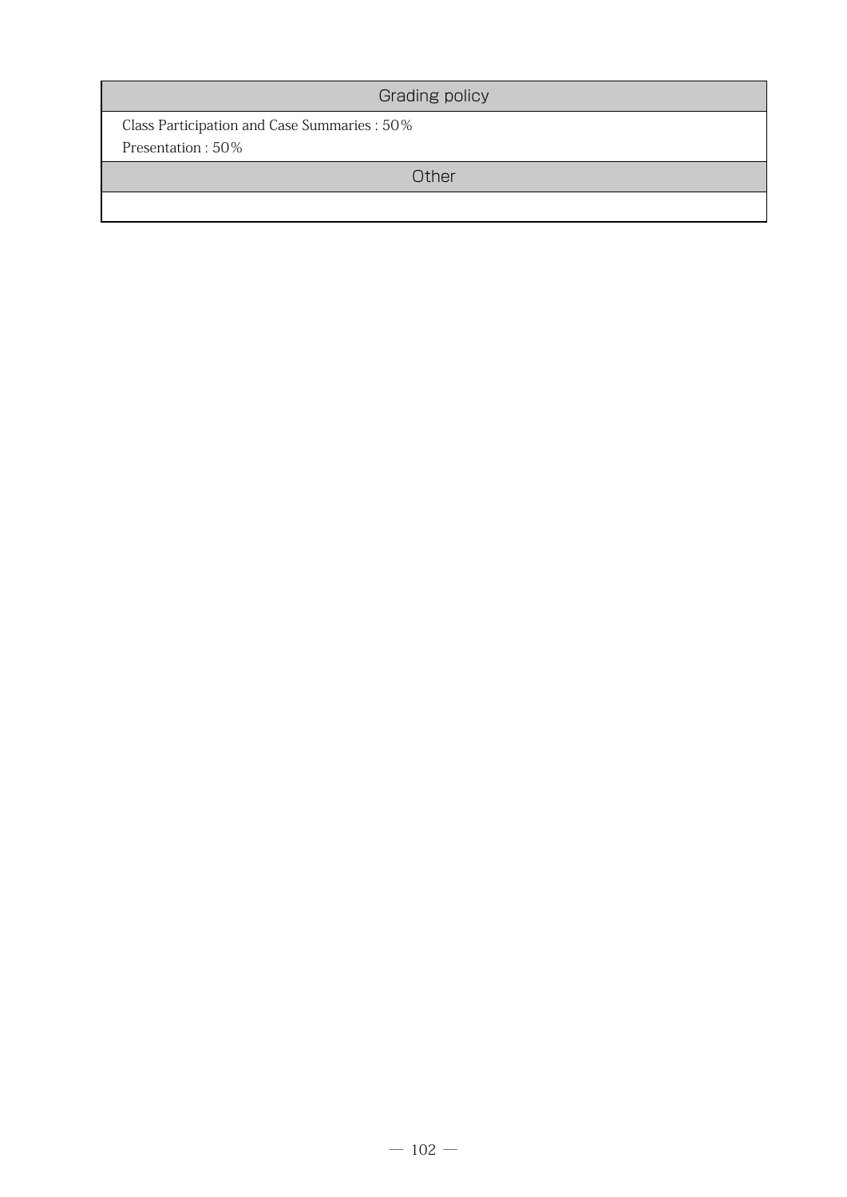| Grading policy |
|---|
| Class Participation and Case Summaries : 50%<br>Presentation : 50% |
| Other |
| |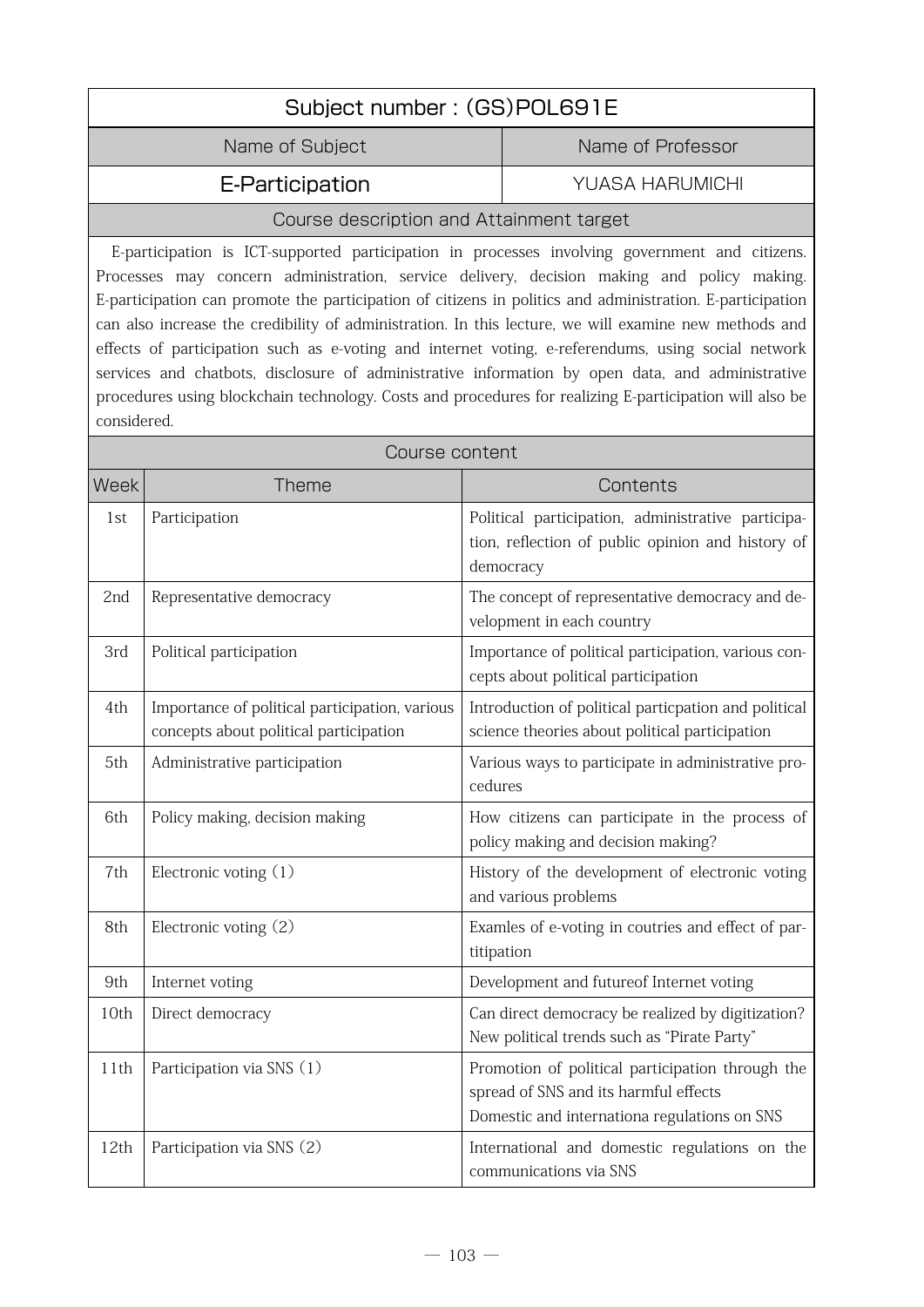| Subject number : (GS)POL691E | |
|---|---|
| **Name of Subject** | **Name of Professor** |
| E-Participation | YUASA HARUMICHI |

## Course description and Attainment target

E-participation is ICT-supported participation in processes involving government and citizens. Processes may concern administration, service delivery, decision making and policy making. E-participation can promote the participation of citizens in politics and administration. E-participation can also increase the credibility of administration. In this lecture, we will examine new methods and effects of participation such as e-voting and internet voting, e-referendums, using social network services and chatbots, disclosure of administrative information by open data, and administrative procedures using blockchain technology. Costs and procedures for realizing E-participation will also be considered.

## Course content

| Week | Theme | Contents |
|---|---|---|
| 1st | Participation | Political participation, administrative participation, reflection of public opinion and history of democracy |
| 2nd | Representative democracy | The concept of representative democracy and development in each country |
| 3rd | Political participation | Importance of political participation, various concepts about political participation |
| 4th | Importance of political participation, various concepts about political participation | Introduction of political particpation and political science theories about political participation |
| 5th | Administrative participation | Various ways to participate in administrative procedures |
| 6th | Policy making, decision making | How citizens can participate in the process of policy making and decision making? |
| 7th | Electronic voting (1) | History of the development of electronic voting and various problems |
| 8th | Electronic voting (2) | Examles of e-voting in coutries and effect of partitipation |
| 9th | Internet voting | Development and futureof Internet voting |
| 10th | Direct democracy | Can direct democracy be realized by digitization? New political trends such as "Pirate Party" |
| 11th | Participation via SNS (1) | Promotion of political participation through the spread of SNS and its harmful effects<br>Domestic and internationa regulations on SNS |
| 12th | Participation via SNS (2) | International and domestic regulations on the communications via SNS |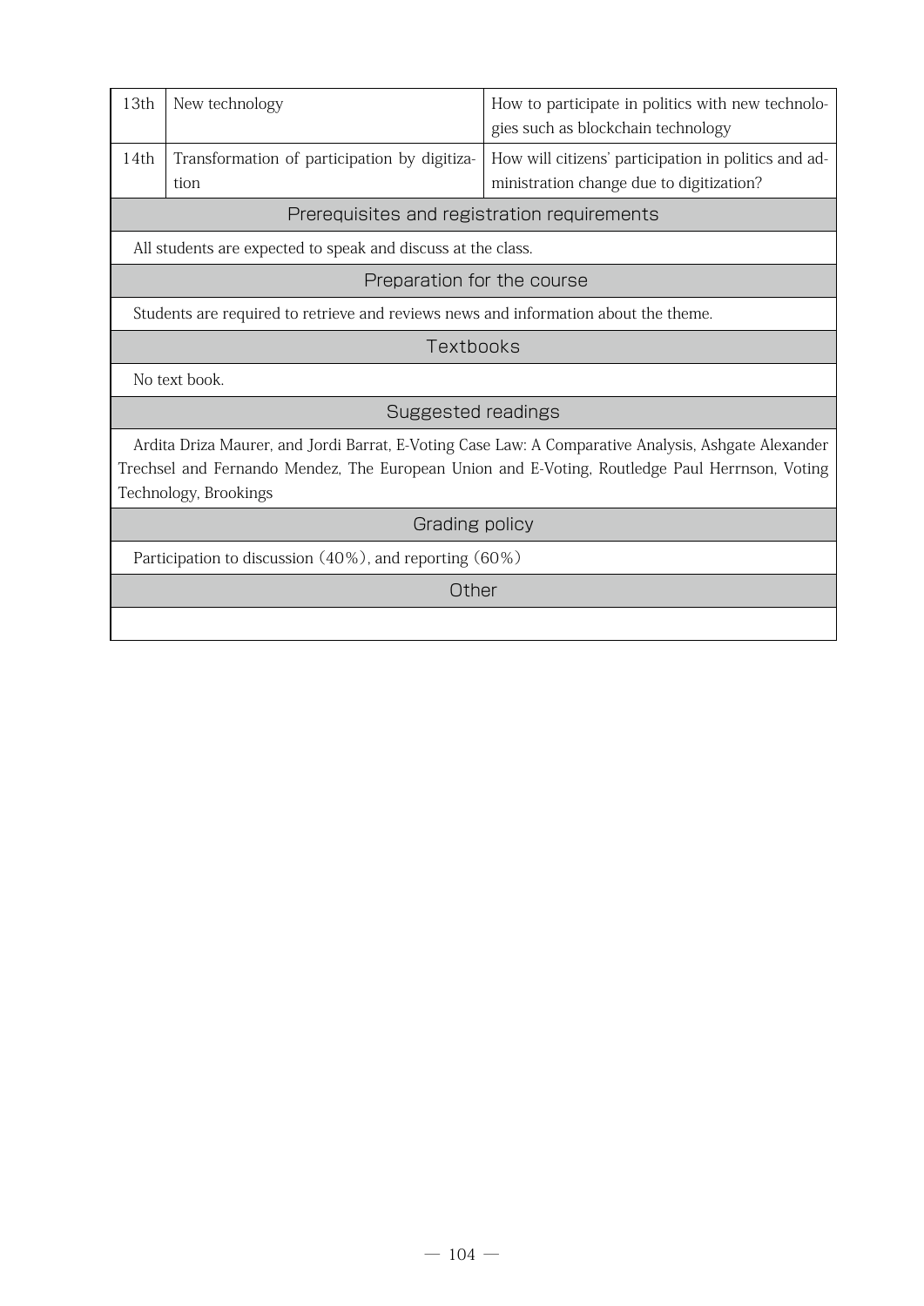| | | |
|---|---|---|
| 13th | New technology | How to participate in politics with new technologies such as blockchain technology |
| 14th | Transformation of participation by digitization | How will citizens' participation in politics and administration change due to digitization? |

## Prerequisites and registration requirements

All students are expected to speak and discuss at the class.

## Preparation for the course

Students are required to retrieve and reviews news and information about the theme.

## Textbooks

No text book.

## Suggested readings

Ardita Driza Maurer, and Jordi Barrat, E-Voting Case Law: A Comparative Analysis, Ashgate Alexander Trechsel and Fernando Mendez, The European Union and E-Voting, Routledge Paul Herrnson, Voting Technology, Brookings

## Grading policy

Participation to discussion (40%), and reporting (60%)

## Other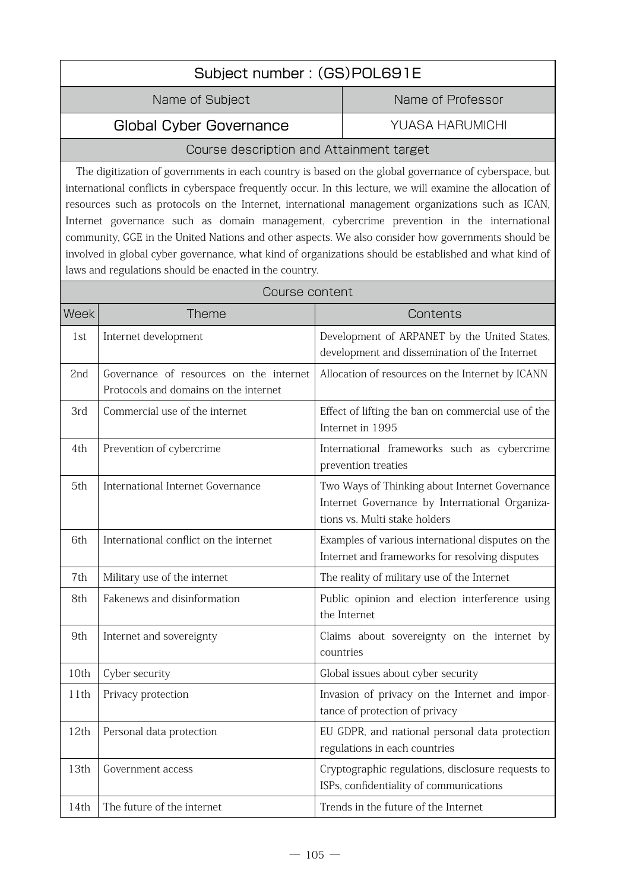## Subject number : (GS)POL691E

| Name of Subject | Name of Professor |
|---|---|
| **Global Cyber Governance** | YUASA HARUMICHI |

### Course description and Attainment target

The digitization of governments in each country is based on the global governance of cyberspace, but international conflicts in cyberspace frequently occur. In this lecture, we will examine the allocation of resources such as protocols on the Internet, international management organizations such as ICAN, Internet governance such as domain management, cybercrime prevention in the international community, GGE in the United Nations and other aspects. We also consider how governments should be involved in global cyber governance, what kind of organizations should be established and what kind of laws and regulations should be enacted in the country.

### Course content

| Week | Theme | Contents |
|---|---|---|
| 1st | Internet development | Development of ARPANET by the United States, development and dissemination of the Internet |
| 2nd | Governance of resources on the internet Protocols and domains on the internet | Allocation of resources on the Internet by ICANN |
| 3rd | Commercial use of the internet | Effect of lifting the ban on commercial use of the Internet in 1995 |
| 4th | Prevention of cybercrime | International frameworks such as cybercrime prevention treaties |
| 5th | International Internet Governance | Two Ways of Thinking about Internet Governance Internet Governance by International Organizations vs. Multi stake holders |
| 6th | International conflict on the internet | Examples of various international disputes on the Internet and frameworks for resolving disputes |
| 7th | Military use of the internet | The reality of military use of the Internet |
| 8th | Fakenews and disinformation | Public opinion and election interference using the Internet |
| 9th | Internet and sovereignty | Claims about sovereignty on the internet by countries |
| 10th | Cyber security | Global issues about cyber security |
| 11th | Privacy protection | Invasion of privacy on the Internet and importance of protection of privacy |
| 12th | Personal data protection | EU GDPR, and national personal data protection regulations in each countries |
| 13th | Government access | Cryptographic regulations, disclosure requests to ISPs, confidentiality of communications |
| 14th | The future of the internet | Trends in the future of the Internet |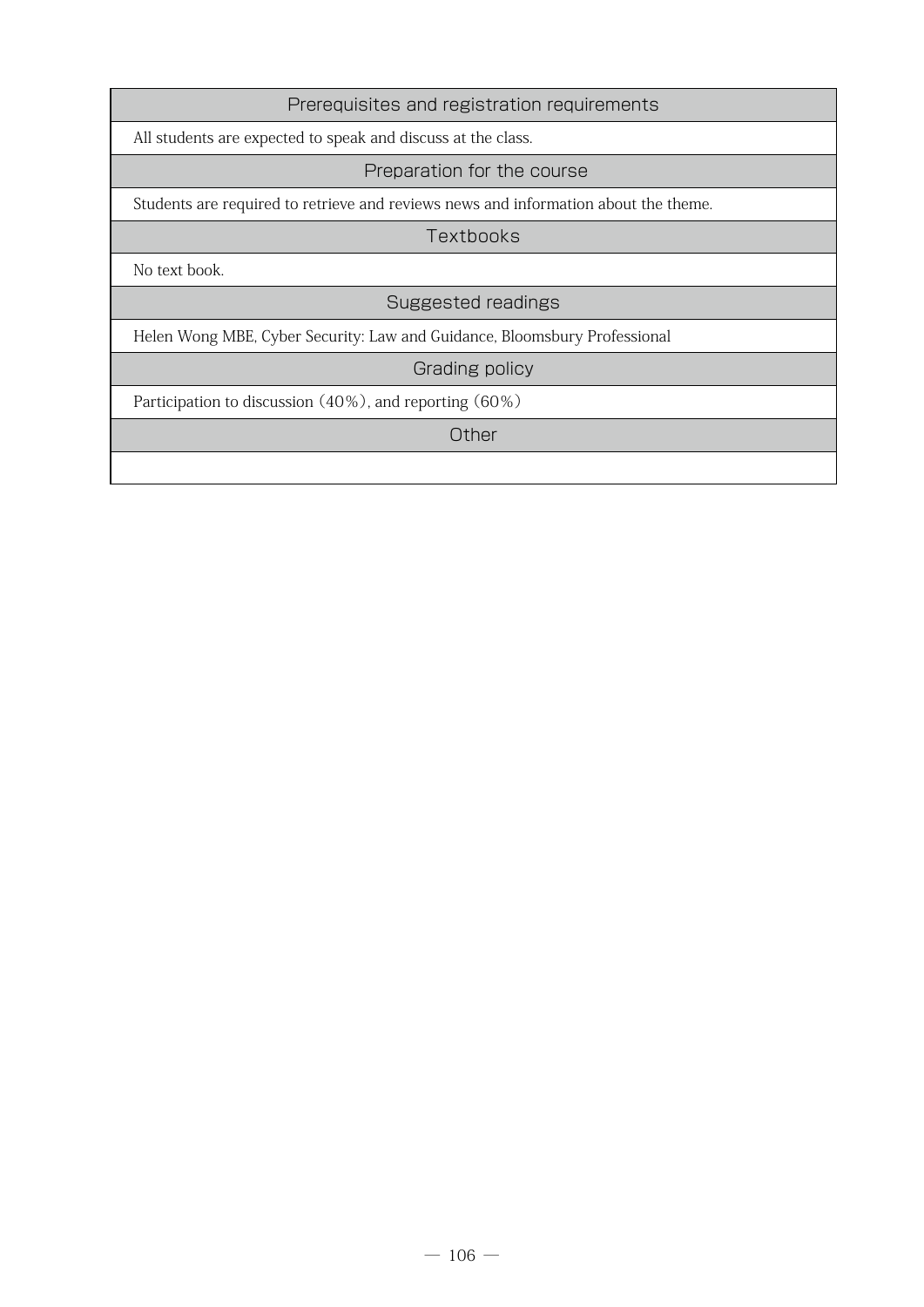## Prerequisites and registration requirements

All students are expected to speak and discuss at the class.

## Preparation for the course

Students are required to retrieve and reviews news and information about the theme.

## Textbooks

No text book.

## Suggested readings

Helen Wong MBE, Cyber Security: Law and Guidance, Bloomsbury Professional

## Grading policy

Participation to discussion (40%), and reporting (60%)

## Other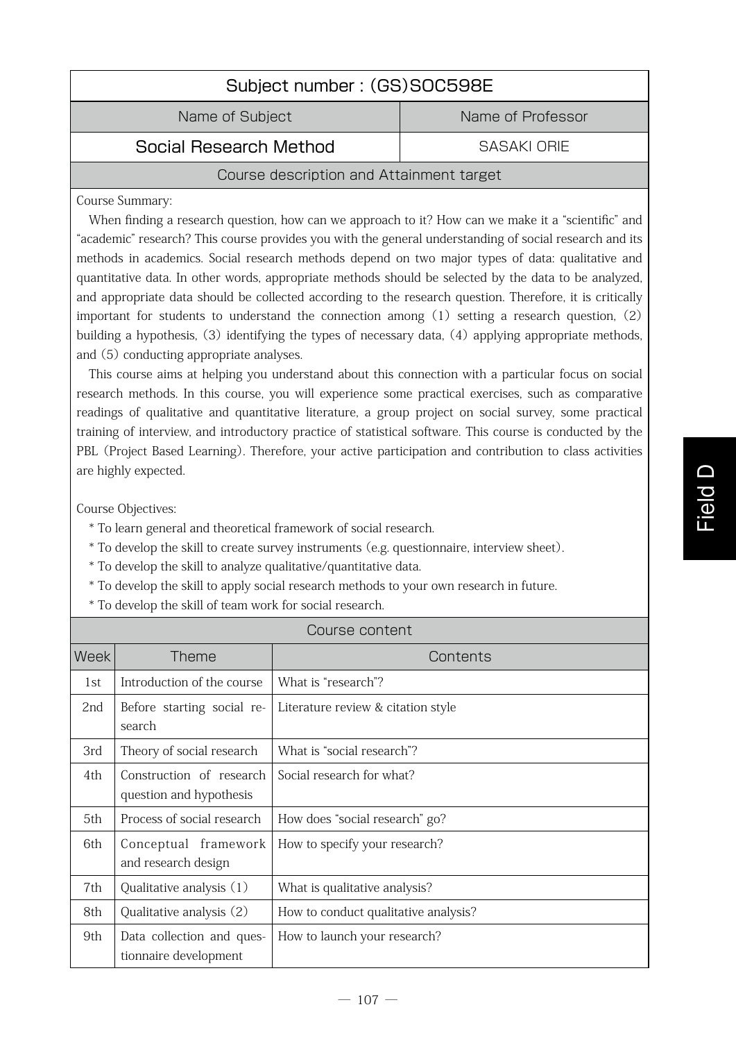## Subject number : (GS)SOC598E

| Name of Subject | Name of Professor |
|---|---|
| **Social Research Method** | SASAKI ORIE |

### Course description and Attainment target

Course Summary:

When finding a research question, how can we approach to it? How can we make it a "scientific" and "academic" research? This course provides you with the general understanding of social research and its methods in academics. Social research methods depend on two major types of data: qualitative and quantitative data. In other words, appropriate methods should be selected by the data to be analyzed, and appropriate data should be collected according to the research question. Therefore, it is critically important for students to understand the connection among (1) setting a research question, (2) building a hypothesis, (3) identifying the types of necessary data, (4) applying appropriate methods, and (5) conducting appropriate analyses.

This course aims at helping you understand about this connection with a particular focus on social research methods. In this course, you will experience some practical exercises, such as comparative readings of qualitative and quantitative literature, a group project on social survey, some practical training of interview, and introductory practice of statistical software. This course is conducted by the PBL (Project Based Learning). Therefore, your active participation and contribution to class activities are highly expected.

Course Objectives:

* To learn general and theoretical framework of social research.
* To develop the skill to create survey instruments (e.g. questionnaire, interview sheet).
* To develop the skill to analyze qualitative/quantitative data.
* To develop the skill to apply social research methods to your own research in future.
* To develop the skill of team work for social research.

### Course content

| Week | Theme | Contents |
|---|---|---|
| 1st | Introduction of the course | What is "research"? |
| 2nd | Before starting social research | Literature review & citation style |
| 3rd | Theory of social research | What is "social research"? |
| 4th | Construction of research question and hypothesis | Social research for what? |
| 5th | Process of social research | How does "social research" go? |
| 6th | Conceptual framework and research design | How to specify your research? |
| 7th | Qualitative analysis (1) | What is qualitative analysis? |
| 8th | Qualitative analysis (2) | How to conduct qualitative analysis? |
| 9th | Data collection and questionnaire development | How to launch your research? |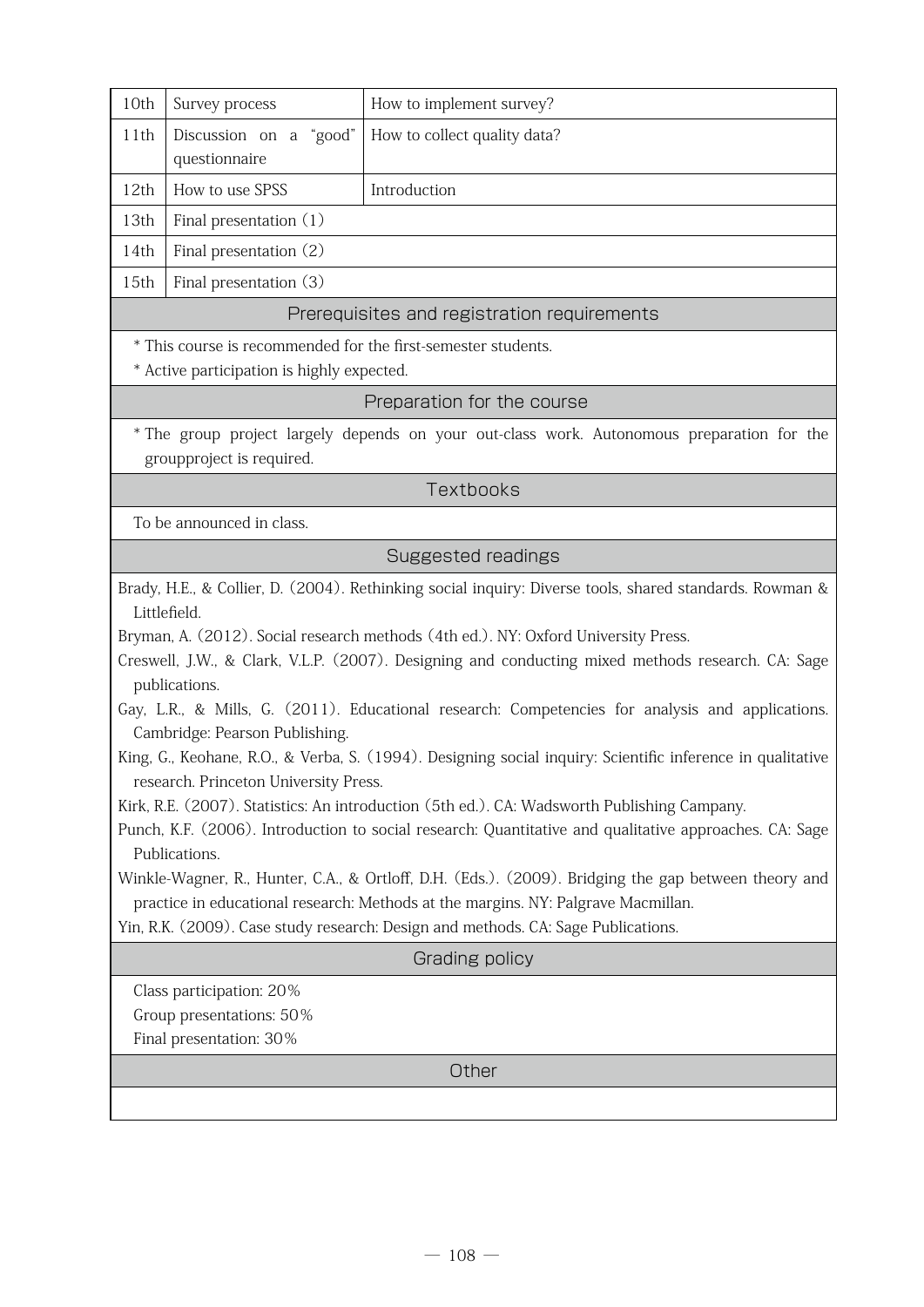| | | |
|---|---|---|
| 10th | Survey process | How to implement survey? |
| 11th | Discussion on a "good" questionnaire | How to collect quality data? |
| 12th | How to use SPSS | Introduction |
| 13th | Final presentation (1) | |
| 14th | Final presentation (2) | |
| 15th | Final presentation (3) | |

## Prerequisites and registration requirements

* This course is recommended for the first-semester students.
* Active participation is highly expected.

## Preparation for the course

* The group project largely depends on your out-class work. Autonomous preparation for the groupproject is required.

## Textbooks

To be announced in class.

## Suggested readings

Brady, H.E., & Collier, D. (2004). Rethinking social inquiry: Diverse tools, shared standards. Rowman & Littlefield.

Bryman, A. (2012). Social research methods (4th ed.). NY: Oxford University Press.

Creswell, J.W., & Clark, V.L.P. (2007). Designing and conducting mixed methods research. CA: Sage publications.

Gay, L.R., & Mills, G. (2011). Educational research: Competencies for analysis and applications. Cambridge: Pearson Publishing.

King, G., Keohane, R.O., & Verba, S. (1994). Designing social inquiry: Scientific inference in qualitative research. Princeton University Press.

Kirk, R.E. (2007). Statistics: An introduction (5th ed.). CA: Wadsworth Publishing Campany.

Punch, K.F. (2006). Introduction to social research: Quantitative and qualitative approaches. CA: Sage Publications.

Winkle-Wagner, R., Hunter, C.A., & Ortloff, D.H. (Eds.). (2009). Bridging the gap between theory and practice in educational research: Methods at the margins. NY: Palgrave Macmillan.

Yin, R.K. (2009). Case study research: Design and methods. CA: Sage Publications.

## Grading policy

Class participation: 20%
Group presentations: 50%
Final presentation: 30%

## Other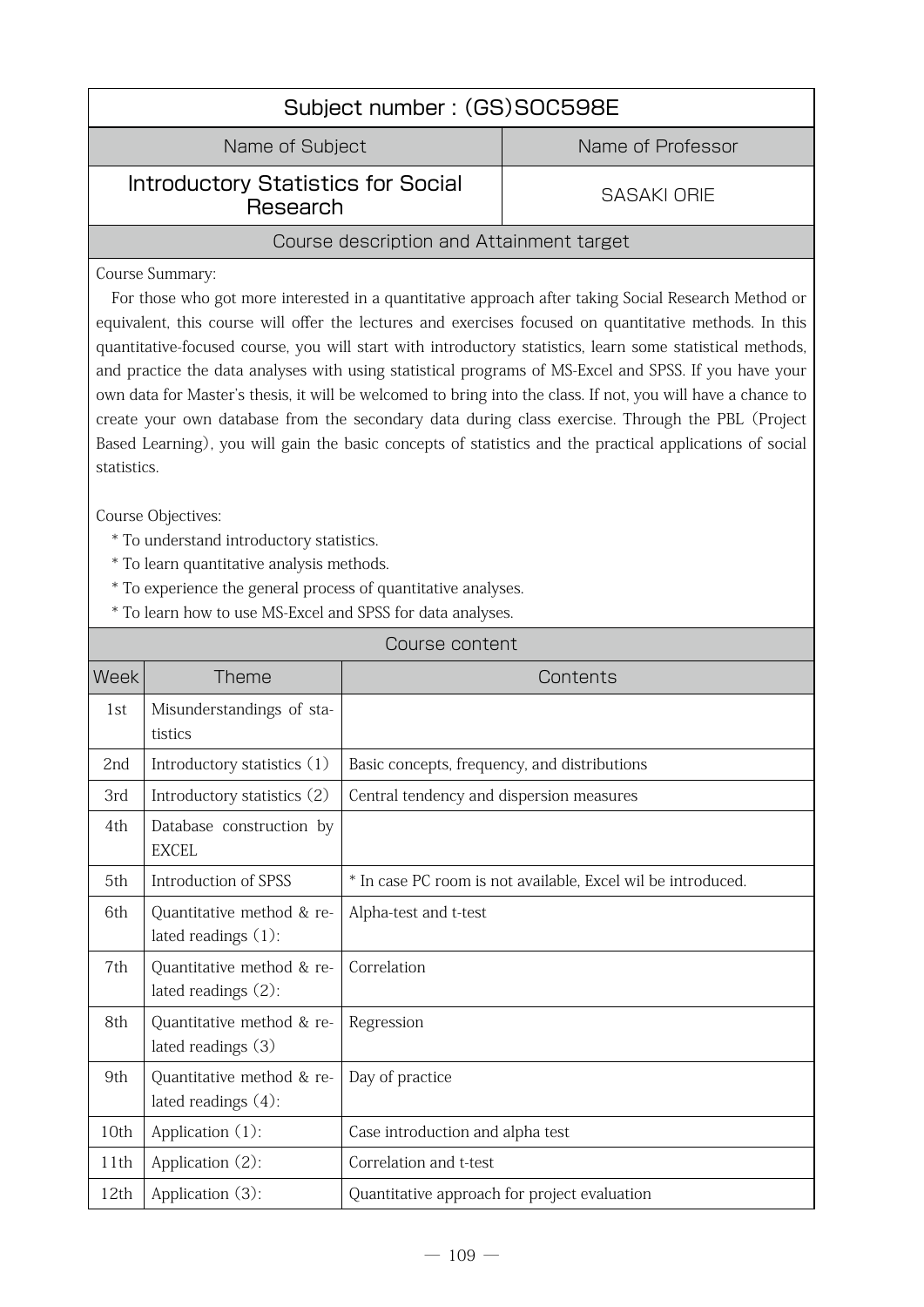## Subject number : (GS)SOC598E

| Name of Subject | Name of Professor |
|---|---|
| Introductory Statistics for Social Research | SASAKI ORIE |

### Course description and Attainment target

Course Summary:

For those who got more interested in a quantitative approach after taking Social Research Method or equivalent, this course will offer the lectures and exercises focused on quantitative methods. In this quantitative-focused course, you will start with introductory statistics, learn some statistical methods, and practice the data analyses with using statistical programs of MS-Excel and SPSS. If you have your own data for Master's thesis, it will be welcomed to bring into the class. If not, you will have a chance to create your own database from the secondary data during class exercise. Through the PBL (Project Based Learning), you will gain the basic concepts of statistics and the practical applications of social statistics.

Course Objectives:

* To understand introductory statistics.
* To learn quantitative analysis methods.
* To experience the general process of quantitative analyses.
* To learn how to use MS-Excel and SPSS for data analyses.

### Course content

| Week | Theme | Contents |
|---|---|---|
| 1st | Misunderstandings of statistics | |
| 2nd | Introductory statistics (1) | Basic concepts, frequency, and distributions |
| 3rd | Introductory statistics (2) | Central tendency and dispersion measures |
| 4th | Database construction by EXCEL | |
| 5th | Introduction of SPSS | * In case PC room is not available, Excel wil be introduced. |
| 6th | Quantitative method & related readings (1): | Alpha-test and t-test |
| 7th | Quantitative method & related readings (2): | Correlation |
| 8th | Quantitative method & related readings (3) | Regression |
| 9th | Quantitative method & related readings (4): | Day of practice |
| 10th | Application (1): | Case introduction and alpha test |
| 11th | Application (2): | Correlation and t-test |
| 12th | Application (3): | Quantitative approach for project evaluation |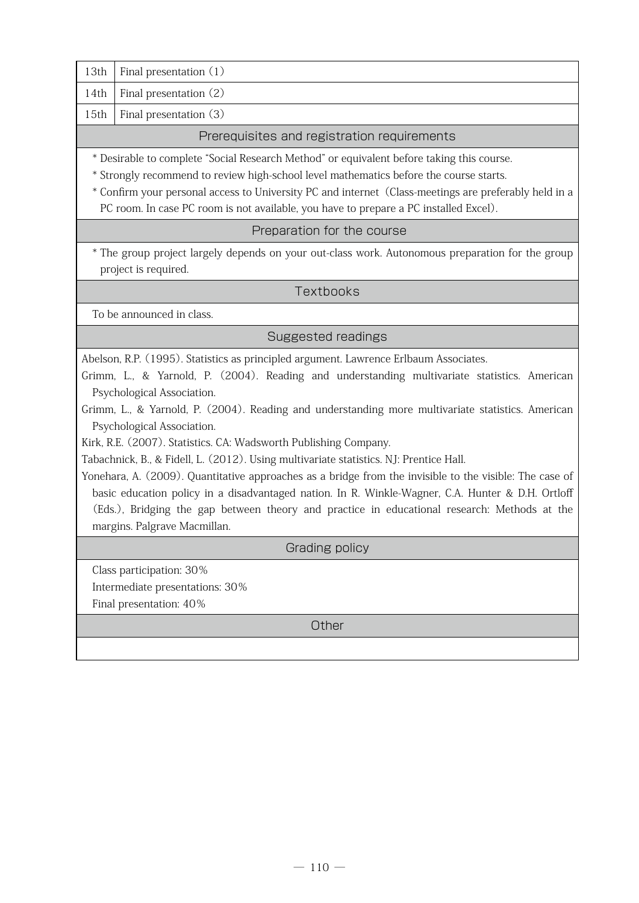| | |
|---|---|
| 13th | Final presentation (1) |
| 14th | Final presentation (2) |
| 15th | Final presentation (3) |

## Prerequisites and registration requirements

* Desirable to complete "Social Research Method" or equivalent before taking this course.
* Strongly recommend to review high-school level mathematics before the course starts.
* Confirm your personal access to University PC and internet (Class-meetings are preferably held in a PC room. In case PC room is not available, you have to prepare a PC installed Excel).

## Preparation for the course

* The group project largely depends on your out-class work. Autonomous preparation for the group project is required.

## Textbooks

To be announced in class.

## Suggested readings

Abelson, R.P. (1995). Statistics as principled argument. Lawrence Erlbaum Associates.

Grimm, L., & Yarnold, P. (2004). Reading and understanding multivariate statistics. American Psychological Association.

Grimm, L., & Yarnold, P. (2004). Reading and understanding more multivariate statistics. American Psychological Association.

Kirk, R.E. (2007). Statistics. CA: Wadsworth Publishing Company.

Tabachnick, B., & Fidell, L. (2012). Using multivariate statistics. NJ: Prentice Hall.

Yonehara, A. (2009). Quantitative approaches as a bridge from the invisible to the visible: The case of basic education policy in a disadvantaged nation. In R. Winkle-Wagner, C.A. Hunter & D.H. Ortloff (Eds.), Bridging the gap between theory and practice in educational research: Methods at the margins. Palgrave Macmillan.

## Grading policy

Class participation: 30%
Intermediate presentations: 30%
Final presentation: 40%

## Other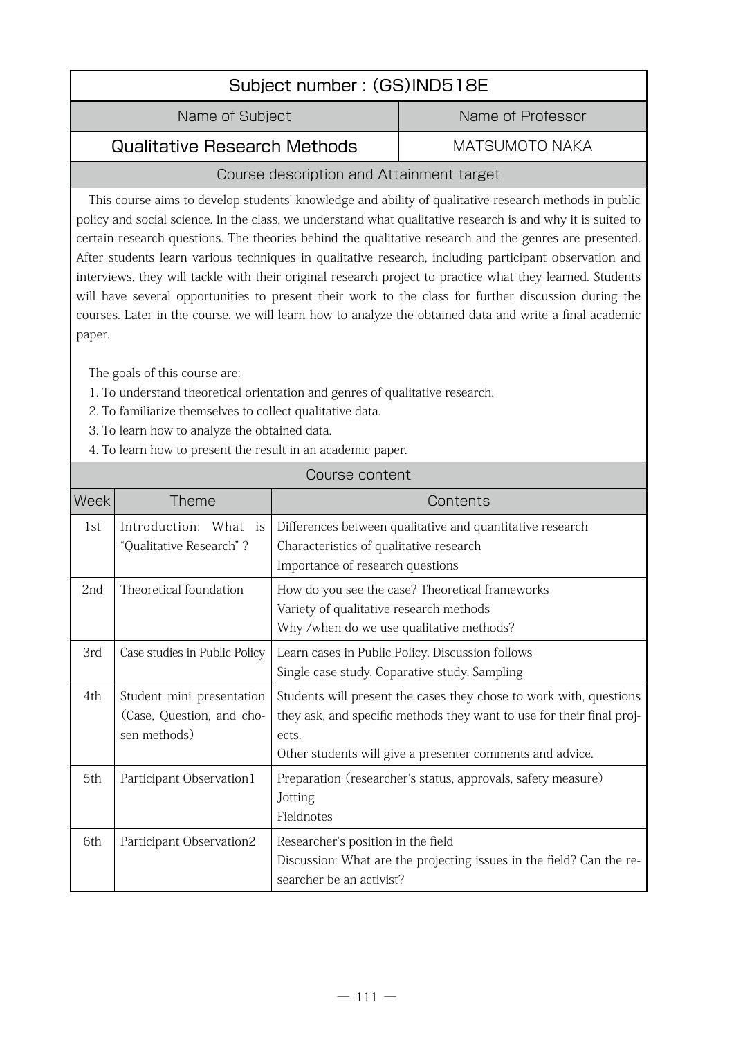## Subject number : (GS)IND518E

| Name of Subject | Name of Professor |
|---|---|
| Qualitative Research Methods | MATSUMOTO NAKA |

### Course description and Attainment target

This course aims to develop students' knowledge and ability of qualitative research methods in public policy and social science. In the class, we understand what qualitative research is and why it is suited to certain research questions. The theories behind the qualitative research and the genres are presented. After students learn various techniques in qualitative research, including participant observation and interviews, they will tackle with their original research project to practice what they learned. Students will have several opportunities to present their work to the class for further discussion during the courses. Later in the course, we will learn how to analyze the obtained data and write a final academic paper.

The goals of this course are:

1. To understand theoretical orientation and genres of qualitative research.
2. To familiarize themselves to collect qualitative data.
3. To learn how to analyze the obtained data.
4. To learn how to present the result in an academic paper.

### Course content

| Week | Theme | Contents |
|---|---|---|
| 1st | Introduction: What is "Qualitative Research"? | Differences between qualitative and quantitative research<br>Characteristics of qualitative research<br>Importance of research questions |
| 2nd | Theoretical foundation | How do you see the case? Theoretical frameworks<br>Variety of qualitative research methods<br>Why /when do we use qualitative methods? |
| 3rd | Case studies in Public Policy | Learn cases in Public Policy. Discussion follows<br>Single case study, Coparative study, Sampling |
| 4th | Student mini presentation (Case, Question, and chosen methods) | Students will present the cases they chose to work with, questions they ask, and specific methods they want to use for their final projects.<br>Other students will give a presenter comments and advice. |
| 5th | Participant Observation1 | Preparation (researcher's status, approvals, safety measure)<br>Jotting<br>Fieldnotes |
| 6th | Participant Observation2 | Researcher's position in the field<br>Discussion: What are the projecting issues in the field? Can the researcher be an activist? |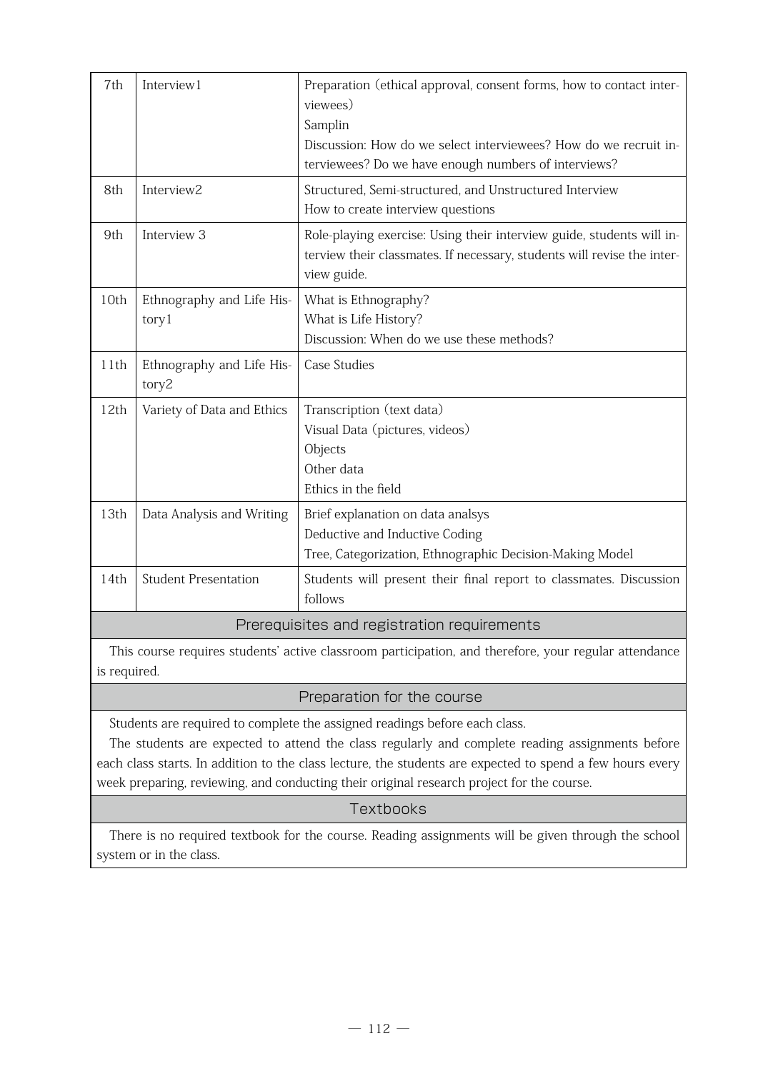| | | |
|---|---|---|
| 7th | Interview1 | Preparation (ethical approval, consent forms, how to contact interviewees)<br>Samplin<br>Discussion: How do we select interviewees? How do we recruit interviewees? Do we have enough numbers of interviews? |
| 8th | Interview2 | Structured, Semi-structured, and Unstructured Interview<br>How to create interview questions |
| 9th | Interview 3 | Role-playing exercise: Using their interview guide, students will interview their classmates. If necessary, students will revise the interview guide. |
| 10th | Ethnography and Life History1 | What is Ethnography?<br>What is Life History?<br>Discussion: When do we use these methods? |
| 11th | Ethnography and Life History2 | Case Studies |
| 12th | Variety of Data and Ethics | Transcription (text data)<br>Visual Data (pictures, videos)<br>Objects<br>Other data<br>Ethics in the field |
| 13th | Data Analysis and Writing | Brief explanation on data analsys<br>Deductive and Inductive Coding<br>Tree, Categorization, Ethnographic Decision-Making Model |
| 14th | Student Presentation | Students will present their final report to classmates. Discussion follows |

## Prerequisites and registration requirements

This course requires students' active classroom participation, and therefore, your regular attendance is required.

## Preparation for the course

Students are required to complete the assigned readings before each class.

The students are expected to attend the class regularly and complete reading assignments before each class starts. In addition to the class lecture, the students are expected to spend a few hours every week preparing, reviewing, and conducting their original research project for the course.

## Textbooks

There is no required textbook for the course. Reading assignments will be given through the school system or in the class.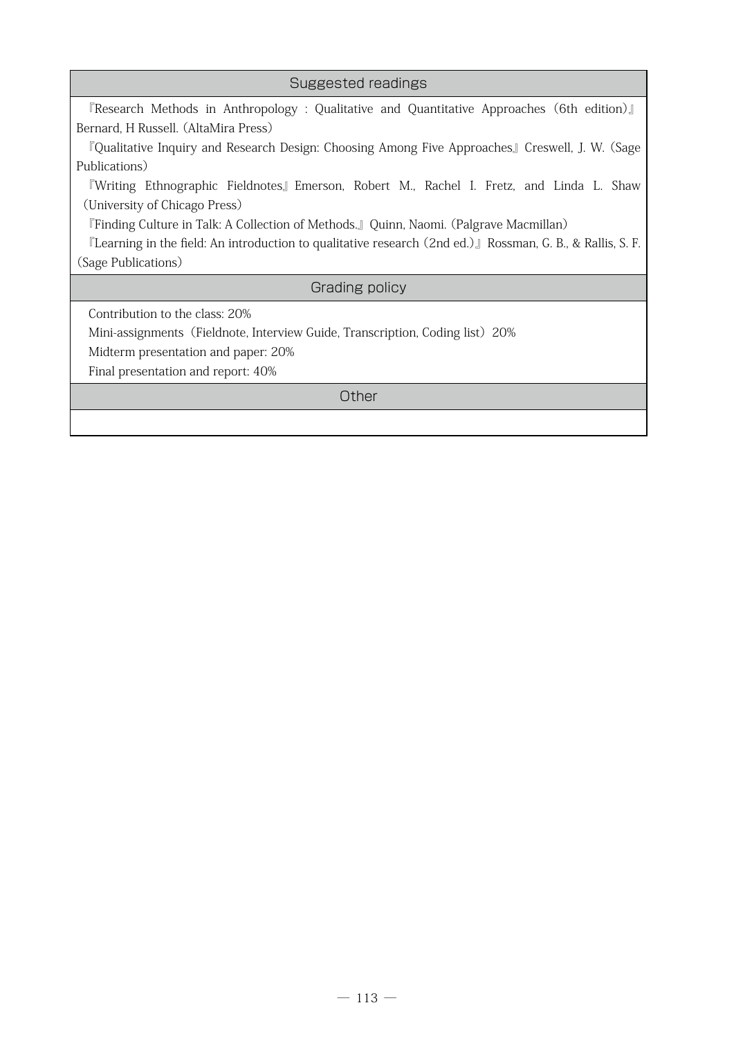## Suggested readings

『Research Methods in Anthropology : Qualitative and Quantitative Approaches（6th edition）』Bernard, H Russell.（AltaMira Press）

『Qualitative Inquiry and Research Design: Choosing Among Five Approaches』Creswell, J. W.（Sage Publications）

『Writing Ethnographic Fieldnotes』Emerson, Robert M., Rachel I. Fretz, and Linda L. Shaw（University of Chicago Press）

『Finding Culture in Talk: A Collection of Methods.』Quinn, Naomi.（Palgrave Macmillan）

『Learning in the field: An introduction to qualitative research（2nd ed.）』Rossman, G. B., & Rallis, S. F.（Sage Publications）

## Grading policy

Contribution to the class: 20%

Mini-assignments（Fieldnote, Interview Guide, Transcription, Coding list）20%

Midterm presentation and paper: 20%

Final presentation and report: 40%

## Other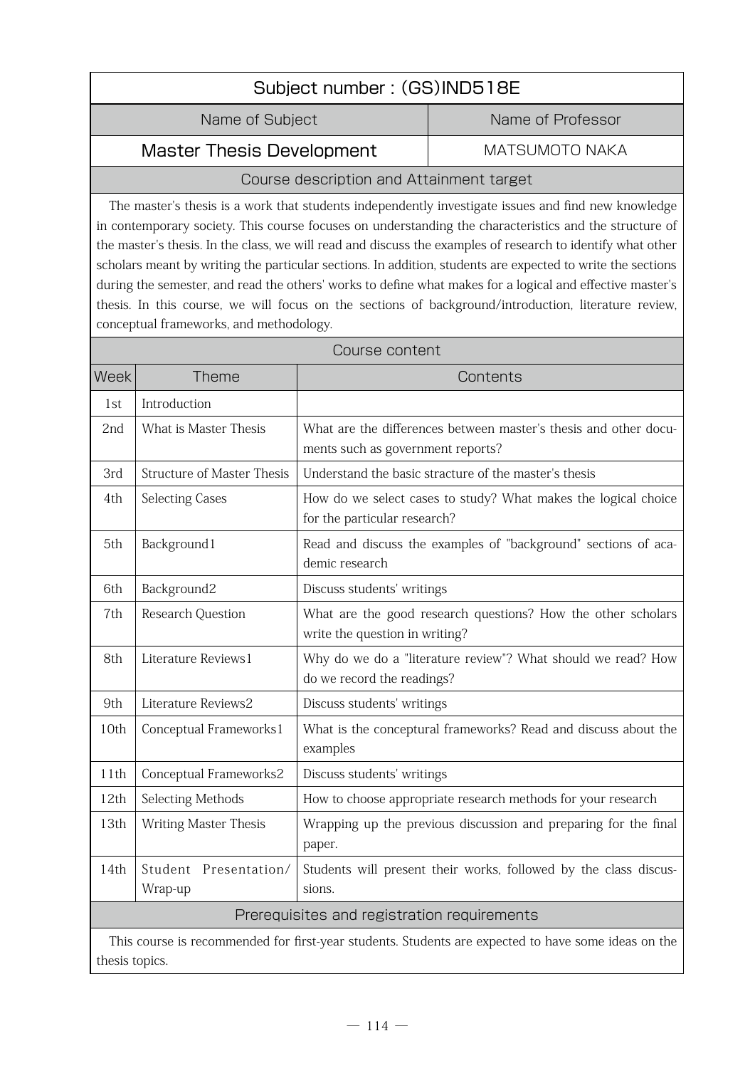## Subject number : (GS)IND518E

| Name of Subject | Name of Professor |
|---|---|
| **Master Thesis Development** | MATSUMOTO NAKA |

### Course description and Attainment target

The master's thesis is a work that students independently investigate issues and find new knowledge in contemporary society. This course focuses on understanding the characteristics and the structure of the master's thesis. In the class, we will read and discuss the examples of research to identify what other scholars meant by writing the particular sections. In addition, students are expected to write the sections during the semester, and read the others' works to define what makes for a logical and effective master's thesis. In this course, we will focus on the sections of background/introduction, literature review, conceptual frameworks, and methodology.

### Course content

| Week | Theme | Contents |
|---|---|---|
| 1st | Introduction | |
| 2nd | What is Master Thesis | What are the differences between master's thesis and other documents such as government reports? |
| 3rd | Structure of Master Thesis | Understand the basic structure of the master's thesis |
| 4th | Selecting Cases | How do we select cases to study? What makes the logical choice for the particular research? |
| 5th | Background1 | Read and discuss the examples of "background" sections of academic research |
| 6th | Background2 | Discuss students' writings |
| 7th | Research Question | What are the good research questions? How the other scholars write the question in writing? |
| 8th | Literature Reviews1 | Why do we do a "literature review"? What should we read? How do we record the readings? |
| 9th | Literature Reviews2 | Discuss students' writings |
| 10th | Conceptual Frameworks1 | What is the conceptural frameworks? Read and discuss about the examples |
| 11th | Conceptual Frameworks2 | Discuss students' writings |
| 12th | Selecting Methods | How to choose appropriate research methods for your research |
| 13th | Writing Master Thesis | Wrapping up the previous discussion and preparing for the final paper. |
| 14th | Student Presentation/ Wrap-up | Students will present their works, followed by the class discussions. |

### Prerequisites and registration requirements

This course is recommended for first-year students. Students are expected to have some ideas on the thesis topics.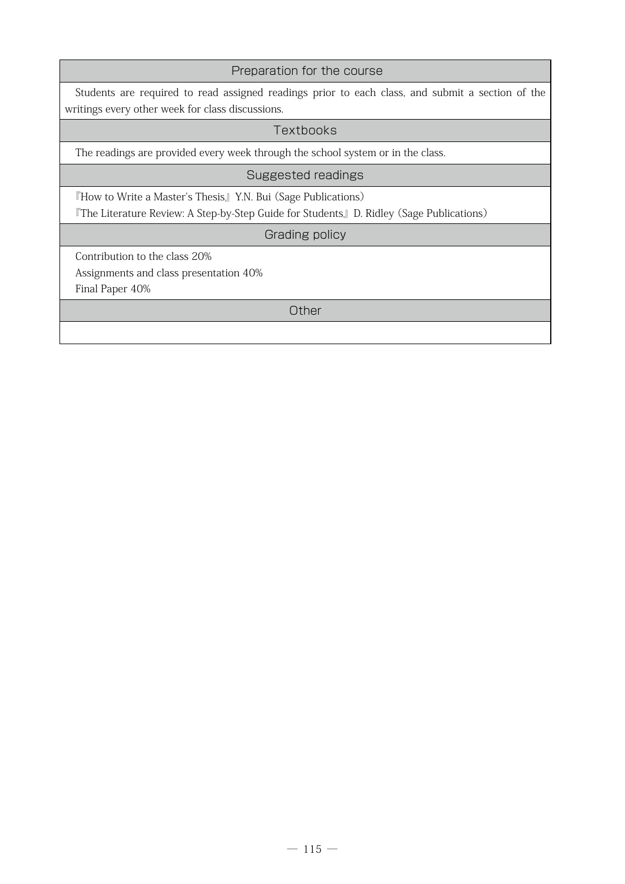## Preparation for the course

Students are required to read assigned readings prior to each class, and submit a section of the writings every other week for class discussions.

## Textbooks

The readings are provided every week through the school system or in the class.

## Suggested readings

『How to Write a Master's Thesis』 Y.N. Bui (Sage Publications)

『The Literature Review: A Step-by-Step Guide for Students』 D. Ridley (Sage Publications)

## Grading policy

Contribution to the class 20%

Assignments and class presentation 40%

Final Paper 40%

## Other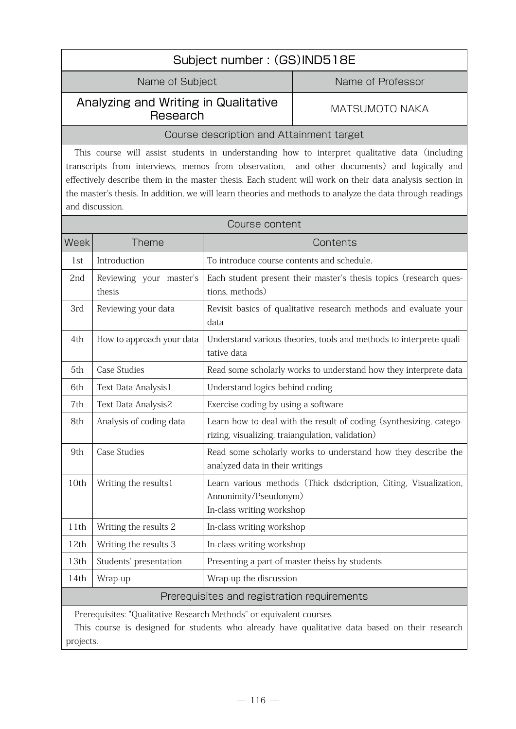## Subject number : (GS)IND518E

| Name of Subject | Name of Professor |
|---|---|
| Analyzing and Writing in Qualitative Research | MATSUMOTO NAKA |

### Course description and Attainment target

This course will assist students in understanding how to interpret qualitative data (including transcripts from interviews, memos from observation, and other documents) and logically and effectively describe them in the master thesis. Each student will work on their data analysis section in the master's thesis. In addition, we will learn theories and methods to analyze the data through readings and discussion.

### Course content

| Week | Theme | Contents |
|---|---|---|
| 1st | Introduction | To introduce course contents and schedule. |
| 2nd | Reviewing your master's thesis | Each student present their master's thesis topics (research questions, methods) |
| 3rd | Reviewing your data | Revisit basics of qualitative research methods and evaluate your data |
| 4th | How to approach your data | Understand various theories, tools and methods to interprete qualitative data |
| 5th | Case Studies | Read some scholarly works to understand how they interprete data |
| 6th | Text Data Analysis1 | Understand logics behind coding |
| 7th | Text Data Analysis2 | Exercise coding by using a software |
| 8th | Analysis of coding data | Learn how to deal with the result of coding (synthesizing, categorizing, visualizing, traiangulation, validation) |
| 9th | Case Studies | Read some scholarly works to understand how they describe the analyzed data in their writings |
| 10th | Writing the results1 | Learn various methods (Thick dsdcription, Citing, Visualization, Annonimity/Pseudonym)<br>In-class writing workshop |
| 11th | Writing the results 2 | In-class writing workshop |
| 12th | Writing the results 3 | In-class writing workshop |
| 13th | Students' presentation | Presenting a part of master theiss by students |
| 14th | Wrap-up | Wrap-up the discussion |

### Prerequisites and registration requirements

Prerequisites: "Qualitative Research Methods" or equivalent courses

This course is designed for students who already have qualitative data based on their research projects.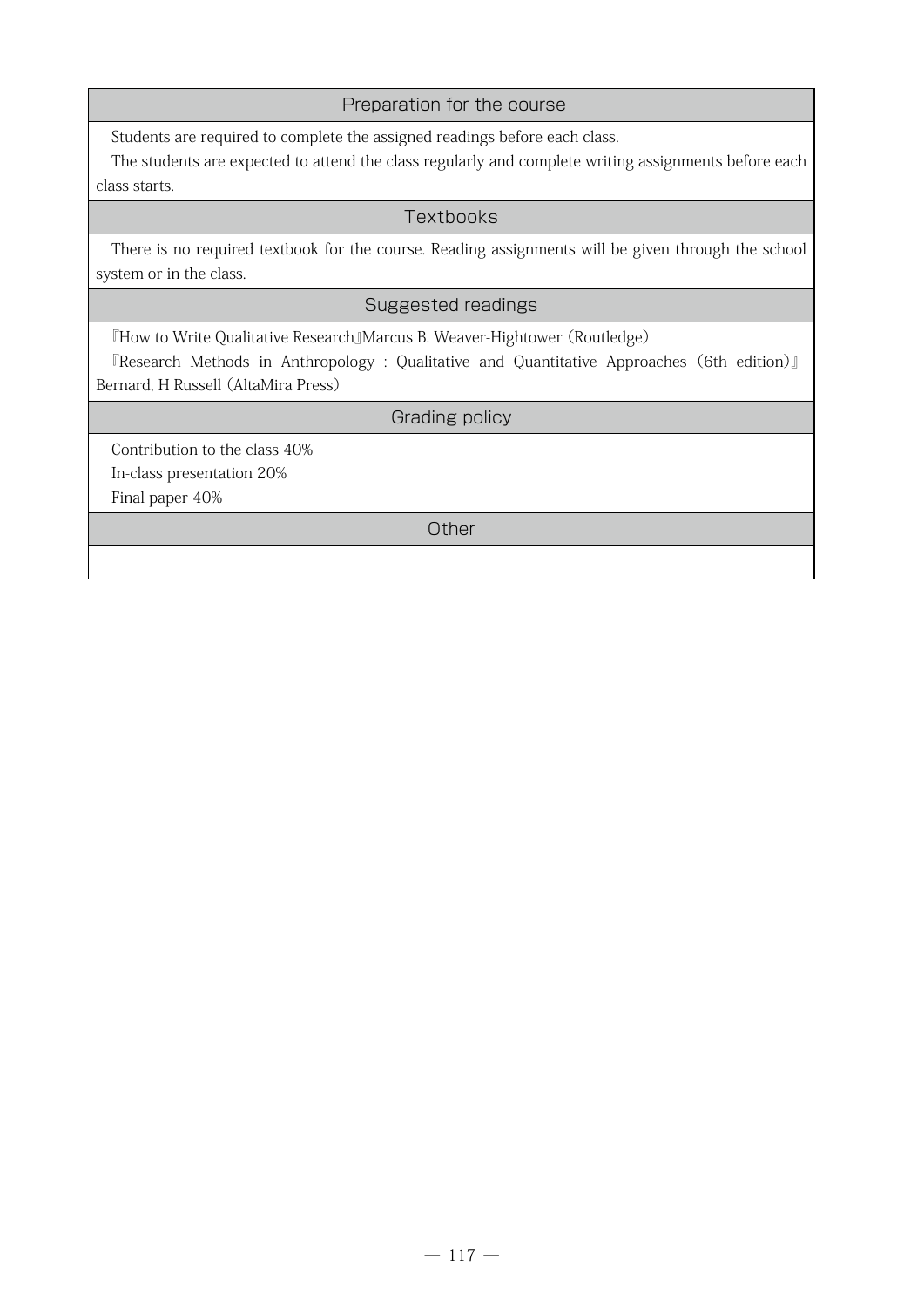## Preparation for the course

Students are required to complete the assigned readings before each class.

The students are expected to attend the class regularly and complete writing assignments before each class starts.

## Textbooks

There is no required textbook for the course. Reading assignments will be given through the school system or in the class.

## Suggested readings

『How to Write Qualitative Research』Marcus B. Weaver-Hightower (Routledge)

『Research Methods in Anthropology : Qualitative and Quantitative Approaches (6th edition)』Bernard, H Russell (AltaMira Press)

## Grading policy

Contribution to the class 40%

In-class presentation 20%

Final paper 40%

## Other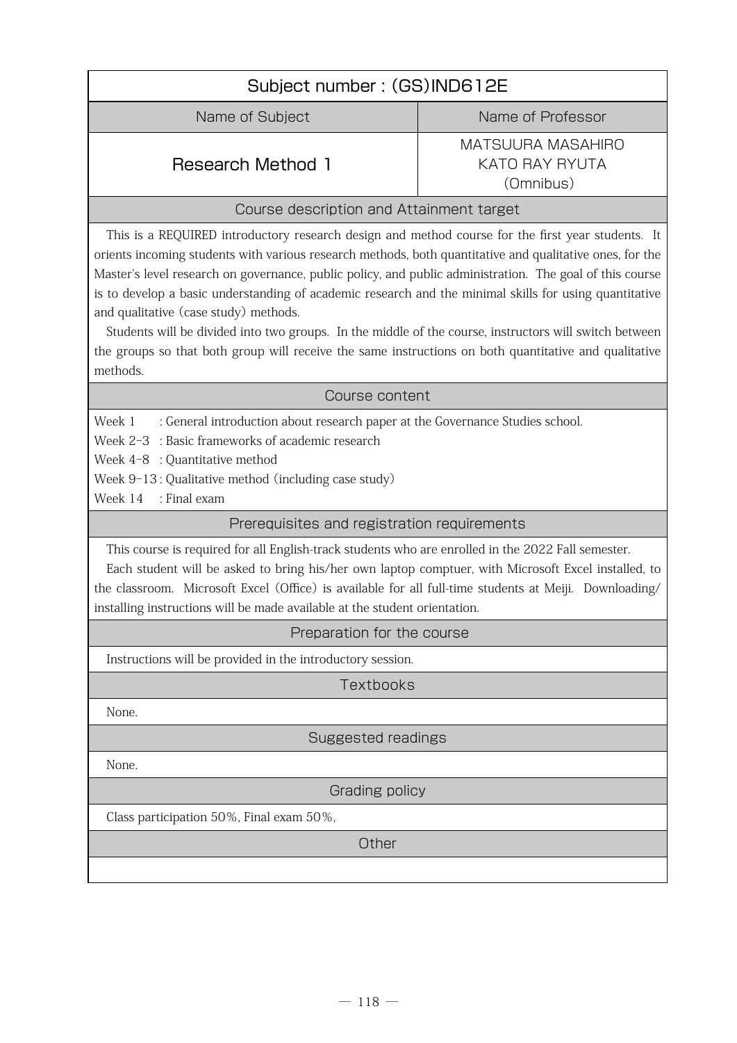## Subject number : (GS)IND612E

| Name of Subject | Name of Professor |
| --- | --- |
| Research Method 1 | MATSUURA MASAHIRO<br>KATO RAY RYUTA<br>(Omnibus) |

### Course description and Attainment target

This is a REQUIRED introductory research design and method course for the first year students. It orients incoming students with various research methods, both quantitative and qualitative ones, for the Master's level research on governance, public policy, and public administration. The goal of this course is to develop a basic understanding of academic research and the minimal skills for using quantitative and qualitative (case study) methods.

Students will be divided into two groups. In the middle of the course, instructors will switch between the groups so that both group will receive the same instructions on both quantitative and qualitative methods.

### Course content

Week 1 : General introduction about research paper at the Governance Studies school.
Week 2-3 : Basic frameworks of academic research
Week 4-8 : Quantitative method
Week 9-13 : Qualitative method (including case study)
Week 14 : Final exam

### Prerequisites and registration requirements

This course is required for all English-track students who are enrolled in the 2022 Fall semester.

Each student will be asked to bring his/her own laptop comptuer, with Microsoft Excel installed, to the classroom. Microsoft Excel (Office) is available for all full-time students at Meiji. Downloading/installing instructions will be made available at the student orientation.

### Preparation for the course

Instructions will be provided in the introductory session.

### Textbooks

None.

### Suggested readings

None.

### Grading policy

Class participation 50%, Final exam 50%,

### Other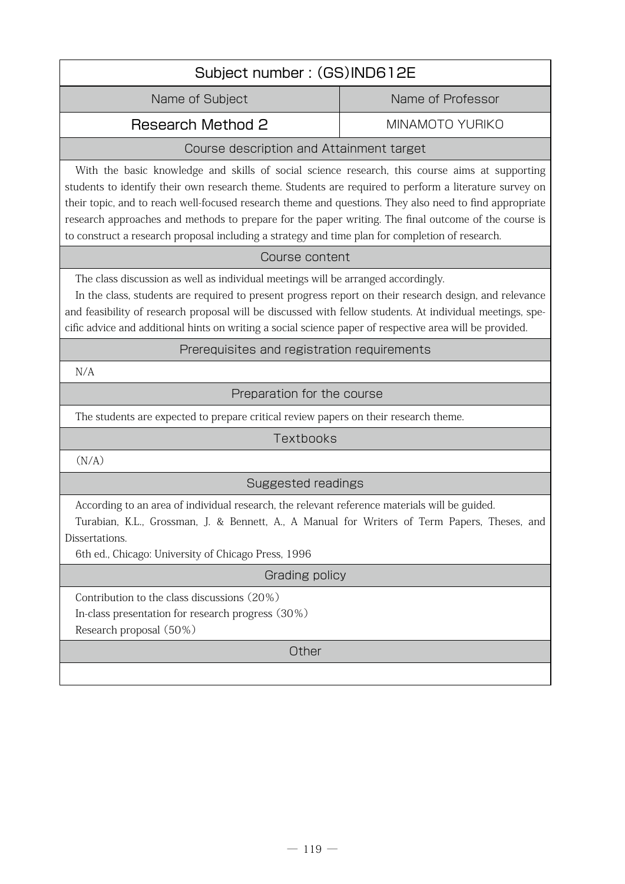## Subject number : (GS)IND612E

| Name of Subject | Name of Professor |
| --- | --- |
| Research Method 2 | MINAMOTO YURIKO |

### Course description and Attainment target

With the basic knowledge and skills of social science research, this course aims at supporting students to identify their own research theme. Students are required to perform a literature survey on their topic, and to reach well-focused research theme and questions. They also need to find appropriate research approaches and methods to prepare for the paper writing. The final outcome of the course is to construct a research proposal including a strategy and time plan for completion of research.

### Course content

The class discussion as well as individual meetings will be arranged accordingly.

In the class, students are required to present progress report on their research design, and relevance and feasibility of research proposal will be discussed with fellow students. At individual meetings, specific advice and additional hints on writing a social science paper of respective area will be provided.

### Prerequisites and registration requirements

N/A

### Preparation for the course

The students are expected to prepare critical review papers on their research theme.

### Textbooks

(N/A)

### Suggested readings

According to an area of individual research, the relevant reference materials will be guided.

Turabian, K.L., Grossman, J. & Bennett, A., A Manual for Writers of Term Papers, Theses, and Dissertations.

6th ed., Chicago: University of Chicago Press, 1996

### Grading policy

Contribution to the class discussions (20%)

In-class presentation for research progress (30%)

Research proposal (50%)

### Other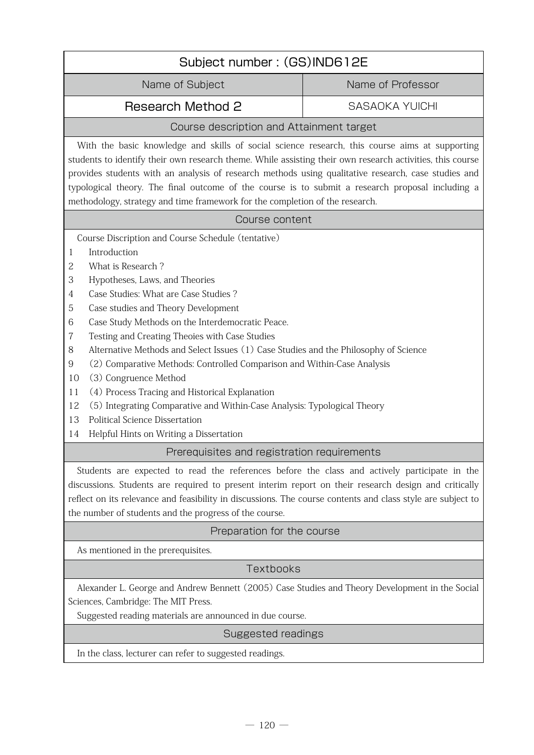## Subject number : (GS)IND612E

| Name of Subject | Name of Professor |
|---|---|
| Research Method 2 | SASAOKA YUICHI |

### Course description and Attainment target

With the basic knowledge and skills of social science research, this course aims at supporting students to identify their own research theme. While assisting their own research activities, this course provides students with an analysis of research methods using qualitative research, case studies and typological theory. The final outcome of the course is to submit a research proposal including a methodology, strategy and time framework for the completion of the research.

### Course content

Course Discription and Course Schedule (tentative)

1 Introduction
2 What is Research ?
3 Hypotheses, Laws, and Theories
4 Case Studies: What are Case Studies ?
5 Case studies and Theory Development
6 Case Study Methods on the Interdemocratic Peace.
7 Testing and Creating Theoies with Case Studies
8 Alternative Methods and Select Issues (1) Case Studies and the Philosophy of Science
9 (2) Comparative Methods: Controlled Comparison and Within-Case Analysis
10 (3) Congruence Method
11 (4) Process Tracing and Historical Explanation
12 (5) Integrating Comparative and Within-Case Analysis: Typological Theory
13 Political Science Dissertation
14 Helpful Hints on Writing a Dissertation

### Prerequisites and registration requirements

Students are expected to read the references before the class and actively participate in the discussions. Students are required to present interim report on their research design and critically reflect on its relevance and feasibility in discussions. The course contents and class style are subject to the number of students and the progress of the course.

### Preparation for the course

As mentioned in the prerequisites.

### Textbooks

Alexander L. George and Andrew Bennett (2005) Case Studies and Theory Development in the Social Sciences, Cambridge: The MIT Press.

Suggested reading materials are announced in due course.

### Suggested readings

In the class, lecturer can refer to suggested readings.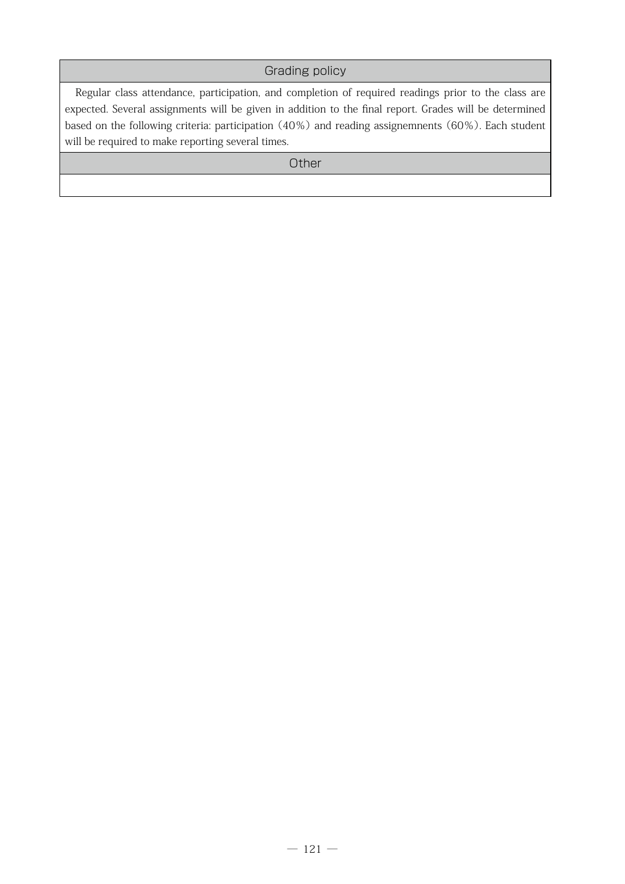## Grading policy

Regular class attendance, participation, and completion of required readings prior to the class are expected. Several assignments will be given in addition to the final report. Grades will be determined based on the following criteria: participation (40%) and reading assignemnents (60%). Each student will be required to make reporting several times.

## Other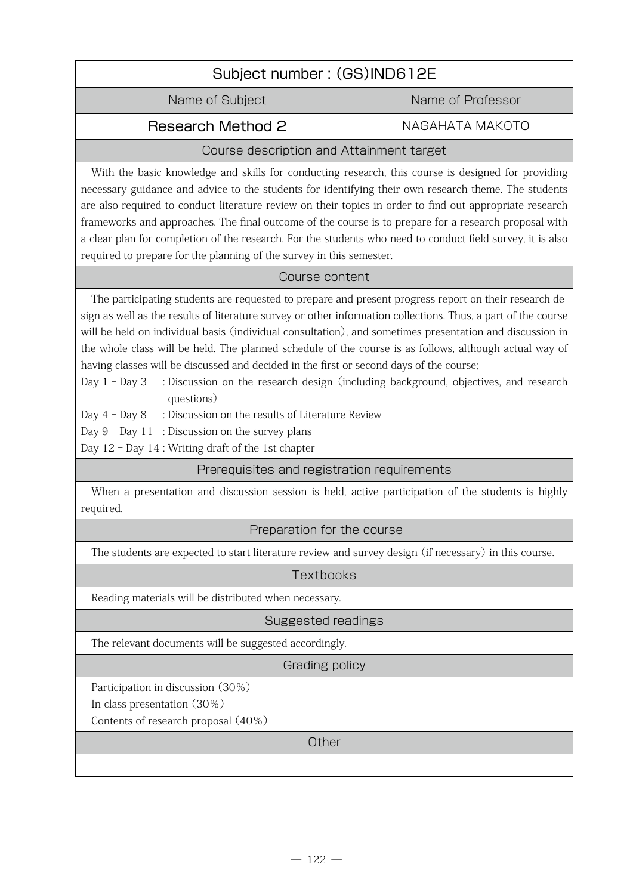## Subject number : (GS)IND612E

| Name of Subject | Name of Professor |
|---|---|
| Research Method 2 | NAGAHATA MAKOTO |

### Course description and Attainment target

With the basic knowledge and skills for conducting research, this course is designed for providing necessary guidance and advice to the students for identifying their own research theme. The students are also required to conduct literature review on their topics in order to find out appropriate research frameworks and approaches. The final outcome of the course is to prepare for a research proposal with a clear plan for completion of the research. For the students who need to conduct field survey, it is also required to prepare for the planning of the survey in this semester.

### Course content

The participating students are requested to prepare and present progress report on their research design as well as the results of literature survey or other information collections. Thus, a part of the course will be held on individual basis (individual consultation), and sometimes presentation and discussion in the whole class will be held. The planned schedule of the course is as follows, although actual way of having classes will be discussed and decided in the first or second days of the course;

Day 1 – Day 3 : Discussion on the research design (including background, objectives, and research questions)
Day 4 – Day 8 : Discussion on the results of Literature Review
Day 9 – Day 11 : Discussion on the survey plans
Day 12 – Day 14 : Writing draft of the 1st chapter

### Prerequisites and registration requirements

When a presentation and discussion session is held, active participation of the students is highly required.

### Preparation for the course

The students are expected to start literature review and survey design (if necessary) in this course.

### Textbooks

Reading materials will be distributed when necessary.

### Suggested readings

The relevant documents will be suggested accordingly.

### Grading policy

Participation in discussion (30%)
In-class presentation (30%)
Contents of research proposal (40%)

### Other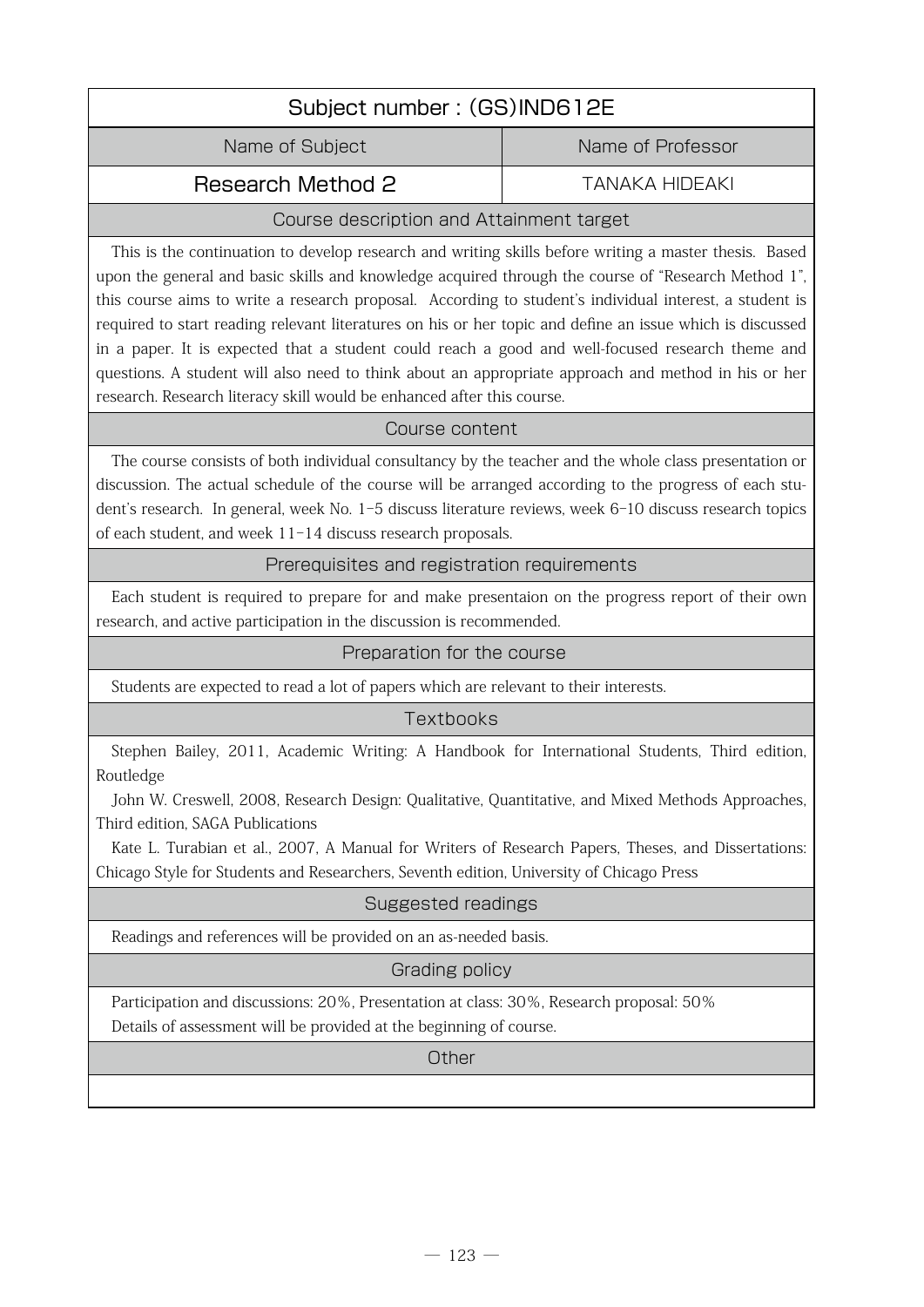## Subject number : (GS)IND612E

| Name of Subject | Name of Professor |
|---|---|
| Research Method 2 | TANAKA HIDEAKI |

### Course description and Attainment target

This is the continuation to develop research and writing skills before writing a master thesis. Based upon the general and basic skills and knowledge acquired through the course of "Research Method 1", this course aims to write a research proposal. According to student's individual interest, a student is required to start reading relevant literatures on his or her topic and define an issue which is discussed in a paper. It is expected that a student could reach a good and well-focused research theme and questions. A student will also need to think about an appropriate approach and method in his or her research. Research literacy skill would be enhanced after this course.

### Course content

The course consists of both individual consultancy by the teacher and the whole class presentation or discussion. The actual schedule of the course will be arranged according to the progress of each student's research. In general, week No. 1-5 discuss literature reviews, week 6-10 discuss research topics of each student, and week 11-14 discuss research proposals.

### Prerequisites and registration requirements

Each student is required to prepare for and make presentaion on the progress report of their own research, and active participation in the discussion is recommended.

### Preparation for the course

Students are expected to read a lot of papers which are relevant to their interests.

### Textbooks

Stephen Bailey, 2011, Academic Writing: A Handbook for International Students, Third edition, Routledge

John W. Creswell, 2008, Research Design: Qualitative, Quantitative, and Mixed Methods Approaches, Third edition, SAGA Publications

Kate L. Turabian et al., 2007, A Manual for Writers of Research Papers, Theses, and Dissertations: Chicago Style for Students and Researchers, Seventh edition, University of Chicago Press

### Suggested readings

Readings and references will be provided on an as-needed basis.

### Grading policy

Participation and discussions: 20%, Presentation at class: 30%, Research proposal: 50%

Details of assessment will be provided at the beginning of course.

### Other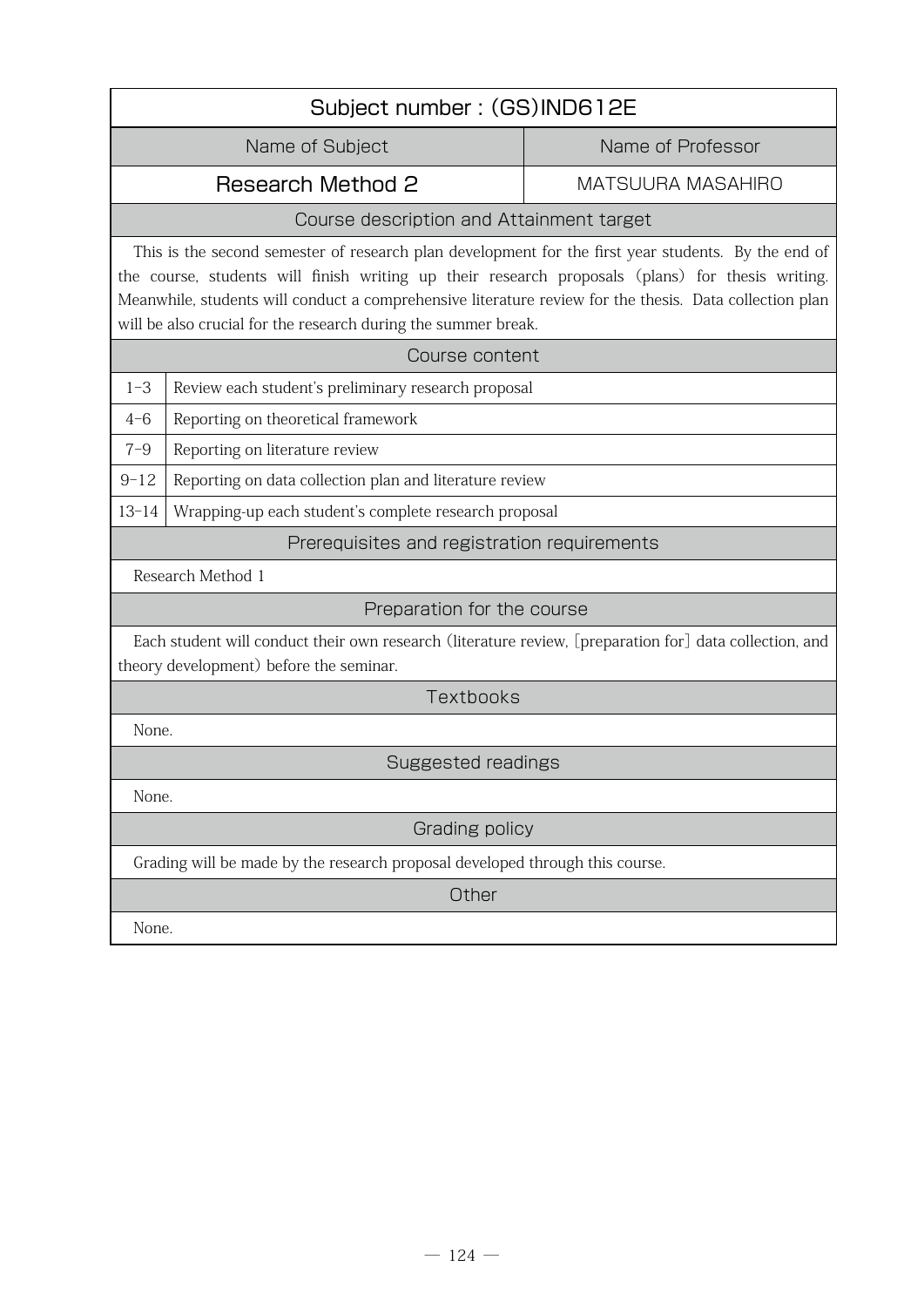## Subject number : (GS)IND612E

| Name of Subject | Name of Professor |
|---|---|
| Research Method 2 | MATSUURA MASAHIRO |

### Course description and Attainment target

This is the second semester of research plan development for the first year students. By the end of the course, students will finish writing up their research proposals (plans) for thesis writing. Meanwhile, students will conduct a comprehensive literature review for the thesis. Data collection plan will be also crucial for the research during the summer break.

### Course content

| | |
|---|---|
| 1–3 | Review each student's preliminary research proposal |
| 4–6 | Reporting on theoretical framework |
| 7–9 | Reporting on literature review |
| 9–12 | Reporting on data collection plan and literature review |
| 13–14 | Wrapping-up each student's complete research proposal |

### Prerequisites and registration requirements

Research Method 1

### Preparation for the course

Each student will conduct their own research (literature review, [preparation for] data collection, and theory development) before the seminar.

### Textbooks

None.

### Suggested readings

None.

### Grading policy

Grading will be made by the research proposal developed through this course.

### Other

None.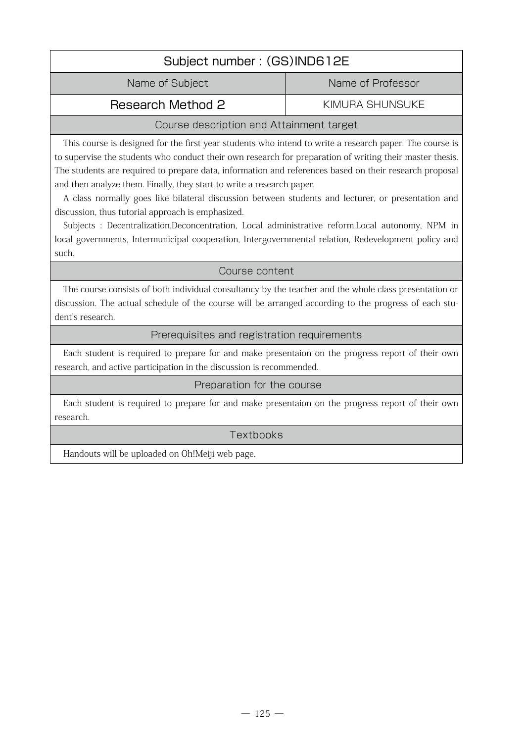## Subject number : (GS)IND612E

| Name of Subject | Name of Professor |
|---|---|
| Research Method 2 | KIMURA SHUNSUKE |

### Course description and Attainment target

This course is designed for the first year students who intend to write a research paper. The course is to supervise the students who conduct their own research for preparation of writing their master thesis. The students are required to prepare data, information and references based on their research proposal and then analyze them. Finally, they start to write a research paper.

A class normally goes like bilateral discussion between students and lecturer, or presentation and discussion, thus tutorial approach is emphasized.

Subjects : Decentralization,Deconcentration, Local administrative reform,Local autonomy, NPM in local governments, Intermunicipal cooperation, Intergovernmental relation, Redevelopment policy and such.

### Course content

The course consists of both individual consultancy by the teacher and the whole class presentation or discussion. The actual schedule of the course will be arranged according to the progress of each student's research.

### Prerequisites and registration requirements

Each student is required to prepare for and make presentaion on the progress report of their own research, and active participation in the discussion is recommended.

### Preparation for the course

Each student is required to prepare for and make presentaion on the progress report of their own research.

### Textbooks

Handouts will be uploaded on Oh!Meiji web page.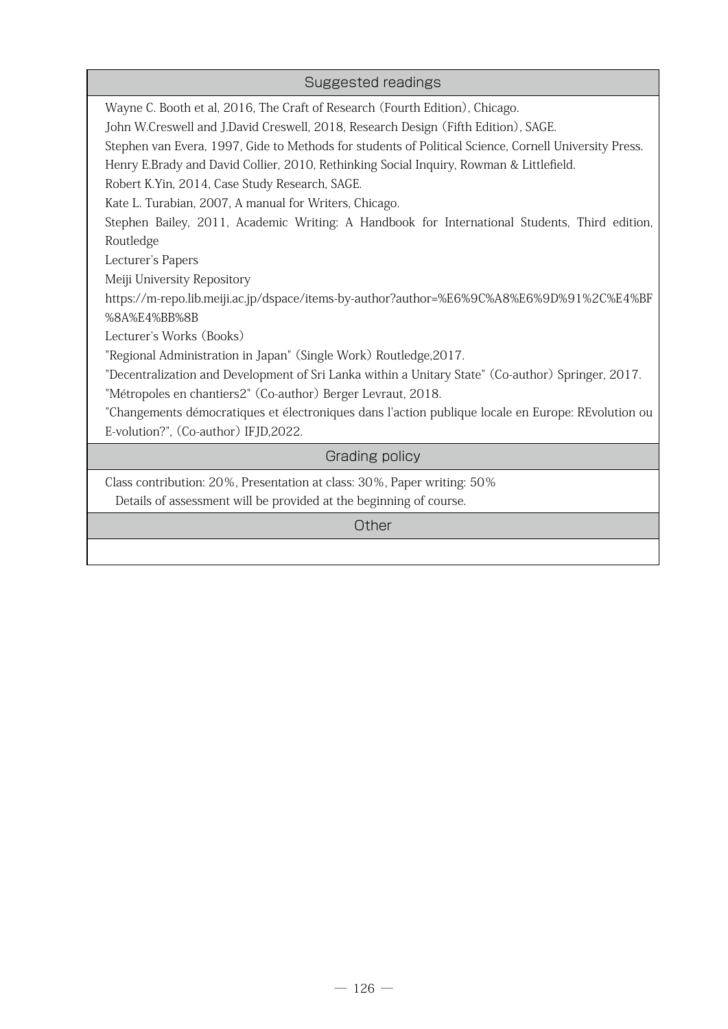## Suggested readings

Wayne C. Booth et al, 2016, The Craft of Research (Fourth Edition), Chicago.
John W.Creswell and J.David Creswell, 2018, Research Design (Fifth Edition), SAGE.
Stephen van Evera, 1997, Gide to Methods for students of Political Science, Cornell University Press.
Henry E.Brady and David Collier, 2010, Rethinking Social Inquiry, Rowman & Littlefield.
Robert K.Yin, 2014, Case Study Research, SAGE.
Kate L. Turabian, 2007, A manual for Writers, Chicago.
Stephen Bailey, 2011, Academic Writing: A Handbook for International Students, Third edition, Routledge
Lecturer's Papers
Meiji University Repository
https://m-repo.lib.meiji.ac.jp/dspace/items-by-author?author=%E6%9C%A8%E6%9D%91%2C%E4%BF%8A%E4%BB%8B
Lecturer's Works (Books)
"Regional Administration in Japan" (Single Work) Routledge,2017.
"Decentralization and Development of Sri Lanka within a Unitary State" (Co-author) Springer, 2017.
"Métropoles en chantiers2" (Co-author) Berger Levraut, 2018.
"Changements démocratiques et électroniques dans l'action publique locale en Europe: REvolution ou E-volution?", (Co-author) IFJD,2022.

## Grading policy

Class contribution: 20%, Presentation at class: 30%, Paper writing: 50%
Details of assessment will be provided at the beginning of course.

## Other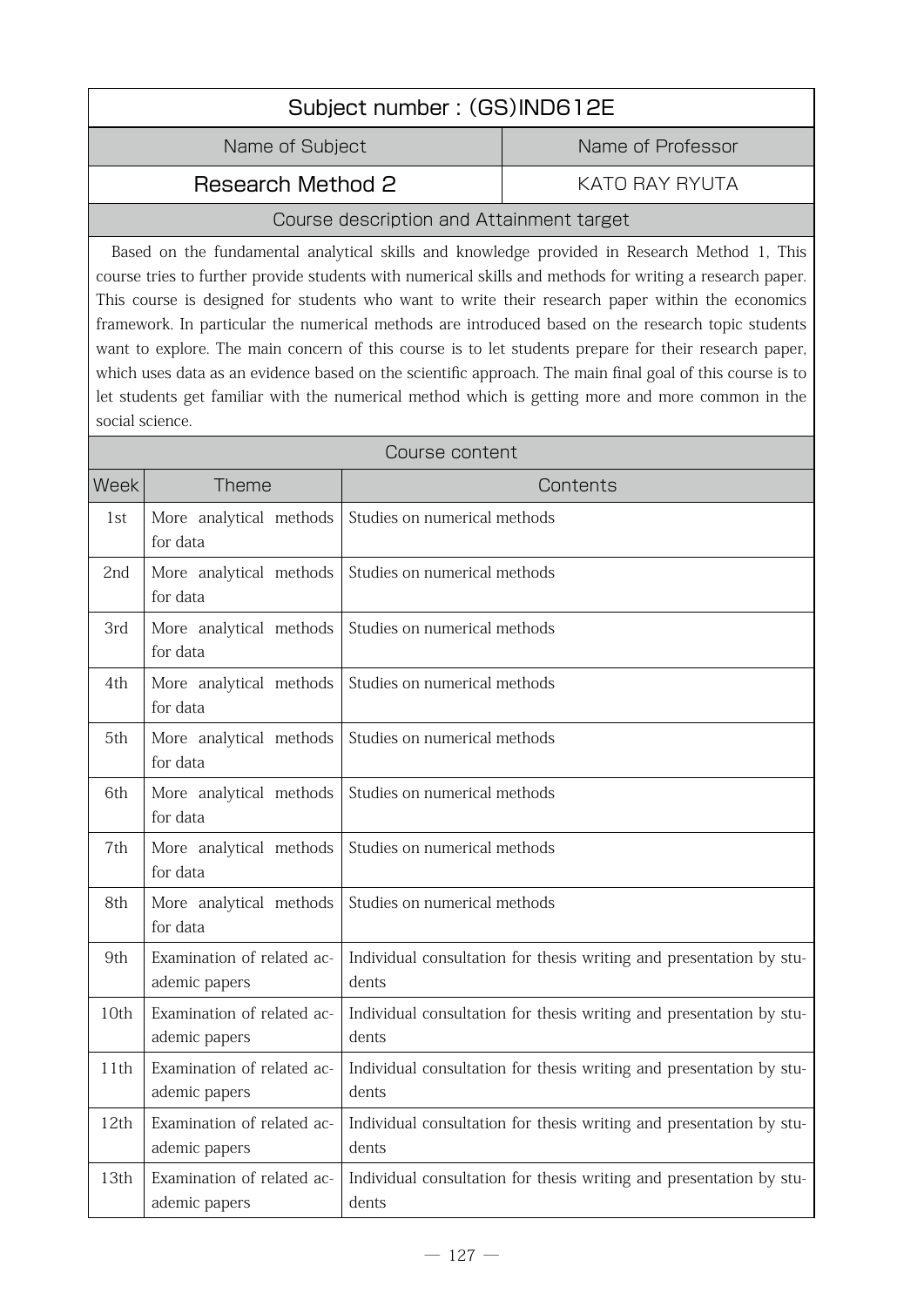## Subject number : (GS)IND612E

| Name of Subject | Name of Professor |
|---|---|
| Research Method 2 | KATO RAY RYUTA |

### Course description and Attainment target

Based on the fundamental analytical skills and knowledge provided in Research Method 1, This course tries to further provide students with numerical skills and methods for writing a research paper. This course is designed for students who want to write their research paper within the economics framework. In particular the numerical methods are introduced based on the research topic students want to explore. The main concern of this course is to let students prepare for their research paper, which uses data as an evidence based on the scientific approach. The main final goal of this course is to let students get familiar with the numerical method which is getting more and more common in the social science.

### Course content

| Week | Theme | Contents |
|---|---|---|
| 1st | More analytical methods for data | Studies on numerical methods |
| 2nd | More analytical methods for data | Studies on numerical methods |
| 3rd | More analytical methods for data | Studies on numerical methods |
| 4th | More analytical methods for data | Studies on numerical methods |
| 5th | More analytical methods for data | Studies on numerical methods |
| 6th | More analytical methods for data | Studies on numerical methods |
| 7th | More analytical methods for data | Studies on numerical methods |
| 8th | More analytical methods for data | Studies on numerical methods |
| 9th | Examination of related academic papers | Individual consultation for thesis writing and presentation by students |
| 10th | Examination of related academic papers | Individual consultation for thesis writing and presentation by students |
| 11th | Examination of related academic papers | Individual consultation for thesis writing and presentation by students |
| 12th | Examination of related academic papers | Individual consultation for thesis writing and presentation by students |
| 13th | Examination of related academic papers | Individual consultation for thesis writing and presentation by students |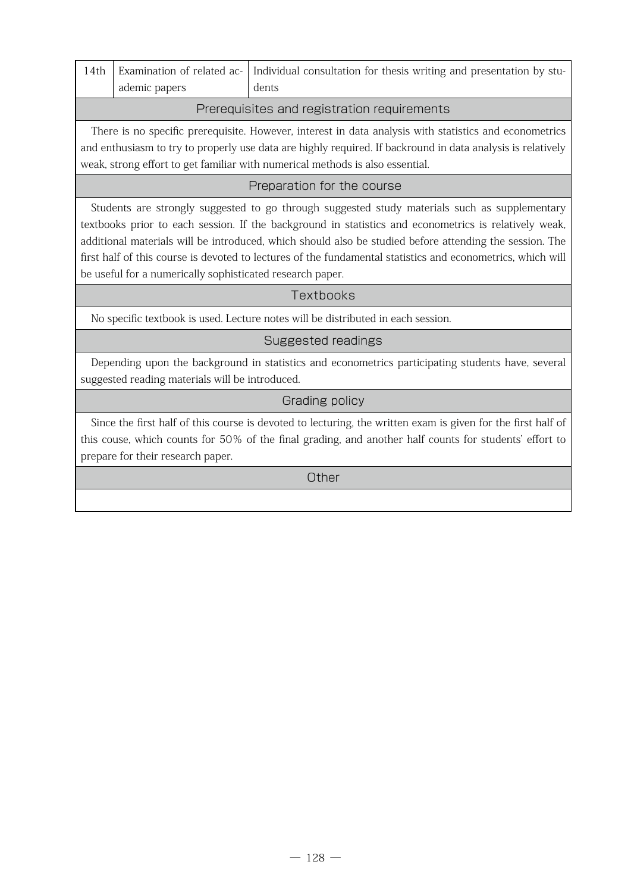| 14th | Examination of related academic papers | Individual consultation for thesis writing and presentation by students |
|---|---|---|

## Prerequisites and registration requirements

There is no specific prerequisite. However, interest in data analysis with statistics and econometrics and enthusiasm to try to properly use data are highly required. If backround in data analysis is relatively weak, strong effort to get familiar with numerical methods is also essential.

## Preparation for the course

Students are strongly suggested to go through suggested study materials such as supplementary textbooks prior to each session. If the background in statistics and econometrics is relatively weak, additional materials will be introduced, which should also be studied before attending the session. The first half of this course is devoted to lectures of the fundamental statistics and econometrics, which will be useful for a numerically sophisticated research paper.

## Textbooks

No specific textbook is used. Lecture notes will be distributed in each session.

## Suggested readings

Depending upon the background in statistics and econometrics participating students have, several suggested reading materials will be introduced.

## Grading policy

Since the first half of this course is devoted to lecturing, the written exam is given for the first half of this couse, which counts for 50% of the final grading, and another half counts for students' effort to prepare for their research paper.

## Other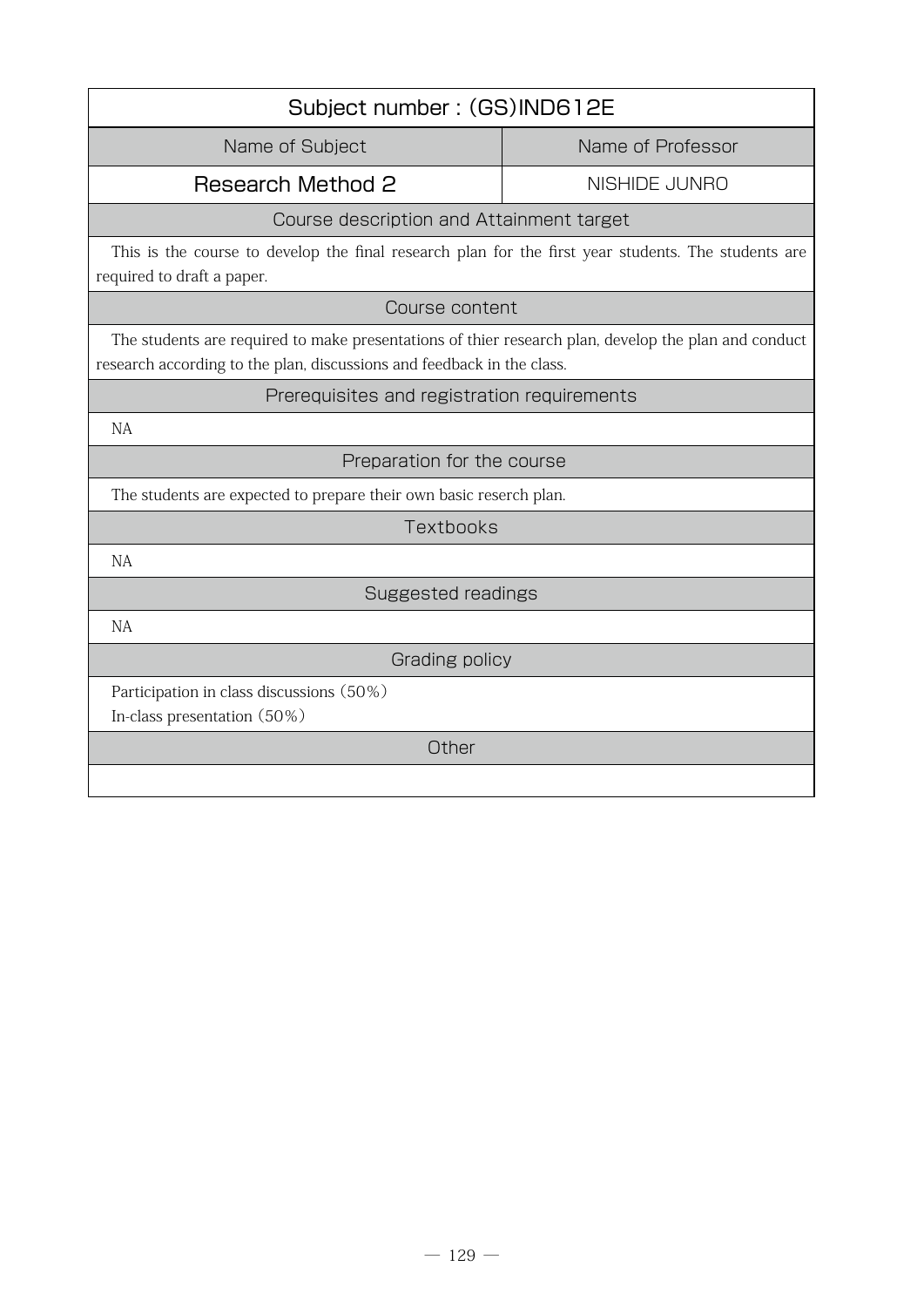| Subject number : (GS)IND612E | |
|---|---|
| Name of Subject | Name of Professor |
| **Research Method 2** | NISHIDE JUNRO |

### Course description and Attainment target

This is the course to develop the final research plan for the first year students. The students are required to draft a paper.

### Course content

The students are required to make presentations of thier research plan, develop the plan and conduct research according to the plan, discussions and feedback in the class.

### Prerequisites and registration requirements

NA

### Preparation for the course

The students are expected to prepare their own basic reserch plan.

### Textbooks

NA

### Suggested readings

NA

### Grading policy

Participation in class discussions (50%)
In-class presentation (50%)

### Other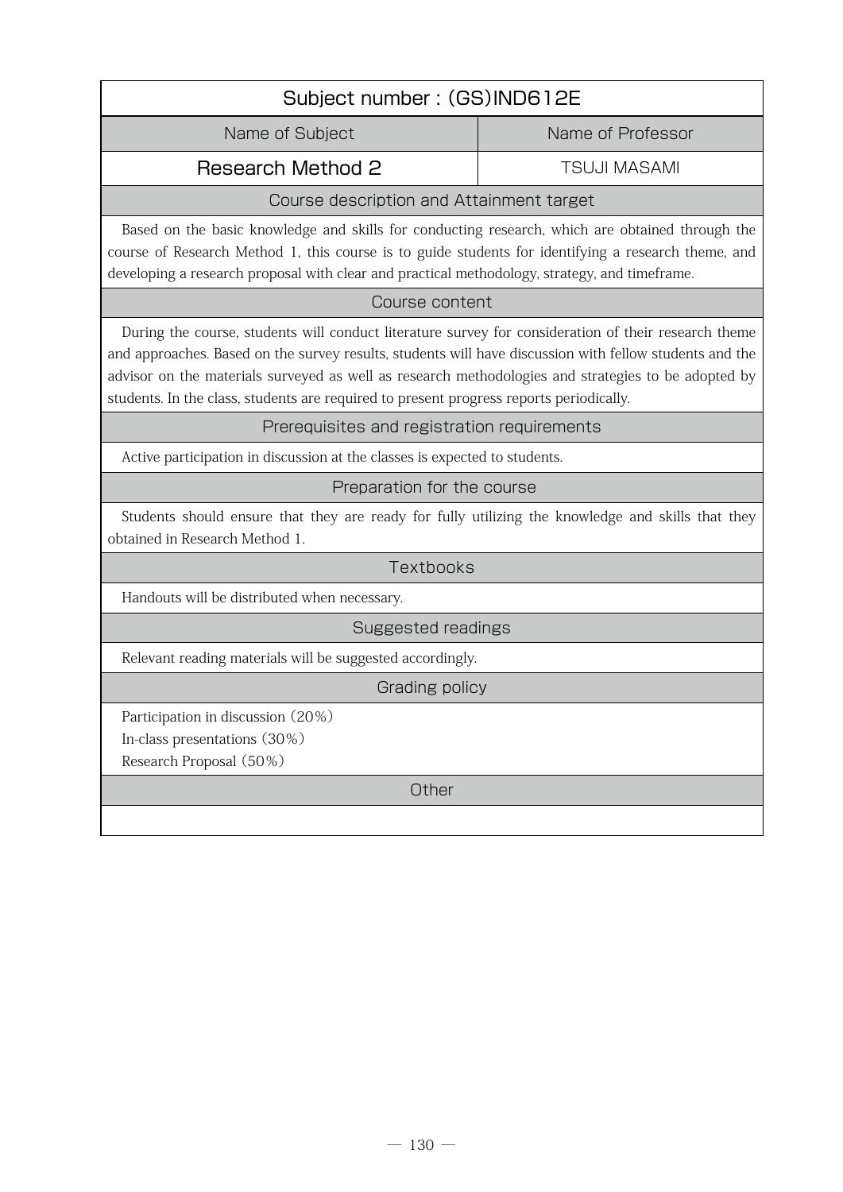## Subject number : (GS)IND612E

| Name of Subject | Name of Professor |
| --- | --- |
| Research Method 2 | TSUJI MASAMI |

### Course description and Attainment target

Based on the basic knowledge and skills for conducting research, which are obtained through the course of Research Method 1, this course is to guide students for identifying a research theme, and developing a research proposal with clear and practical methodology, strategy, and timeframe.

### Course content

During the course, students will conduct literature survey for consideration of their research theme and approaches. Based on the survey results, students will have discussion with fellow students and the advisor on the materials surveyed as well as research methodologies and strategies to be adopted by students. In the class, students are required to present progress reports periodically.

### Prerequisites and registration requirements

Active participation in discussion at the classes is expected to students.

### Preparation for the course

Students should ensure that they are ready for fully utilizing the knowledge and skills that they obtained in Research Method 1.

### Textbooks

Handouts will be distributed when necessary.

### Suggested readings

Relevant reading materials will be suggested accordingly.

### Grading policy

Participation in discussion (20%)
In-class presentations (30%)
Research Proposal (50%)

### Other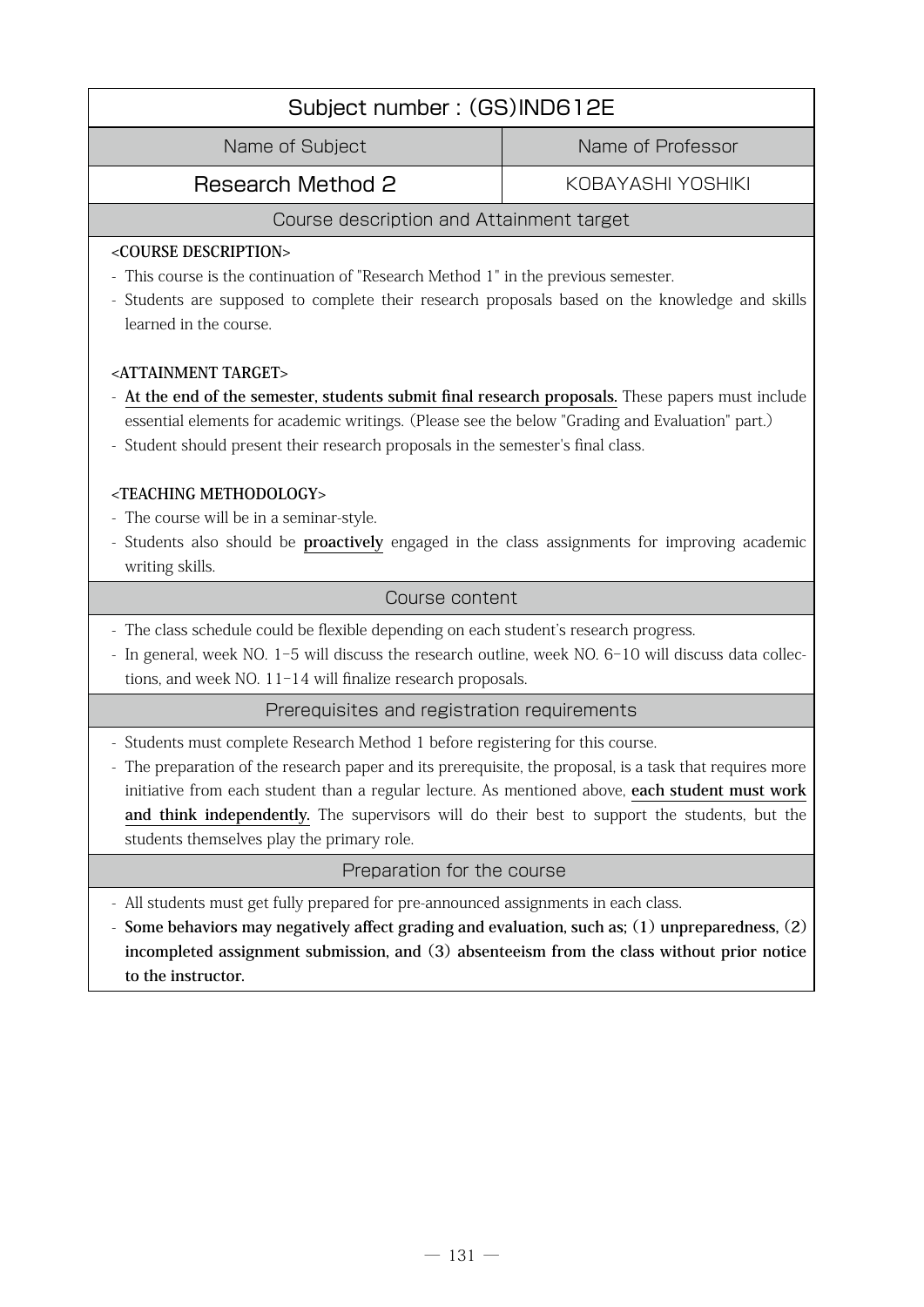| Subject number : (GS)IND612E | |
|---|---|
| Name of Subject | Name of Professor |
| Research Method 2 | KOBAYASHI YOSHIKI |

## Course description and Attainment target

**<COURSE DESCRIPTION>**

- This course is the continuation of "Research Method 1" in the previous semester.
- Students are supposed to complete their research proposals based on the knowledge and skills learned in the course.

**<ATTAINMENT TARGET>**

- **At the end of the semester, students submit final research proposals.** These papers must include essential elements for academic writings. (Please see the below "Grading and Evaluation" part.)
- Student should present their research proposals in the semester's final class.

**<TEACHING METHODOLOGY>**

- The course will be in a seminar-style.
- Students also should be **proactively** engaged in the class assignments for improving academic writing skills.

## Course content

- The class schedule could be flexible depending on each student's research progress.
- In general, week NO. 1-5 will discuss the research outline, week NO. 6-10 will discuss data collections, and week NO. 11-14 will finalize research proposals.

## Prerequisites and registration requirements

- Students must complete Research Method 1 before registering for this course.
- The preparation of the research paper and its prerequisite, the proposal, is a task that requires more initiative from each student than a regular lecture. As mentioned above, **each student must work and think independently.** The supervisors will do their best to support the students, but the students themselves play the primary role.

## Preparation for the course

- All students must get fully prepared for pre-announced assignments in each class.
- **Some behaviors may negatively affect grading and evaluation, such as; (1) unpreparedness, (2) incompleted assignment submission, and (3) absenteeism from the class without prior notice to the instructor.**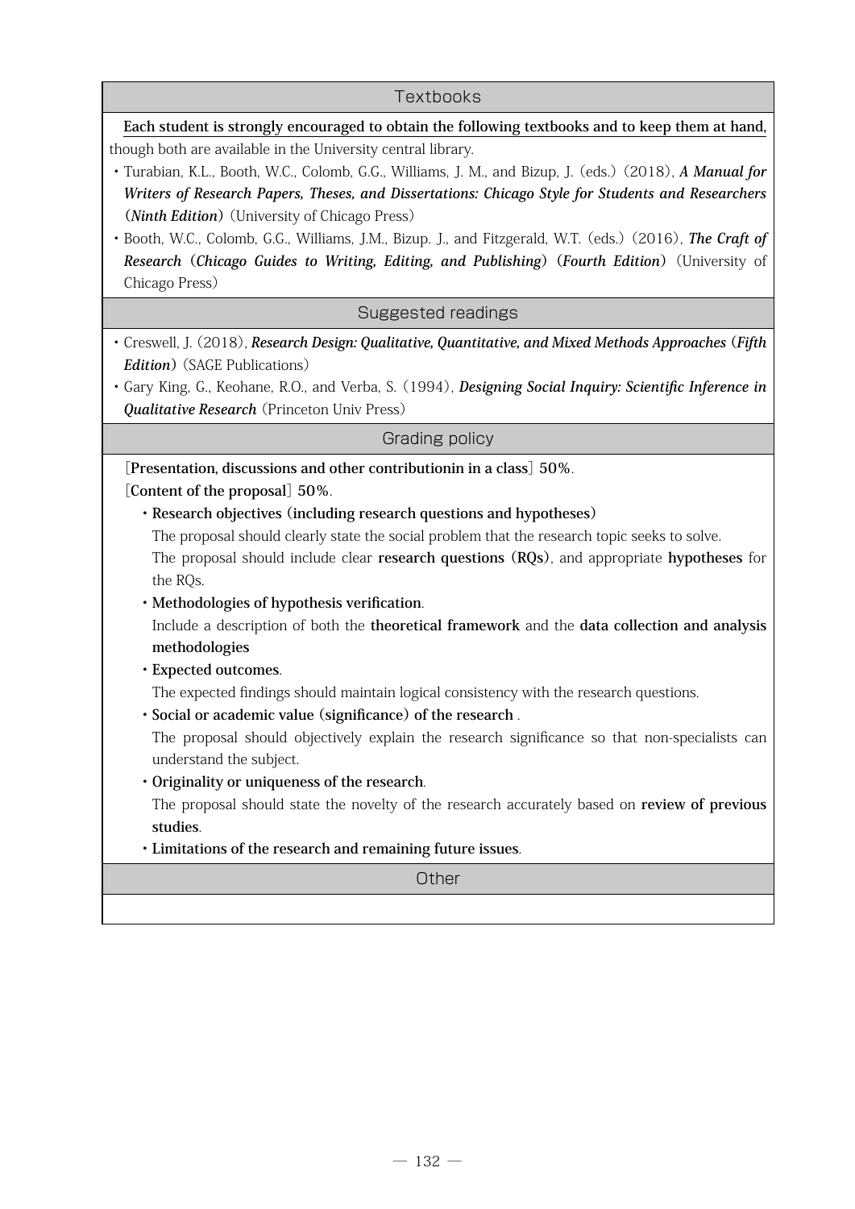## Textbooks

**Each student is strongly encouraged to obtain the following textbooks and to keep them at hand,** though both are available in the University central library.

- Turabian, K.L., Booth, W.C., Colomb, G.G., Williams, J. M., and Bizup, J. (eds.) (2018), ***A Manual for Writers of Research Papers, Theses, and Dissertations: Chicago Style for Students and Researchers (Ninth Edition)*** (University of Chicago Press)
- Booth, W.C., Colomb, G.G., Williams, J.M., Bizup. J., and Fitzgerald, W.T. (eds.) (2016), ***The Craft of Research (Chicago Guides to Writing, Editing, and Publishing) (Fourth Edition)*** (University of Chicago Press)

## Suggested readings

- Creswell, J. (2018), ***Research Design: Qualitative, Quantitative, and Mixed Methods Approaches (Fifth Edition)*** (SAGE Publications)
- Gary King, G., Keohane, R.O., and Verba, S. (1994), ***Designing Social Inquiry: Scientific Inference in Qualitative Research*** (Princeton Univ Press)

## Grading policy

[**Presentation, discussions and other contributionin in a class**] **50%**.

[**Content of the proposal**] **50%**.

- **Research objectives (including research questions and hypotheses)**
  The proposal should clearly state the social problem that the research topic seeks to solve.
  The proposal should include clear **research questions (RQs)**, and appropriate **hypotheses** for the RQs.
- **Methodologies of hypothesis verification**.
  Include a description of both the **theoretical framework** and the **data collection and analysis methodologies**
- **Expected outcomes**.
  The expected findings should maintain logical consistency with the research questions.
- **Social or academic value (significance) of the research** .
  The proposal should objectively explain the research significance so that non-specialists can understand the subject.
- **Originality or uniqueness of the research**.
  The proposal should state the novelty of the research accurately based on **review of previous studies**.
- **Limitations of the research and remaining future issues**.

## Other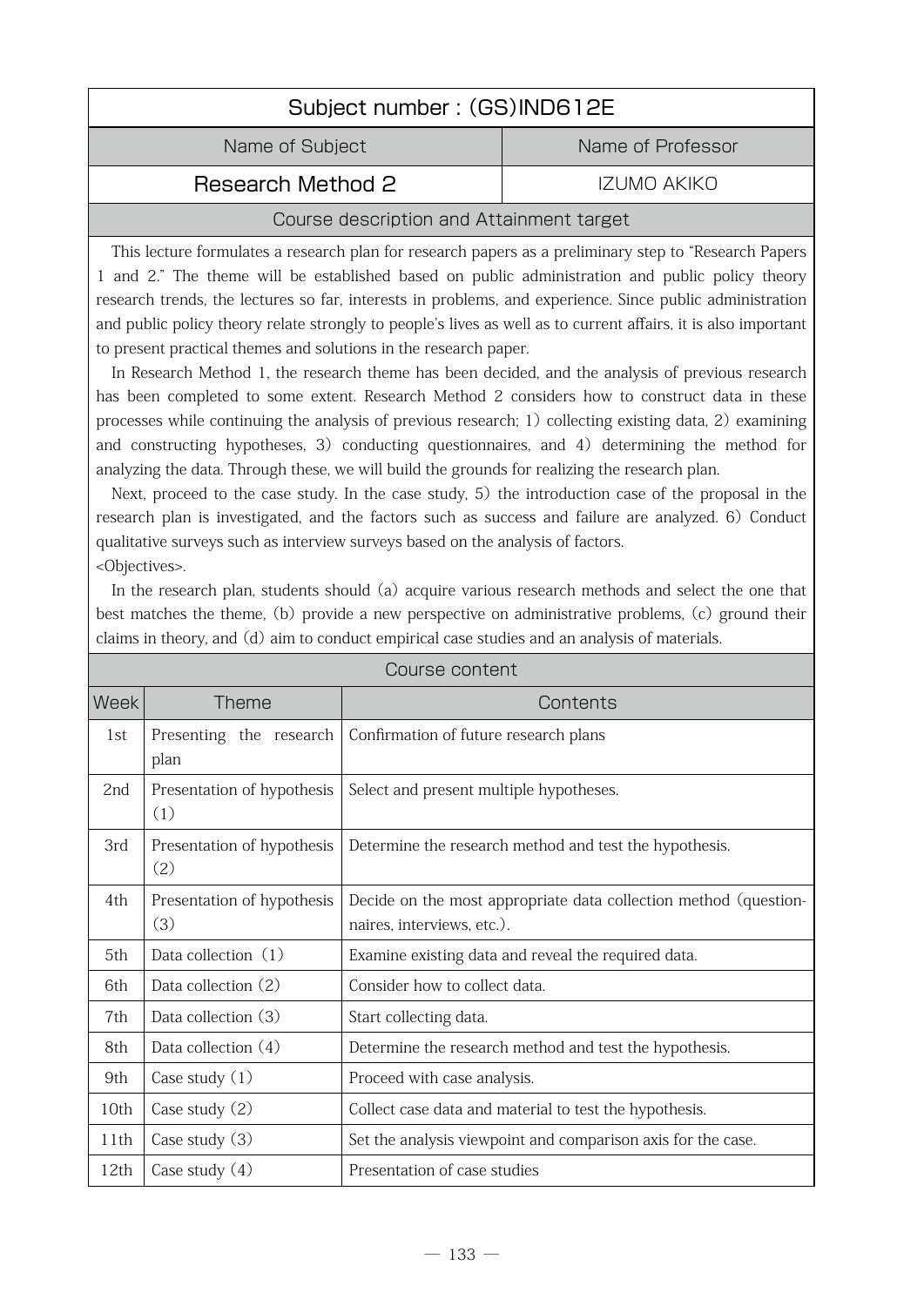| Subject number : (GS)IND612E | |
|---|---|
| Name of Subject | Name of Professor |
| Research Method 2 | IZUMO AKIKO |

## Course description and Attainment target

This lecture formulates a research plan for research papers as a preliminary step to "Research Papers 1 and 2." The theme will be established based on public administration and public policy theory research trends, the lectures so far, interests in problems, and experience. Since public administration and public policy theory relate strongly to people's lives as well as to current affairs, it is also important to present practical themes and solutions in the research paper.

In Research Method 1, the research theme has been decided, and the analysis of previous research has been completed to some extent. Research Method 2 considers how to construct data in these processes while continuing the analysis of previous research; 1) collecting existing data, 2) examining and constructing hypotheses, 3) conducting questionnaires, and 4) determining the method for analyzing the data. Through these, we will build the grounds for realizing the research plan.

Next, proceed to the case study. In the case study, 5) the introduction case of the proposal in the research plan is investigated, and the factors such as success and failure are analyzed. 6) Conduct qualitative surveys such as interview surveys based on the analysis of factors.

<Objectives>.

In the research plan, students should (a) acquire various research methods and select the one that best matches the theme, (b) provide a new perspective on administrative problems, (c) ground their claims in theory, and (d) aim to conduct empirical case studies and an analysis of materials.

## Course content

| Week | Theme | Contents |
|---|---|---|
| 1st | Presenting the research plan | Confirmation of future research plans |
| 2nd | Presentation of hypothesis (1) | Select and present multiple hypotheses. |
| 3rd | Presentation of hypothesis (2) | Determine the research method and test the hypothesis. |
| 4th | Presentation of hypothesis (3) | Decide on the most appropriate data collection method (questionnaires, interviews, etc.). |
| 5th | Data collection (1) | Examine existing data and reveal the required data. |
| 6th | Data collection (2) | Consider how to collect data. |
| 7th | Data collection (3) | Start collecting data. |
| 8th | Data collection (4) | Determine the research method and test the hypothesis. |
| 9th | Case study (1) | Proceed with case analysis. |
| 10th | Case study (2) | Collect case data and material to test the hypothesis. |
| 11th | Case study (3) | Set the analysis viewpoint and comparison axis for the case. |
| 12th | Case study (4) | Presentation of case studies |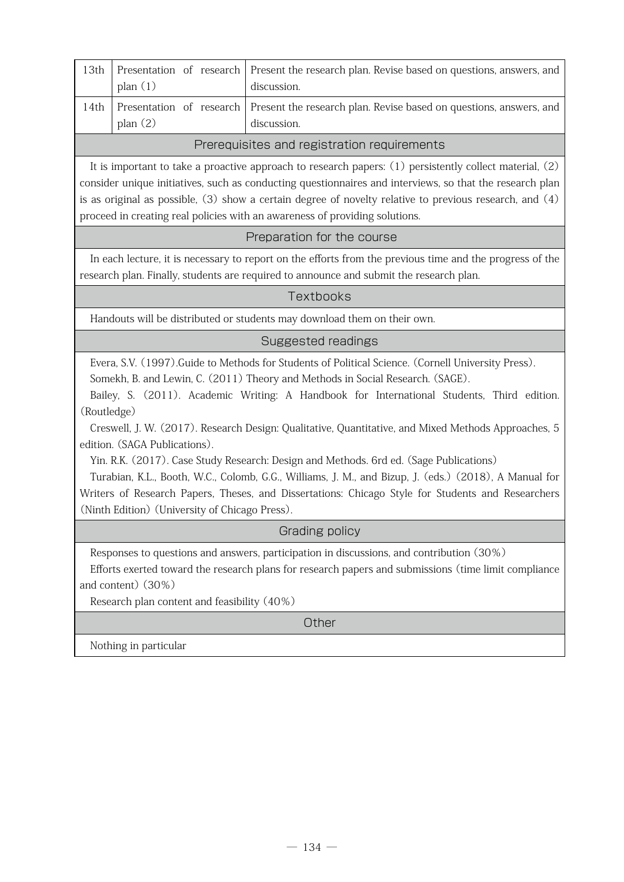| 13th | Presentation of research plan (1) | Present the research plan. Revise based on questions, answers, and discussion. |
|---|---|---|
| 14th | Presentation of research plan (2) | Present the research plan. Revise based on questions, answers, and discussion. |

## Prerequisites and registration requirements

It is important to take a proactive approach to research papers: (1) persistently collect material, (2) consider unique initiatives, such as conducting questionnaires and interviews, so that the research plan is as original as possible, (3) show a certain degree of novelty relative to previous research, and (4) proceed in creating real policies with an awareness of providing solutions.

## Preparation for the course

In each lecture, it is necessary to report on the efforts from the previous time and the progress of the research plan. Finally, students are required to announce and submit the research plan.

## Textbooks

Handouts will be distributed or students may download them on their own.

## Suggested readings

Evera, S.V. (1997).Guide to Methods for Students of Political Science. (Cornell University Press).

Somekh, B. and Lewin, C. (2011) Theory and Methods in Social Research. (SAGE).

Bailey, S. (2011). Academic Writing: A Handbook for International Students, Third edition. (Routledge)

Creswell, J. W. (2017). Research Design: Qualitative, Quantitative, and Mixed Methods Approaches, 5 edition. (SAGA Publications).

Yin. R.K. (2017). Case Study Research: Design and Methods. 6rd ed. (Sage Publications)

Turabian, K.L., Booth, W.C., Colomb, G.G., Williams, J. M., and Bizup, J. (eds.) (2018), A Manual for Writers of Research Papers, Theses, and Dissertations: Chicago Style for Students and Researchers (Ninth Edition) (University of Chicago Press).

## Grading policy

Responses to questions and answers, participation in discussions, and contribution (30%)

Efforts exerted toward the research plans for research papers and submissions (time limit compliance and content) (30%)

Research plan content and feasibility (40%)

## Other

Nothing in particular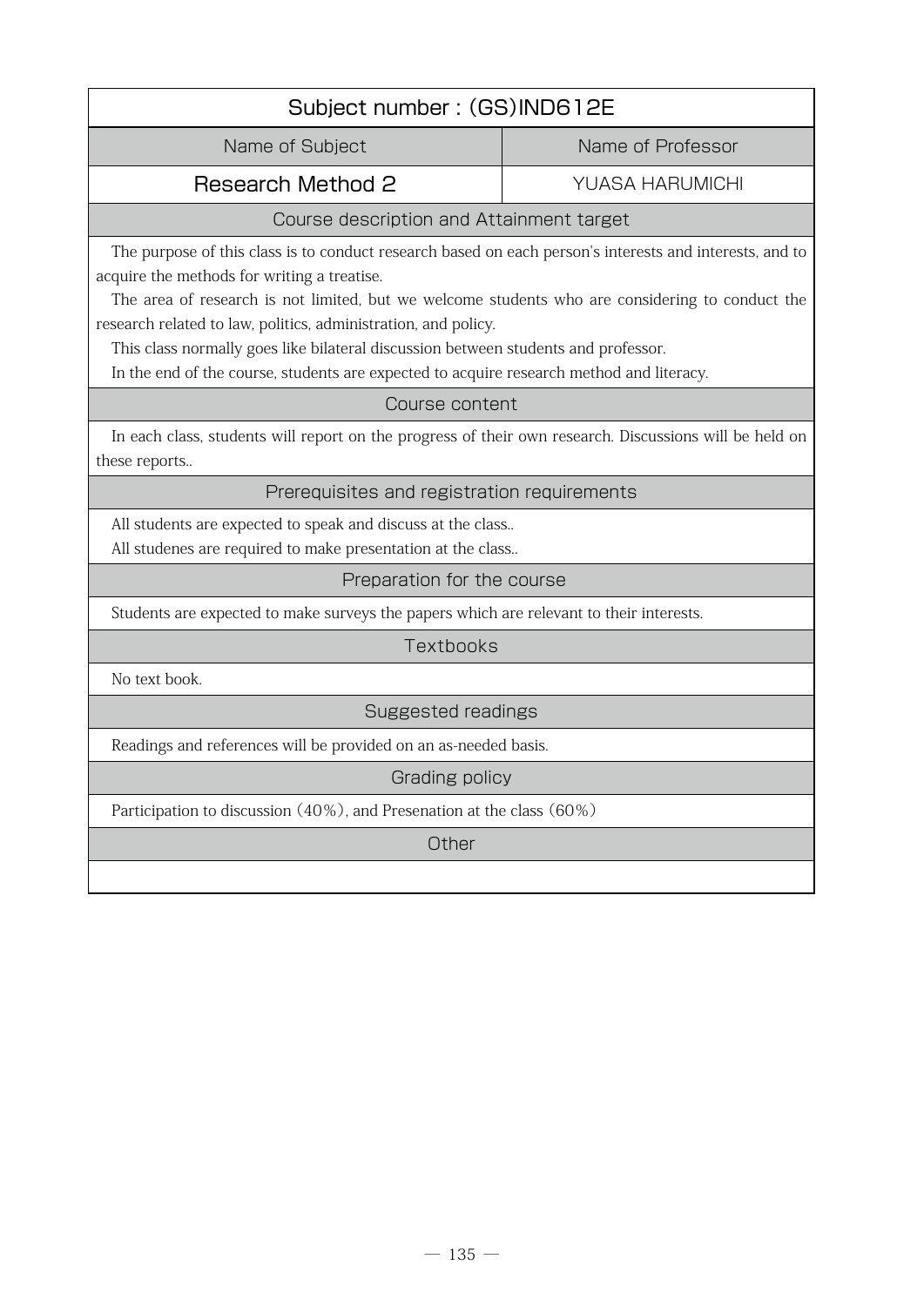## Subject number : (GS)IND612E

| Name of Subject | Name of Professor |
|---|---|
| Research Method 2 | YUASA HARUMICHI |

### Course description and Attainment target

The purpose of this class is to conduct research based on each person's interests and interests, and to acquire the methods for writing a treatise.

The area of research is not limited, but we welcome students who are considering to conduct the research related to law, politics, administration, and policy.

This class normally goes like bilateral discussion between students and professor.

In the end of the course, students are expected to acquire research method and literacy.

### Course content

In each class, students will report on the progress of their own research. Discussions will be held on these reports..

### Prerequisites and registration requirements

All students are expected to speak and discuss at the class..

All studenes are required to make presentation at the class..

### Preparation for the course

Students are expected to make surveys the papers which are relevant to their interests.

### Textbooks

No text book.

### Suggested readings

Readings and references will be provided on an as-needed basis.

### Grading policy

Participation to discussion (40%), and Presenation at the class (60%)

### Other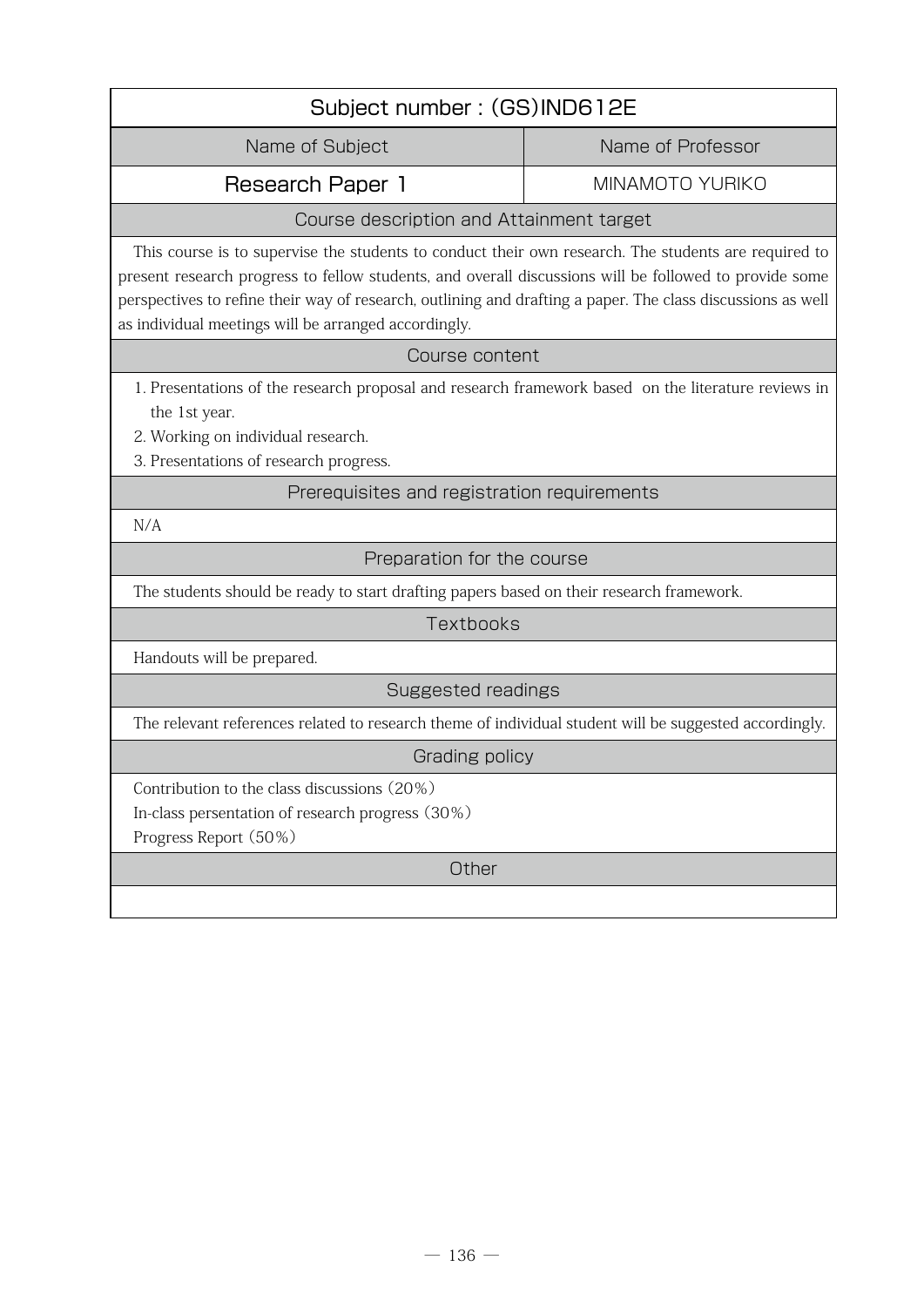| Subject number : (GS)IND612E | |
|---|---|
| Name of Subject | Name of Professor |
| **Research Paper 1** | MINAMOTO YURIKO |

## Course description and Attainment target

This course is to supervise the students to conduct their own research. The students are required to present research progress to fellow students, and overall discussions will be followed to provide some perspectives to refine their way of research, outlining and drafting a paper. The class discussions as well as individual meetings will be arranged accordingly.

## Course content

1. Presentations of the research proposal and research framework based on the literature reviews in the 1st year.
2. Working on individual research.
3. Presentations of research progress.

## Prerequisites and registration requirements

N/A

## Preparation for the course

The students should be ready to start drafting papers based on their research framework.

## Textbooks

Handouts will be prepared.

## Suggested readings

The relevant references related to research theme of individual student will be suggested accordingly.

## Grading policy

Contribution to the class discussions（20%）
In-class persentation of research progress（30%）
Progress Report（50%）

## Other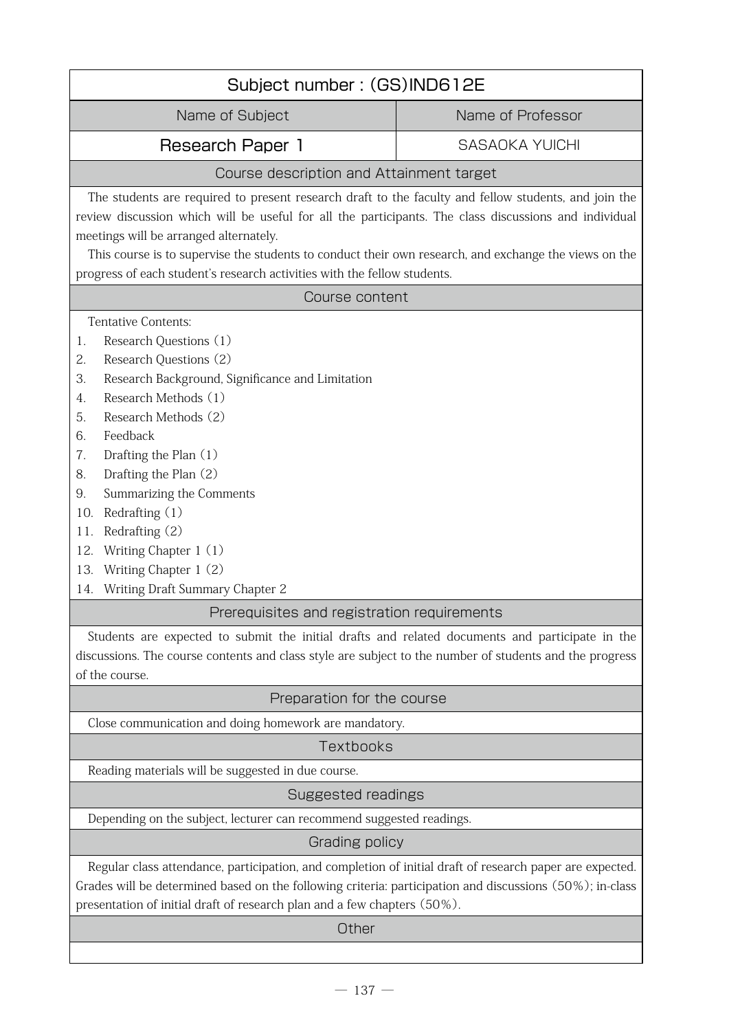## Subject number : (GS)IND612E

| Name of Subject | Name of Professor |
| --- | --- |
| Research Paper 1 | SASAOKA YUICHI |

### Course description and Attainment target

The students are required to present research draft to the faculty and fellow students, and join the review discussion which will be useful for all the participants. The class discussions and individual meetings will be arranged alternately.

This course is to supervise the students to conduct their own research, and exchange the views on the progress of each student's research activities with the fellow students.

### Course content

Tentative Contents:

1. Research Questions (1)
2. Research Questions (2)
3. Research Background, Significance and Limitation
4. Research Methods (1)
5. Research Methods (2)
6. Feedback
7. Drafting the Plan (1)
8. Drafting the Plan (2)
9. Summarizing the Comments
10. Redrafting (1)
11. Redrafting (2)
12. Writing Chapter 1 (1)
13. Writing Chapter 1 (2)
14. Writing Draft Summary Chapter 2

### Prerequisites and registration requirements

Students are expected to submit the initial drafts and related documents and participate in the discussions. The course contents and class style are subject to the number of students and the progress of the course.

### Preparation for the course

Close communication and doing homework are mandatory.

### Textbooks

Reading materials will be suggested in due course.

### Suggested readings

Depending on the subject, lecturer can recommend suggested readings.

### Grading policy

Regular class attendance, participation, and completion of initial draft of research paper are expected. Grades will be determined based on the following criteria: participation and discussions (50%); in-class presentation of initial draft of research plan and a few chapters (50%).

### Other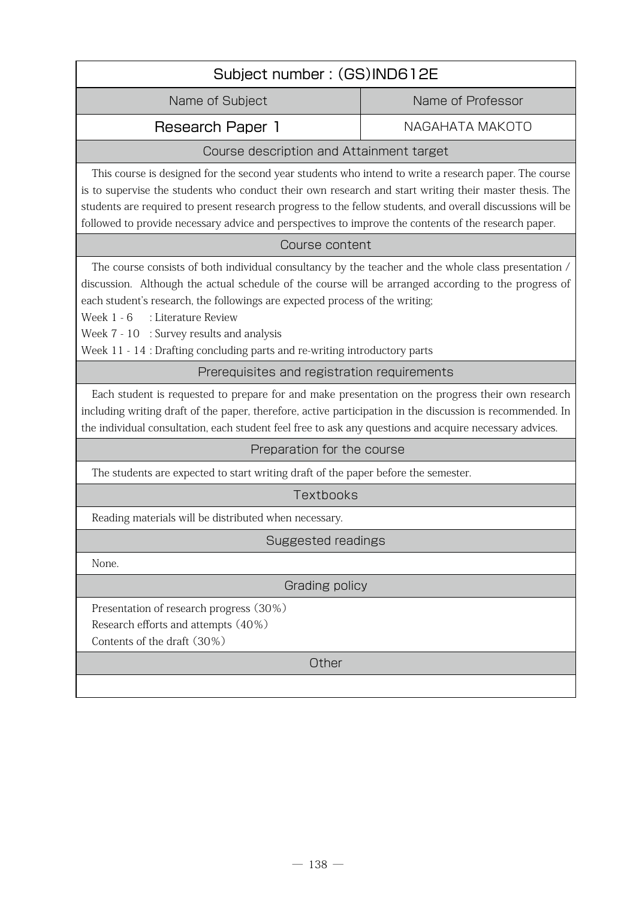# Subject number : (GS)IND612E

| Name of Subject | Name of Professor |
| --- | --- |
| Research Paper 1 | NAGAHATA MAKOTO |

## Course description and Attainment target

This course is designed for the second year students who intend to write a research paper. The course is to supervise the students who conduct their own research and start writing their master thesis. The students are required to present research progress to the fellow students, and overall discussions will be followed to provide necessary advice and perspectives to improve the contents of the research paper.

## Course content

The course consists of both individual consultancy by the teacher and the whole class presentation / discussion. Although the actual schedule of the course will be arranged according to the progress of each student's research, the followings are expected process of the writing;

Week 1 - 6 : Literature Review
Week 7 - 10 : Survey results and analysis
Week 11 - 14 : Drafting concluding parts and re-writing introductory parts

## Prerequisites and registration requirements

Each student is requested to prepare for and make presentation on the progress their own research including writing draft of the paper, therefore, active participation in the discussion is recommended. In the individual consultation, each student feel free to ask any questions and acquire necessary advices.

## Preparation for the course

The students are expected to start writing draft of the paper before the semester.

## Textbooks

Reading materials will be distributed when necessary.

## Suggested readings

None.

## Grading policy

Presentation of research progress (30%)
Research efforts and attempts (40%)
Contents of the draft (30%)

## Other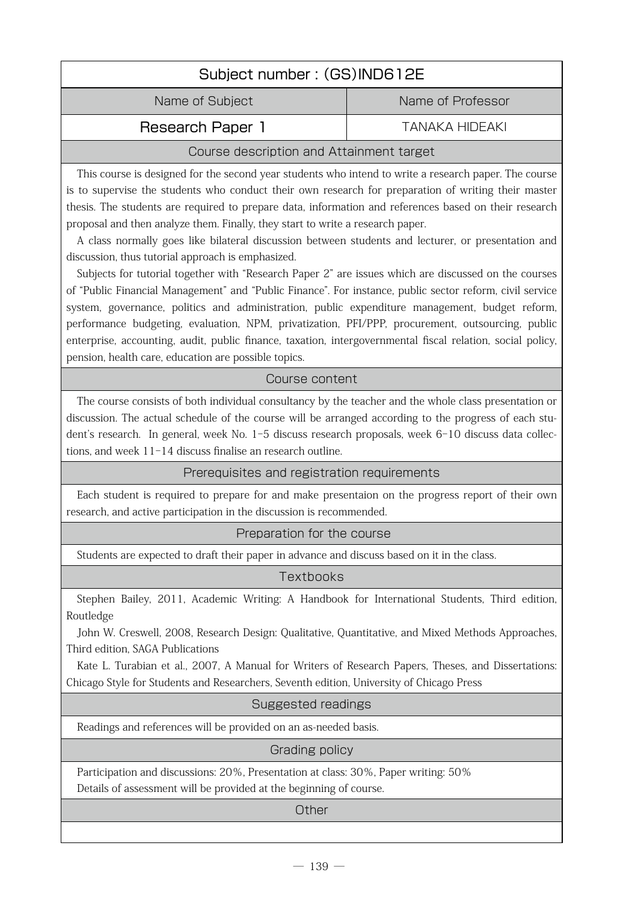## Subject number : (GS)IND612E

| Name of Subject | Name of Professor |
|---|---|
| **Research Paper 1** | TANAKA HIDEAKI |

### Course description and Attainment target

This course is designed for the second year students who intend to write a research paper. The course is to supervise the students who conduct their own research for preparation of writing their master thesis. The students are required to prepare data, information and references based on their research proposal and then analyze them. Finally, they start to write a research paper.

A class normally goes like bilateral discussion between students and lecturer, or presentation and discussion, thus tutorial approach is emphasized.

Subjects for tutorial together with "Research Paper 2" are issues which are discussed on the courses of "Public Financial Management" and "Public Finance". For instance, public sector reform, civil service system, governance, politics and administration, public expenditure management, budget reform, performance budgeting, evaluation, NPM, privatization, PFI/PPP, procurement, outsourcing, public enterprise, accounting, audit, public finance, taxation, intergovernmental fiscal relation, social policy, pension, health care, education are possible topics.

### Course content

The course consists of both individual consultancy by the teacher and the whole class presentation or discussion. The actual schedule of the course will be arranged according to the progress of each student's research. In general, week No. 1-5 discuss research proposals, week 6-10 discuss data collections, and week 11-14 discuss finalise an research outline.

### Prerequisites and registration requirements

Each student is required to prepare for and make presentaion on the progress report of their own research, and active participation in the discussion is recommended.

### Preparation for the course

Students are expected to draft their paper in advance and discuss based on it in the class.

### Textbooks

Stephen Bailey, 2011, Academic Writing: A Handbook for International Students, Third edition, Routledge

John W. Creswell, 2008, Research Design: Qualitative, Quantitative, and Mixed Methods Approaches, Third edition, SAGA Publications

Kate L. Turabian et al., 2007, A Manual for Writers of Research Papers, Theses, and Dissertations: Chicago Style for Students and Researchers, Seventh edition, University of Chicago Press

### Suggested readings

Readings and references will be provided on an as-needed basis.

### Grading policy

Participation and discussions: 20%, Presentation at class: 30%, Paper writing: 50%

Details of assessment will be provided at the beginning of course.

### Other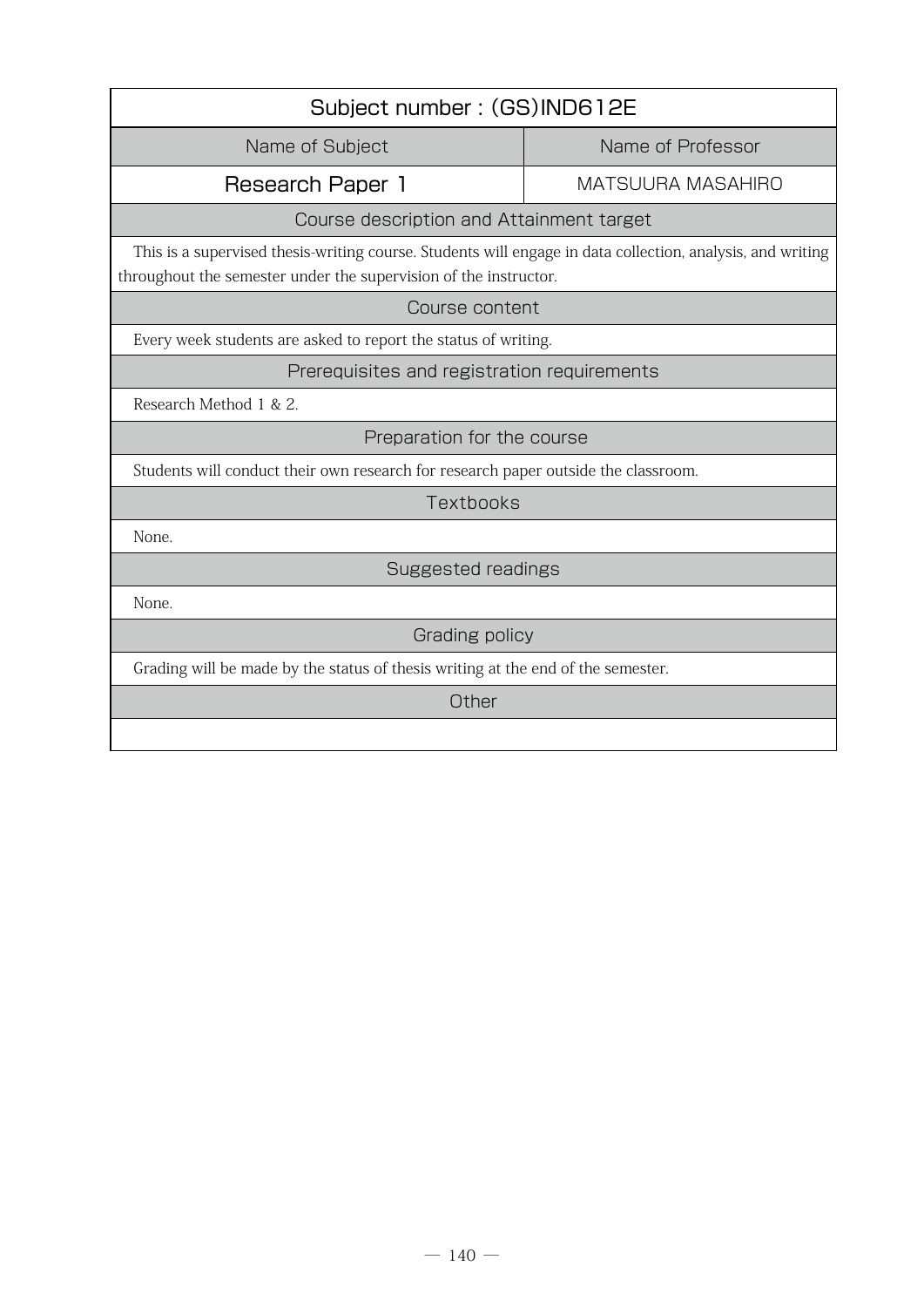| Subject number : (GS)IND612E | |
|---|---|
| Name of Subject | Name of Professor |
| Research Paper 1 | MATSUURA MASAHIRO |

## Course description and Attainment target

This is a supervised thesis-writing course. Students will engage in data collection, analysis, and writing throughout the semester under the supervision of the instructor.

## Course content

Every week students are asked to report the status of writing.

## Prerequisites and registration requirements

Research Method 1 & 2.

## Preparation for the course

Students will conduct their own research for research paper outside the classroom.

## Textbooks

None.

## Suggested readings

None.

## Grading policy

Grading will be made by the status of thesis writing at the end of the semester.

## Other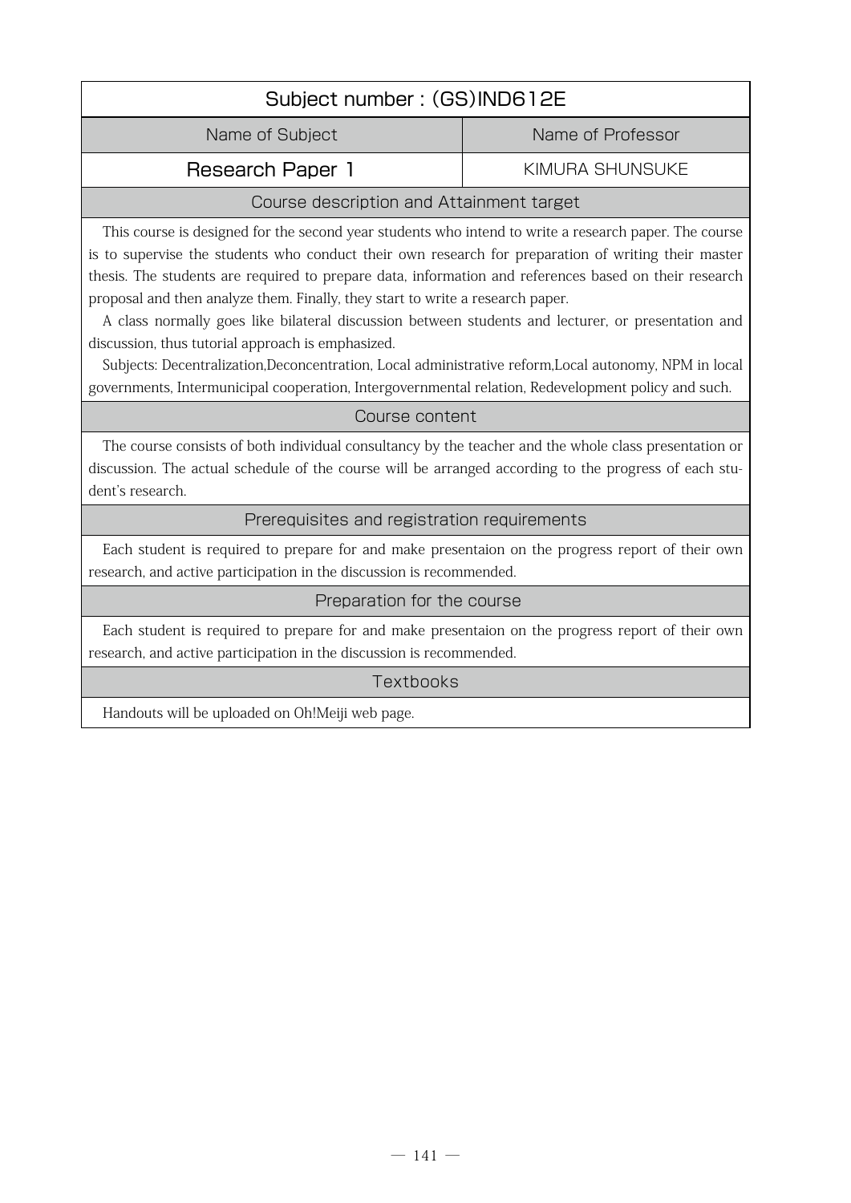| Subject number : (GS)IND612E | |
|---|---|
| Name of Subject | Name of Professor |
| Research Paper 1 | KIMURA SHUNSUKE |

## Course description and Attainment target

This course is designed for the second year students who intend to write a research paper. The course is to supervise the students who conduct their own research for preparation of writing their master thesis. The students are required to prepare data, information and references based on their research proposal and then analyze them. Finally, they start to write a research paper.

A class normally goes like bilateral discussion between students and lecturer, or presentation and discussion, thus tutorial approach is emphasized.

Subjects: Decentralization,Deconcentration, Local administrative reform,Local autonomy, NPM in local governments, Intermunicipal cooperation, Intergovernmental relation, Redevelopment policy and such.

## Course content

The course consists of both individual consultancy by the teacher and the whole class presentation or discussion. The actual schedule of the course will be arranged according to the progress of each student's research.

## Prerequisites and registration requirements

Each student is required to prepare for and make presentaion on the progress report of their own research, and active participation in the discussion is recommended.

## Preparation for the course

Each student is required to prepare for and make presentaion on the progress report of their own research, and active participation in the discussion is recommended.

## Textbooks

Handouts will be uploaded on Oh!Meiji web page.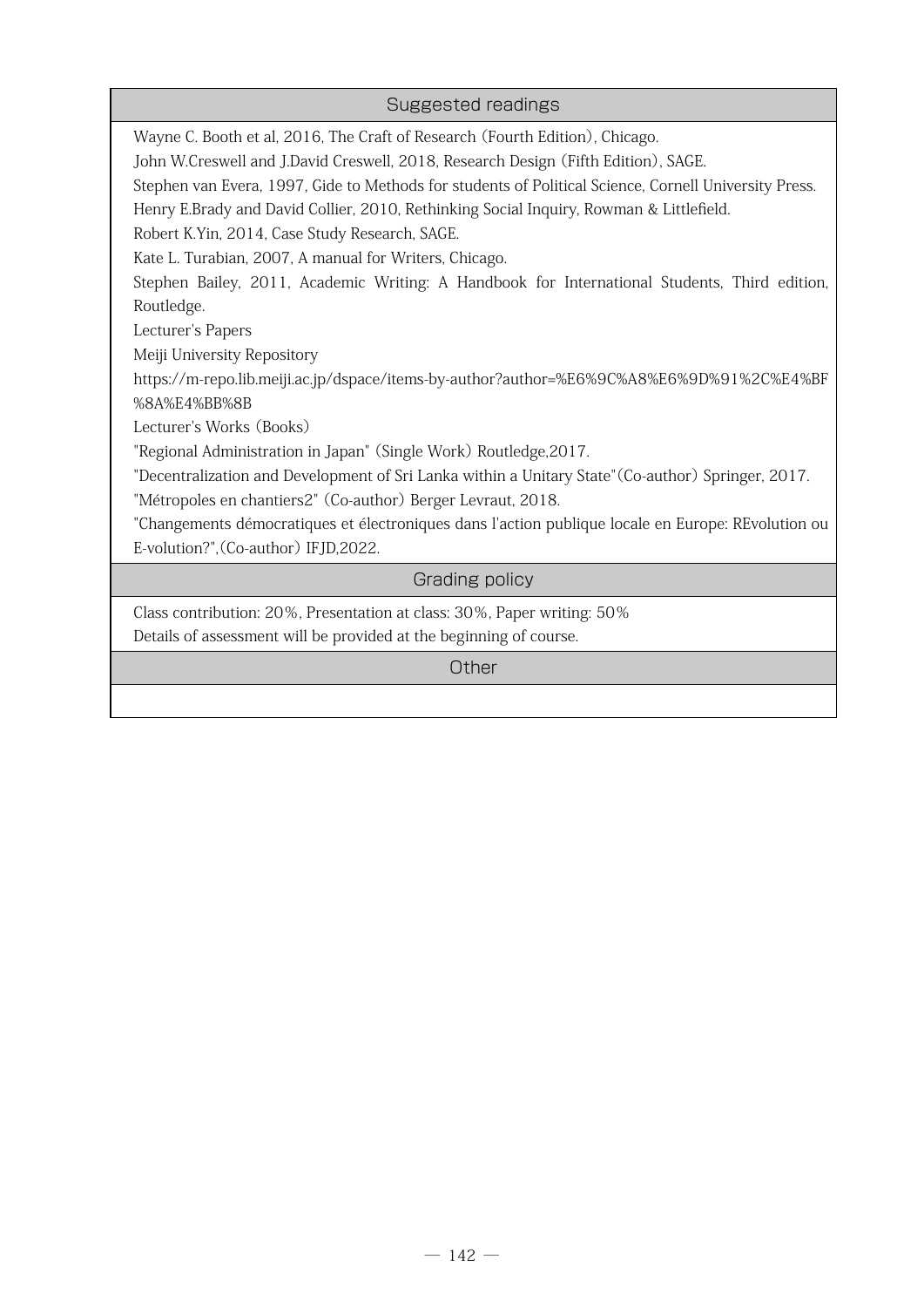## Suggested readings

Wayne C. Booth et al, 2016, The Craft of Research (Fourth Edition), Chicago.
John W.Creswell and J.David Creswell, 2018, Research Design (Fifth Edition), SAGE.
Stephen van Evera, 1997, Gide to Methods for students of Political Science, Cornell University Press.
Henry E.Brady and David Collier, 2010, Rethinking Social Inquiry, Rowman & Littlefield.
Robert K.Yin, 2014, Case Study Research, SAGE.
Kate L. Turabian, 2007, A manual for Writers, Chicago.
Stephen Bailey, 2011, Academic Writing: A Handbook for International Students, Third edition, Routledge.
Lecturer's Papers
Meiji University Repository
https://m-repo.lib.meiji.ac.jp/dspace/items-by-author?author=%E6%9C%A8%E6%9D%91%2C%E4%BF%8A%E4%BB%8B
Lecturer's Works (Books)
"Regional Administration in Japan" (Single Work) Routledge,2017.
"Decentralization and Development of Sri Lanka within a Unitary State"(Co-author) Springer, 2017.
"Métropoles en chantiers2" (Co-author) Berger Levraut, 2018.
"Changements démocratiques et électroniques dans l'action publique locale en Europe: REvolution ou E-volution?",(Co-author) IFJD,2022.

## Grading policy

Class contribution: 20%, Presentation at class: 30%, Paper writing: 50%
Details of assessment will be provided at the beginning of course.

## Other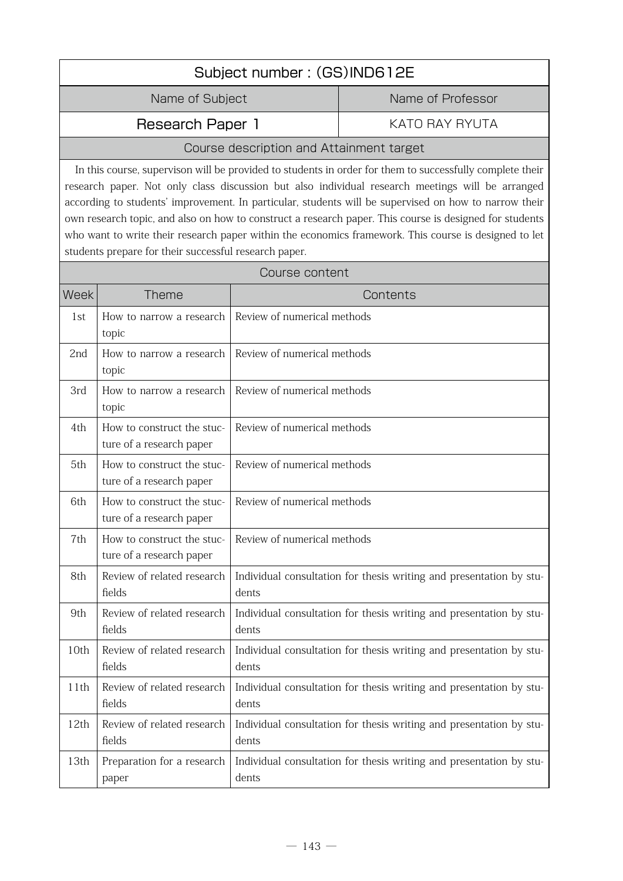## Subject number : (GS)IND612E

| Name of Subject | Name of Professor |
|---|---|
| Research Paper 1 | KATO RAY RYUTA |

### Course description and Attainment target

In this course, supervison will be provided to students in order for them to successfully complete their research paper. Not only class discussion but also individual research meetings will be arranged according to students' improvement. In particular, students will be supervised on how to narrow their own research topic, and also on how to construct a research paper. This course is designed for students who want to write their research paper within the economics framework. This course is designed to let students prepare for their successful research paper.

### Course content

| Week | Theme | Contents |
|---|---|---|
| 1st | How to narrow a research topic | Review of numerical methods |
| 2nd | How to narrow a research topic | Review of numerical methods |
| 3rd | How to narrow a research topic | Review of numerical methods |
| 4th | How to construct the stucture of a research paper | Review of numerical methods |
| 5th | How to construct the stucture of a research paper | Review of numerical methods |
| 6th | How to construct the stucture of a research paper | Review of numerical methods |
| 7th | How to construct the stucture of a research paper | Review of numerical methods |
| 8th | Review of related research fields | Individual consultation for thesis writing and presentation by students |
| 9th | Review of related research fields | Individual consultation for thesis writing and presentation by students |
| 10th | Review of related research fields | Individual consultation for thesis writing and presentation by students |
| 11th | Review of related research fields | Individual consultation for thesis writing and presentation by students |
| 12th | Review of related research fields | Individual consultation for thesis writing and presentation by students |
| 13th | Preparation for a research paper | Individual consultation for thesis writing and presentation by students |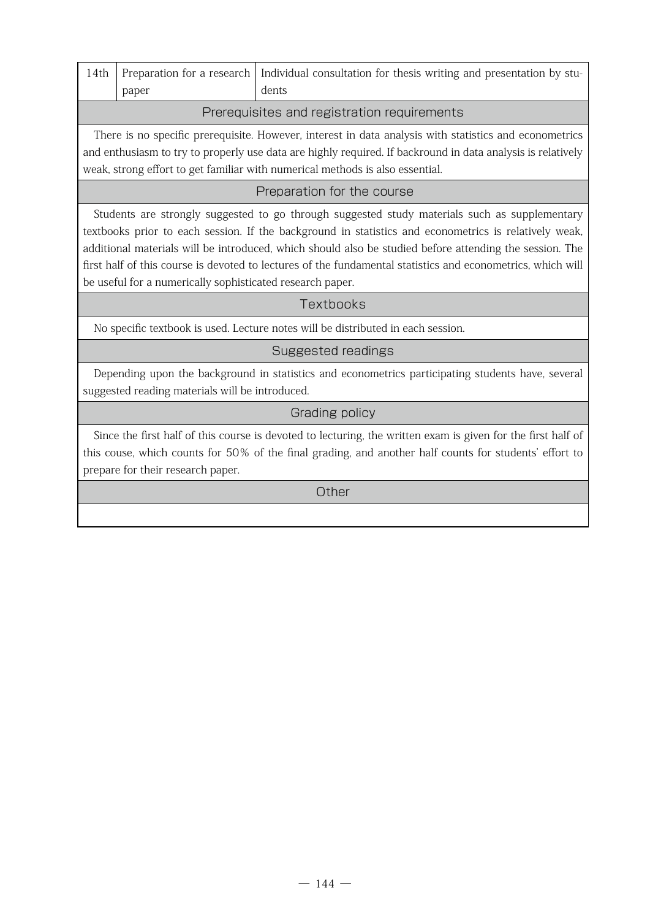| 14th | Preparation for a research paper | Individual consultation for thesis writing and presentation by students |
|---|---|---|

## Prerequisites and registration requirements

There is no specific prerequisite. However, interest in data analysis with statistics and econometrics and enthusiasm to try to properly use data are highly required. If backround in data analysis is relatively weak, strong effort to get familiar with numerical methods is also essential.

## Preparation for the course

Students are strongly suggested to go through suggested study materials such as supplementary textbooks prior to each session. If the background in statistics and econometrics is relatively weak, additional materials will be introduced, which should also be studied before attending the session. The first half of this course is devoted to lectures of the fundamental statistics and econometrics, which will be useful for a numerically sophisticated research paper.

## Textbooks

No specific textbook is used. Lecture notes will be distributed in each session.

## Suggested readings

Depending upon the background in statistics and econometrics participating students have, several suggested reading materials will be introduced.

## Grading policy

Since the first half of this course is devoted to lecturing, the written exam is given for the first half of this couse, which counts for 50% of the final grading, and another half counts for students' effort to prepare for their research paper.

## Other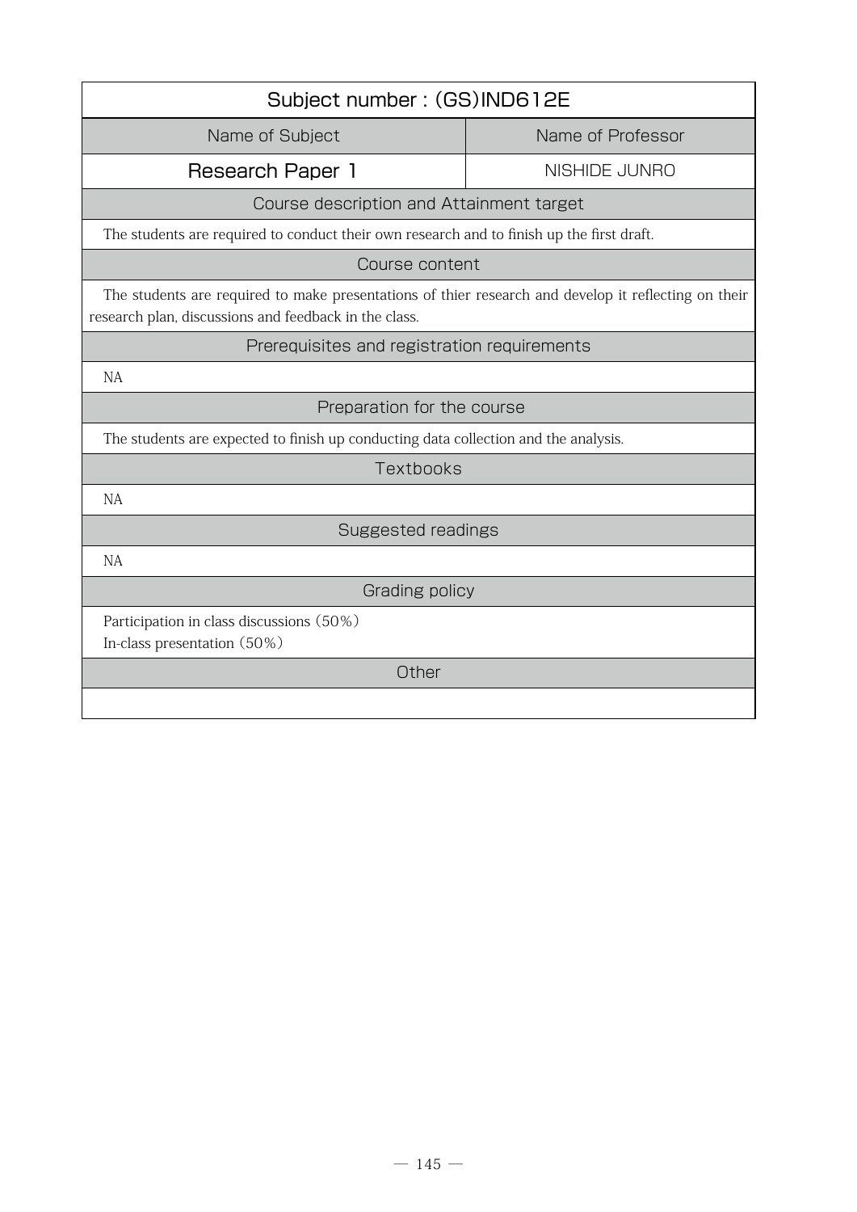## Subject number : (GS)IND612E

| Name of Subject | Name of Professor |
|---|---|
| **Research Paper 1** | NISHIDE JUNRO |

### Course description and Attainment target

The students are required to conduct their own research and to finish up the first draft.

### Course content

The students are required to make presentations of thier research and develop it reflecting on their research plan, discussions and feedback in the class.

### Prerequisites and registration requirements

NA

### Preparation for the course

The students are expected to finish up conducting data collection and the analysis.

### Textbooks

NA

### Suggested readings

NA

### Grading policy

Participation in class discussions (50%)
In-class presentation (50%)

### Other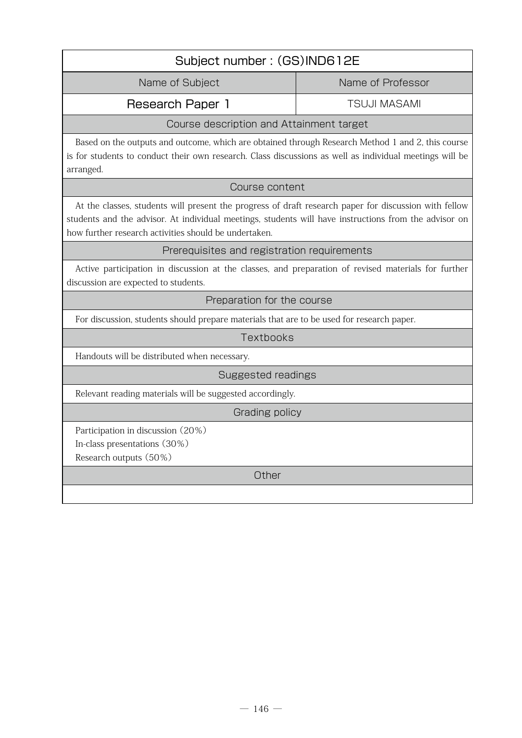## Subject number : (GS)IND612E

| Name of Subject | Name of Professor |
|---|---|
| Research Paper 1 | TSUJI MASAMI |

### Course description and Attainment target

Based on the outputs and outcome, which are obtained through Research Method 1 and 2, this course is for students to conduct their own research. Class discussions as well as individual meetings will be arranged.

### Course content

At the classes, students will present the progress of draft research paper for discussion with fellow students and the advisor. At individual meetings, students will have instructions from the advisor on how further research activities should be undertaken.

### Prerequisites and registration requirements

Active participation in discussion at the classes, and preparation of revised materials for further discussion are expected to students.

### Preparation for the course

For discussion, students should prepare materials that are to be used for research paper.

### Textbooks

Handouts will be distributed when necessary.

### Suggested readings

Relevant reading materials will be suggested accordingly.

### Grading policy

Participation in discussion (20%)
In-class presentations (30%)
Research outputs (50%)

### Other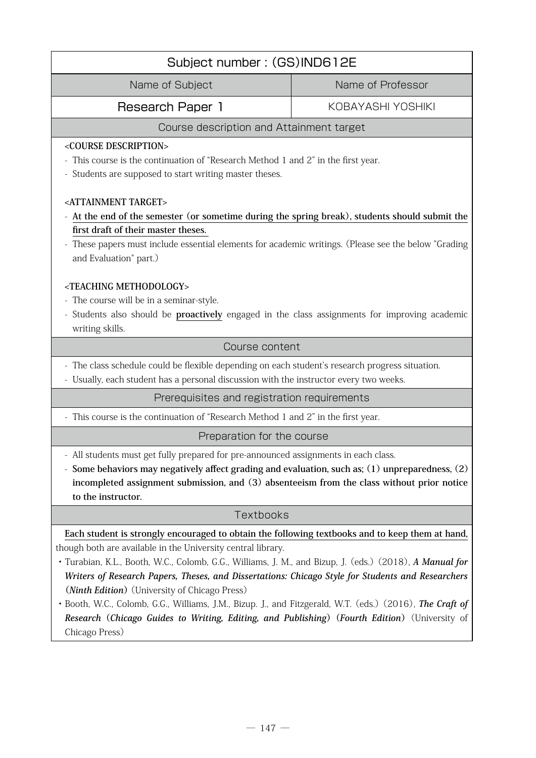# Subject number : (GS)IND612E

| Name of Subject | Name of Professor |
|---|---|
| Research Paper 1 | KOBAYASHI YOSHIKI |

## Course description and Attainment target

**<COURSE DESCRIPTION>**

- This course is the continuation of "Research Method 1 and 2" in the first year.
- Students are supposed to start writing master theses.

**<ATTAINMENT TARGET>**

- **At the end of the semester (or sometime during the spring break), students should submit the first draft of their master theses.**
- These papers must include essential elements for academic writings. (Please see the below "Grading and Evaluation" part.)

**<TEACHING METHODOLOGY>**

- The course will be in a seminar-style.
- Students also should be **proactively** engaged in the class assignments for improving academic writing skills.

## Course content

- The class schedule could be flexible depending on each student's research progress situation.
- Usually, each student has a personal discussion with the instructor every two weeks.

## Prerequisites and registration requirements

- This course is the continuation of "Research Method 1 and 2" in the first year.

## Preparation for the course

- All students must get fully prepared for pre-announced assignments in each class.
- **Some behaviors may negatively affect grading and evaluation, such as; (1) unpreparedness, (2) incompleted assignment submission, and (3) absenteeism from the class without prior notice to the instructor.**

## Textbooks

**Each student is strongly encouraged to obtain the following textbooks and to keep them at hand,** though both are available in the University central library.

- Turabian, K.L., Booth, W.C., Colomb, G.G., Williams, J. M., and Bizup, J. (eds.) (2018), ***A Manual for Writers of Research Papers, Theses, and Dissertations: Chicago Style for Students and Researchers (Ninth Edition)*** (University of Chicago Press)
- Booth, W.C., Colomb, G.G., Williams, J.M., Bizup. J., and Fitzgerald, W.T. (eds.) (2016), ***The Craft of Research (Chicago Guides to Writing, Editing, and Publishing) (Fourth Edition)*** (University of Chicago Press)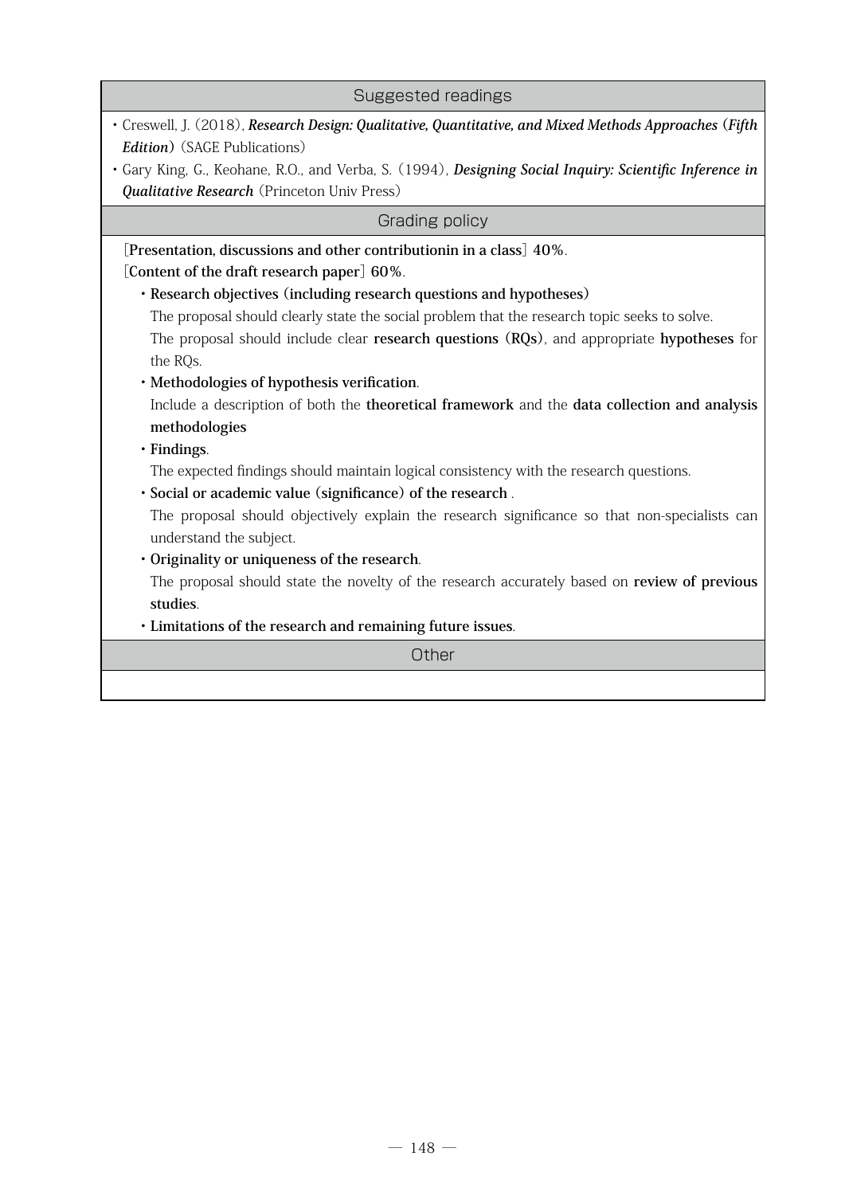## Suggested readings

- Creswell, J. (2018), ***Research Design: Qualitative, Quantitative, and Mixed Methods Approaches (Fifth Edition)*** (SAGE Publications)
- Gary King, G., Keohane, R.O., and Verba, S. (1994), ***Designing Social Inquiry: Scientific Inference in Qualitative Research*** (Princeton Univ Press)

## Grading policy

**[Presentation, discussions and other contributionin in a class] 40%**.

**[Content of the draft research paper] 60%**.

- **Research objectives (including research questions and hypotheses)**
  The proposal should clearly state the social problem that the research topic seeks to solve.
  The proposal should include clear **research questions (RQs)**, and appropriate **hypotheses** for the RQs.
- **Methodologies of hypothesis verification**.
  Include a description of both the **theoretical framework** and the **data collection and analysis methodologies**
- **Findings**.
  The expected findings should maintain logical consistency with the research questions.
- **Social or academic value (significance) of the research** .
  The proposal should objectively explain the research significance so that non-specialists can understand the subject.
- **Originality or uniqueness of the research**.
  The proposal should state the novelty of the research accurately based on **review of previous studies**.
- **Limitations of the research and remaining future issues**.

## Other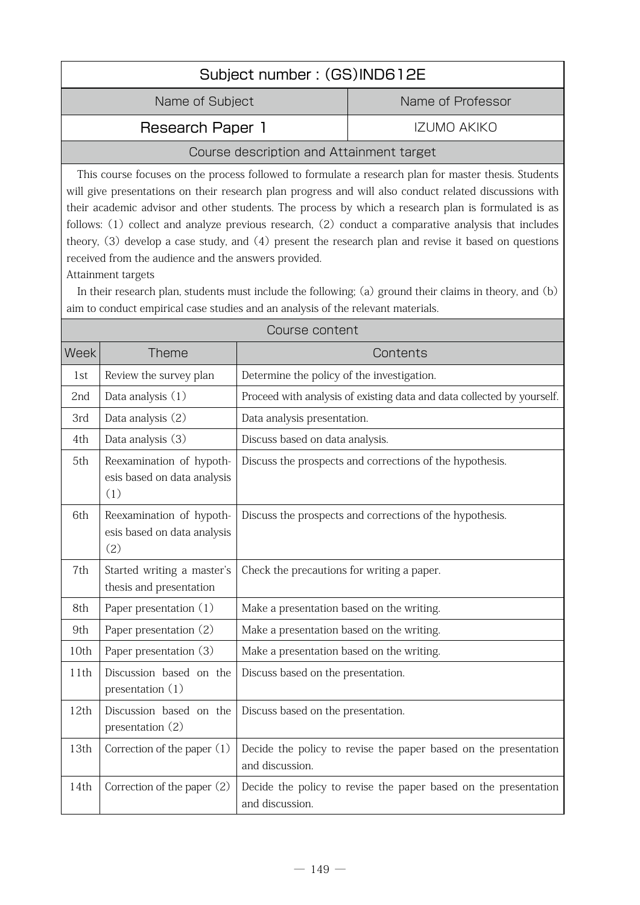## Subject number : (GS)IND612E

| Name of Subject | Name of Professor |
|---|---|
| Research Paper 1 | IZUMO AKIKO |

### Course description and Attainment target

This course focuses on the process followed to formulate a research plan for master thesis. Students will give presentations on their research plan progress and will also conduct related discussions with their academic advisor and other students. The process by which a research plan is formulated is as follows: (1) collect and analyze previous research, (2) conduct a comparative analysis that includes theory, (3) develop a case study, and (4) present the research plan and revise it based on questions received from the audience and the answers provided.

Attainment targets

In their research plan, students must include the following; (a) ground their claims in theory, and (b) aim to conduct empirical case studies and an analysis of the relevant materials.

### Course content

| Week | Theme | Contents |
|---|---|---|
| 1st | Review the survey plan | Determine the policy of the investigation. |
| 2nd | Data analysis (1) | Proceed with analysis of existing data and data collected by yourself. |
| 3rd | Data analysis (2) | Data analysis presentation. |
| 4th | Data analysis (3) | Discuss based on data analysis. |
| 5th | Reexamination of hypothesis based on data analysis (1) | Discuss the prospects and corrections of the hypothesis. |
| 6th | Reexamination of hypothesis based on data analysis (2) | Discuss the prospects and corrections of the hypothesis. |
| 7th | Started writing a master's thesis and presentation | Check the precautions for writing a paper. |
| 8th | Paper presentation (1) | Make a presentation based on the writing. |
| 9th | Paper presentation (2) | Make a presentation based on the writing. |
| 10th | Paper presentation (3) | Make a presentation based on the writing. |
| 11th | Discussion based on the presentation (1) | Discuss based on the presentation. |
| 12th | Discussion based on the presentation (2) | Discuss based on the presentation. |
| 13th | Correction of the paper (1) | Decide the policy to revise the paper based on the presentation and discussion. |
| 14th | Correction of the paper (2) | Decide the policy to revise the paper based on the presentation and discussion. |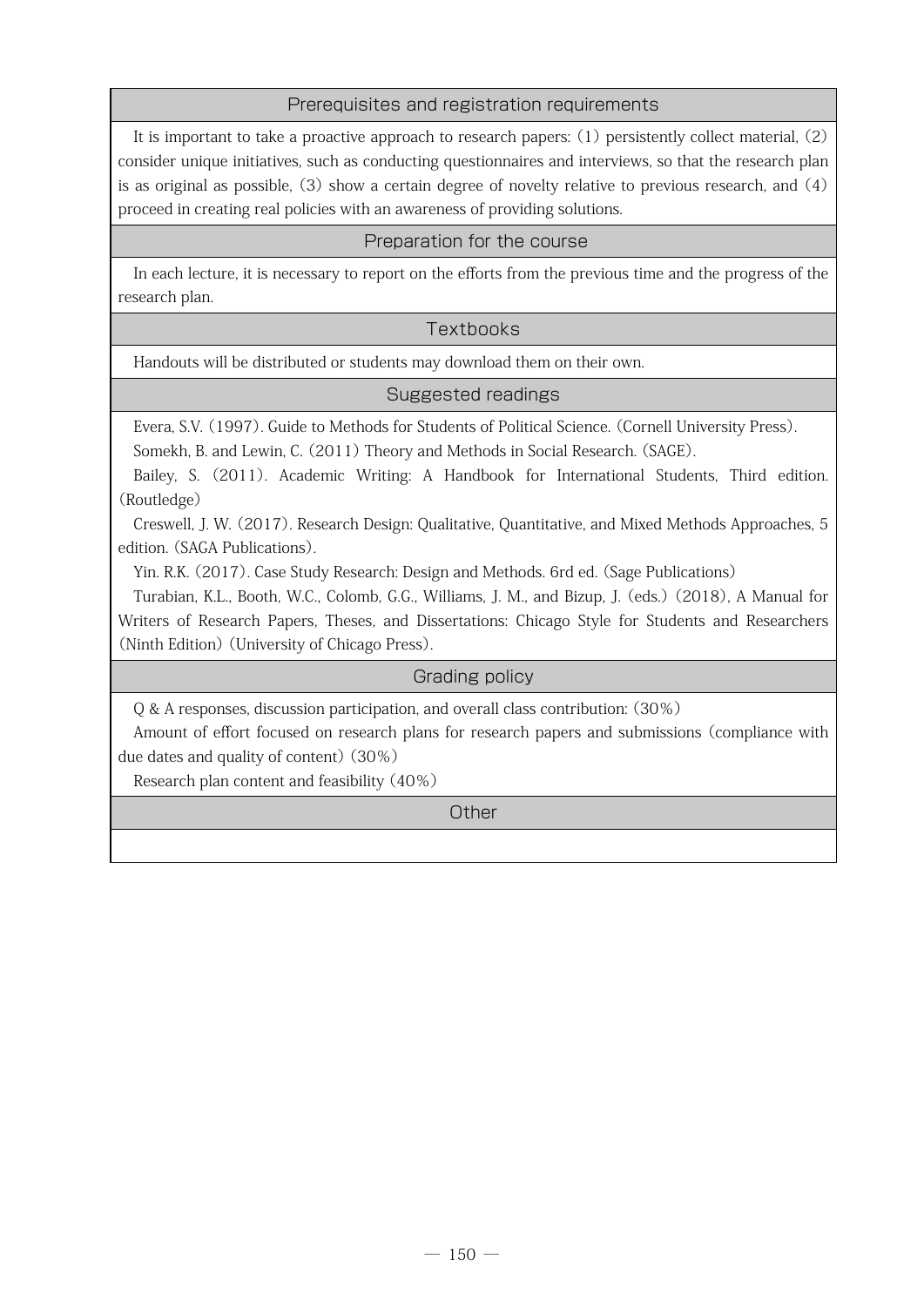## Prerequisites and registration requirements

It is important to take a proactive approach to research papers: (1) persistently collect material, (2) consider unique initiatives, such as conducting questionnaires and interviews, so that the research plan is as original as possible, (3) show a certain degree of novelty relative to previous research, and (4) proceed in creating real policies with an awareness of providing solutions.

## Preparation for the course

In each lecture, it is necessary to report on the efforts from the previous time and the progress of the research plan.

## Textbooks

Handouts will be distributed or students may download them on their own.

## Suggested readings

Evera, S.V. (1997). Guide to Methods for Students of Political Science. (Cornell University Press).

Somekh, B. and Lewin, C. (2011) Theory and Methods in Social Research. (SAGE).

Bailey, S. (2011). Academic Writing: A Handbook for International Students, Third edition. (Routledge)

Creswell, J. W. (2017). Research Design: Qualitative, Quantitative, and Mixed Methods Approaches, 5 edition. (SAGA Publications).

Yin. R.K. (2017). Case Study Research: Design and Methods. 6rd ed. (Sage Publications)

Turabian, K.L., Booth, W.C., Colomb, G.G., Williams, J. M., and Bizup, J. (eds.) (2018), A Manual for Writers of Research Papers, Theses, and Dissertations: Chicago Style for Students and Researchers (Ninth Edition) (University of Chicago Press).

## Grading policy

Q & A responses, discussion participation, and overall class contribution: (30%)

Amount of effort focused on research plans for research papers and submissions (compliance with due dates and quality of content) (30%)

Research plan content and feasibility (40%)

## Other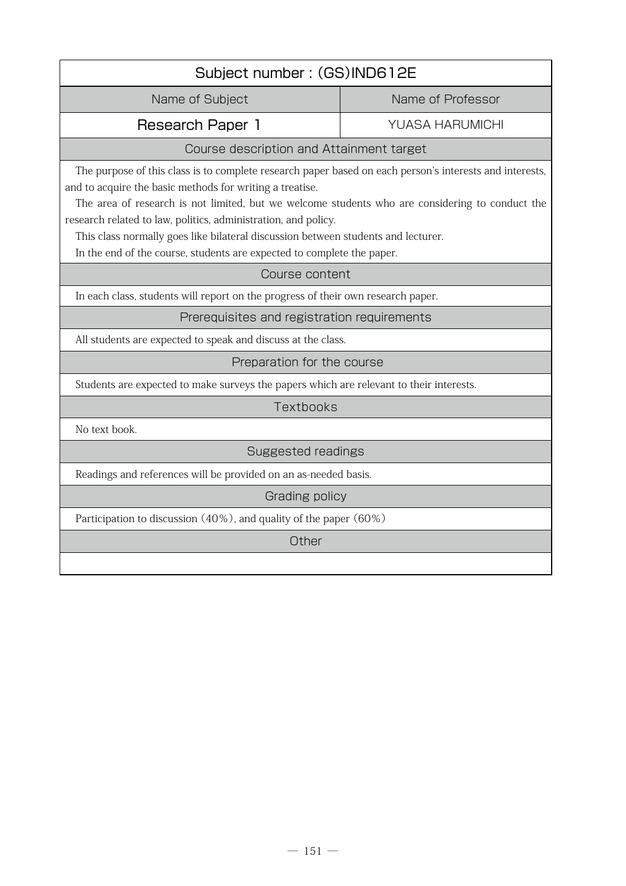## Subject number : (GS)IND612E

| Name of Subject | Name of Professor |
| --- | --- |
| Research Paper 1 | YUASA HARUMICHI |

### Course description and Attainment target

The purpose of this class is to complete research paper based on each person's interests and interests, and to acquire the basic methods for writing a treatise.

The area of research is not limited, but we welcome students who are considering to conduct the research related to law, politics, administration, and policy.

This class normally goes like bilateral discussion between students and lecturer.

In the end of the course, students are expected to complete the paper.

### Course content

In each class, students will report on the progress of their own research paper.

### Prerequisites and registration requirements

All students are expected to speak and discuss at the class.

### Preparation for the course

Students are expected to make surveys the papers which are relevant to their interests.

### Textbooks

No text book.

### Suggested readings

Readings and references will be provided on an as-needed basis.

### Grading policy

Participation to discussion (40%), and quality of the paper (60%)

### Other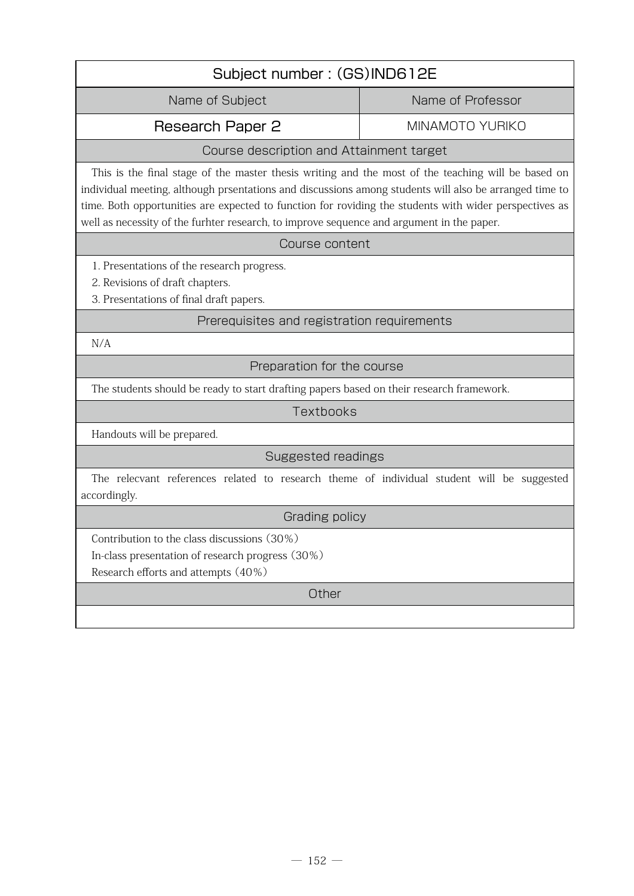| Subject number : (GS)IND612E | |
|---|---|
| **Name of Subject** | **Name of Professor** |
| Research Paper 2 | MINAMOTO YURIKO |

## Course description and Attainment target

This is the final stage of the master thesis writing and the most of the teaching will be based on individual meeting, although prsentations and discussions among students will also be arranged time to time. Both opportunities are expected to function for roviding the students with wider perspectives as well as necessity of the furhter research, to improve sequence and argument in the paper.

## Course content

1. Presentations of the research progress.
2. Revisions of draft chapters.
3. Presentations of final draft papers.

## Prerequisites and registration requirements

N/A

## Preparation for the course

The students should be ready to start drafting papers based on their research framework.

## Textbooks

Handouts will be prepared.

## Suggested readings

The relecvant references related to research theme of individual student will be suggested accordingly.

## Grading policy

Contribution to the class discussions (30%)
In-class presentation of research progress (30%)
Research efforts and attempts (40%)

## Other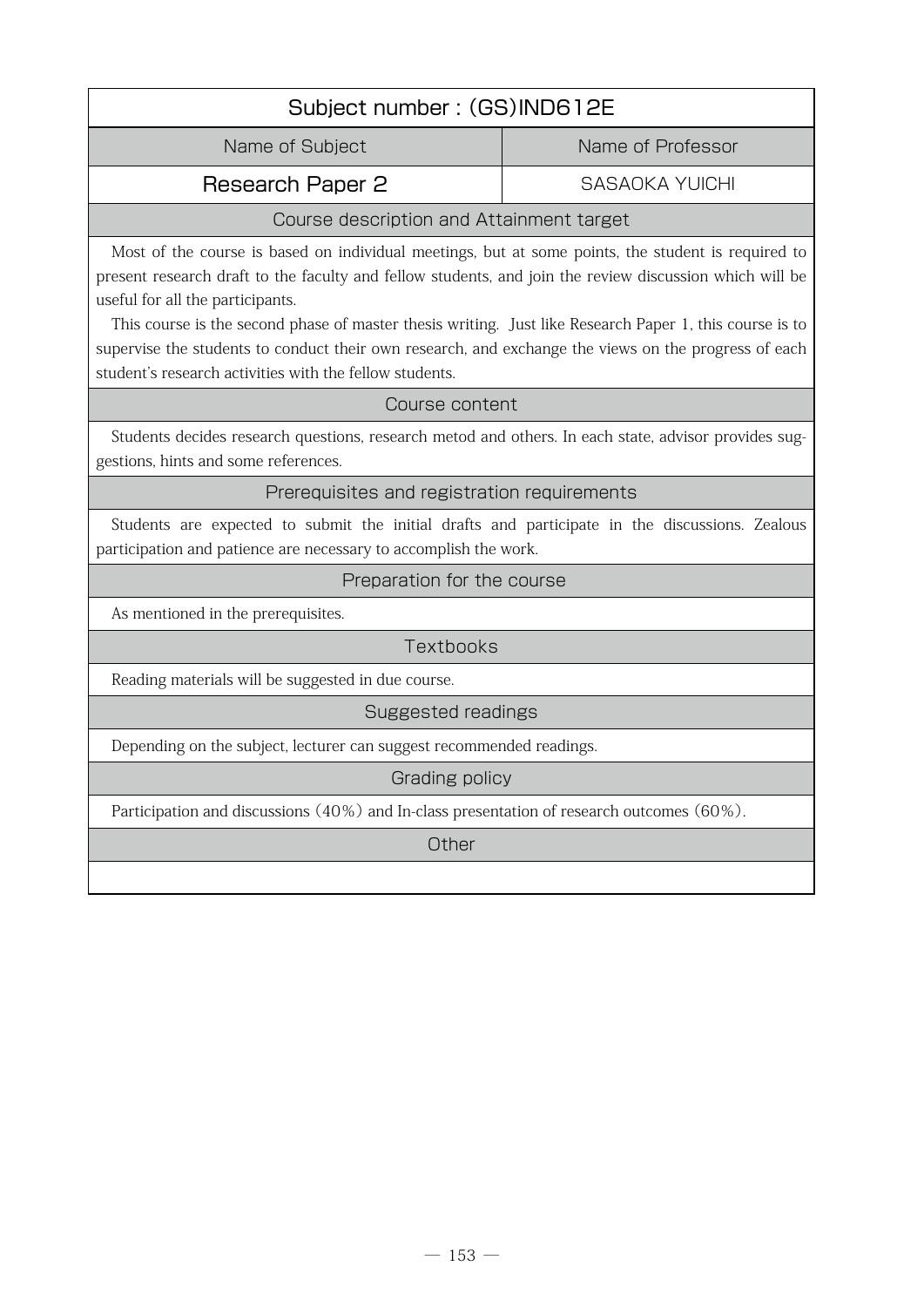## Subject number : (GS)IND612E

| Name of Subject | Name of Professor |
|---|---|
| Research Paper 2 | SASAOKA YUICHI |

### Course description and Attainment target

Most of the course is based on individual meetings, but at some points, the student is required to present research draft to the faculty and fellow students, and join the review discussion which will be useful for all the participants.

This course is the second phase of master thesis writing. Just like Research Paper 1, this course is to supervise the students to conduct their own research, and exchange the views on the progress of each student's research activities with the fellow students.

### Course content

Students decides research questions, research metod and others. In each state, advisor provides suggestions, hints and some references.

### Prerequisites and registration requirements

Students are expected to submit the initial drafts and participate in the discussions. Zealous participation and patience are necessary to accomplish the work.

### Preparation for the course

As mentioned in the prerequisites.

### Textbooks

Reading materials will be suggested in due course.

### Suggested readings

Depending on the subject, lecturer can suggest recommended readings.

### Grading policy

Participation and discussions (40%) and In-class presentation of research outcomes (60%).

### Other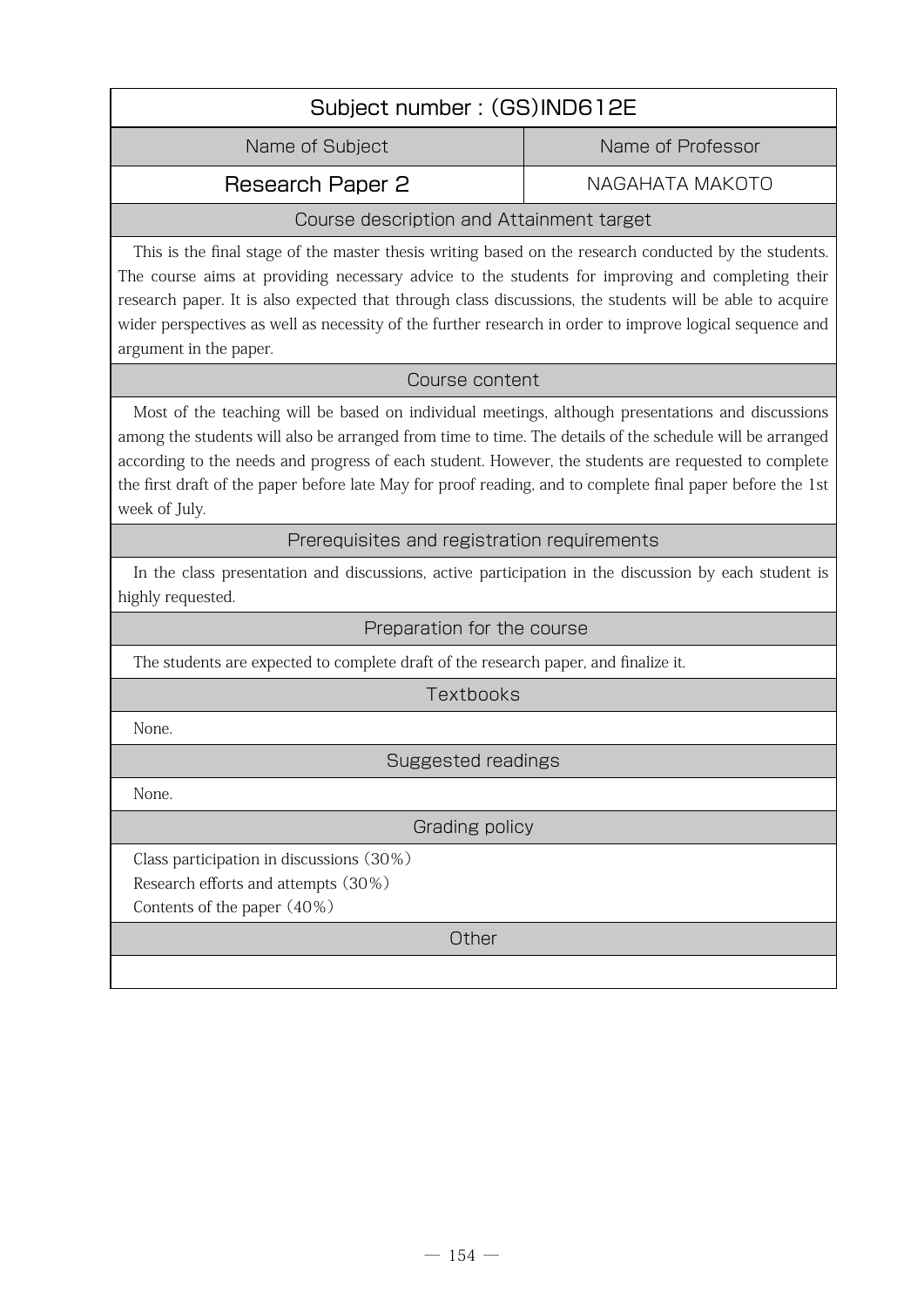# Subject number : (GS)IND612E

| Name of Subject | Name of Professor |
| --- | --- |
| Research Paper 2 | NAGAHATA MAKOTO |

## Course description and Attainment target

This is the final stage of the master thesis writing based on the research conducted by the students. The course aims at providing necessary advice to the students for improving and completing their research paper. It is also expected that through class discussions, the students will be able to acquire wider perspectives as well as necessity of the further research in order to improve logical sequence and argument in the paper.

## Course content

Most of the teaching will be based on individual meetings, although presentations and discussions among the students will also be arranged from time to time. The details of the schedule will be arranged according to the needs and progress of each student. However, the students are requested to complete the first draft of the paper before late May for proof reading, and to complete final paper before the 1st week of July.

## Prerequisites and registration requirements

In the class presentation and discussions, active participation in the discussion by each student is highly requested.

## Preparation for the course

The students are expected to complete draft of the research paper, and finalize it.

## Textbooks

None.

## Suggested readings

None.

## Grading policy

Class participation in discussions (30%)
Research efforts and attempts (30%)
Contents of the paper (40%)

## Other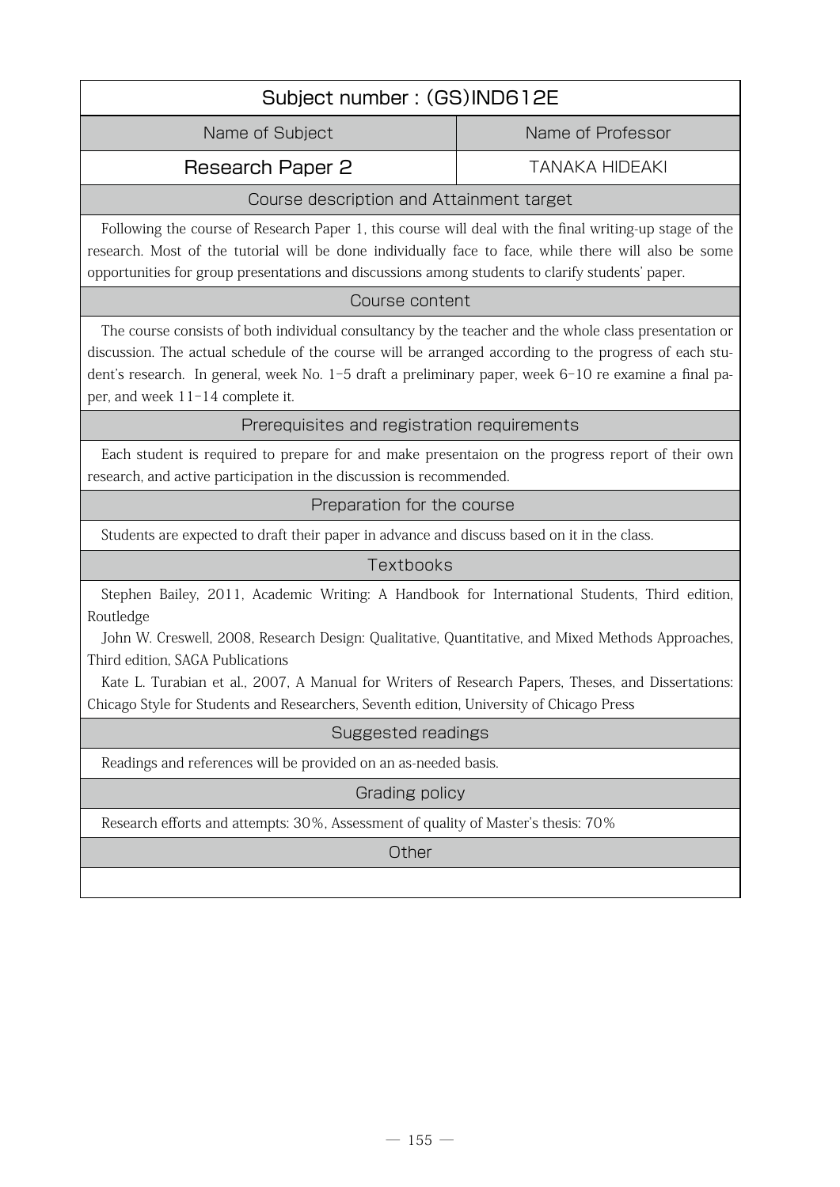# Subject number : (GS)IND612E

| Name of Subject | Name of Professor |
| --- | --- |
| **Research Paper 2** | TANAKA HIDEAKI |

## Course description and Attainment target

Following the course of Research Paper 1, this course will deal with the final writing-up stage of the research. Most of the tutorial will be done individually face to face, while there will also be some opportunities for group presentations and discussions among students to clarify students' paper.

## Course content

The course consists of both individual consultancy by the teacher and the whole class presentation or discussion. The actual schedule of the course will be arranged according to the progress of each student's research. In general, week No. 1–5 draft a preliminary paper, week 6–10 re examine a final paper, and week 11–14 complete it.

## Prerequisites and registration requirements

Each student is required to prepare for and make presentaion on the progress report of their own research, and active participation in the discussion is recommended.

## Preparation for the course

Students are expected to draft their paper in advance and discuss based on it in the class.

## Textbooks

Stephen Bailey, 2011, Academic Writing: A Handbook for International Students, Third edition, Routledge

John W. Creswell, 2008, Research Design: Qualitative, Quantitative, and Mixed Methods Approaches, Third edition, SAGA Publications

Kate L. Turabian et al., 2007, A Manual for Writers of Research Papers, Theses, and Dissertations: Chicago Style for Students and Researchers, Seventh edition, University of Chicago Press

## Suggested readings

Readings and references will be provided on an as-needed basis.

## Grading policy

Research efforts and attempts: 30%, Assessment of quality of Master's thesis: 70%

## Other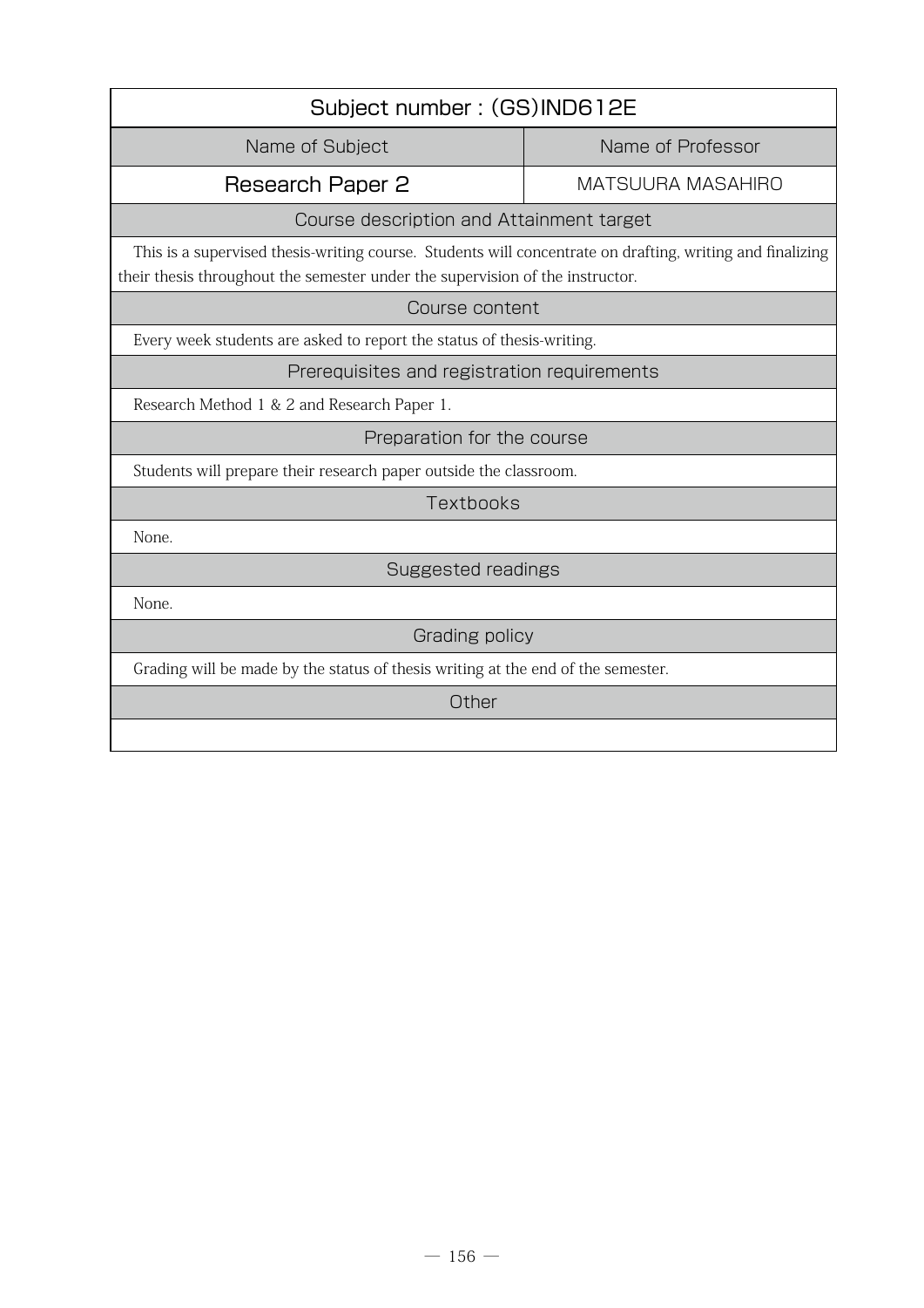| Subject number : (GS)IND612E | |
|---|---|
| Name of Subject | Name of Professor |
| Research Paper 2 | MATSUURA MASAHIRO |

## Course description and Attainment target

This is a supervised thesis-writing course. Students will concentrate on drafting, writing and finalizing their thesis throughout the semester under the supervision of the instructor.

## Course content

Every week students are asked to report the status of thesis-writing.

## Prerequisites and registration requirements

Research Method 1 & 2 and Research Paper 1.

## Preparation for the course

Students will prepare their research paper outside the classroom.

## Textbooks

None.

## Suggested readings

None.

## Grading policy

Grading will be made by the status of thesis writing at the end of the semester.

## Other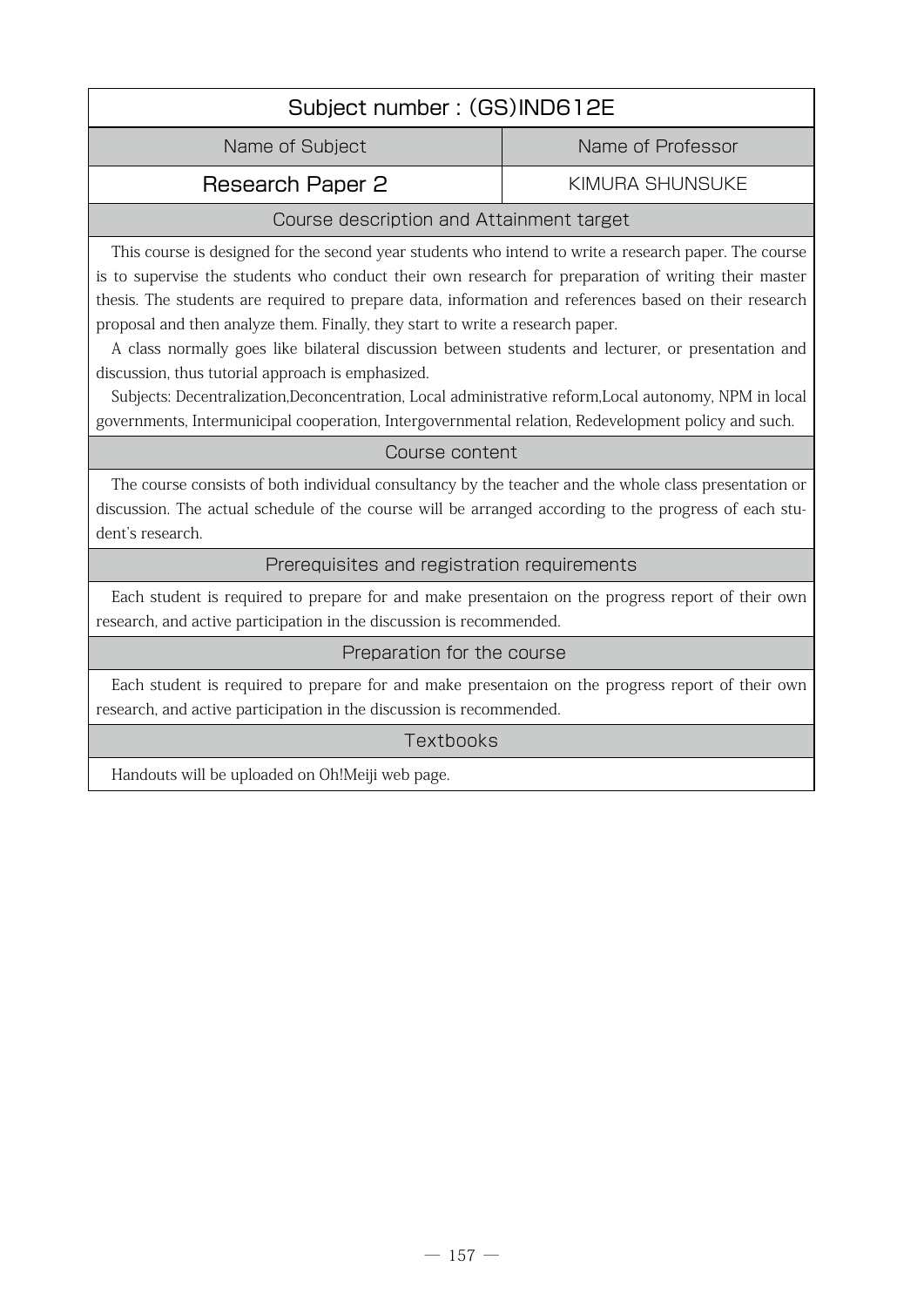## Subject number : (GS)IND612E

| Name of Subject | Name of Professor |
|---|---|
| Research Paper 2 | KIMURA SHUNSUKE |

### Course description and Attainment target

This course is designed for the second year students who intend to write a research paper. The course is to supervise the students who conduct their own research for preparation of writing their master thesis. The students are required to prepare data, information and references based on their research proposal and then analyze them. Finally, they start to write a research paper.

A class normally goes like bilateral discussion between students and lecturer, or presentation and discussion, thus tutorial approach is emphasized.

Subjects: Decentralization,Deconcentration, Local administrative reform,Local autonomy, NPM in local governments, Intermunicipal cooperation, Intergovernmental relation, Redevelopment policy and such.

### Course content

The course consists of both individual consultancy by the teacher and the whole class presentation or discussion. The actual schedule of the course will be arranged according to the progress of each student's research.

### Prerequisites and registration requirements

Each student is required to prepare for and make presentaion on the progress report of their own research, and active participation in the discussion is recommended.

### Preparation for the course

Each student is required to prepare for and make presentaion on the progress report of their own research, and active participation in the discussion is recommended.

### Textbooks

Handouts will be uploaded on Oh!Meiji web page.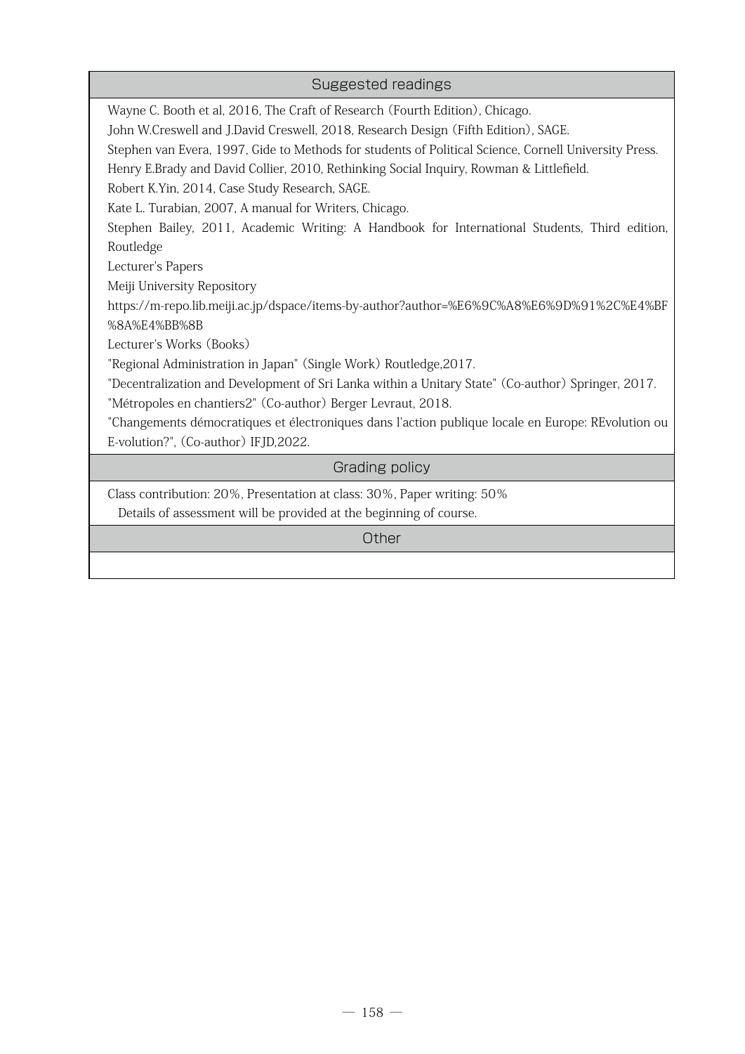## Suggested readings

Wayne C. Booth et al, 2016, The Craft of Research (Fourth Edition), Chicago.
John W.Creswell and J.David Creswell, 2018, Research Design (Fifth Edition), SAGE.
Stephen van Evera, 1997, Gide to Methods for students of Political Science, Cornell University Press.
Henry E.Brady and David Collier, 2010, Rethinking Social Inquiry, Rowman & Littlefield.
Robert K.Yin, 2014, Case Study Research, SAGE.
Kate L. Turabian, 2007, A manual for Writers, Chicago.
Stephen Bailey, 2011, Academic Writing: A Handbook for International Students, Third edition, Routledge
Lecturer's Papers
Meiji University Repository
https://m-repo.lib.meiji.ac.jp/dspace/items-by-author?author=%E6%9C%A8%E6%9D%91%2C%E4%BF%8A%E4%BB%8B
Lecturer's Works (Books)
"Regional Administration in Japan" (Single Work) Routledge,2017.
"Decentralization and Development of Sri Lanka within a Unitary State" (Co-author) Springer, 2017.
"Métropoles en chantiers2" (Co-author) Berger Levraut, 2018.
"Changements démocratiques et électroniques dans l'action publique locale en Europe: REvolution ou E-volution?", (Co-author) IFJD,2022.

## Grading policy

Class contribution: 20%, Presentation at class: 30%, Paper writing: 50%
Details of assessment will be provided at the beginning of course.

## Other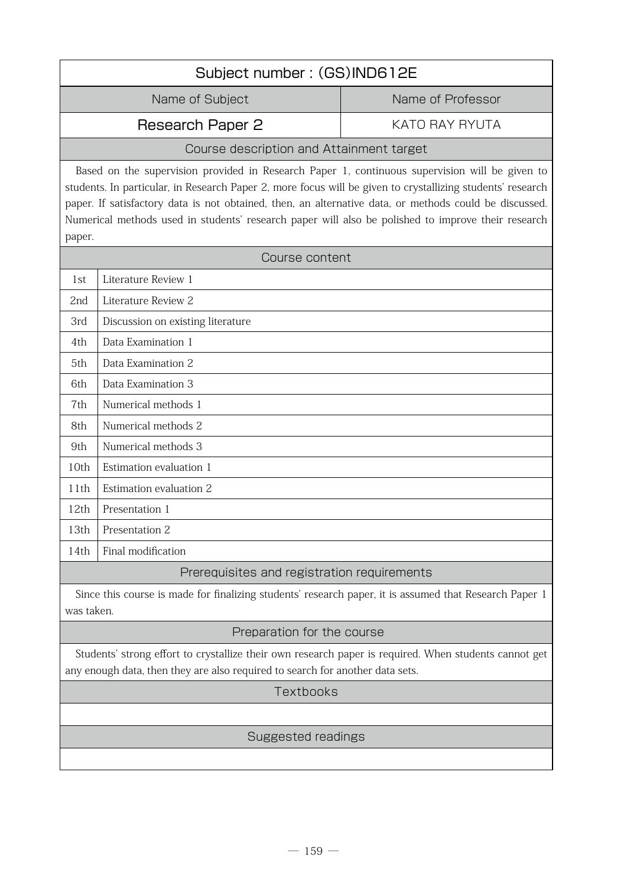## Subject number : (GS)IND612E

| Name of Subject | Name of Professor |
| --- | --- |
| Research Paper 2 | KATO RAY RYUTA |

### Course description and Attainment target

Based on the supervision provided in Research Paper 1, continuous supervision will be given to students. In particular, in Research Paper 2, more focus will be given to crystallizing students' research paper. If satisfactory data is not obtained, then, an alternative data, or methods could be discussed. Numerical methods used in students' research paper will also be polished to improve their research paper.

### Course content

| | |
| --- | --- |
| 1st | Literature Review 1 |
| 2nd | Literature Review 2 |
| 3rd | Discussion on existing literature |
| 4th | Data Examination 1 |
| 5th | Data Examination 2 |
| 6th | Data Examination 3 |
| 7th | Numerical methods 1 |
| 8th | Numerical methods 2 |
| 9th | Numerical methods 3 |
| 10th | Estimation evaluation 1 |
| 11th | Estimation evaluation 2 |
| 12th | Presentation 1 |
| 13th | Presentation 2 |
| 14th | Final modification |

### Prerequisites and registration requirements

Since this course is made for finalizing students' research paper, it is assumed that Research Paper 1 was taken.

### Preparation for the course

Students' strong effort to crystallize their own research paper is required. When students cannot get any enough data, then they are also required to search for another data sets.

### Textbooks

### Suggested readings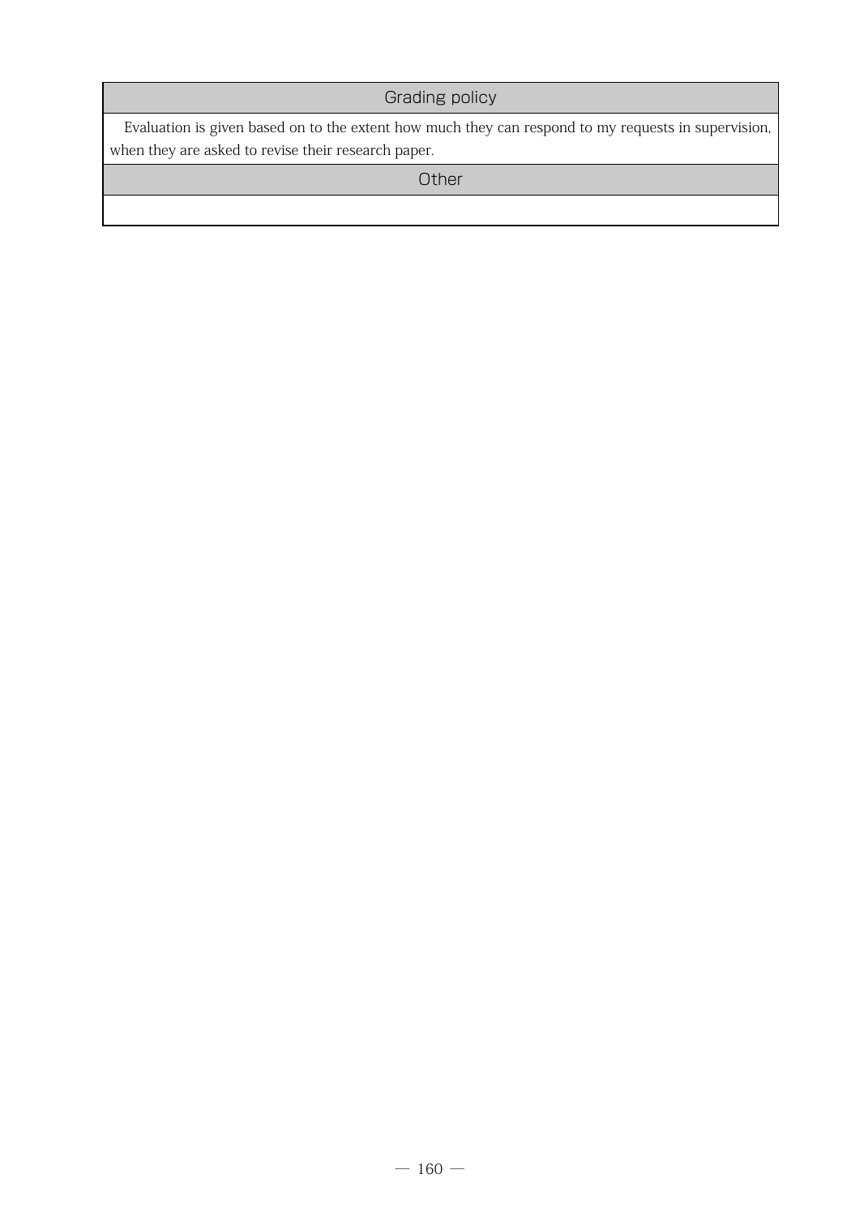| Grading policy |
| --- |
| Evaluation is given based on to the extent how much they can respond to my requests in supervision, when they are asked to revise their research paper. |
| **Other** |
| |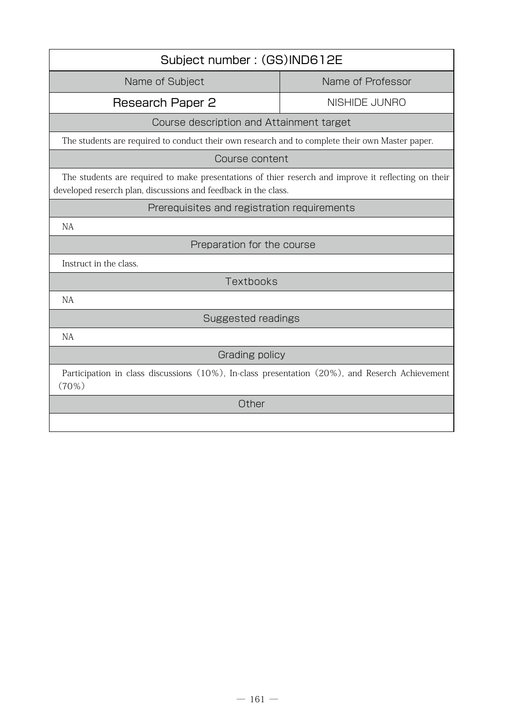## Subject number : (GS)IND612E

| Name of Subject | Name of Professor |
|---|---|
| **Research Paper 2** | NISHIDE JUNRO |

### Course description and Attainment target

The students are required to conduct their own research and to complete their own Master paper.

### Course content

The students are required to make presentations of thier reserch and improve it reflecting on their developed reserch plan, discussions and feedback in the class.

### Prerequisites and registration requirements

NA

### Preparation for the course

Instruct in the class.

### Textbooks

NA

### Suggested readings

NA

### Grading policy

Participation in class discussions (10%), In-class presentation (20%), and Reserch Achievement (70%)

### Other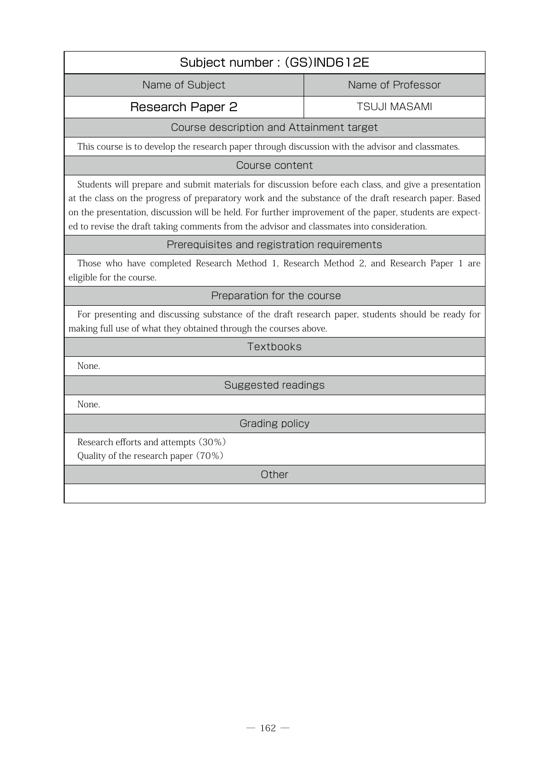## Subject number : (GS)IND612E

| Name of Subject | Name of Professor |
| --- | --- |
| **Research Paper 2** | TSUJI MASAMI |

### Course description and Attainment target

This course is to develop the research paper through discussion with the advisor and classmates.

### Course content

Students will prepare and submit materials for discussion before each class, and give a presentation at the class on the progress of preparatory work and the substance of the draft research paper. Based on the presentation, discussion will be held. For further improvement of the paper, students are expected to revise the draft taking comments from the advisor and classmates into consideration.

### Prerequisites and registration requirements

Those who have completed Research Method 1, Research Method 2, and Research Paper 1 are eligible for the course.

### Preparation for the course

For presenting and discussing substance of the draft research paper, students should be ready for making full use of what they obtained through the courses above.

### Textbooks

None.

### Suggested readings

None.

### Grading policy

Research efforts and attempts (30%)
Quality of the research paper (70%)

### Other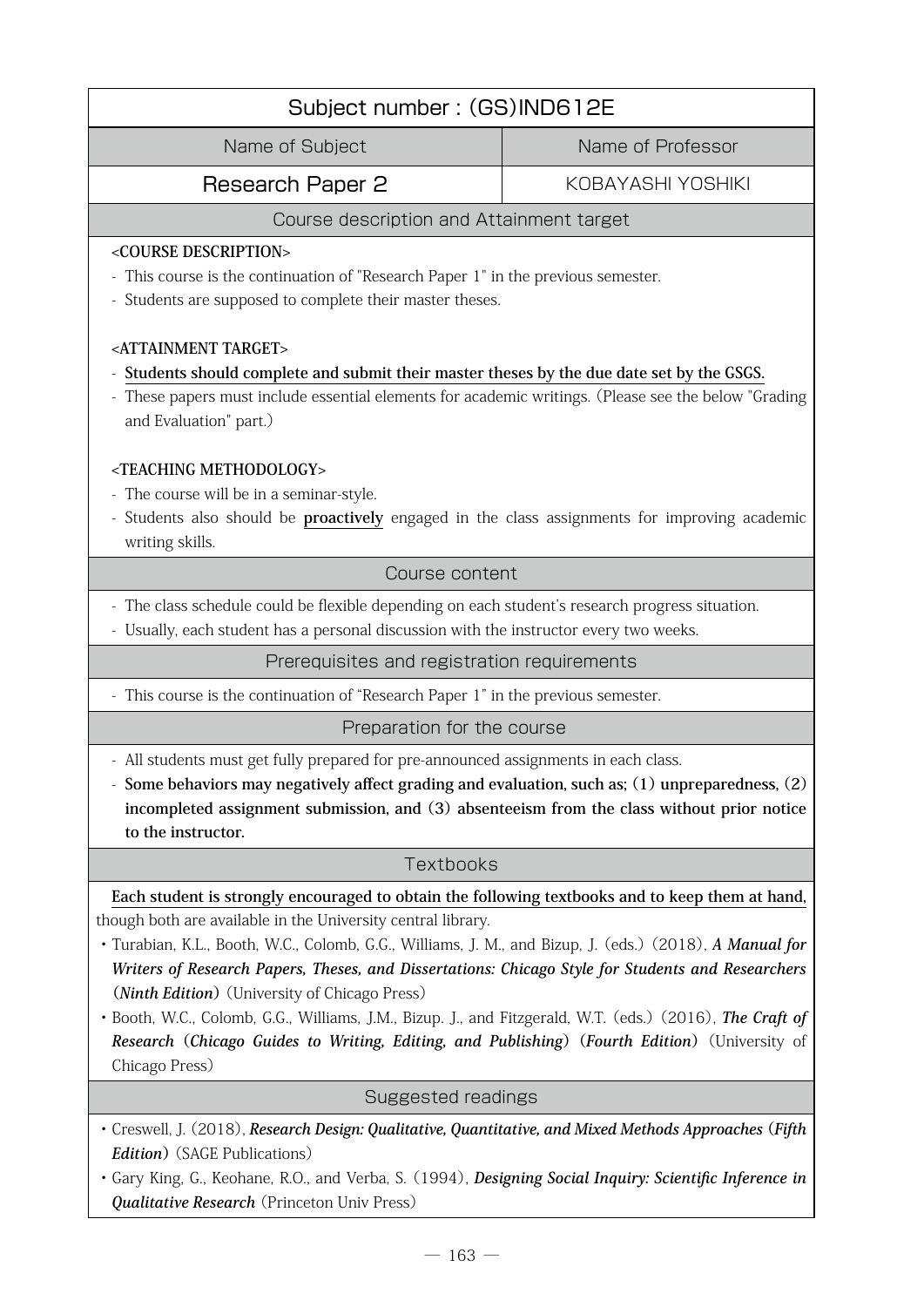| Subject number : (GS)IND612E | |
|---|---|
| Name of Subject | Name of Professor |
| Research Paper 2 | KOBAYASHI YOSHIKI |

## Course description and Attainment target

**<COURSE DESCRIPTION>**

- This course is the continuation of "Research Paper 1" in the previous semester.
- Students are supposed to complete their master theses.

**<ATTAINMENT TARGET>**

- **Students should complete and submit their master theses by the due date set by the GSGS.**
- These papers must include essential elements for academic writings. (Please see the below "Grading and Evaluation" part.)

**<TEACHING METHODOLOGY>**

- The course will be in a seminar-style.
- Students also should be **proactively** engaged in the class assignments for improving academic writing skills.

## Course content

- The class schedule could be flexible depending on each student's research progress situation.
- Usually, each student has a personal discussion with the instructor every two weeks.

## Prerequisites and registration requirements

- This course is the continuation of "Research Paper 1" in the previous semester.

## Preparation for the course

- All students must get fully prepared for pre-announced assignments in each class.
- **Some behaviors may negatively affect grading and evaluation, such as; (1) unpreparedness, (2) incompleted assignment submission, and (3) absenteeism from the class without prior notice to the instructor.**

## Textbooks

**Each student is strongly encouraged to obtain the following textbooks and to keep them at hand,** though both are available in the University central library.

- Turabian, K.L., Booth, W.C., Colomb, G.G., Williams, J. M., and Bizup, J. (eds.) (2018), ***A Manual for Writers of Research Papers, Theses, and Dissertations: Chicago Style for Students and Researchers (Ninth Edition)*** (University of Chicago Press)
- Booth, W.C., Colomb, G.G., Williams, J.M., Bizup. J., and Fitzgerald, W.T. (eds.) (2016), ***The Craft of Research (Chicago Guides to Writing, Editing, and Publishing) (Fourth Edition)*** (University of Chicago Press)

## Suggested readings

- Creswell, J. (2018), ***Research Design: Qualitative, Quantitative, and Mixed Methods Approaches (Fifth Edition)*** (SAGE Publications)
- Gary King, G., Keohane, R.O., and Verba, S. (1994), ***Designing Social Inquiry: Scientific Inference in Qualitative Research*** (Princeton Univ Press)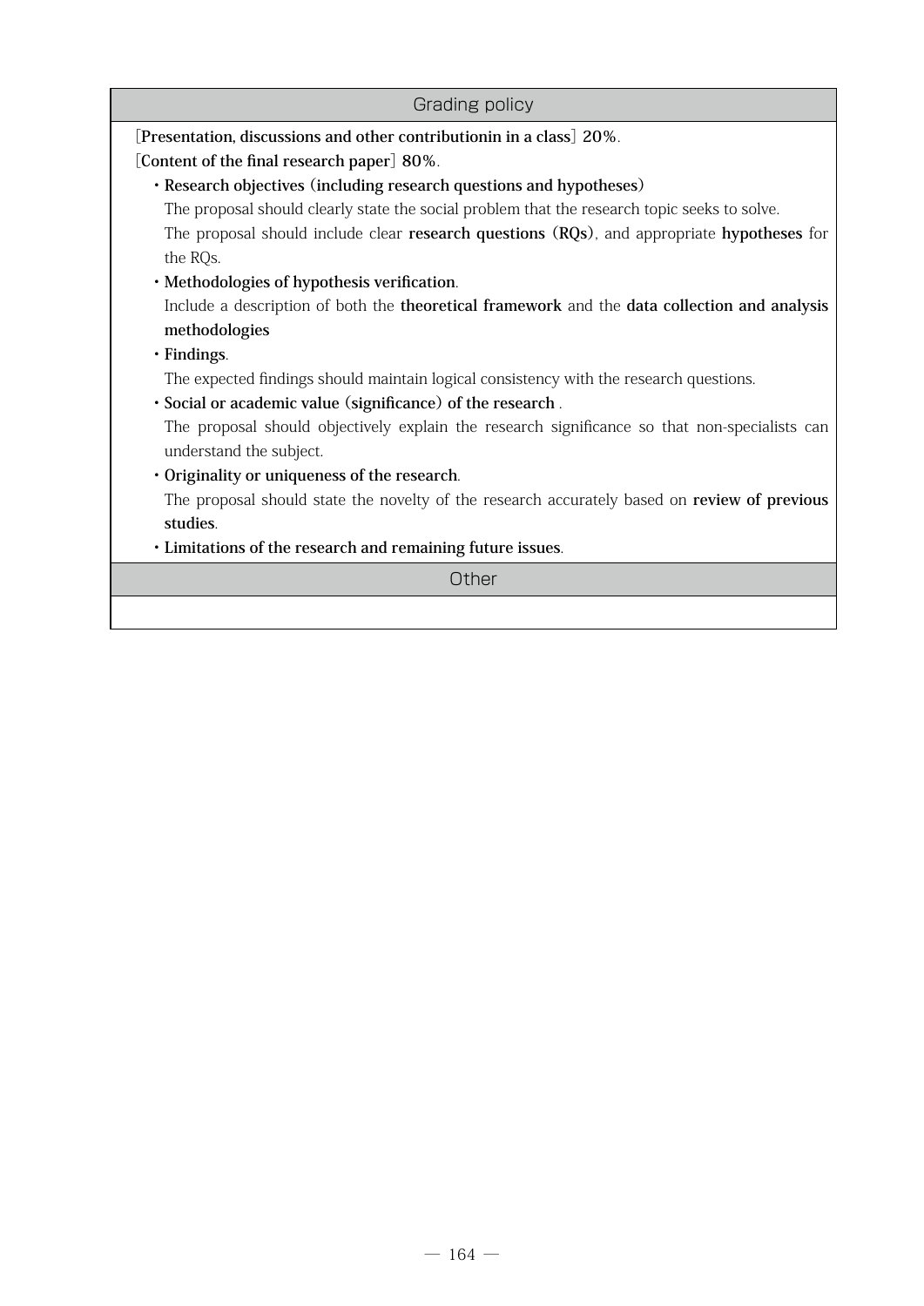## Grading policy

［**Presentation, discussions and other contributionin in a class**］**20%**.

［**Content of the final research paper**］**80%**.

- **Research objectives (including research questions and hypotheses)**
  The proposal should clearly state the social problem that the research topic seeks to solve.
  The proposal should include clear **research questions (RQs)**, and appropriate **hypotheses** for the RQs.
- **Methodologies of hypothesis verification**.
  Include a description of both the **theoretical framework** and the **data collection and analysis methodologies**
- **Findings**.
  The expected findings should maintain logical consistency with the research questions.
- **Social or academic value (significance) of the research** .
  The proposal should objectively explain the research significance so that non-specialists can understand the subject.
- **Originality or uniqueness of the research**.
  The proposal should state the novelty of the research accurately based on **review of previous studies**.
- **Limitations of the research and remaining future issues**.

## Other